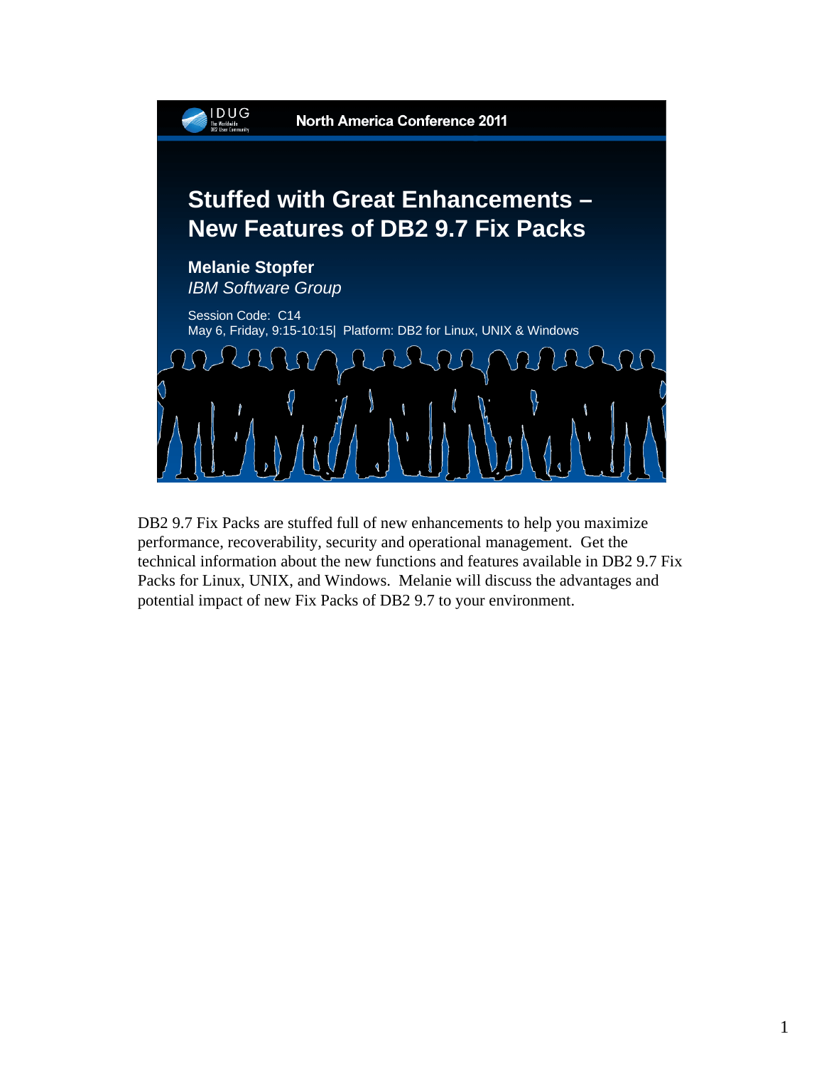IDUG

North America Conference 2011

# Stuffed with Great Enhancements – New Features of DB2 9.7 Fix Packs

**Melanie Stopfer**
*IBM Software Group*

Session Code: C14
May 6, Friday, 9:15-10:15| Platform: DB2 for Linux, UNIX & Windows

DB2 9.7 Fix Packs are stuffed full of new enhancements to help you maximize performance, recoverability, security and operational management. Get the technical information about the new functions and features available in DB2 9.7 Fix Packs for Linux, UNIX, and Windows. Melanie will discuss the advantages and potential impact of new Fix Packs of DB2 9.7 to your environment.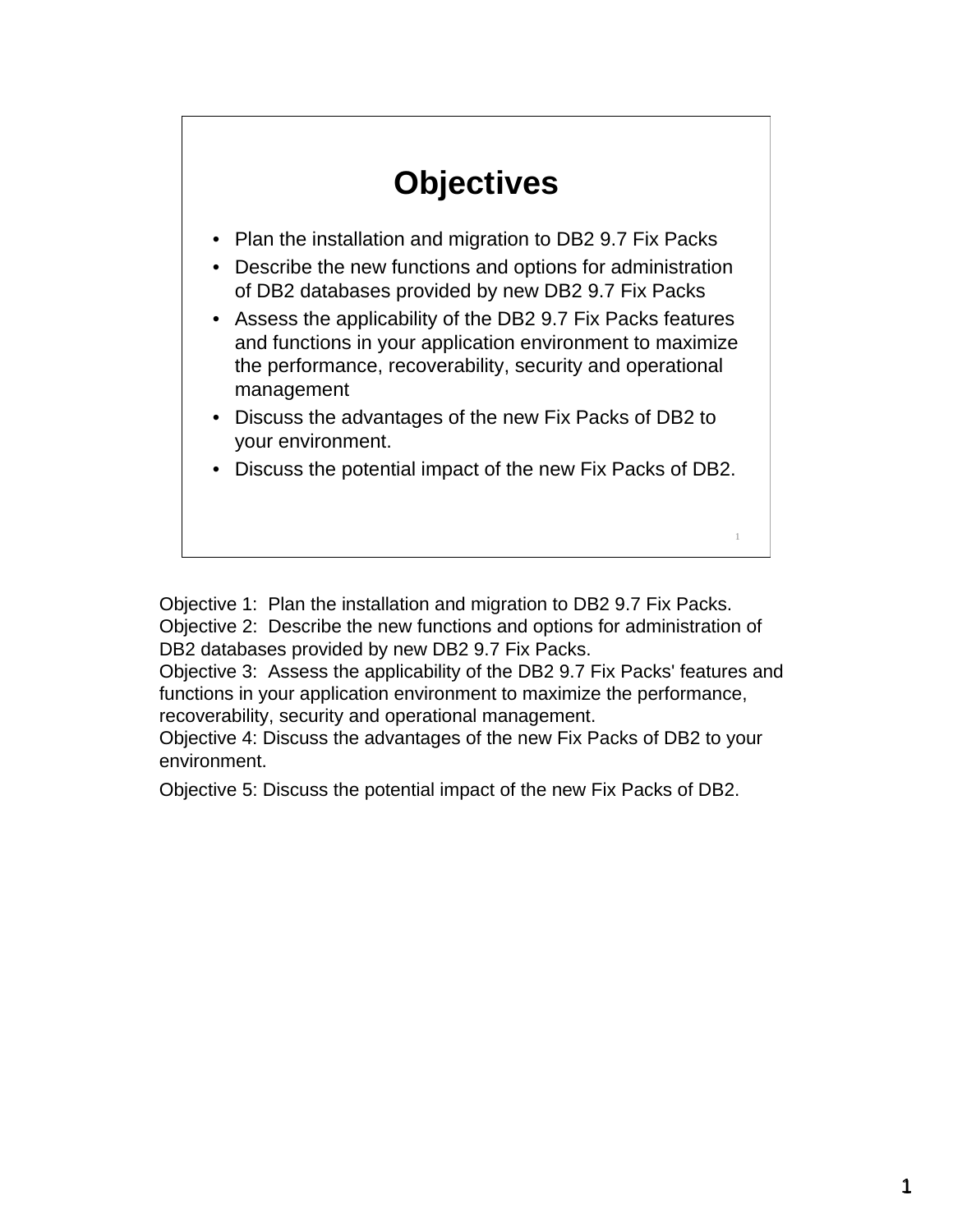# Objectives

- Plan the installation and migration to DB2 9.7 Fix Packs
- Describe the new functions and options for administration of DB2 databases provided by new DB2 9.7 Fix Packs
- Assess the applicability of the DB2 9.7 Fix Packs features and functions in your application environment to maximize the performance, recoverability, security and operational management
- Discuss the advantages of the new Fix Packs of DB2 to your environment.
- Discuss the potential impact of the new Fix Packs of DB2.

Objective 1: Plan the installation and migration to DB2 9.7 Fix Packs.
Objective 2: Describe the new functions and options for administration of DB2 databases provided by new DB2 9.7 Fix Packs.
Objective 3: Assess the applicability of the DB2 9.7 Fix Packs' features and functions in your application environment to maximize the performance, recoverability, security and operational management.
Objective 4: Discuss the advantages of the new Fix Packs of DB2 to your environment.

Objective 5: Discuss the potential impact of the new Fix Packs of DB2.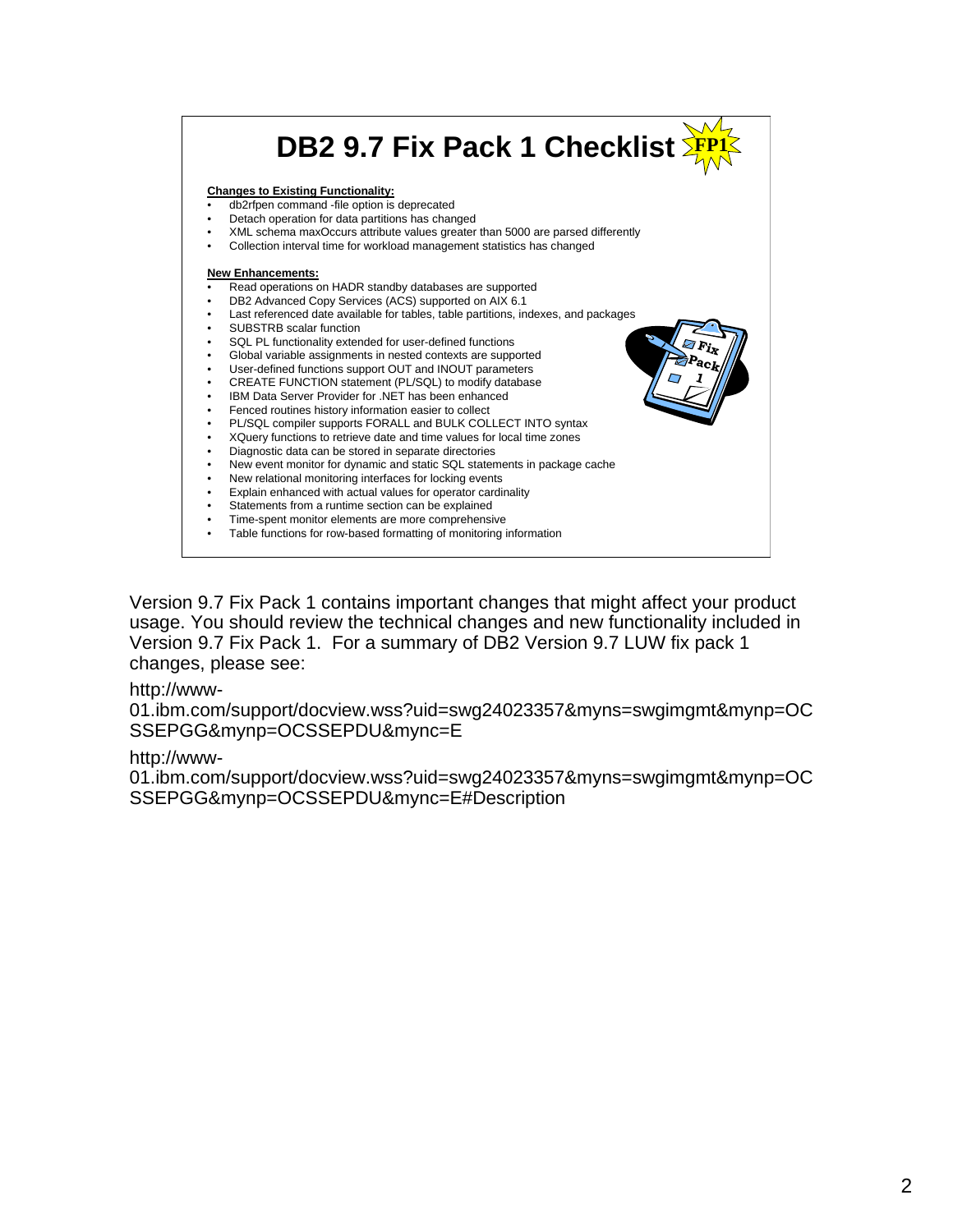# DB2 9.7 Fix Pack 1 Checklist

**Changes to Existing Functionality:**

- db2rfpen command -file option is deprecated
- Detach operation for data partitions has changed
- XML schema maxOccurs attribute values greater than 5000 are parsed differently
- Collection interval time for workload management statistics has changed

**New Enhancements:**

- Read operations on HADR standby databases are supported
- DB2 Advanced Copy Services (ACS) supported on AIX 6.1
- Last referenced date available for tables, table partitions, indexes, and packages
- SUBSTRB scalar function
- SQL PL functionality extended for user-defined functions
- Global variable assignments in nested contexts are supported
- User-defined functions support OUT and INOUT parameters
- CREATE FUNCTION statement (PL/SQL) to modify database
- IBM Data Server Provider for .NET has been enhanced
- Fenced routines history information easier to collect
- PL/SQL compiler supports FORALL and BULK COLLECT INTO syntax
- XQuery functions to retrieve date and time values for local time zones
- Diagnostic data can be stored in separate directories
- New event monitor for dynamic and static SQL statements in package cache
- New relational monitoring interfaces for locking events
- Explain enhanced with actual values for operator cardinality
- Statements from a runtime section can be explained
- Time-spent monitor elements are more comprehensive
- Table functions for row-based formatting of monitoring information

Version 9.7 Fix Pack 1 contains important changes that might affect your product usage. You should review the technical changes and new functionality included in Version 9.7 Fix Pack 1. For a summary of DB2 Version 9.7 LUW fix pack 1 changes, please see:

http://www-01.ibm.com/support/docview.wss?uid=swg24023357&myns=swgimgmt&mynp=OCSSEPGG&mynp=OCSSEPDU&mync=E

http://www-01.ibm.com/support/docview.wss?uid=swg24023357&myns=swgimgmt&mynp=OCSSEPGG&mynp=OCSSEPDU&mync=E#Description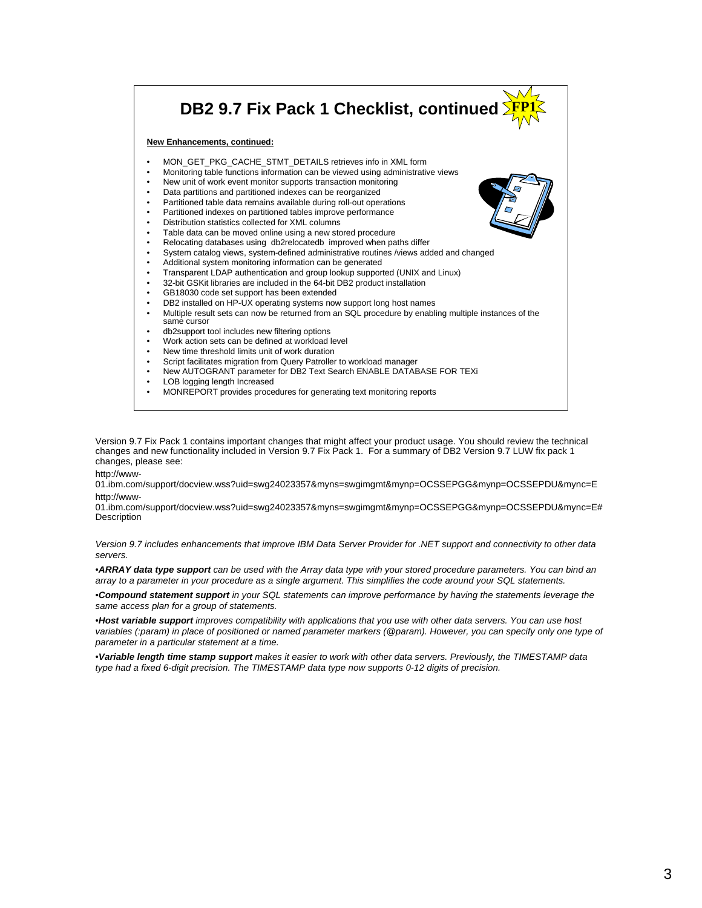# DB2 9.7 Fix Pack 1 Checklist, continued FP1

**New Enhancements, continued:**

- MON_GET_PKG_CACHE_STMT_DETAILS retrieves info in XML form
- Monitoring table functions information can be viewed using administrative views
- New unit of work event monitor supports transaction monitoring
- Data partitions and partitioned indexes can be reorganized
- Partitioned table data remains available during roll-out operations
- Partitioned indexes on partitioned tables improve performance
- Distribution statistics collected for XML columns
- Table data can be moved online using a new stored procedure
- Relocating databases using db2relocatedb improved when paths differ
- System catalog views, system-defined administrative routines /views added and changed
- Additional system monitoring information can be generated
- Transparent LDAP authentication and group lookup supported (UNIX and Linux)
- 32-bit GSKit libraries are included in the 64-bit DB2 product installation
- GB18030 code set support has been extended
- DB2 installed on HP-UX operating systems now support long host names
- Multiple result sets can now be returned from an SQL procedure by enabling multiple instances of the same cursor
- db2support tool includes new filtering options
- Work action sets can be defined at workload level
- New time threshold limits unit of work duration
- Script facilitates migration from Query Patroller to workload manager
- New AUTOGRANT parameter for DB2 Text Search ENABLE DATABASE FOR TEXi
- LOB logging length Increased
- MONREPORT provides procedures for generating text monitoring reports

Version 9.7 Fix Pack 1 contains important changes that might affect your product usage. You should review the technical changes and new functionality included in Version 9.7 Fix Pack 1. For a summary of DB2 Version 9.7 LUW fix pack 1 changes, please see:

http://www-01.ibm.com/support/docview.wss?uid=swg24023357&myns=swgimgmt&mynp=OCSSEPGG&mynp=OCSSEPDU&mync=E
http://www-01.ibm.com/support/docview.wss?uid=swg24023357&myns=swgimgmt&mynp=OCSSEPGG&mynp=OCSSEPDU&mync=E#Description

*Version 9.7 includes enhancements that improve IBM Data Server Provider for .NET support and connectivity to other data servers.*

•***ARRAY data type support*** *can be used with the Array data type with your stored procedure parameters. You can bind an array to a parameter in your procedure as a single argument. This simplifies the code around your SQL statements.*

•***Compound statement support*** *in your SQL statements can improve performance by having the statements leverage the same access plan for a group of statements.*

•***Host variable support*** *improves compatibility with applications that you use with other data servers. You can use host variables (:param) in place of positioned or named parameter markers (@param). However, you can specify only one type of parameter in a particular statement at a time.*

•***Variable length time stamp support*** *makes it easier to work with other data servers. Previously, the TIMESTAMP data type had a fixed 6-digit precision. The TIMESTAMP data type now supports 0-12 digits of precision.*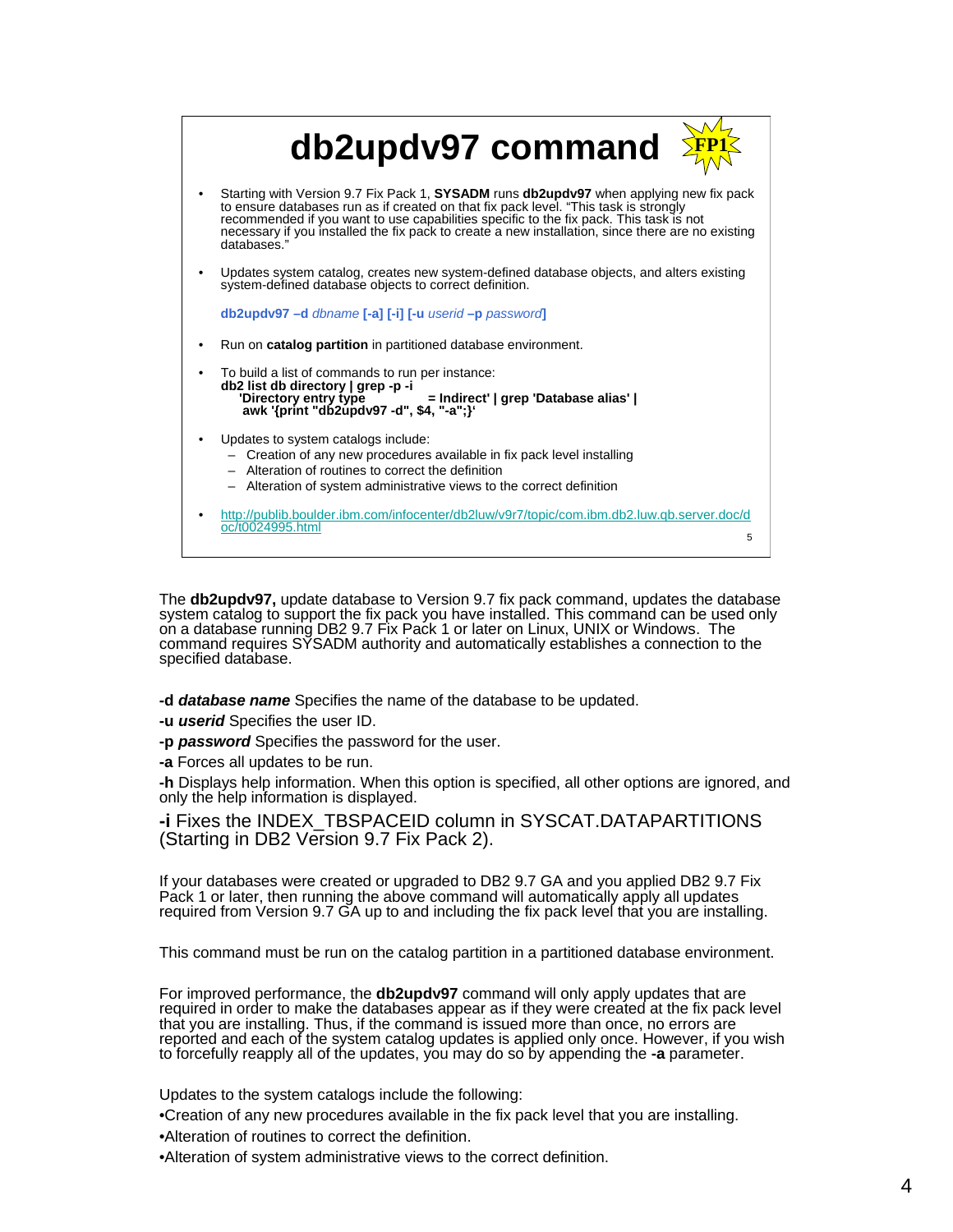# db2updv97 command

FP1

- Starting with Version 9.7 Fix Pack 1, **SYSADM** runs **db2updv97** when applying new fix pack to ensure databases run as if created on that fix pack level. "This task is strongly recommended if you want to use capabilities specific to the fix pack. This task is not necessary if you installed the fix pack to create a new installation, since there are no existing databases."
- Updates system catalog, creates new system-defined database objects, and alters existing system-defined database objects to correct definition.

  **db2updv97 –d** *dbname* **[-a] [-i] [-u** *userid* **–p** *password***]**

- Run on **catalog partition** in partitioned database environment.
- To build a list of commands to run per instance:

```
db2 list db directory | grep -p -i
   'Directory entry type          = Indirect' | grep 'Database alias' |
   awk '{print "db2updv97 -d", $4, "-a";}'
```

- Updates to system catalogs include:
  - Creation of any new procedures available in fix pack level installing
  - Alteration of routines to correct the definition
  - Alteration of system administrative views to the correct definition
- http://publib.boulder.ibm.com/infocenter/db2luw/v9r7/topic/com.ibm.db2.luw.qb.server.doc/doc/t0024995.html

The **db2updv97,** update database to Version 9.7 fix pack command, updates the database system catalog to support the fix pack you have installed. This command can be used only on a database running DB2 9.7 Fix Pack 1 or later on Linux, UNIX or Windows. The command requires SYSADM authority and automatically establishes a connection to the specified database.

**-d** ***database name*** Specifies the name of the database to be updated.

**-u** ***userid*** Specifies the user ID.

**-p** ***password*** Specifies the password for the user.

**-a** Forces all updates to be run.

**-h** Displays help information. When this option is specified, all other options are ignored, and only the help information is displayed.

**-i** Fixes the INDEX_TBSPACEID column in SYSCAT.DATAPARTITIONS (Starting in DB2 Version 9.7 Fix Pack 2).

If your databases were created or upgraded to DB2 9.7 GA and you applied DB2 9.7 Fix Pack 1 or later, then running the above command will automatically apply all updates required from Version 9.7 GA up to and including the fix pack level that you are installing.

This command must be run on the catalog partition in a partitioned database environment.

For improved performance, the **db2updv97** command will only apply updates that are required in order to make the databases appear as if they were created at the fix pack level that you are installing. Thus, if the command is issued more than once, no errors are reported and each of the system catalog updates is applied only once. However, if you wish to forcefully reapply all of the updates, you may do so by appending the **-a** parameter.

Updates to the system catalogs include the following:

- Creation of any new procedures available in the fix pack level that you are installing.
- Alteration of routines to correct the definition.
- Alteration of system administrative views to the correct definition.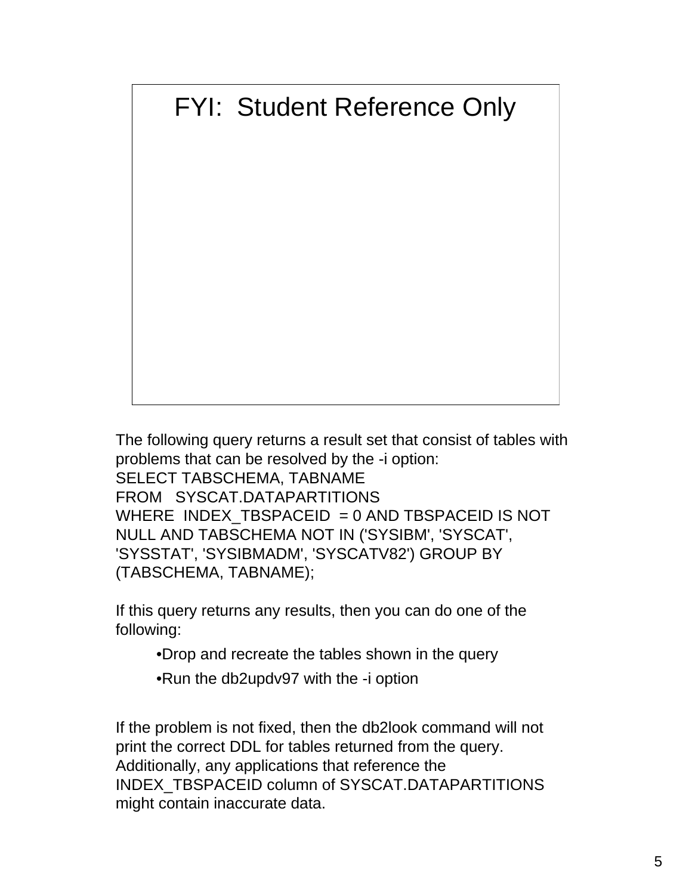FYI: Student Reference Only

The following query returns a result set that consist of tables with problems that can be resolved by the -i option:

```
SELECT TABSCHEMA, TABNAME
FROM   SYSCAT.DATAPARTITIONS
WHERE  INDEX_TBSPACEID  = 0 AND TBSPACEID IS NOT
NULL AND TABSCHEMA NOT IN ('SYSIBM', 'SYSCAT',
'SYSSTAT', 'SYSIBMADM', 'SYSCATV82') GROUP BY
(TABSCHEMA, TABNAME);
```

If this query returns any results, then you can do one of the following:

- Drop and recreate the tables shown in the query
- Run the db2updv97 with the -i option

If the problem is not fixed, then the db2look command will not print the correct DDL for tables returned from the query. Additionally, any applications that reference the INDEX_TBSPACEID column of SYSCAT.DATAPARTITIONS might contain inaccurate data.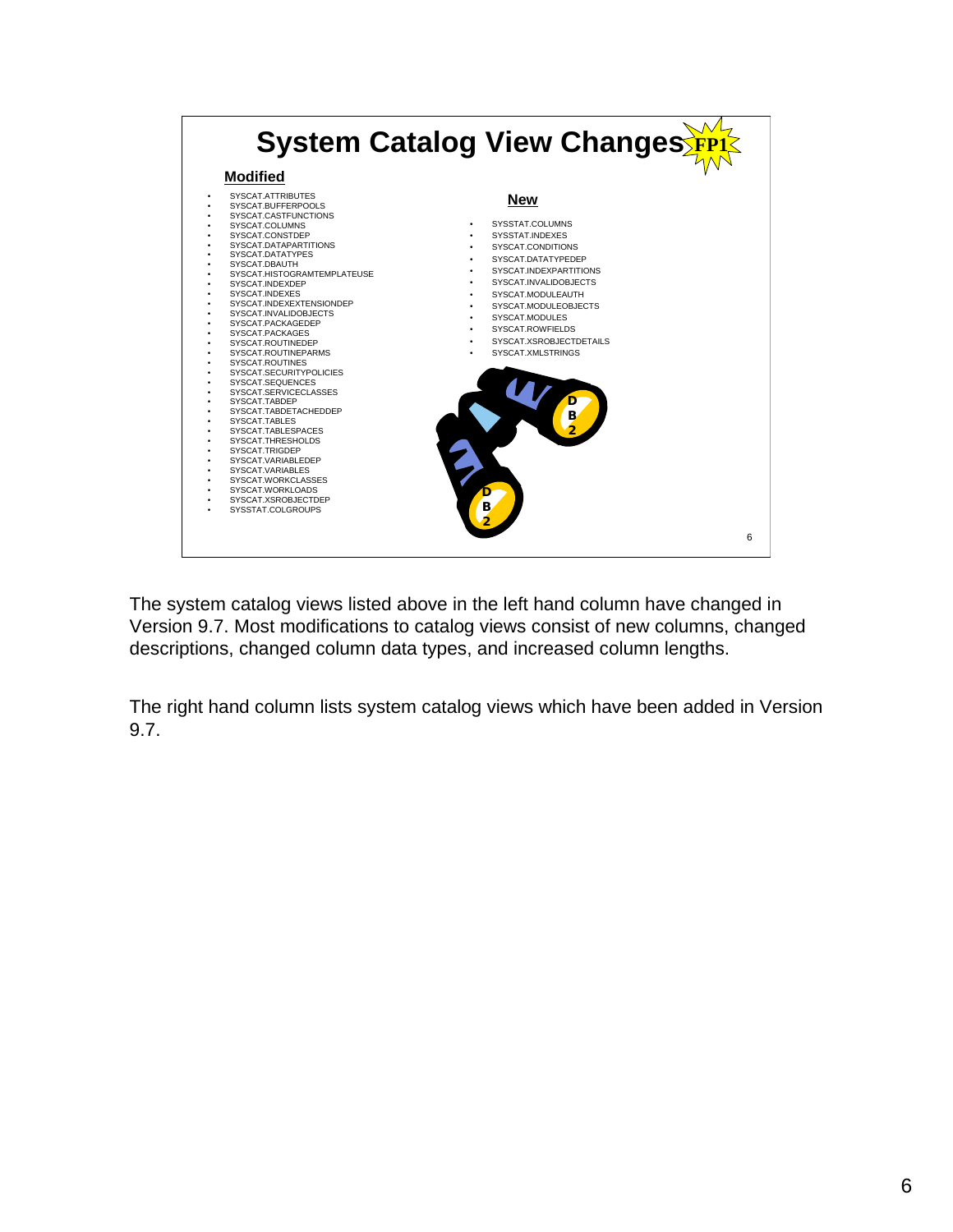# System Catalog View Changes FP1

## Modified

- SYSCAT.ATTRIBUTES
- SYSCAT.BUFFERPOOLS
- SYSCAT.CASTFUNCTIONS
- SYSCAT.COLUMNS
- SYSCAT.CONSTDEP
- SYSCAT.DATAPARTITIONS
- SYSCAT.DATATYPES
- SYSCAT.DBAUTH
- SYSCAT.HISTOGRAMTEMPLATEUSE
- SYSCAT.INDEXDEP
- SYSCAT.INDEXES
- SYSCAT.INDEXEXTENSIONDEP
- SYSCAT.INVALIDOBJECTS
- SYSCAT.PACKAGEDEP
- SYSCAT.PACKAGES
- SYSCAT.ROUTINEDEP
- SYSCAT.ROUTINEPARMS
- SYSCAT.ROUTINES
- SYSCAT.SECURITYPOLICIES
- SYSCAT.SEQUENCES
- SYSCAT.SERVICECLASSES
- SYSCAT.TABDEP
- SYSCAT.TABDETACHEDDEP
- SYSCAT.TABLES
- SYSCAT.TABLESPACES
- SYSCAT.THRESHOLDS
- SYSCAT.TRIGDEP
- SYSCAT.VARIABLEDEP
- SYSCAT.VARIABLES
- SYSCAT.WORKCLASSES
- SYSCAT.WORKLOADS
- SYSCAT.XSROBJECTDEP
- SYSSTAT.COLGROUPS

## New

- SYSSTAT.COLUMNS
- SYSSTAT.INDEXES
- SYSCAT.CONDITIONS
- SYSCAT.DATATYPEDEP
- SYSCAT.INDEXPARTITIONS
- SYSCAT.INVALIDOBJECTS
- SYSCAT.MODULEAUTH
- SYSCAT.MODULEOBJECTS
- SYSCAT.MODULES
- SYSCAT.ROWFIELDS
- SYSCAT.XSROBJECTDETAILS
- SYSCAT.XMLSTRINGS

The system catalog views listed above in the left hand column have changed in Version 9.7. Most modifications to catalog views consist of new columns, changed descriptions, changed column data types, and increased column lengths.

The right hand column lists system catalog views which have been added in Version 9.7.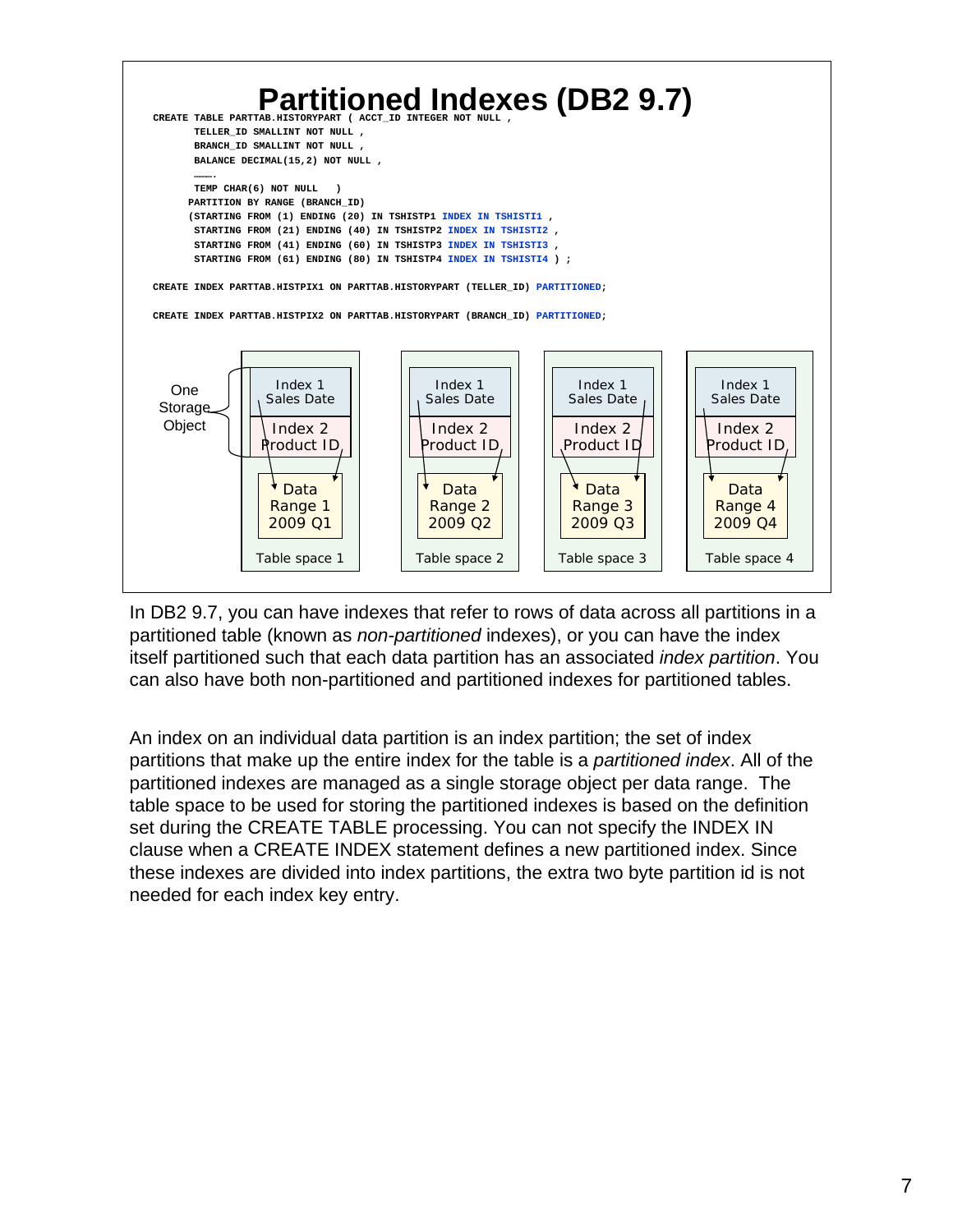# Partitioned Indexes (DB2 9.7)

```
CREATE TABLE PARTTAB.HISTORYPART ( ACCT_ID INTEGER NOT NULL ,
       TELLER_ID SMALLINT NOT NULL ,
       BRANCH_ID SMALLINT NOT NULL ,
       BALANCE DECIMAL(15,2) NOT NULL ,
       ……….
       TEMP CHAR(6) NOT NULL   )
      PARTITION BY RANGE (BRANCH_ID)
      (STARTING FROM (1) ENDING (20) IN TSHISTP1 INDEX IN TSHISTI1 ,
       STARTING FROM (21) ENDING (40) IN TSHISTP2 INDEX IN TSHISTI2 ,
       STARTING FROM (41) ENDING (60) IN TSHISTP3 INDEX IN TSHISTI3 ,
       STARTING FROM (61) ENDING (80) IN TSHISTP4 INDEX IN TSHISTI4 ) ;

CREATE INDEX PARTTAB.HISTPIX1 ON PARTTAB.HISTORYPART (TELLER_ID) PARTITIONED;

CREATE INDEX PARTTAB.HISTPIX2 ON PARTTAB.HISTORYPART (BRANCH_ID) PARTITIONED;
```

One Storage Object

| Table space 1 | Table space 2 | Table space 3 | Table space 4 |
|---|---|---|---|
| Index 1 Sales Date | Index 1 Sales Date | Index 1 Sales Date | Index 1 Sales Date |
| Index 2 Product ID | Index 2 Product ID | Index 2 Product ID | Index 2 Product ID |
| Data Range 1 2009 Q1 | Data Range 2 2009 Q2 | Data Range 3 2009 Q3 | Data Range 4 2009 Q4 |

In DB2 9.7, you can have indexes that refer to rows of data across all partitions in a partitioned table (known as *non-partitioned* indexes), or you can have the index itself partitioned such that each data partition has an associated *index partition*. You can also have both non-partitioned and partitioned indexes for partitioned tables.

An index on an individual data partition is an index partition; the set of index partitions that make up the entire index for the table is a *partitioned index*. All of the partitioned indexes are managed as a single storage object per data range. The table space to be used for storing the partitioned indexes is based on the definition set during the CREATE TABLE processing. You can not specify the INDEX IN clause when a CREATE INDEX statement defines a new partitioned index. Since these indexes are divided into index partitions, the extra two byte partition id is not needed for each index key entry.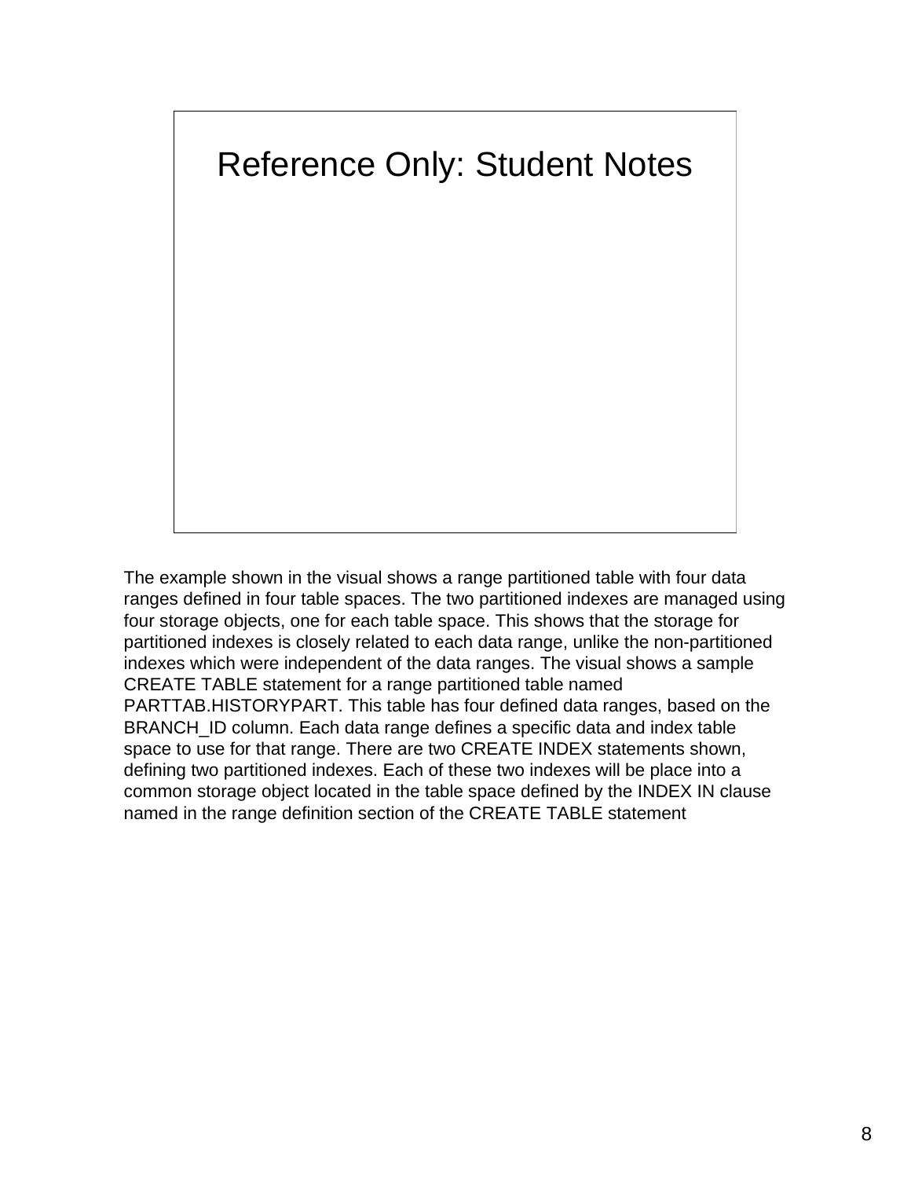# Reference Only: Student Notes

The example shown in the visual shows a range partitioned table with four data ranges defined in four table spaces. The two partitioned indexes are managed using four storage objects, one for each table space. This shows that the storage for partitioned indexes is closely related to each data range, unlike the non-partitioned indexes which were independent of the data ranges. The visual shows a sample CREATE TABLE statement for a range partitioned table named PARTTAB.HISTORYPART. This table has four defined data ranges, based on the BRANCH_ID column. Each data range defines a specific data and index table space to use for that range. There are two CREATE INDEX statements shown, defining two partitioned indexes. Each of these two indexes will be place into a common storage object located in the table space defined by the INDEX IN clause named in the range definition section of the CREATE TABLE statement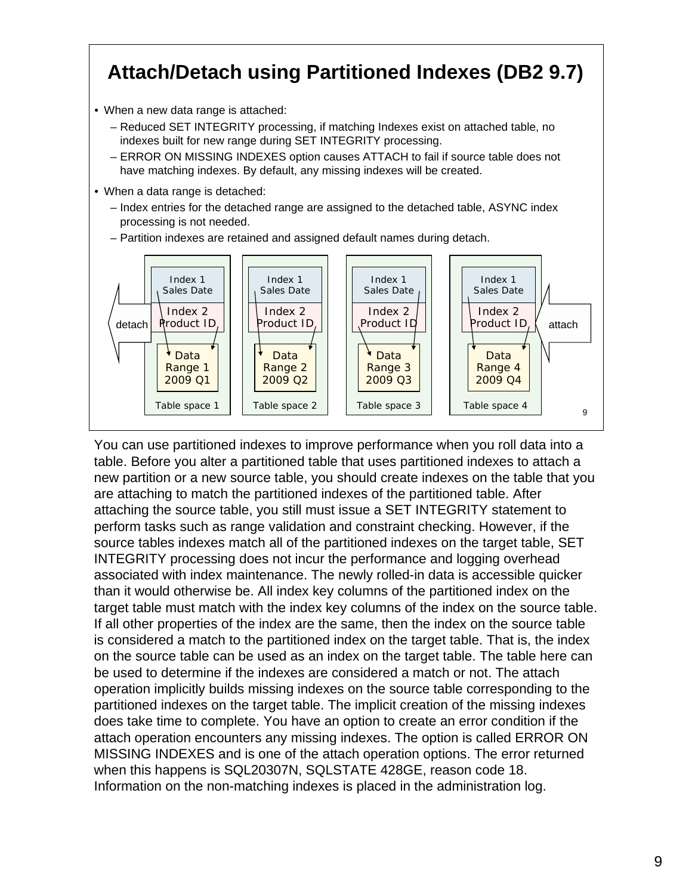# Attach/Detach using Partitioned Indexes (DB2 9.7)

- When a new data range is attached:
  - Reduced SET INTEGRITY processing, if matching Indexes exist on attached table, no indexes built for new range during SET INTEGRITY processing.
  - ERROR ON MISSING INDEXES option causes ATTACH to fail if source table does not have matching indexes. By default, any missing indexes will be created.
- When a data range is detached:
  - Index entries for the detached range are assigned to the detached table, ASYNC index processing is not needed.
  - Partition indexes are retained and assigned default names during detach.

| Table space 1 | Table space 2 | Table space 3 | Table space 4 |
| --- | --- | --- | --- |
| Index 1 Sales Date | Index 1 Sales Date | Index 1 Sales Date | Index 1 Sales Date |
| Index 2 Product ID | Index 2 Product ID | Index 2 Product ID | Index 2 Product ID |
| Data Range 1 2009 Q1 | Data Range 2 2009 Q2 | Data Range 3 2009 Q3 | Data Range 4 2009 Q4 |

detach ← Table space 1 … Table space 4 ← attach

You can use partitioned indexes to improve performance when you roll data into a table. Before you alter a partitioned table that uses partitioned indexes to attach a new partition or a new source table, you should create indexes on the table that you are attaching to match the partitioned indexes of the partitioned table. After attaching the source table, you still must issue a SET INTEGRITY statement to perform tasks such as range validation and constraint checking. However, if the source tables indexes match all of the partitioned indexes on the target table, SET INTEGRITY processing does not incur the performance and logging overhead associated with index maintenance. The newly rolled-in data is accessible quicker than it would otherwise be. All index key columns of the partitioned index on the target table must match with the index key columns of the index on the source table. If all other properties of the index are the same, then the index on the source table is considered a match to the partitioned index on the target table. That is, the index on the source table can be used as an index on the target table. The table here can be used to determine if the indexes are considered a match or not. The attach operation implicitly builds missing indexes on the source table corresponding to the partitioned indexes on the target table. The implicit creation of the missing indexes does take time to complete. You have an option to create an error condition if the attach operation encounters any missing indexes. The option is called ERROR ON MISSING INDEXES and is one of the attach operation options. The error returned when this happens is SQL20307N, SQLSTATE 428GE, reason code 18. Information on the non-matching indexes is placed in the administration log.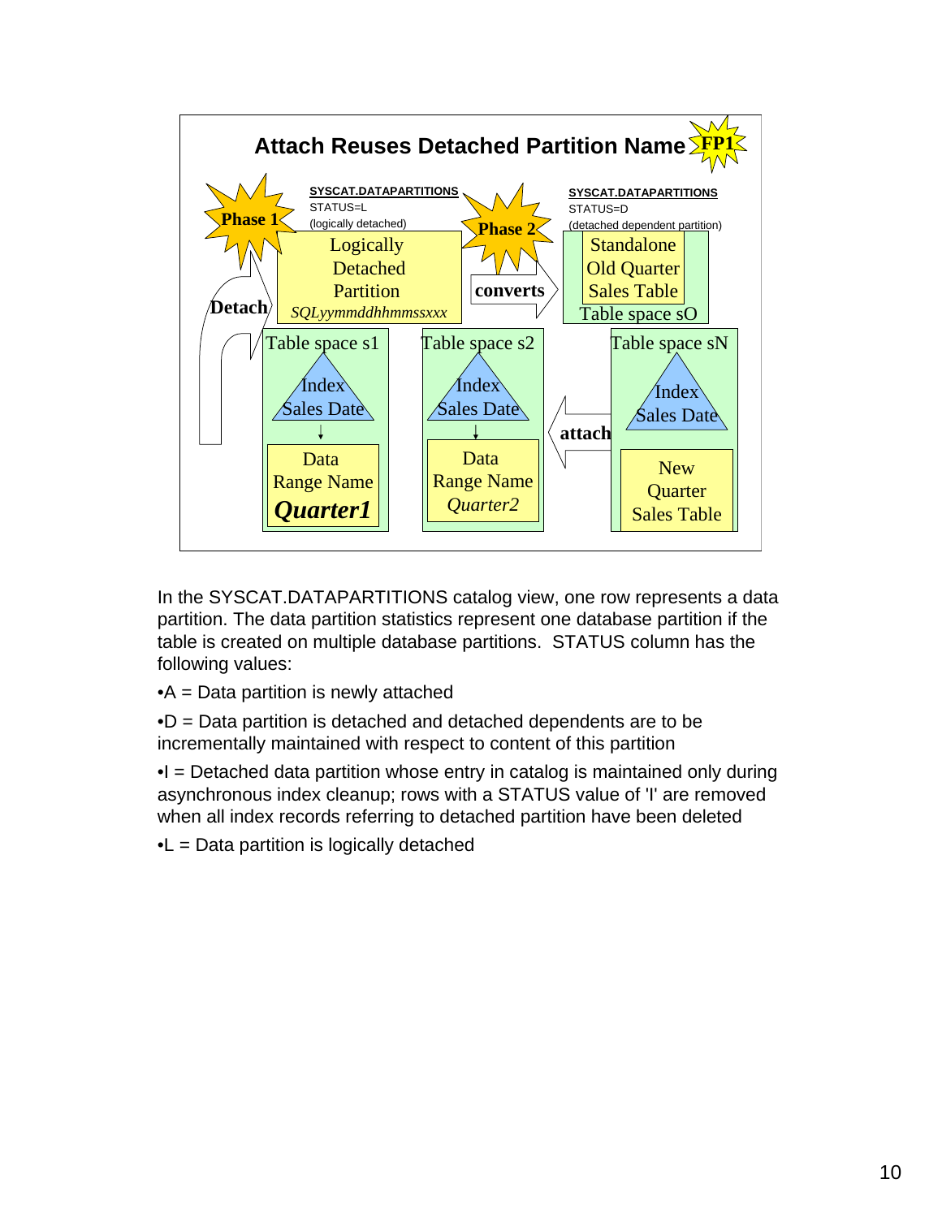## Attach Reuses Detached Partition Name

FP1

**Phase 1**

**Detach**

SYSCAT.DATAPARTITIONS
STATUS=L
(logically detached)

Logically Detached Partition
*SQLyymmddhhmmssxxx*

**Phase 2**

**converts**

SYSCAT.DATAPARTITIONS
STATUS=D
(detached dependent partition)

Standalone Old Quarter Sales Table
Table space sO

Table space s1
Index Sales Date
Data Range Name ***Quarter1***

Table space s2
Index Sales Date
Data Range Name *Quarter2*

**attach**

Table space sN
Index Sales Date
New Quarter Sales Table

In the SYSCAT.DATAPARTITIONS catalog view, one row represents a data partition. The data partition statistics represent one database partition if the table is created on multiple database partitions. STATUS column has the following values:

- A = Data partition is newly attached
- D = Data partition is detached and detached dependents are to be incrementally maintained with respect to content of this partition
- I = Detached data partition whose entry in catalog is maintained only during asynchronous index cleanup; rows with a STATUS value of 'I' are removed when all index records referring to detached partition have been deleted
- L = Data partition is logically detached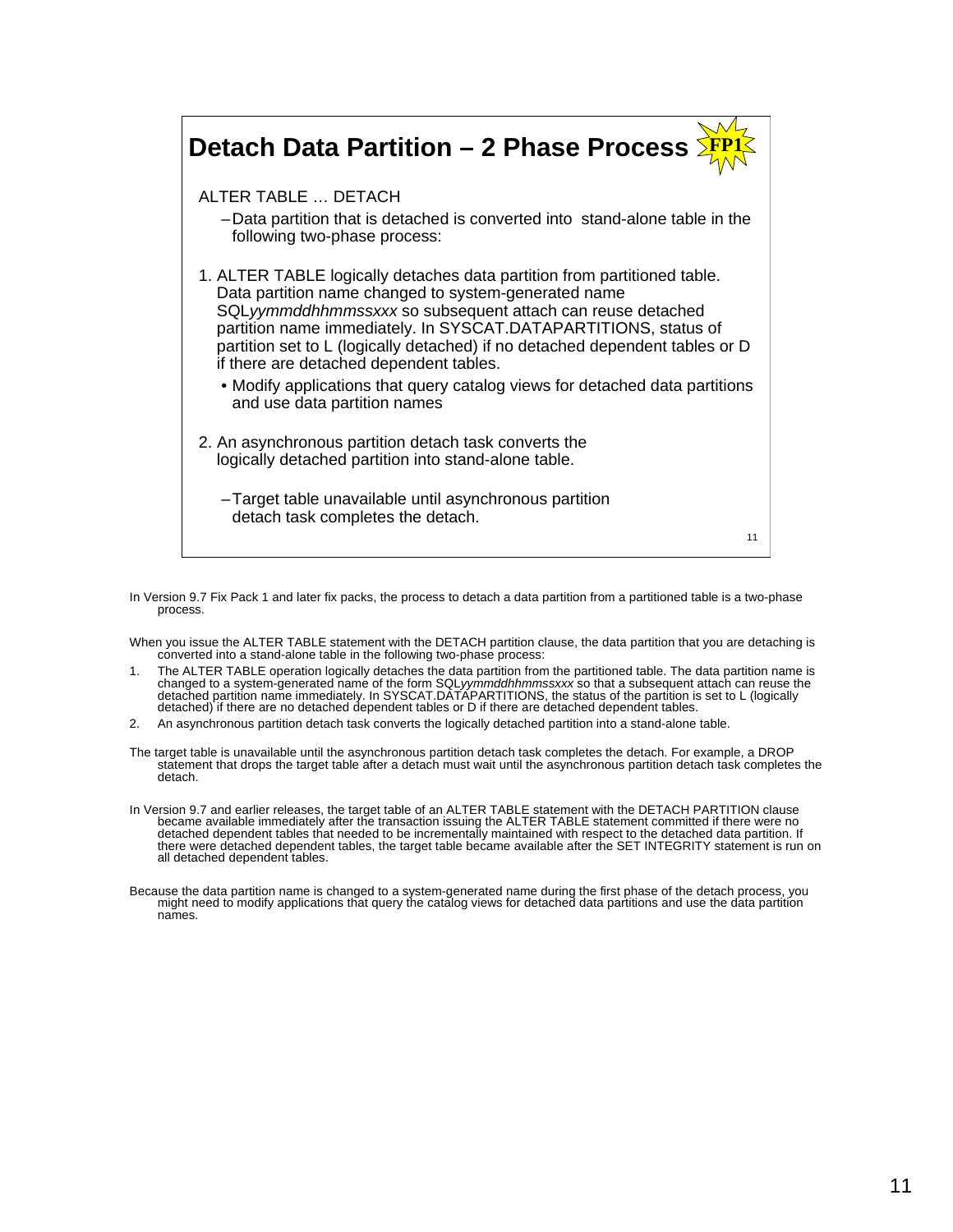## Detach Data Partition – 2 Phase Process

**FP1**

ALTER TABLE … DETACH

- Data partition that is detached is converted into stand-alone table in the following two-phase process:

1. ALTER TABLE logically detaches data partition from partitioned table. Data partition name changed to system-generated name SQL*yymmddhhmmssxxx* so subsequent attach can reuse detached partition name immediately. In SYSCAT.DATAPARTITIONS, status of partition set to L (logically detached) if no detached dependent tables or D if there are detached dependent tables.
   - Modify applications that query catalog views for detached data partitions and use data partition names
2. An asynchronous partition detach task converts the logically detached partition into stand-alone table.
   - Target table unavailable until asynchronous partition detach task completes the detach.

In Version 9.7 Fix Pack 1 and later fix packs, the process to detach a data partition from a partitioned table is a two-phase process.

When you issue the ALTER TABLE statement with the DETACH partition clause, the data partition that you are detaching is converted into a stand-alone table in the following two-phase process:

1. The ALTER TABLE operation logically detaches the data partition from the partitioned table. The data partition name is changed to a system-generated name of the form SQL*yymmddhhmmssxxx* so that a subsequent attach can reuse the detached partition name immediately. In SYSCAT.DATAPARTITIONS, the status of the partition is set to L (logically detached) if there are no detached dependent tables or D if there are detached dependent tables.
2. An asynchronous partition detach task converts the logically detached partition into a stand-alone table.

The target table is unavailable until the asynchronous partition detach task completes the detach. For example, a DROP statement that drops the target table after a detach must wait until the asynchronous partition detach task completes the detach.

In Version 9.7 and earlier releases, the target table of an ALTER TABLE statement with the DETACH PARTITION clause became available immediately after the transaction issuing the ALTER TABLE statement committed if there were no detached dependent tables that needed to be incrementally maintained with respect to the detached data partition. If there were detached dependent tables, the target table became available after the SET INTEGRITY statement is run on all detached dependent tables.

Because the data partition name is changed to a system-generated name during the first phase of the detach process, you might need to modify applications that query the catalog views for detached data partitions and use the data partition names.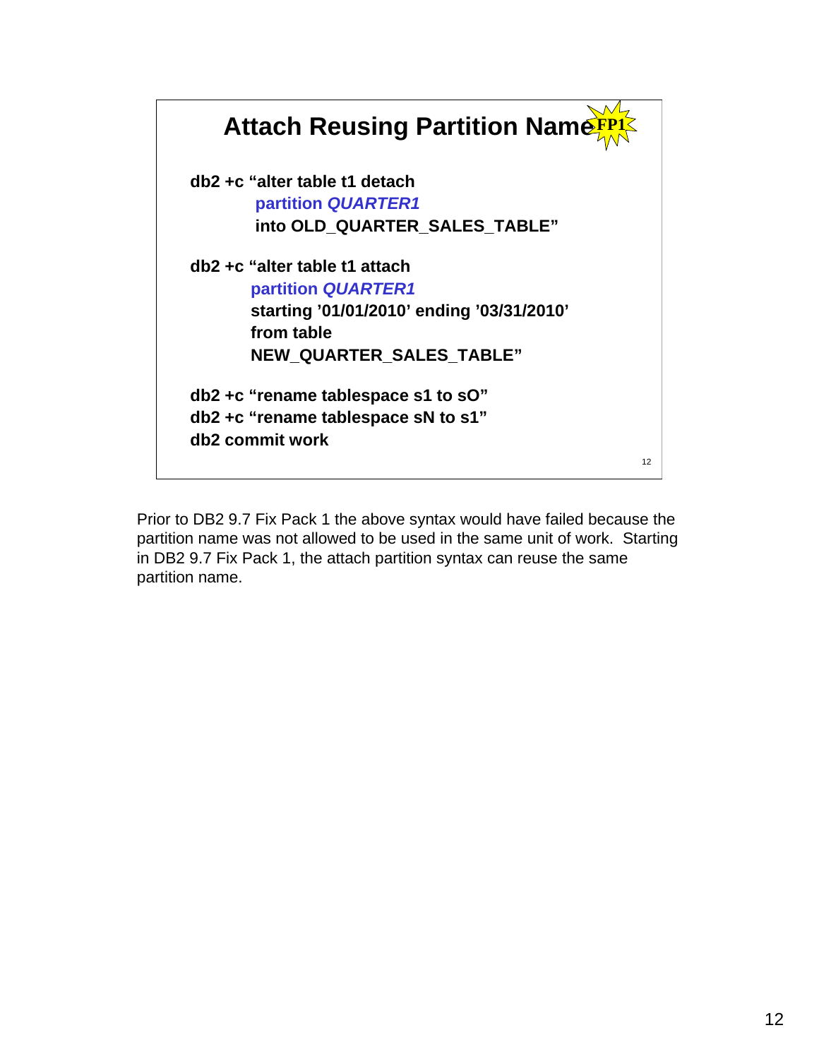## Attach Reusing Partition Name FP1

```
db2 +c "alter table t1 detach
        partition QUARTER1
        into OLD_QUARTER_SALES_TABLE"

db2 +c "alter table t1 attach
        partition QUARTER1
        starting '01/01/2010' ending '03/31/2010'
        from table
        NEW_QUARTER_SALES_TABLE"

db2 +c "rename tablespace s1 to sO"
db2 +c "rename tablespace sN to s1"
db2 commit work
```

Prior to DB2 9.7 Fix Pack 1 the above syntax would have failed because the partition name was not allowed to be used in the same unit of work. Starting in DB2 9.7 Fix Pack 1, the attach partition syntax can reuse the same partition name.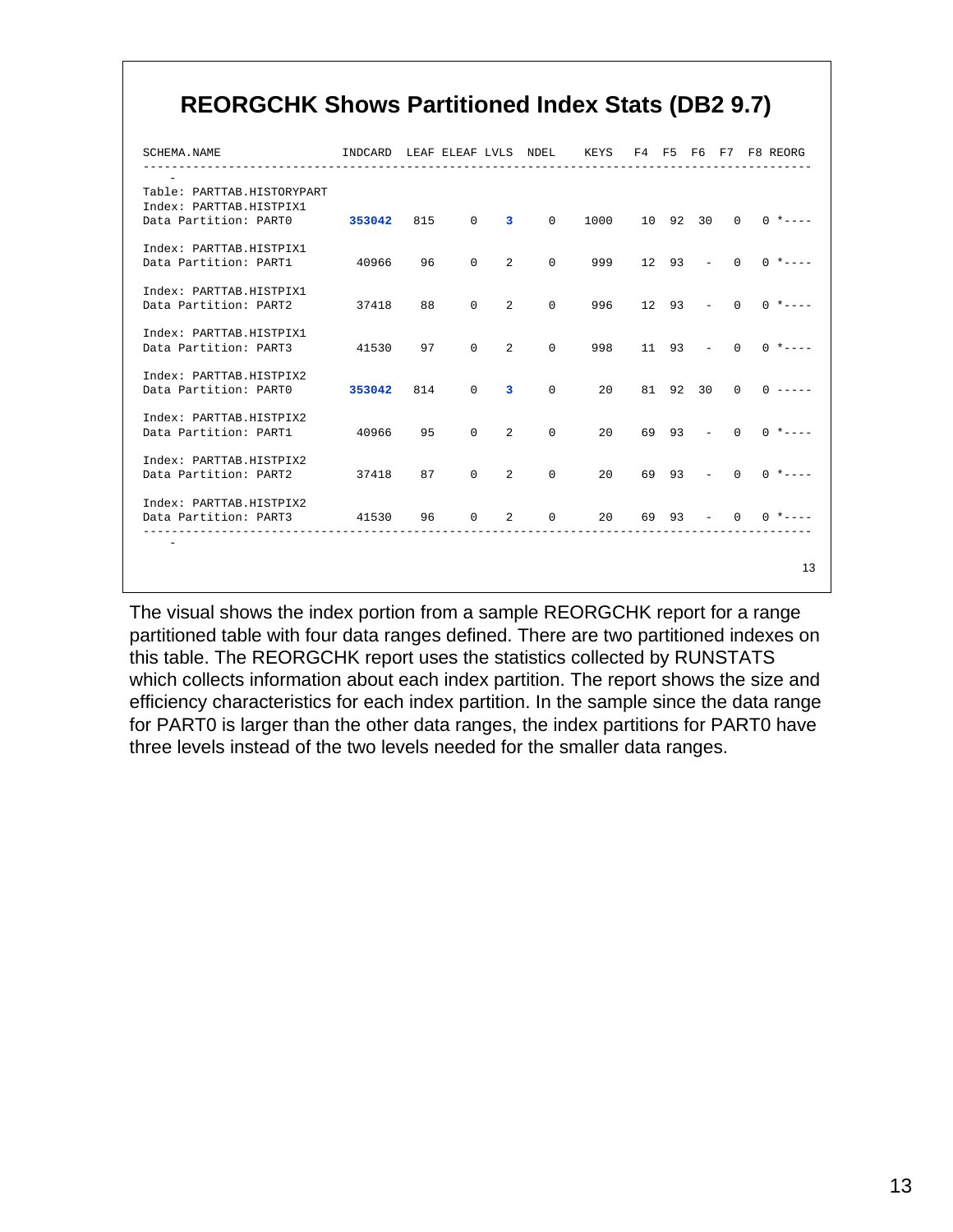## REORGCHK Shows Partitioned Index Stats (DB2 9.7)

```
SCHEMA.NAME                    INDCARD  LEAF ELEAF LVLS  NDEL    KEYS   F4  F5  F6  F7   F8 REORG
-------------------------------------------------------------------------------------------------
 -
Table: PARTTAB.HISTORYPART
Index: PARTTAB.HISTPIX1
Data Partition: PART0           353042   815     0    3     0    1000   10  92  30   0    0 *----

Index: PARTTAB.HISTPIX1
Data Partition: PART1            40966    96     0    2     0     999   12  93   -   0    0 *----

Index: PARTTAB.HISTPIX1
Data Partition: PART2            37418    88     0    2     0     996   12  93   -   0    0 *----

Index: PARTTAB.HISTPIX1
Data Partition: PART3            41530    97     0    2     0     998   11  93   -   0    0 *----

Index: PARTTAB.HISTPIX2
Data Partition: PART0           353042   814     0    3     0      20   81  92  30   0    0 -----

Index: PARTTAB.HISTPIX2
Data Partition: PART1            40966    95     0    2     0      20   69  93   -   0    0 *----

Index: PARTTAB.HISTPIX2
Data Partition: PART2            37418    87     0    2     0      20   69  93   -   0    0 *----

Index: PARTTAB.HISTPIX2
Data Partition: PART3            41530    96     0    2     0      20   69  93   -   0    0 *----
-------------------------------------------------------------------------------------------------
 -
```

The visual shows the index portion from a sample REORGCHK report for a range partitioned table with four data ranges defined. There are two partitioned indexes on this table. The REORGCHK report uses the statistics collected by RUNSTATS which collects information about each index partition. The report shows the size and efficiency characteristics for each index partition. In the sample since the data range for PART0 is larger than the other data ranges, the index partitions for PART0 have three levels instead of the two levels needed for the smaller data ranges.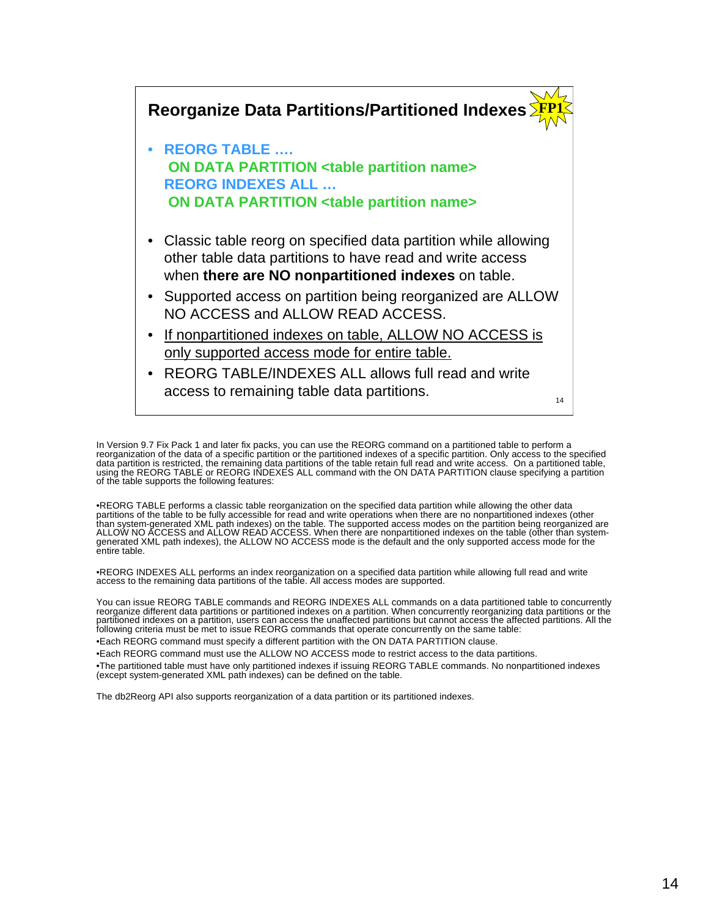## Reorganize Data Partitions/Partitioned Indexes FP1

- **REORG TABLE ….**
  **ON DATA PARTITION <table partition name>**
  **REORG INDEXES ALL …**
  **ON DATA PARTITION <table partition name>**

- Classic table reorg on specified data partition while allowing other table data partitions to have read and write access when **there are NO nonpartitioned indexes** on table.
- Supported access on partition being reorganized are ALLOW NO ACCESS and ALLOW READ ACCESS.
- If nonpartitioned indexes on table, ALLOW NO ACCESS is only supported access mode for entire table.
- REORG TABLE/INDEXES ALL allows full read and write access to remaining table data partitions.

In Version 9.7 Fix Pack 1 and later fix packs, you can use the REORG command on a partitioned table to perform a reorganization of the data of a specific partition or the partitioned indexes of a specific partition. Only access to the specified data partition is restricted, the remaining data partitions of the table retain full read and write access. On a partitioned table, using the REORG TABLE or REORG INDEXES ALL command with the ON DATA PARTITION clause specifying a partition of the table supports the following features:

•REORG TABLE performs a classic table reorganization on the specified data partition while allowing the other data partitions of the table to be fully accessible for read and write operations when there are no nonpartitioned indexes (other than system-generated XML path indexes) on the table. The supported access modes on the partition being reorganized are ALLOW NO ACCESS and ALLOW READ ACCESS. When there are nonpartitioned indexes on the table (other than system-generated XML path indexes), the ALLOW NO ACCESS mode is the default and the only supported access mode for the entire table.

•REORG INDEXES ALL performs an index reorganization on a specified data partition while allowing full read and write access to the remaining data partitions of the table. All access modes are supported.

You can issue REORG TABLE commands and REORG INDEXES ALL commands on a data partitioned table to concurrently reorganize different data partitions or partitioned indexes on a partition. When concurrently reorganizing data partitions or the partitioned indexes on a partition, users can access the unaffected partitions but cannot access the affected partitions. All the following criteria must be met to issue REORG commands that operate concurrently on the same table:

•Each REORG command must specify a different partition with the ON DATA PARTITION clause.

•Each REORG command must use the ALLOW NO ACCESS mode to restrict access to the data partitions.

•The partitioned table must have only partitioned indexes if issuing REORG TABLE commands. No nonpartitioned indexes (except system-generated XML path indexes) can be defined on the table.

The db2Reorg API also supports reorganization of a data partition or its partitioned indexes.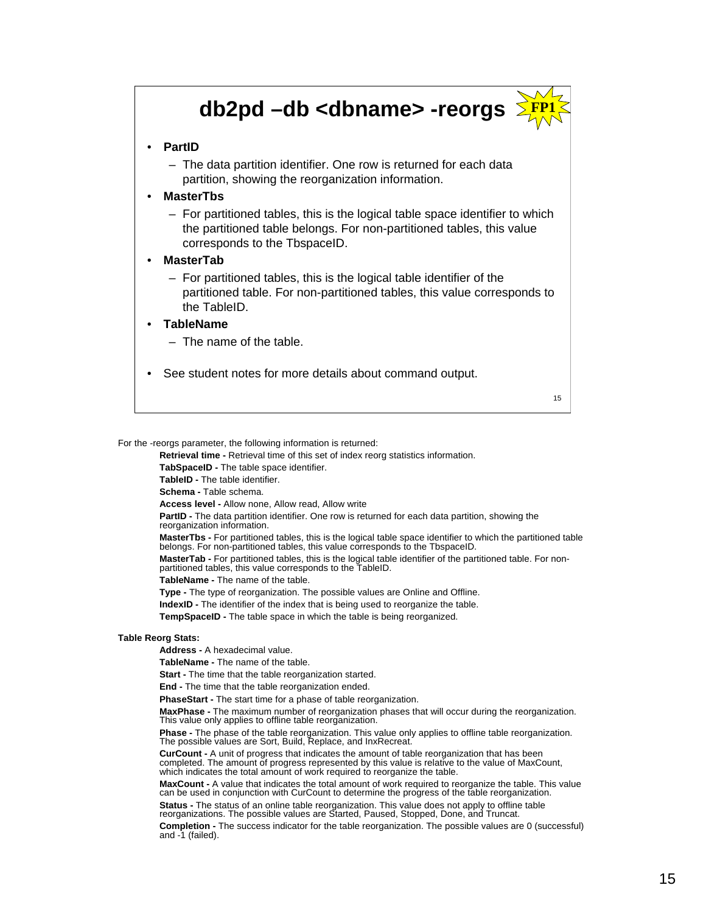# db2pd –db <dbname> -reorgs

FP1

- **PartID**
  - The data partition identifier. One row is returned for each data partition, showing the reorganization information.
- **MasterTbs**
  - For partitioned tables, this is the logical table space identifier to which the partitioned table belongs. For non-partitioned tables, this value corresponds to the TbspaceID.
- **MasterTab**
  - For partitioned tables, this is the logical table identifier of the partitioned table. For non-partitioned tables, this value corresponds to the TableID.
- **TableName**
  - The name of the table.
- See student notes for more details about command output.

For the -reorgs parameter, the following information is returned:

**Retrieval time -** Retrieval time of this set of index reorg statistics information.

**TabSpaceID -** The table space identifier.

**TableID -** The table identifier.

**Schema -** Table schema.

**Access level -** Allow none, Allow read, Allow write

**PartID -** The data partition identifier. One row is returned for each data partition, showing the reorganization information.

**MasterTbs -** For partitioned tables, this is the logical table space identifier to which the partitioned table belongs. For non-partitioned tables, this value corresponds to the TbspaceID.

**MasterTab -** For partitioned tables, this is the logical table identifier of the partitioned table. For non-partitioned tables, this value corresponds to the TableID.

**TableName -** The name of the table.

**Type -** The type of reorganization. The possible values are Online and Offline.

**IndexID -** The identifier of the index that is being used to reorganize the table.

**TempSpaceID -** The table space in which the table is being reorganized.

**Table Reorg Stats:**

**Address -** A hexadecimal value.

**TableName -** The name of the table.

**Start -** The time that the table reorganization started.

**End -** The time that the table reorganization ended.

**PhaseStart -** The start time for a phase of table reorganization.

**MaxPhase -** The maximum number of reorganization phases that will occur during the reorganization. This value only applies to offline table reorganization.

**Phase -** The phase of the table reorganization. This value only applies to offline table reorganization. The possible values are Sort, Build, Replace, and InxRecreat.

**CurCount -** A unit of progress that indicates the amount of table reorganization that has been completed. The amount of progress represented by this value is relative to the value of MaxCount, which indicates the total amount of work required to reorganize the table.

**MaxCount -** A value that indicates the total amount of work required to reorganize the table. This value can be used in conjunction with CurCount to determine the progress of the table reorganization.

**Status -** The status of an online table reorganization. This value does not apply to offline table reorganizations. The possible values are Started, Paused, Stopped, Done, and Truncat.

**Completion -** The success indicator for the table reorganization. The possible values are 0 (successful) and -1 (failed).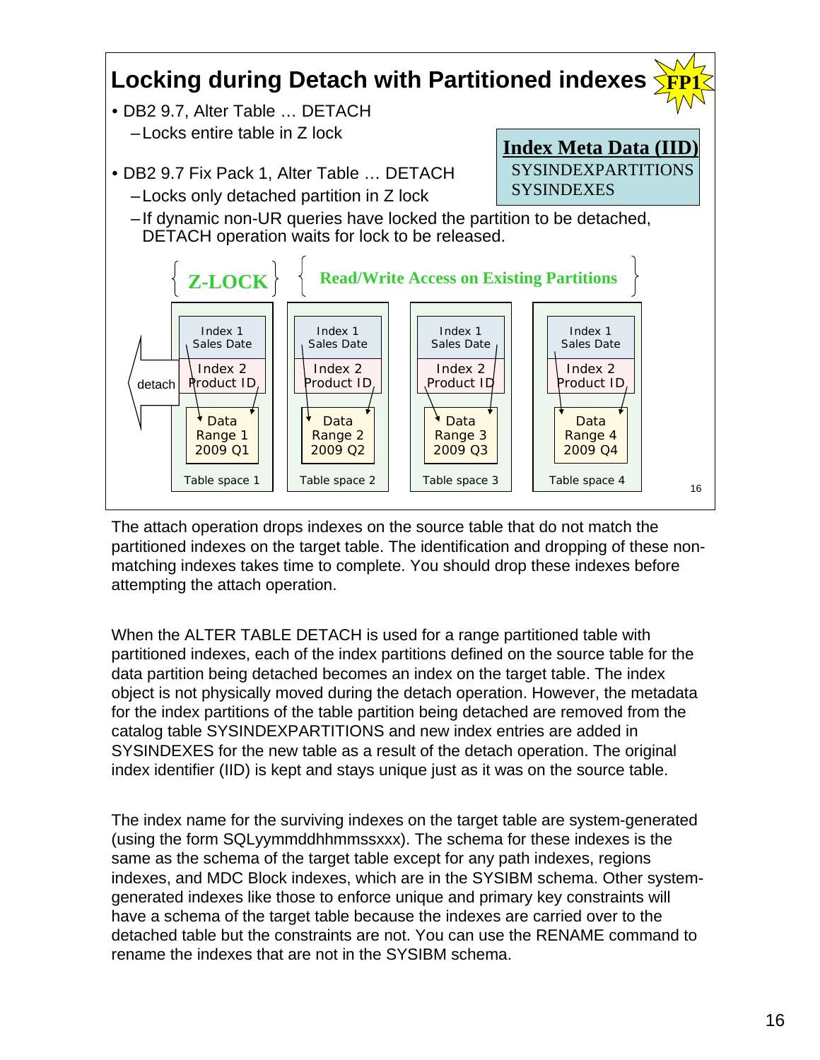## Locking during Detach with Partitioned indexes FP1

- DB2 9.7, Alter Table … DETACH
  - Locks entire table in Z lock
- DB2 9.7 Fix Pack 1, Alter Table … DETACH
  - Locks only detached partition in Z lock
  - If dynamic non-UR queries have locked the partition to be detached, DETACH operation waits for lock to be released.

**Index Meta Data (IID)**
SYSINDEXPARTITIONS
SYSINDEXES

Z-LOCK | Read/Write Access on Existing Partitions

| Table space 1 | Table space 2 | Table space 3 | Table space 4 |
|---|---|---|---|
| Index 1 Sales Date | Index 1 Sales Date | Index 1 Sales Date | Index 1 Sales Date |
| Index 2 Product ID | Index 2 Product ID | Index 2 Product ID | Index 2 Product ID |
| Data Range 1 2009 Q1 | Data Range 2 2009 Q2 | Data Range 3 2009 Q3 | Data Range 4 2009 Q4 |

detach

The attach operation drops indexes on the source table that do not match the partitioned indexes on the target table. The identification and dropping of these non-matching indexes takes time to complete. You should drop these indexes before attempting the attach operation.

When the ALTER TABLE DETACH is used for a range partitioned table with partitioned indexes, each of the index partitions defined on the source table for the data partition being detached becomes an index on the target table. The index object is not physically moved during the detach operation. However, the metadata for the index partitions of the table partition being detached are removed from the catalog table SYSINDEXPARTITIONS and new index entries are added in SYSINDEXES for the new table as a result of the detach operation. The original index identifier (IID) is kept and stays unique just as it was on the source table.

The index name for the surviving indexes on the target table are system-generated (using the form SQLyymmddhhmmssxxx). The schema for these indexes is the same as the schema of the target table except for any path indexes, regions indexes, and MDC Block indexes, which are in the SYSIBM schema. Other system-generated indexes like those to enforce unique and primary key constraints will have a schema of the target table because the indexes are carried over to the detached table but the constraints are not. You can use the RENAME command to rename the indexes that are not in the SYSIBM schema.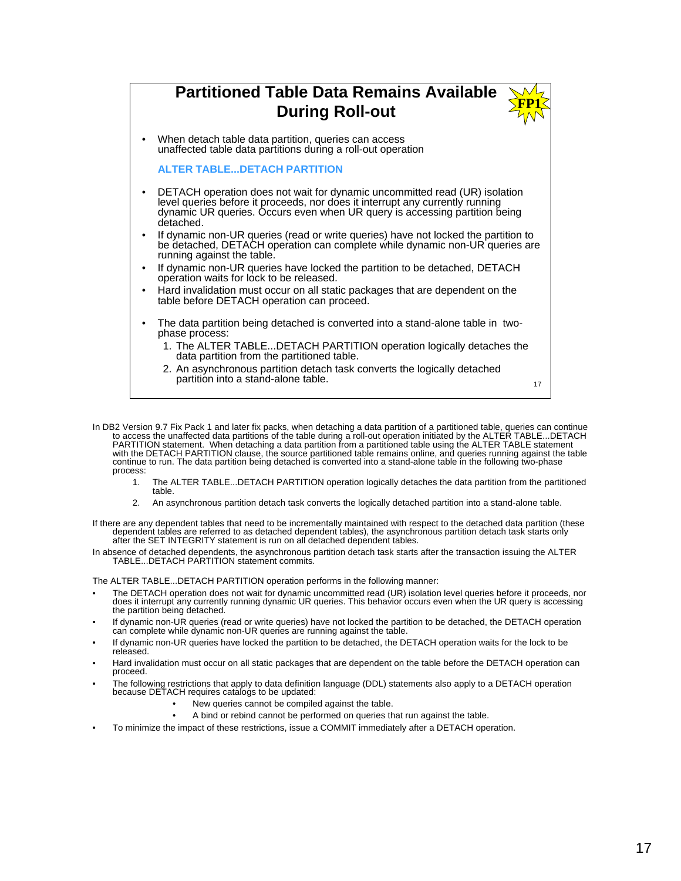## Partitioned Table Data Remains Available During Roll-out

FP1

- When detach table data partition, queries can access unaffected table data partitions during a roll-out operation

  **ALTER TABLE...DETACH PARTITION**

- DETACH operation does not wait for dynamic uncommitted read (UR) isolation level queries before it proceeds, nor does it interrupt any currently running dynamic UR queries. Occurs even when UR query is accessing partition being detached.
- If dynamic non-UR queries (read or write queries) have not locked the partition to be detached, DETACH operation can complete while dynamic non-UR queries are running against the table.
- If dynamic non-UR queries have locked the partition to be detached, DETACH operation waits for lock to be released.
- Hard invalidation must occur on all static packages that are dependent on the table before DETACH operation can proceed.
- The data partition being detached is converted into a stand-alone table in two-phase process:
  1. The ALTER TABLE...DETACH PARTITION operation logically detaches the data partition from the partitioned table.
  2. An asynchronous partition detach task converts the logically detached partition into a stand-alone table.

In DB2 Version 9.7 Fix Pack 1 and later fix packs, when detaching a data partition of a partitioned table, queries can continue to access the unaffected data partitions of the table during a roll-out operation initiated by the ALTER TABLE...DETACH PARTITION statement. When detaching a data partition from a partitioned table using the ALTER TABLE statement with the DETACH PARTITION clause, the source partitioned table remains online, and queries running against the table continue to run. The data partition being detached is converted into a stand-alone table in the following two-phase process:

1. The ALTER TABLE...DETACH PARTITION operation logically detaches the data partition from the partitioned table.
2. An asynchronous partition detach task converts the logically detached partition into a stand-alone table.

If there are any dependent tables that need to be incrementally maintained with respect to the detached data partition (these dependent tables are referred to as detached dependent tables), the asynchronous partition detach task starts only after the SET INTEGRITY statement is run on all detached dependent tables.

In absence of detached dependents, the asynchronous partition detach task starts after the transaction issuing the ALTER TABLE...DETACH PARTITION statement commits.

The ALTER TABLE...DETACH PARTITION operation performs in the following manner:

- The DETACH operation does not wait for dynamic uncommitted read (UR) isolation level queries before it proceeds, nor does it interrupt any currently running dynamic UR queries. This behavior occurs even when the UR query is accessing the partition being detached.
- If dynamic non-UR queries (read or write queries) have not locked the partition to be detached, the DETACH operation can complete while dynamic non-UR queries are running against the table.
- If dynamic non-UR queries have locked the partition to be detached, the DETACH operation waits for the lock to be released.
- Hard invalidation must occur on all static packages that are dependent on the table before the DETACH operation can proceed.
- The following restrictions that apply to data definition language (DDL) statements also apply to a DETACH operation because DETACH requires catalogs to be updated:
  - New queries cannot be compiled against the table.
  - A bind or rebind cannot be performed on queries that run against the table.
- To minimize the impact of these restrictions, issue a COMMIT immediately after a DETACH operation.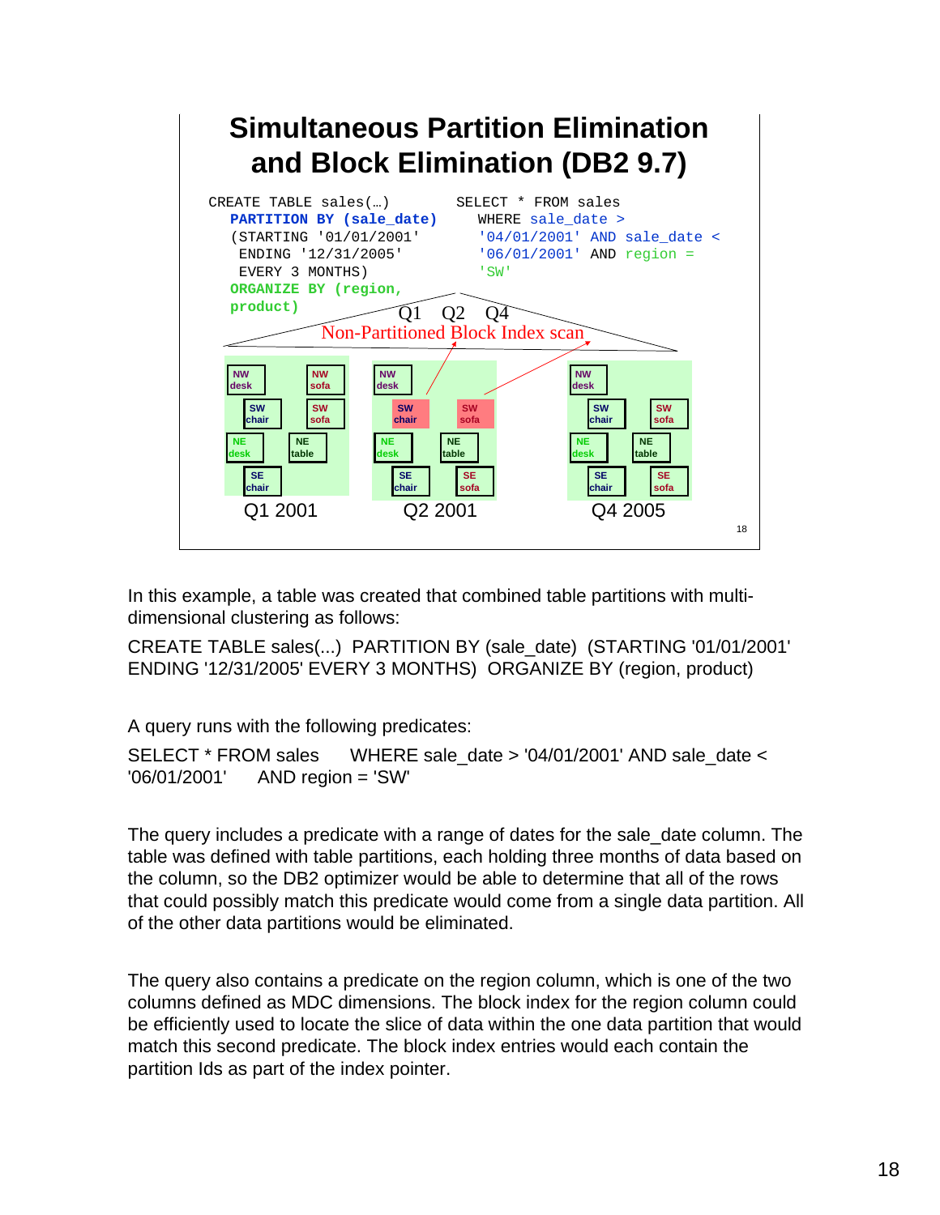## Simultaneous Partition Elimination and Block Elimination (DB2 9.7)

```
CREATE TABLE sales(…)
   PARTITION BY (sale_date)
   (STARTING '01/01/2001'
    ENDING '12/31/2005'
    EVERY 3 MONTHS)
   ORGANIZE BY (region,
   product)
```

```
SELECT * FROM sales
   WHERE sale_date >
   '04/01/2001' AND sale_date <
   '06/01/2001' AND region =
   'SW'
```

Q1 Q2 Q4

Non-Partitioned Block Index scan

| Q1 2001 | Q2 2001 | Q4 2005 |
|---|---|---|
| NW desk, NW sofa, SW chair, SW sofa, NE desk, NE table, SE chair | NW desk, SW chair, SW sofa, NE desk, NE table, SE chair, SE sofa | NW desk, SW chair, SW sofa, NE desk, NE table, SE chair, SE sofa |

In this example, a table was created that combined table partitions with multi-dimensional clustering as follows:

CREATE TABLE sales(...) PARTITION BY (sale_date) (STARTING '01/01/2001' ENDING '12/31/2005' EVERY 3 MONTHS) ORGANIZE BY (region, product)

A query runs with the following predicates:

SELECT * FROM sales WHERE sale_date > '04/01/2001' AND sale_date < '06/01/2001' AND region = 'SW'

The query includes a predicate with a range of dates for the sale_date column. The table was defined with table partitions, each holding three months of data based on the column, so the DB2 optimizer would be able to determine that all of the rows that could possibly match this predicate would come from a single data partition. All of the other data partitions would be eliminated.

The query also contains a predicate on the region column, which is one of the two columns defined as MDC dimensions. The block index for the region column could be efficiently used to locate the slice of data within the one data partition that would match this second predicate. The block index entries would each contain the partition Ids as part of the index pointer.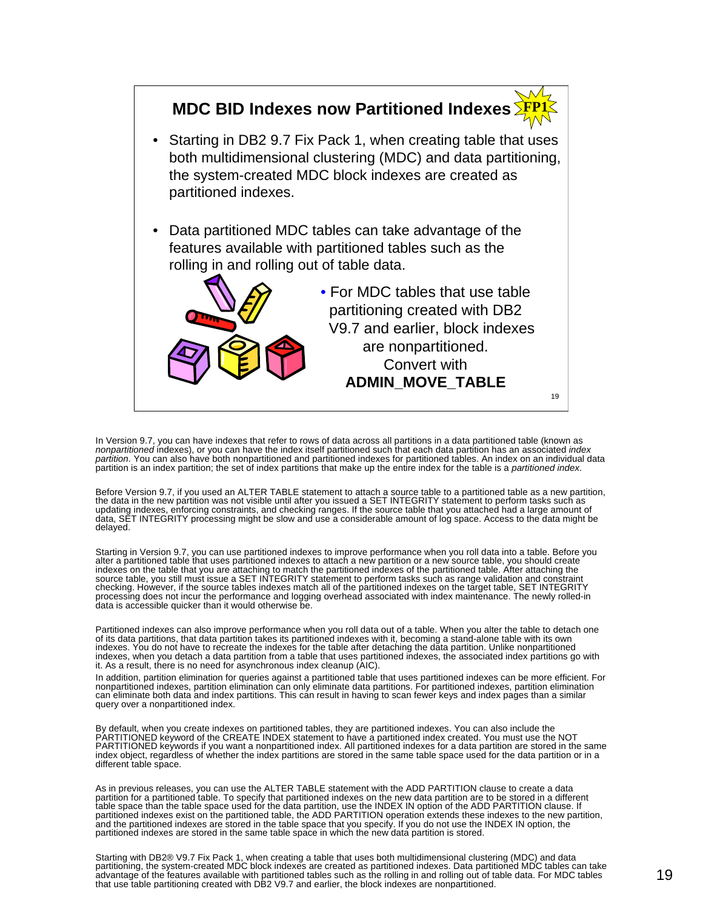## MDC BID Indexes now Partitioned Indexes FP1

- Starting in DB2 9.7 Fix Pack 1, when creating table that uses both multidimensional clustering (MDC) and data partitioning, the system-created MDC block indexes are created as partitioned indexes.
- Data partitioned MDC tables can take advantage of the features available with partitioned tables such as the rolling in and rolling out of table data.
  - For MDC tables that use table partitioning created with DB2 V9.7 and earlier, block indexes are nonpartitioned. Convert with **ADMIN_MOVE_TABLE**

In Version 9.7, you can have indexes that refer to rows of data across all partitions in a data partitioned table (known as *nonpartitioned* indexes), or you can have the index itself partitioned such that each data partition has an associated *index partition*. You can also have both nonpartitioned and partitioned indexes for partitioned tables. An index on an individual data partition is an index partition; the set of index partitions that make up the entire index for the table is a *partitioned index*.

Before Version 9.7, if you used an ALTER TABLE statement to attach a source table to a partitioned table as a new partition, the data in the new partition was not visible until after you issued a SET INTEGRITY statement to perform tasks such as updating indexes, enforcing constraints, and checking ranges. If the source table that you attached had a large amount of data, SET INTEGRITY processing might be slow and use a considerable amount of log space. Access to the data might be delayed.

Starting in Version 9.7, you can use partitioned indexes to improve performance when you roll data into a table. Before you alter a partitioned table that uses partitioned indexes to attach a new partition or a new source table, you should create indexes on the table that you are attaching to match the partitioned indexes of the partitioned table. After attaching the source table, you still must issue a SET INTEGRITY statement to perform tasks such as range validation and constraint checking. However, if the source tables indexes match all of the partitioned indexes on the target table, SET INTEGRITY processing does not incur the performance and logging overhead associated with index maintenance. The newly rolled-in data is accessible quicker than it would otherwise be.

Partitioned indexes can also improve performance when you roll data out of a table. When you alter the table to detach one of its data partitions, that data partition takes its partitioned indexes with it, becoming a stand-alone table with its own indexes. You do not have to recreate the indexes for the table after detaching the data partition. Unlike nonpartitioned indexes, when you detach a data partition from a table that uses partitioned indexes, the associated index partitions go with it. As a result, there is no need for asynchronous index cleanup (AIC).

In addition, partition elimination for queries against a partitioned table that uses partitioned indexes can be more efficient. For nonpartitioned indexes, partition elimination can only eliminate data partitions. For partitioned indexes, partition elimination can eliminate both data and index partitions. This can result in having to scan fewer keys and index pages than a similar query over a nonpartitioned index.

By default, when you create indexes on partitioned tables, they are partitioned indexes. You can also include the PARTITIONED keyword of the CREATE INDEX statement to have a partitioned index created. You must use the NOT PARTITIONED keywords if you want a nonpartitioned index. All partitioned indexes for a data partition are stored in the same index object, regardless of whether the index partitions are stored in the same table space used for the data partition or in a different table space.

As in previous releases, you can use the ALTER TABLE statement with the ADD PARTITION clause to create a data partition for a partitioned table. To specify that partitioned indexes on the new data partition are to be stored in a different table space than the table space used for the data partition, use the INDEX IN option of the ADD PARTITION clause. If partitioned indexes exist on the partitioned table, the ADD PARTITION operation extends these indexes to the new partition, and the partitioned indexes are stored in the table space that you specify. If you do not use the INDEX IN option, the partitioned indexes are stored in the same table space in which the new data partition is stored.

Starting with DB2® V9.7 Fix Pack 1, when creating a table that uses both multidimensional clustering (MDC) and data partitioning, the system-created MDC block indexes are created as partitioned indexes. Data partitioned MDC tables can take advantage of the features available with partitioned tables such as the rolling in and rolling out of table data. For MDC tables that use table partitioning created with DB2 V9.7 and earlier, the block indexes are nonpartitioned.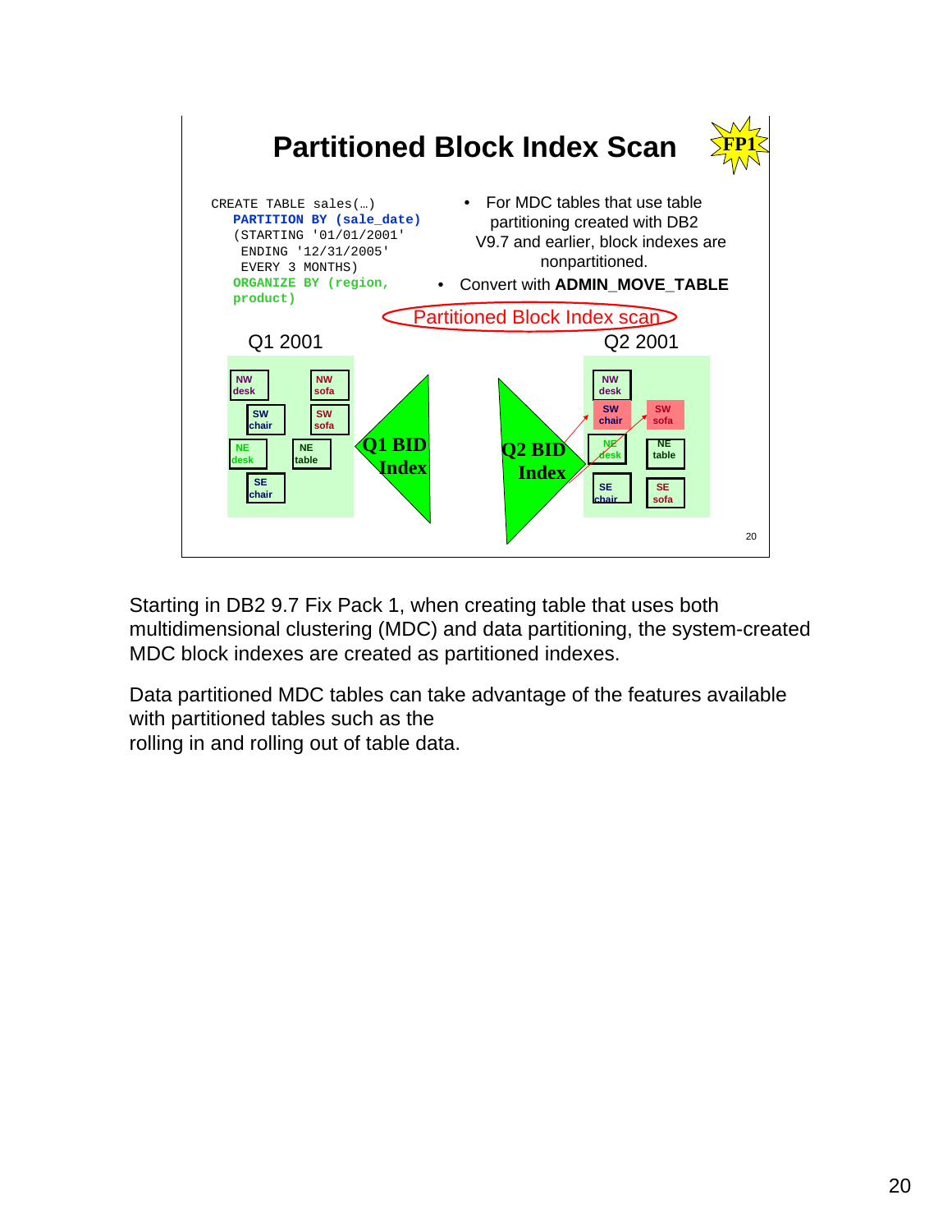## Partitioned Block Index Scan

FP1

```
CREATE TABLE sales(…)
   PARTITION BY (sale_date)
   (STARTING '01/01/2001'
    ENDING '12/31/2005'
    EVERY 3 MONTHS)
   ORGANIZE BY (region,
   product)
```

- For MDC tables that use table partitioning created with DB2 V9.7 and earlier, block indexes are nonpartitioned.
- Convert with **ADMIN_MOVE_TABLE**

Partitioned Block Index scan

Q1 2001

Q2 2001

NW desk, NW sofa, SW chair, SW sofa, NE desk, NE table, SE chair

Q1 BID Index

Q2 BID Index

NW desk, SW chair, SW sofa, NE desk, NE table, SE chair, SE sofa

Starting in DB2 9.7 Fix Pack 1, when creating table that uses both multidimensional clustering (MDC) and data partitioning, the system-created MDC block indexes are created as partitioned indexes.

Data partitioned MDC tables can take advantage of the features available with partitioned tables such as the
rolling in and rolling out of table data.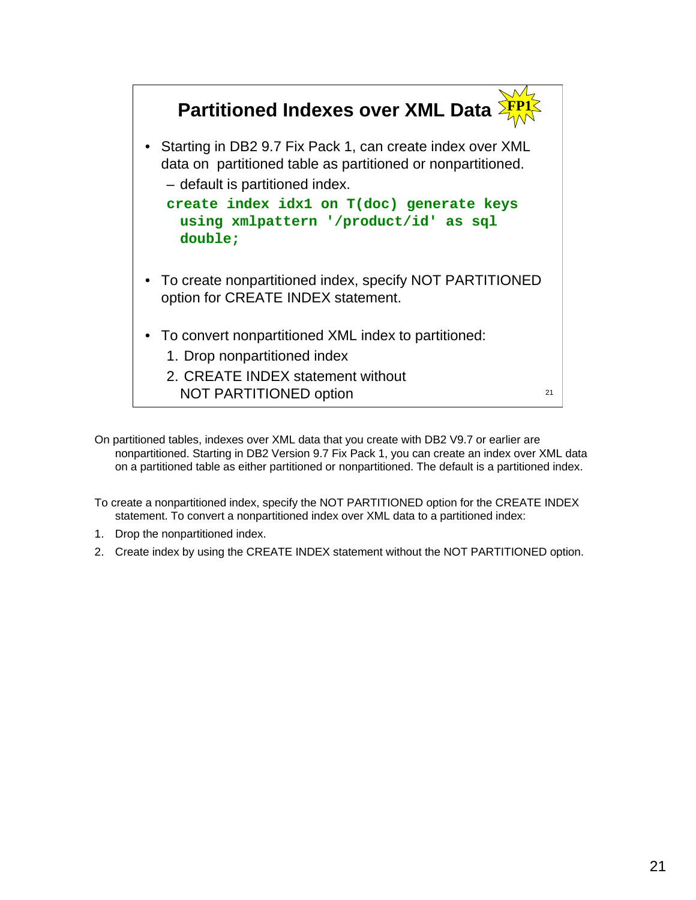## Partitioned Indexes over XML Data FP1

- Starting in DB2 9.7 Fix Pack 1, can create index over XML data on partitioned table as partitioned or nonpartitioned.
  - default is partitioned index.

```
create index idx1 on T(doc) generate keys
  using xmlpattern '/product/id' as sql
  double;
```

- To create nonpartitioned index, specify NOT PARTITIONED option for CREATE INDEX statement.
- To convert nonpartitioned XML index to partitioned:
  1. Drop nonpartitioned index
  2. CREATE INDEX statement without NOT PARTITIONED option

On partitioned tables, indexes over XML data that you create with DB2 V9.7 or earlier are nonpartitioned. Starting in DB2 Version 9.7 Fix Pack 1, you can create an index over XML data on a partitioned table as either partitioned or nonpartitioned. The default is a partitioned index.

To create a nonpartitioned index, specify the NOT PARTITIONED option for the CREATE INDEX statement. To convert a nonpartitioned index over XML data to a partitioned index:

1. Drop the nonpartitioned index.
2. Create index by using the CREATE INDEX statement without the NOT PARTITIONED option.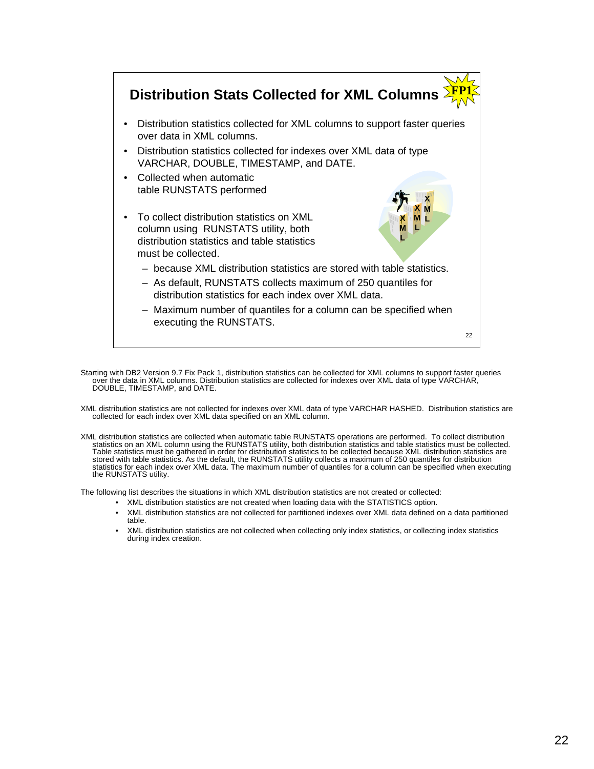## Distribution Stats Collected for XML Columns

FP1

- Distribution statistics collected for XML columns to support faster queries over data in XML columns.
- Distribution statistics collected for indexes over XML data of type VARCHAR, DOUBLE, TIMESTAMP, and DATE.
- Collected when automatic table RUNSTATS performed
- To collect distribution statistics on XML column using RUNSTATS utility, both distribution statistics and table statistics must be collected.
  - because XML distribution statistics are stored with table statistics.
  - As default, RUNSTATS collects maximum of 250 quantiles for distribution statistics for each index over XML data.
  - Maximum number of quantiles for a column can be specified when executing the RUNSTATS.

Starting with DB2 Version 9.7 Fix Pack 1, distribution statistics can be collected for XML columns to support faster queries over the data in XML columns. Distribution statistics are collected for indexes over XML data of type VARCHAR, DOUBLE, TIMESTAMP, and DATE.

XML distribution statistics are not collected for indexes over XML data of type VARCHAR HASHED. Distribution statistics are collected for each index over XML data specified on an XML column.

XML distribution statistics are collected when automatic table RUNSTATS operations are performed. To collect distribution statistics on an XML column using the RUNSTATS utility, both distribution statistics and table statistics must be collected. Table statistics must be gathered in order for distribution statistics to be collected because XML distribution statistics are stored with table statistics. As the default, the RUNSTATS utility collects a maximum of 250 quantiles for distribution statistics for each index over XML data. The maximum number of quantiles for a column can be specified when executing the RUNSTATS utility.

The following list describes the situations in which XML distribution statistics are not created or collected:

- XML distribution statistics are not created when loading data with the STATISTICS option.
- XML distribution statistics are not collected for partitioned indexes over XML data defined on a data partitioned table.
- XML distribution statistics are not collected when collecting only index statistics, or collecting index statistics during index creation.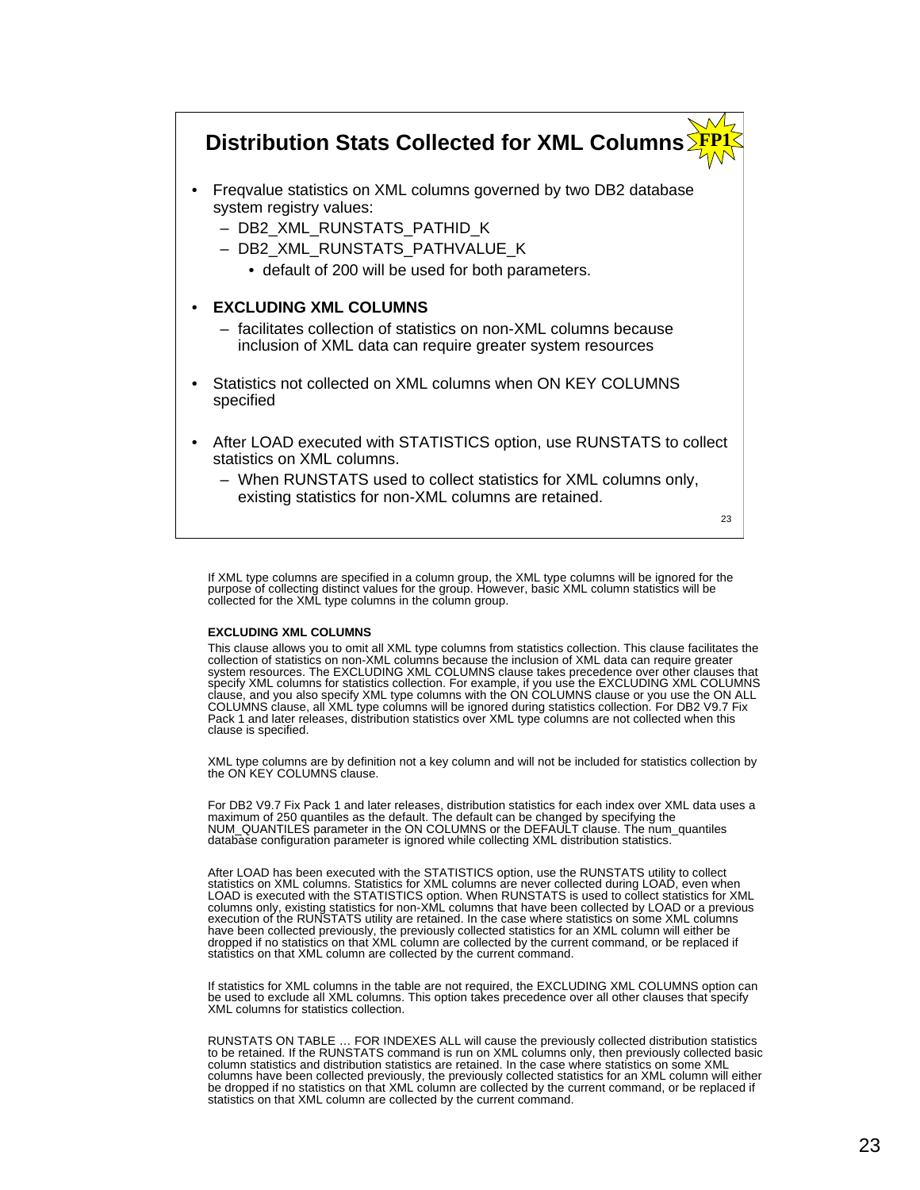## Distribution Stats Collected for XML Columns FP1

- Freqvalue statistics on XML columns governed by two DB2 database system registry values:
  - DB2_XML_RUNSTATS_PATHID_K
  - DB2_XML_RUNSTATS_PATHVALUE_K
    - default of 200 will be used for both parameters.
- **EXCLUDING XML COLUMNS**
  - facilitates collection of statistics on non-XML columns because inclusion of XML data can require greater system resources
- Statistics not collected on XML columns when ON KEY COLUMNS specified
- After LOAD executed with STATISTICS option, use RUNSTATS to collect statistics on XML columns.
  - When RUNSTATS used to collect statistics for XML columns only, existing statistics for non-XML columns are retained.

If XML type columns are specified in a column group, the XML type columns will be ignored for the purpose of collecting distinct values for the group. However, basic XML column statistics will be collected for the XML type columns in the column group.

**EXCLUDING XML COLUMNS**

This clause allows you to omit all XML type columns from statistics collection. This clause facilitates the collection of statistics on non-XML columns because the inclusion of XML data can require greater system resources. The EXCLUDING XML COLUMNS clause takes precedence over other clauses that specify XML columns for statistics collection. For example, if you use the EXCLUDING XML COLUMNS clause, and you also specify XML type columns with the ON COLUMNS clause or you use the ON ALL COLUMNS clause, all XML type columns will be ignored during statistics collection. For DB2 V9.7 Fix Pack 1 and later releases, distribution statistics over XML type columns are not collected when this clause is specified.

XML type columns are by definition not a key column and will not be included for statistics collection by the ON KEY COLUMNS clause.

For DB2 V9.7 Fix Pack 1 and later releases, distribution statistics for each index over XML data uses a maximum of 250 quantiles as the default. The default can be changed by specifying the NUM_QUANTILES parameter in the ON COLUMNS or the DEFAULT clause. The num_quantiles database configuration parameter is ignored while collecting XML distribution statistics.

After LOAD has been executed with the STATISTICS option, use the RUNSTATS utility to collect statistics on XML columns. Statistics for XML columns are never collected during LOAD, even when LOAD is executed with the STATISTICS option. When RUNSTATS is used to collect statistics for XML columns only, existing statistics for non-XML columns that have been collected by LOAD or a previous execution of the RUNSTATS utility are retained. In the case where statistics on some XML columns have been collected previously, the previously collected statistics for an XML column will either be dropped if no statistics on that XML column are collected by the current command, or be replaced if statistics on that XML column are collected by the current command.

If statistics for XML columns in the table are not required, the EXCLUDING XML COLUMNS option can be used to exclude all XML columns. This option takes precedence over all other clauses that specify XML columns for statistics collection.

RUNSTATS ON TABLE … FOR INDEXES ALL will cause the previously collected distribution statistics to be retained. If the RUNSTATS command is run on XML columns only, then previously collected basic column statistics and distribution statistics are retained. In the case where statistics on some XML columns have been collected previously, the previously collected statistics for an XML column will either be dropped if no statistics on that XML column are collected by the current command, or be replaced if statistics on that XML column are collected by the current command.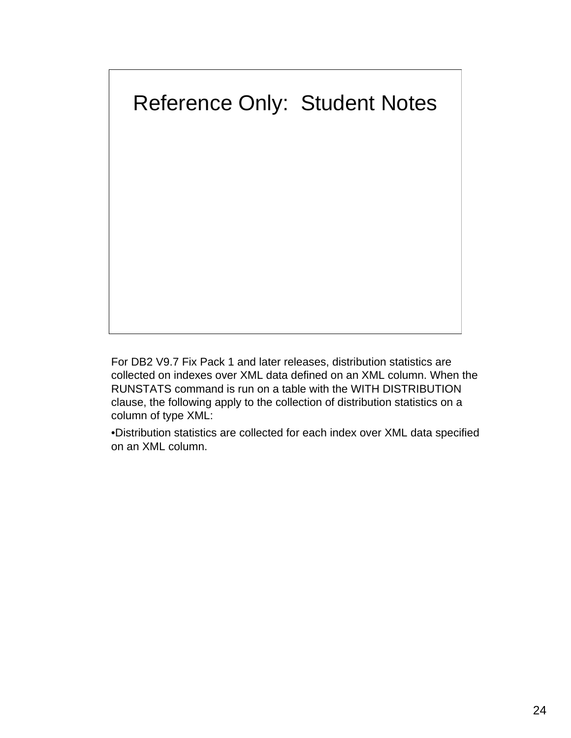# Reference Only: Student Notes

For DB2 V9.7 Fix Pack 1 and later releases, distribution statistics are collected on indexes over XML data defined on an XML column. When the RUNSTATS command is run on a table with the WITH DISTRIBUTION clause, the following apply to the collection of distribution statistics on a column of type XML:

- Distribution statistics are collected for each index over XML data specified on an XML column.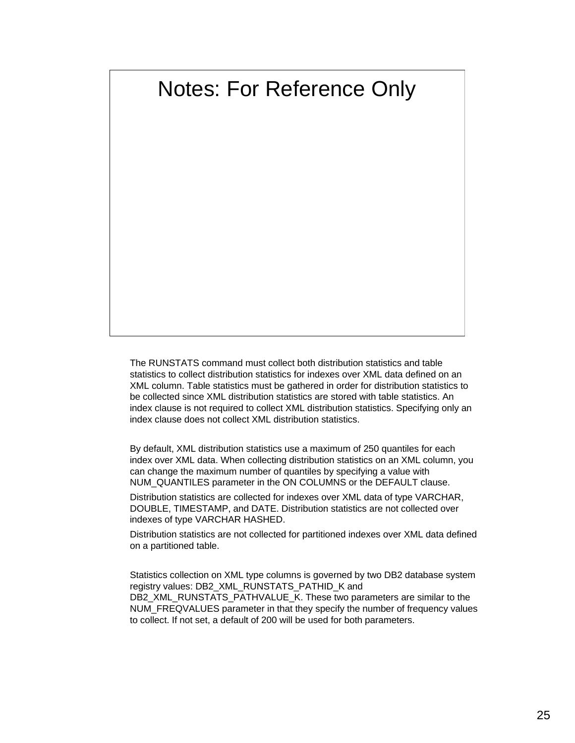# Notes: For Reference Only

The RUNSTATS command must collect both distribution statistics and table statistics to collect distribution statistics for indexes over XML data defined on an XML column. Table statistics must be gathered in order for distribution statistics to be collected since XML distribution statistics are stored with table statistics. An index clause is not required to collect XML distribution statistics. Specifying only an index clause does not collect XML distribution statistics.

By default, XML distribution statistics use a maximum of 250 quantiles for each index over XML data. When collecting distribution statistics on an XML column, you can change the maximum number of quantiles by specifying a value with NUM_QUANTILES parameter in the ON COLUMNS or the DEFAULT clause.

Distribution statistics are collected for indexes over XML data of type VARCHAR, DOUBLE, TIMESTAMP, and DATE. Distribution statistics are not collected over indexes of type VARCHAR HASHED.

Distribution statistics are not collected for partitioned indexes over XML data defined on a partitioned table.

Statistics collection on XML type columns is governed by two DB2 database system registry values: DB2_XML_RUNSTATS_PATHID_K and DB2_XML_RUNSTATS_PATHVALUE_K. These two parameters are similar to the NUM_FREQVALUES parameter in that they specify the number of frequency values to collect. If not set, a default of 200 will be used for both parameters.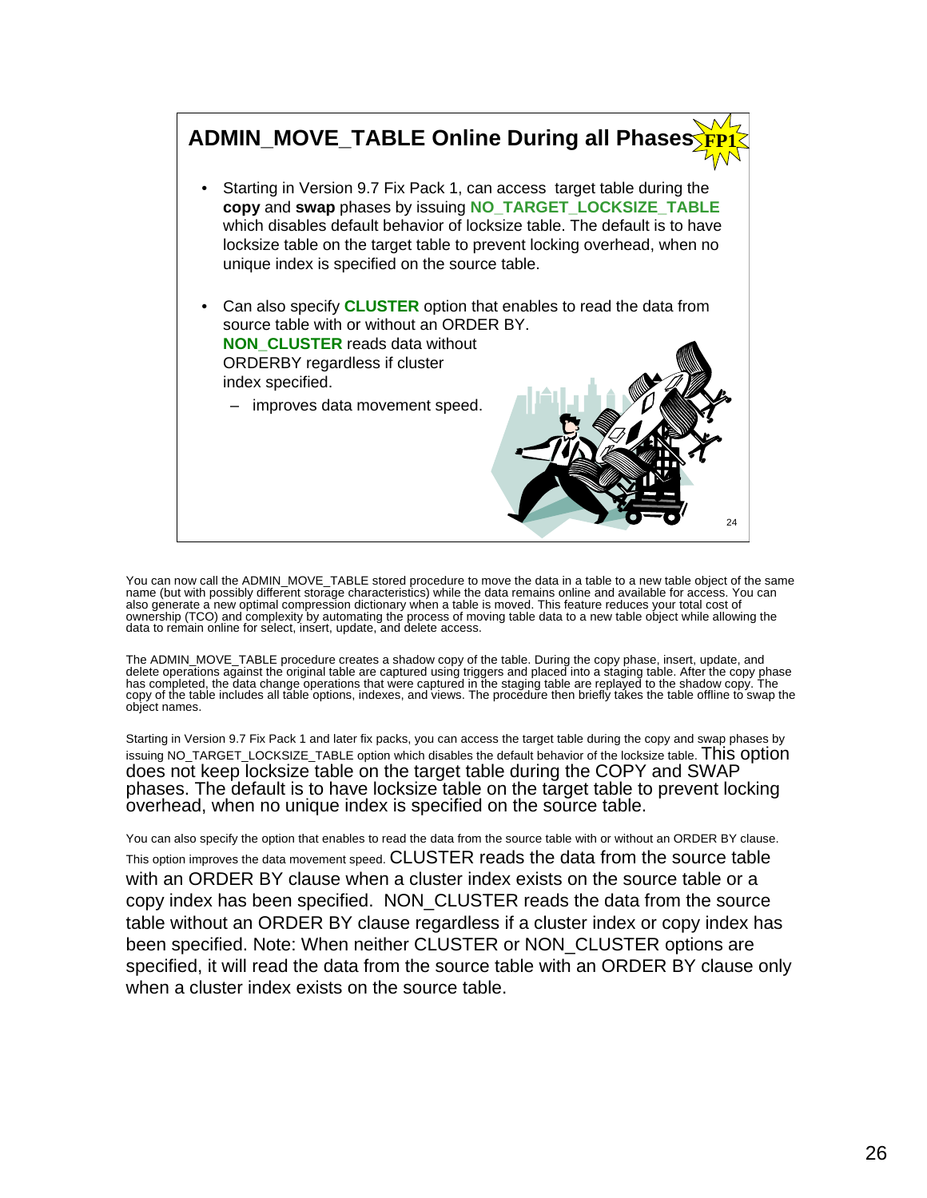## ADMIN_MOVE_TABLE Online During all Phases FP1

- Starting in Version 9.7 Fix Pack 1, can access target table during the **copy** and **swap** phases by issuing **NO_TARGET_LOCKSIZE_TABLE** which disables default behavior of locksize table. The default is to have locksize table on the target table to prevent locking overhead, when no unique index is specified on the source table.
- Can also specify **CLUSTER** option that enables to read the data from source table with or without an ORDER BY. **NON_CLUSTER** reads data without ORDERBY regardless if cluster index specified.
  - improves data movement speed.

You can now call the ADMIN_MOVE_TABLE stored procedure to move the data in a table to a new table object of the same name (but with possibly different storage characteristics) while the data remains online and available for access. You can also generate a new optimal compression dictionary when a table is moved. This feature reduces your total cost of ownership (TCO) and complexity by automating the process of moving table data to a new table object while allowing the data to remain online for select, insert, update, and delete access.

The ADMIN_MOVE_TABLE procedure creates a shadow copy of the table. During the copy phase, insert, update, and delete operations against the original table are captured using triggers and placed into a staging table. After the copy phase has completed, the data change operations that were captured in the staging table are replayed to the shadow copy. The copy of the table includes all table options, indexes, and views. The procedure then briefly takes the table offline to swap the object names.

Starting in Version 9.7 Fix Pack 1 and later fix packs, you can access the target table during the copy and swap phases by issuing NO_TARGET_LOCKSIZE_TABLE option which disables the default behavior of the locksize table. This option does not keep locksize table on the target table during the COPY and SWAP phases. The default is to have locksize table on the target table to prevent locking overhead, when no unique index is specified on the source table.

You can also specify the option that enables to read the data from the source table with or without an ORDER BY clause. This option improves the data movement speed. CLUSTER reads the data from the source table with an ORDER BY clause when a cluster index exists on the source table or a copy index has been specified. NON_CLUSTER reads the data from the source table without an ORDER BY clause regardless if a cluster index or copy index has been specified. Note: When neither CLUSTER or NON_CLUSTER options are specified, it will read the data from the source table with an ORDER BY clause only when a cluster index exists on the source table.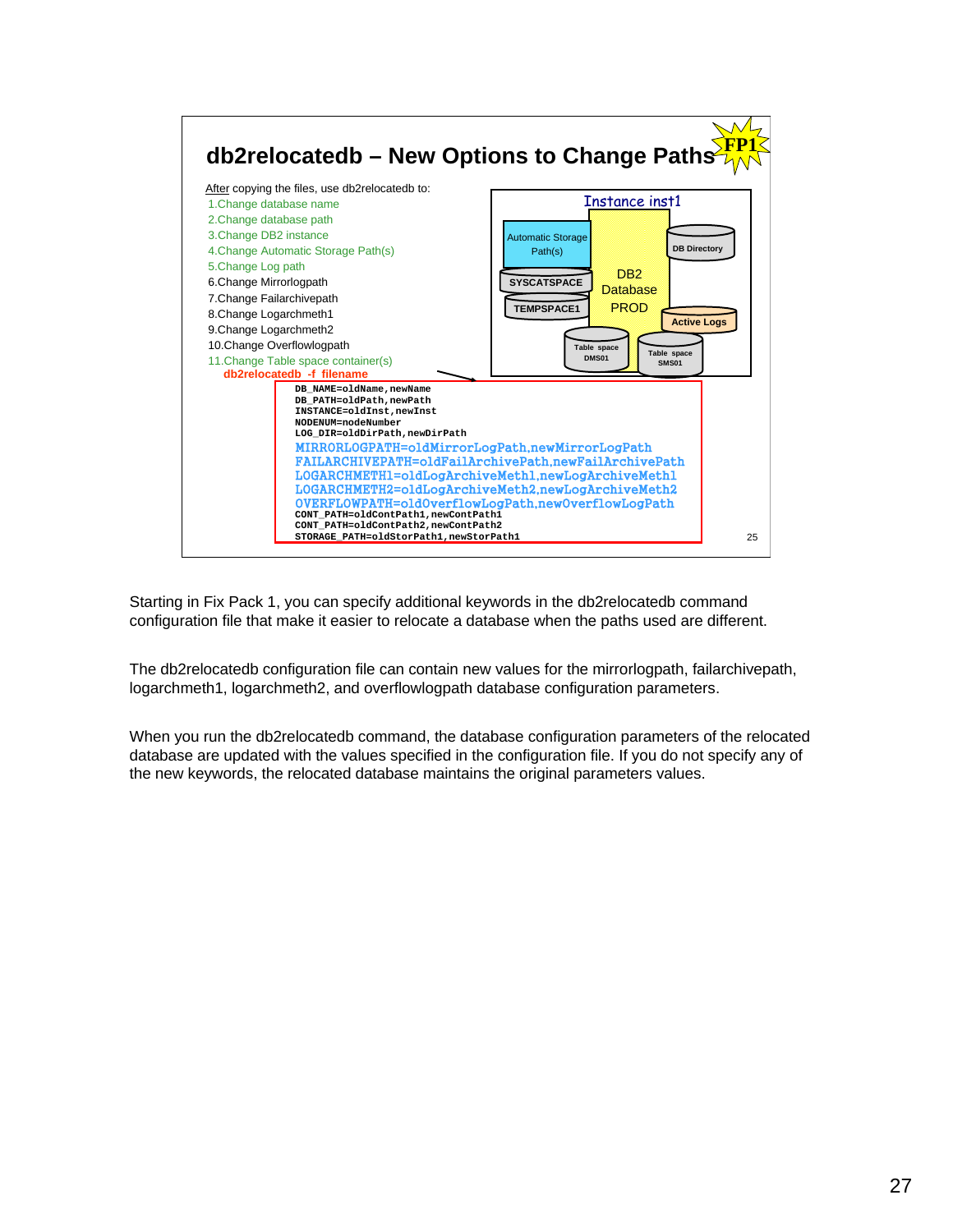## db2relocatedb – New Options to Change Paths

FP1

After copying the files, use db2relocatedb to:

1. Change database name
2. Change database path
3. Change DB2 instance
4. Change Automatic Storage Path(s)
5. Change Log path
6. Change Mirrorlogpath
7. Change Failarchivepath
8. Change Logarchmeth1
9. Change Logarchmeth2
10. Change Overflowlogpath
11. Change Table space container(s)

**db2relocatedb -f filename**

Instance inst1: Automatic Storage Path(s), SYSCATSPACE, TEMPSPACE1, DB2 Database PROD, DB Directory, Active Logs, Table space DMS01, Table space SMS01

```
DB_NAME=oldName,newName
DB_PATH=oldPath,newPath
INSTANCE=oldInst,newInst
NODENUM=nodeNumber
LOG_DIR=oldDirPath,newDirPath
MIRRORLOGPATH=oldMirrorLogPath,newMirrorLogPath
FAILARCHIVEPATH=oldFailArchivePath,newFailArchivePath
LOGARCHMETH1=oldLogArchiveMeth1,newLogArchiveMeth1
LOGARCHMETH2=oldLogArchiveMeth2,newLogArchiveMeth2
OVERFLOWPATH=oldOverflowLogPath,newOverflowLogPath
CONT_PATH=oldContPath1,newContPath1
CONT_PATH=oldContPath2,newContPath2
STORAGE_PATH=oldStorPath1,newStorPath1
```

Starting in Fix Pack 1, you can specify additional keywords in the db2relocatedb command configuration file that make it easier to relocate a database when the paths used are different.

The db2relocatedb configuration file can contain new values for the mirrorlogpath, failarchivepath, logarchmeth1, logarchmeth2, and overflowlogpath database configuration parameters.

When you run the db2relocatedb command, the database configuration parameters of the relocated database are updated with the values specified in the configuration file. If you do not specify any of the new keywords, the relocated database maintains the original parameters values.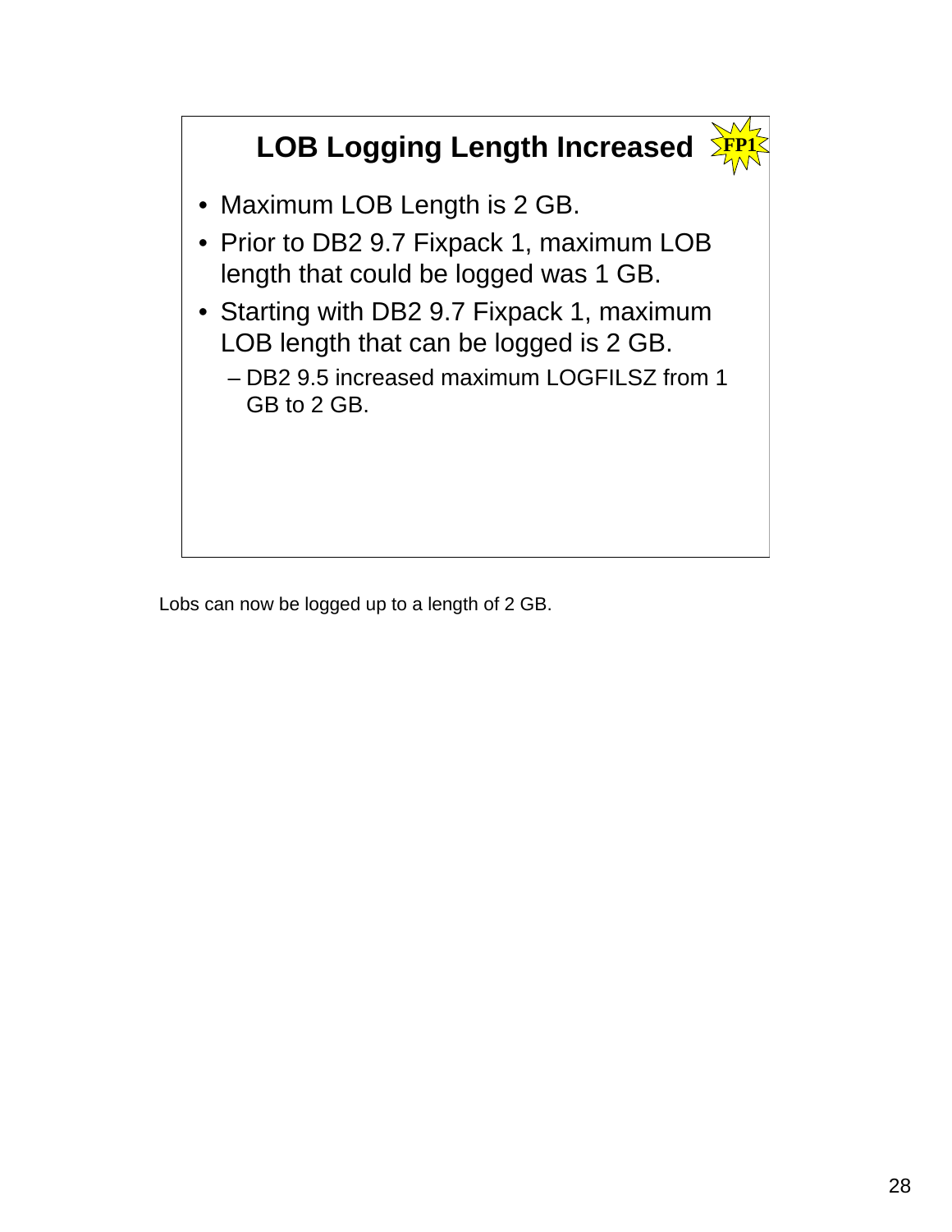## LOB Logging Length Increased

FP1

- Maximum LOB Length is 2 GB.
- Prior to DB2 9.7 Fixpack 1, maximum LOB length that could be logged was 1 GB.
- Starting with DB2 9.7 Fixpack 1, maximum LOB length that can be logged is 2 GB.
  - DB2 9.5 increased maximum LOGFILSZ from 1 GB to 2 GB.

Lobs can now be logged up to a length of 2 GB.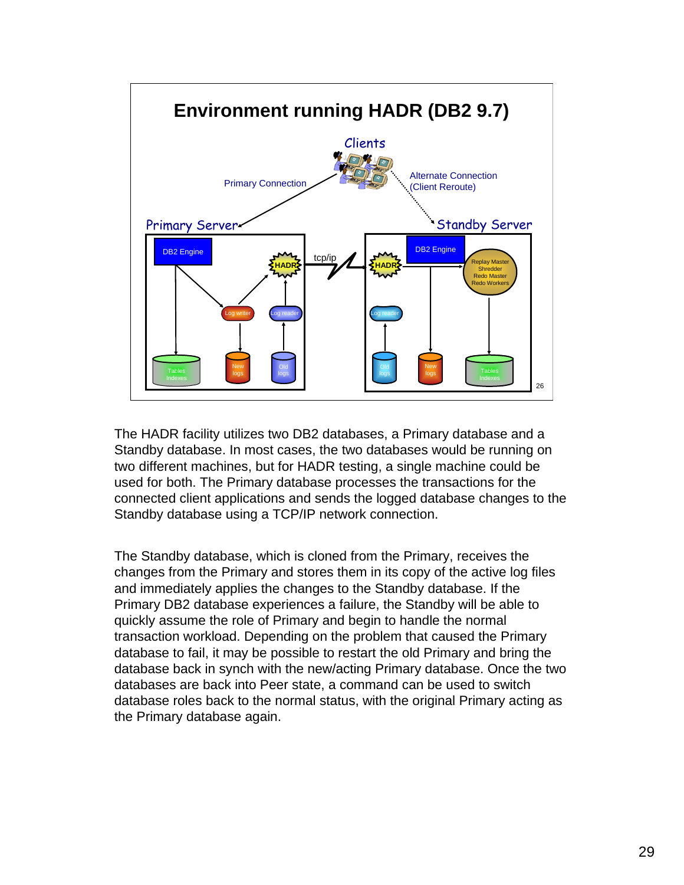## Environment running HADR (DB2 9.7)

Clients

Primary Connection

Alternate Connection (Client Reroute)

Primary Server

Standby Server

DB2 Engine | HADR | tcp/ip | Log writer | Log reader | Tables Indexes | New logs | Old logs

HADR | DB2 Engine | Replay Master Shredder Redo Master Redo Workers | Log reader | Old logs | New logs | Tables Indexes

The HADR facility utilizes two DB2 databases, a Primary database and a Standby database. In most cases, the two databases would be running on two different machines, but for HADR testing, a single machine could be used for both. The Primary database processes the transactions for the connected client applications and sends the logged database changes to the Standby database using a TCP/IP network connection.

The Standby database, which is cloned from the Primary, receives the changes from the Primary and stores them in its copy of the active log files and immediately applies the changes to the Standby database. If the Primary DB2 database experiences a failure, the Standby will be able to quickly assume the role of Primary and begin to handle the normal transaction workload. Depending on the problem that caused the Primary database to fail, it may be possible to restart the old Primary and bring the database back in synch with the new/acting Primary database. Once the two databases are back into Peer state, a command can be used to switch database roles back to the normal status, with the original Primary acting as the Primary database again.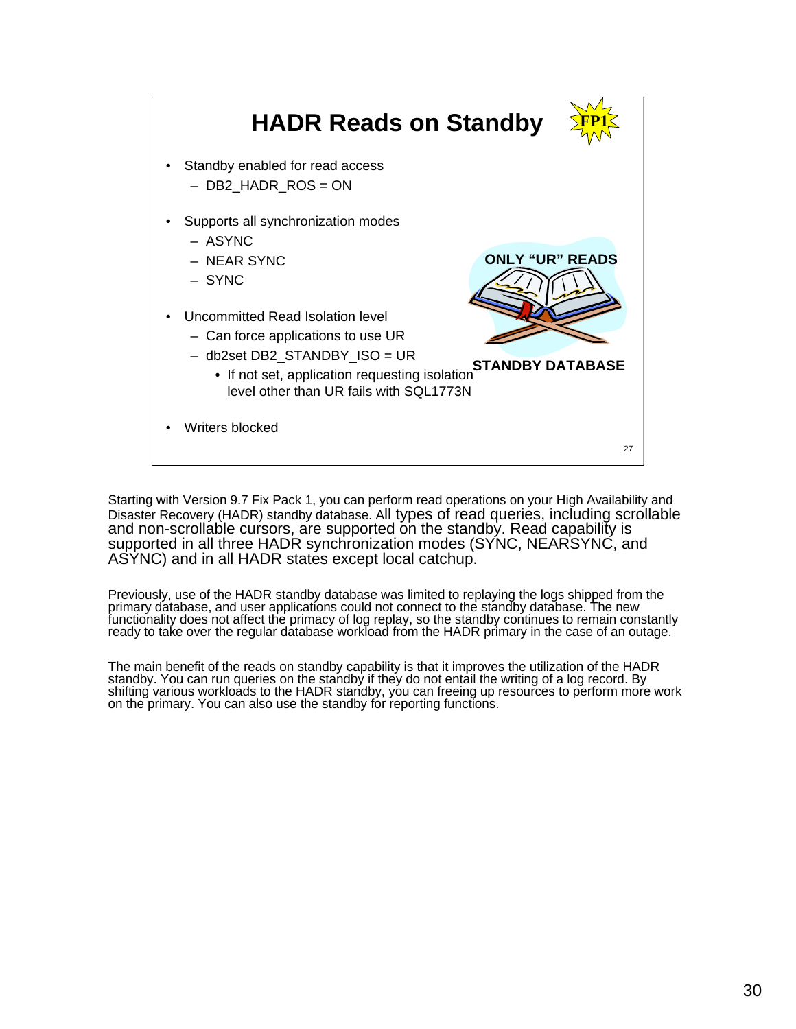# HADR Reads on Standby

FP1

- Standby enabled for read access
  - DB2_HADR_ROS = ON
- Supports all synchronization modes
  - ASYNC
  - NEAR SYNC
  - SYNC
- Uncommitted Read Isolation level
  - Can force applications to use UR
  - db2set DB2_STANDBY_ISO = UR
    - If not set, application requesting isolation level other than UR fails with SQL1773N
- Writers blocked

**ONLY "UR" READS**

**STANDBY DATABASE**

Starting with Version 9.7 Fix Pack 1, you can perform read operations on your High Availability and Disaster Recovery (HADR) standby database. All types of read queries, including scrollable and non-scrollable cursors, are supported on the standby. Read capability is supported in all three HADR synchronization modes (SYNC, NEARSYNC, and ASYNC) and in all HADR states except local catchup.

Previously, use of the HADR standby database was limited to replaying the logs shipped from the primary database, and user applications could not connect to the standby database. The new functionality does not affect the primacy of log replay, so the standby continues to remain constantly ready to take over the regular database workload from the HADR primary in the case of an outage.

The main benefit of the reads on standby capability is that it improves the utilization of the HADR standby. You can run queries on the standby if they do not entail the writing of a log record. By shifting various workloads to the HADR standby, you can freeing up resources to perform more work on the primary. You can also use the standby for reporting functions.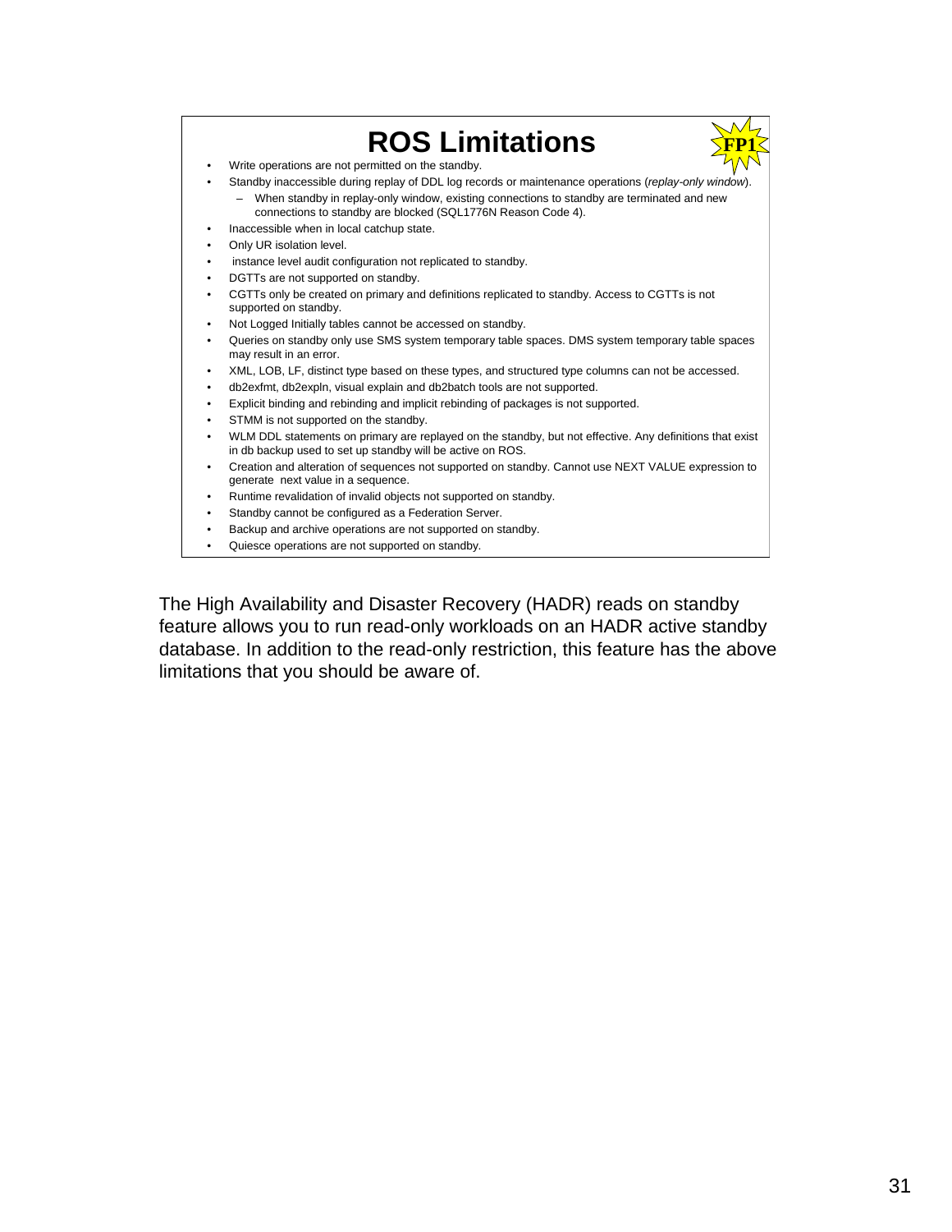# ROS Limitations

FP1

- Write operations are not permitted on the standby.
- Standby inaccessible during replay of DDL log records or maintenance operations (*replay-only window*).
  - When standby in replay-only window, existing connections to standby are terminated and new connections to standby are blocked (SQL1776N Reason Code 4).
- Inaccessible when in local catchup state.
- Only UR isolation level.
- instance level audit configuration not replicated to standby.
- DGTTs are not supported on standby.
- CGTTs only be created on primary and definitions replicated to standby. Access to CGTTs is not supported on standby.
- Not Logged Initially tables cannot be accessed on standby.
- Queries on standby only use SMS system temporary table spaces. DMS system temporary table spaces may result in an error.
- XML, LOB, LF, distinct type based on these types, and structured type columns can not be accessed.
- db2exfmt, db2expln, visual explain and db2batch tools are not supported.
- Explicit binding and rebinding and implicit rebinding of packages is not supported.
- STMM is not supported on the standby.
- WLM DDL statements on primary are replayed on the standby, but not effective. Any definitions that exist in db backup used to set up standby will be active on ROS.
- Creation and alteration of sequences not supported on standby. Cannot use NEXT VALUE expression to generate next value in a sequence.
- Runtime revalidation of invalid objects not supported on standby.
- Standby cannot be configured as a Federation Server.
- Backup and archive operations are not supported on standby.
- Quiesce operations are not supported on standby.

The High Availability and Disaster Recovery (HADR) reads on standby feature allows you to run read-only workloads on an HADR active standby database. In addition to the read-only restriction, this feature has the above limitations that you should be aware of.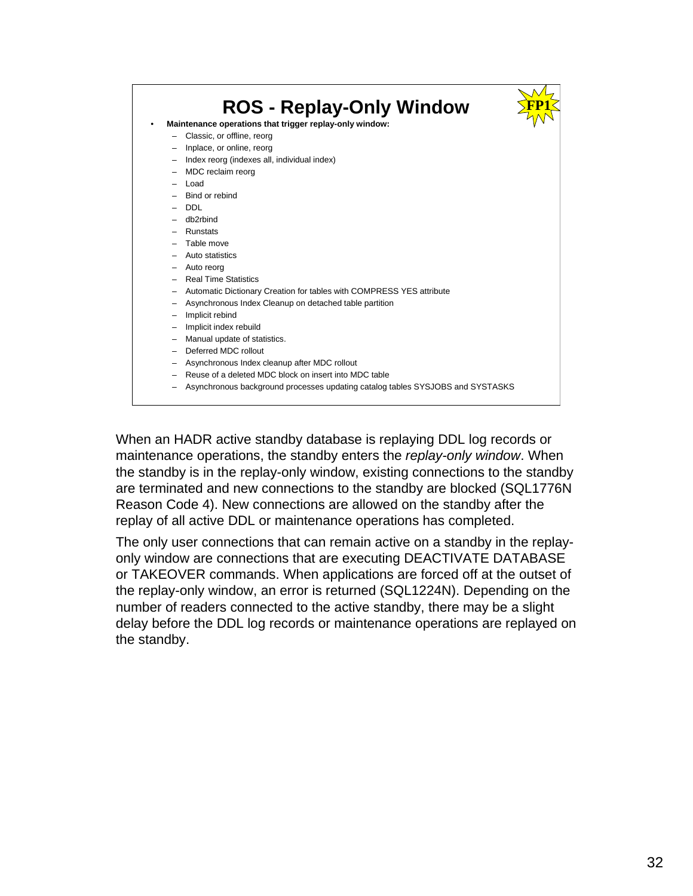# ROS - Replay-Only Window

FP1

- **Maintenance operations that trigger replay-only window:**
  - Classic, or offline, reorg
  - Inplace, or online, reorg
  - Index reorg (indexes all, individual index)
  - MDC reclaim reorg
  - Load
  - Bind or rebind
  - DDL
  - db2rbind
  - Runstats
  - Table move
  - Auto statistics
  - Auto reorg
  - Real Time Statistics
  - Automatic Dictionary Creation for tables with COMPRESS YES attribute
  - Asynchronous Index Cleanup on detached table partition
  - Implicit rebind
  - Implicit index rebuild
  - Manual update of statistics.
  - Deferred MDC rollout
  - Asynchronous Index cleanup after MDC rollout
  - Reuse of a deleted MDC block on insert into MDC table
  - Asynchronous background processes updating catalog tables SYSJOBS and SYSTASKS

When an HADR active standby database is replaying DDL log records or maintenance operations, the standby enters the *replay-only window*. When the standby is in the replay-only window, existing connections to the standby are terminated and new connections to the standby are blocked (SQL1776N Reason Code 4). New connections are allowed on the standby after the replay of all active DDL or maintenance operations has completed.

The only user connections that can remain active on a standby in the replay-only window are connections that are executing DEACTIVATE DATABASE or TAKEOVER commands. When applications are forced off at the outset of the replay-only window, an error is returned (SQL1224N). Depending on the number of readers connected to the active standby, there may be a slight delay before the DDL log records or maintenance operations are replayed on the standby.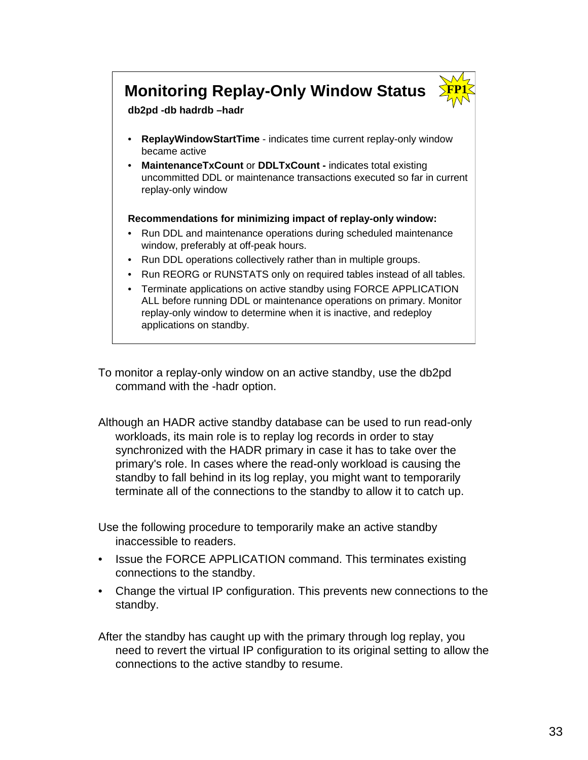## Monitoring Replay-Only Window Status

FP1

**db2pd -db hadrdb –hadr**

- **ReplayWindowStartTime** - indicates time current replay-only window became active
- **MaintenanceTxCount** or **DDLTxCount -** indicates total existing uncommitted DDL or maintenance transactions executed so far in current replay-only window

**Recommendations for minimizing impact of replay-only window:**

- Run DDL and maintenance operations during scheduled maintenance window, preferably at off-peak hours.
- Run DDL operations collectively rather than in multiple groups.
- Run REORG or RUNSTATS only on required tables instead of all tables.
- Terminate applications on active standby using FORCE APPLICATION ALL before running DDL or maintenance operations on primary. Monitor replay-only window to determine when it is inactive, and redeploy applications on standby.

To monitor a replay-only window on an active standby, use the db2pd command with the -hadr option.

Although an HADR active standby database can be used to run read-only workloads, its main role is to replay log records in order to stay synchronized with the HADR primary in case it has to take over the primary's role. In cases where the read-only workload is causing the standby to fall behind in its log replay, you might want to temporarily terminate all of the connections to the standby to allow it to catch up.

Use the following procedure to temporarily make an active standby inaccessible to readers.

- Issue the FORCE APPLICATION command. This terminates existing connections to the standby.
- Change the virtual IP configuration. This prevents new connections to the standby.

After the standby has caught up with the primary through log replay, you need to revert the virtual IP configuration to its original setting to allow the connections to the active standby to resume.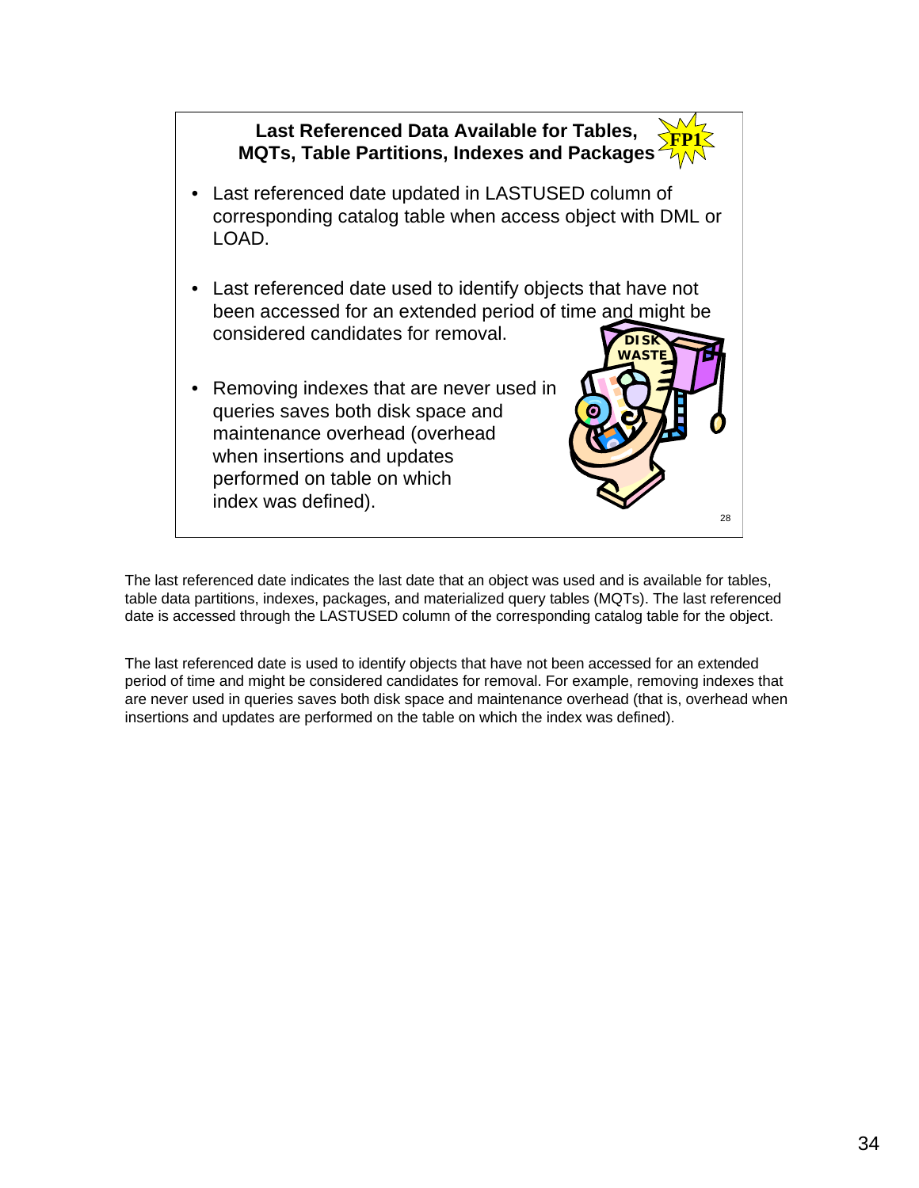## Last Referenced Data Available for Tables, MQTs, Table Partitions, Indexes and Packages

FP1

- Last referenced date updated in LASTUSED column of corresponding catalog table when access object with DML or LOAD.
- Last referenced date used to identify objects that have not been accessed for an extended period of time and might be considered candidates for removal.
- Removing indexes that are never used in queries saves both disk space and maintenance overhead (overhead when insertions and updates performed on table on which index was defined).

DISK WASTE

The last referenced date indicates the last date that an object was used and is available for tables, table data partitions, indexes, packages, and materialized query tables (MQTs). The last referenced date is accessed through the LASTUSED column of the corresponding catalog table for the object.

The last referenced date is used to identify objects that have not been accessed for an extended period of time and might be considered candidates for removal. For example, removing indexes that are never used in queries saves both disk space and maintenance overhead (that is, overhead when insertions and updates are performed on the table on which the index was defined).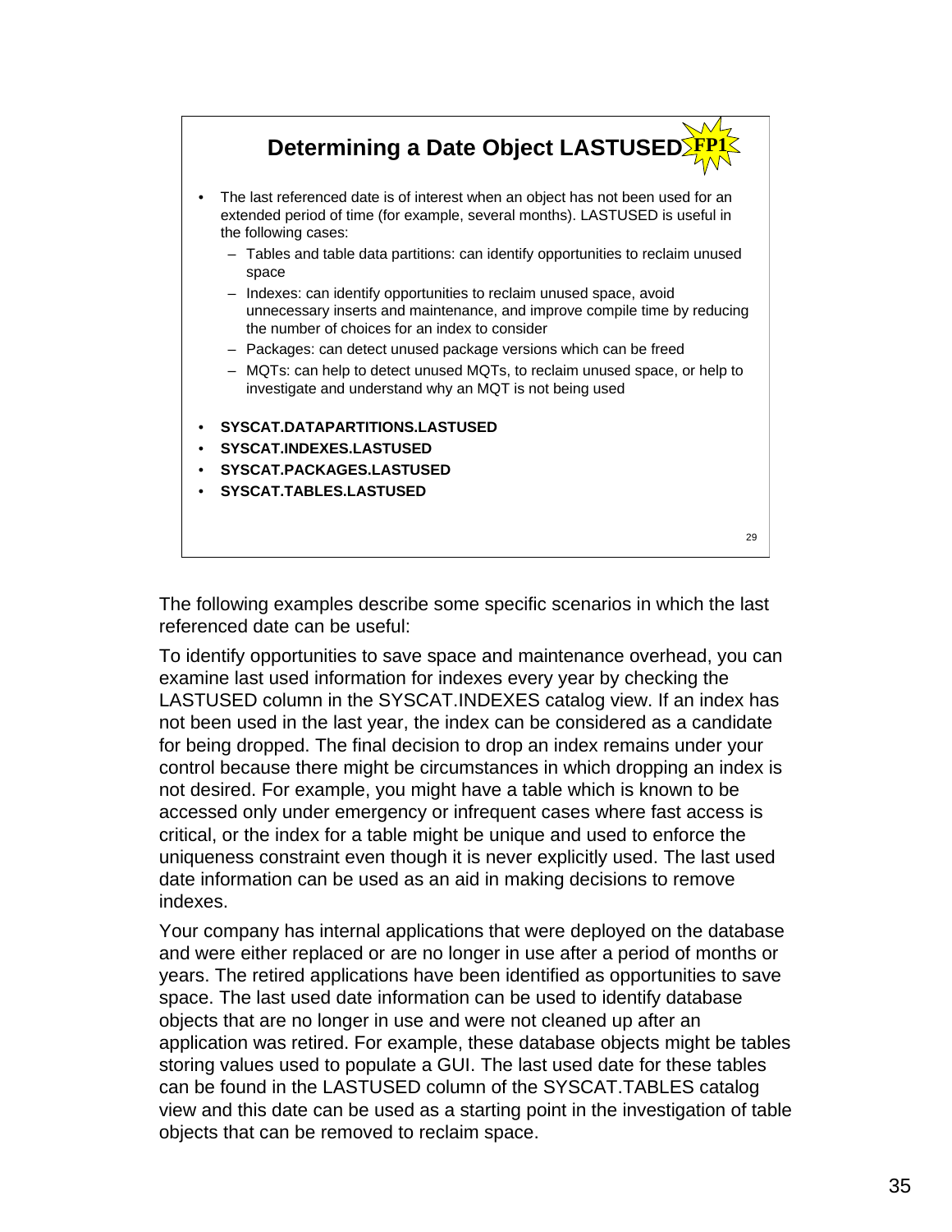## Determining a Date Object LASTUSED FP1

- The last referenced date is of interest when an object has not been used for an extended period of time (for example, several months). LASTUSED is useful in the following cases:
  - Tables and table data partitions: can identify opportunities to reclaim unused space
  - Indexes: can identify opportunities to reclaim unused space, avoid unnecessary inserts and maintenance, and improve compile time by reducing the number of choices for an index to consider
  - Packages: can detect unused package versions which can be freed
  - MQTs: can help to detect unused MQTs, to reclaim unused space, or help to investigate and understand why an MQT is not being used

- **SYSCAT.DATAPARTITIONS.LASTUSED**
- **SYSCAT.INDEXES.LASTUSED**
- **SYSCAT.PACKAGES.LASTUSED**
- **SYSCAT.TABLES.LASTUSED**

29

The following examples describe some specific scenarios in which the last referenced date can be useful:

To identify opportunities to save space and maintenance overhead, you can examine last used information for indexes every year by checking the LASTUSED column in the SYSCAT.INDEXES catalog view. If an index has not been used in the last year, the index can be considered as a candidate for being dropped. The final decision to drop an index remains under your control because there might be circumstances in which dropping an index is not desired. For example, you might have a table which is known to be accessed only under emergency or infrequent cases where fast access is critical, or the index for a table might be unique and used to enforce the uniqueness constraint even though it is never explicitly used. The last used date information can be used as an aid in making decisions to remove indexes.

Your company has internal applications that were deployed on the database and were either replaced or are no longer in use after a period of months or years. The retired applications have been identified as opportunities to save space. The last used date information can be used to identify database objects that are no longer in use and were not cleaned up after an application was retired. For example, these database objects might be tables storing values used to populate a GUI. The last used date for these tables can be found in the LASTUSED column of the SYSCAT.TABLES catalog view and this date can be used as a starting point in the investigation of table objects that can be removed to reclaim space.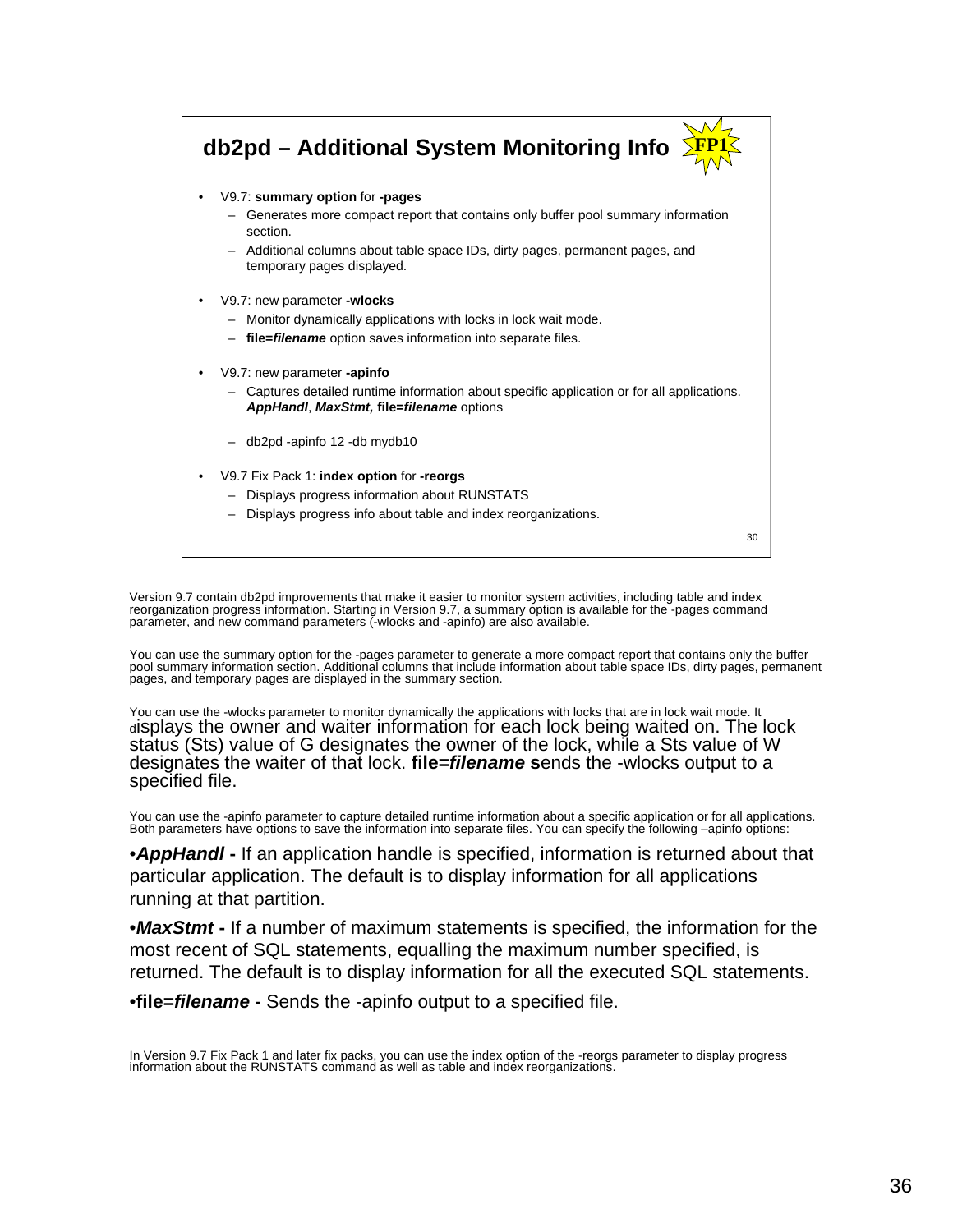## db2pd – Additional System Monitoring Info FP1

- V9.7: **summary option** for **-pages**
  - Generates more compact report that contains only buffer pool summary information section.
  - Additional columns about table space IDs, dirty pages, permanent pages, and temporary pages displayed.
- V9.7: new parameter **-wlocks**
  - Monitor dynamically applications with locks in lock wait mode.
  - **file=*filename*** option saves information into separate files.
- V9.7: new parameter **-apinfo**
  - Captures detailed runtime information about specific application or for all applications. ***AppHandl***, ***MaxStmt,*** **file=*filename*** options
  - db2pd -apinfo 12 -db mydb10
- V9.7 Fix Pack 1: **index option** for **-reorgs**
  - Displays progress information about RUNSTATS
  - Displays progress info about table and index reorganizations.

30

Version 9.7 contain db2pd improvements that make it easier to monitor system activities, including table and index reorganization progress information. Starting in Version 9.7, a summary option is available for the -pages command parameter, and new command parameters (-wlocks and -apinfo) are also available.

You can use the summary option for the -pages parameter to generate a more compact report that contains only the buffer pool summary information section. Additional columns that include information about table space IDs, dirty pages, permanent pages, and temporary pages are displayed in the summary section.

You can use the -wlocks parameter to monitor dynamically the applications with locks that are in lock wait mode. It displays the owner and waiter information for each lock being waited on. The lock status (Sts) value of G designates the owner of the lock, while a Sts value of W designates the waiter of that lock. **file=*filename*** **s**ends the -wlocks output to a specified file.

You can use the -apinfo parameter to capture detailed runtime information about a specific application or for all applications. Both parameters have options to save the information into separate files. You can specify the following –apinfo options:

•***AppHandl*** **-** If an application handle is specified, information is returned about that particular application. The default is to display information for all applications running at that partition.

•***MaxStmt*** **-** If a number of maximum statements is specified, the information for the most recent of SQL statements, equalling the maximum number specified, is returned. The default is to display information for all the executed SQL statements.

•**file=*filename*** **-** Sends the -apinfo output to a specified file.

In Version 9.7 Fix Pack 1 and later fix packs, you can use the index option of the -reorgs parameter to display progress information about the RUNSTATS command as well as table and index reorganizations.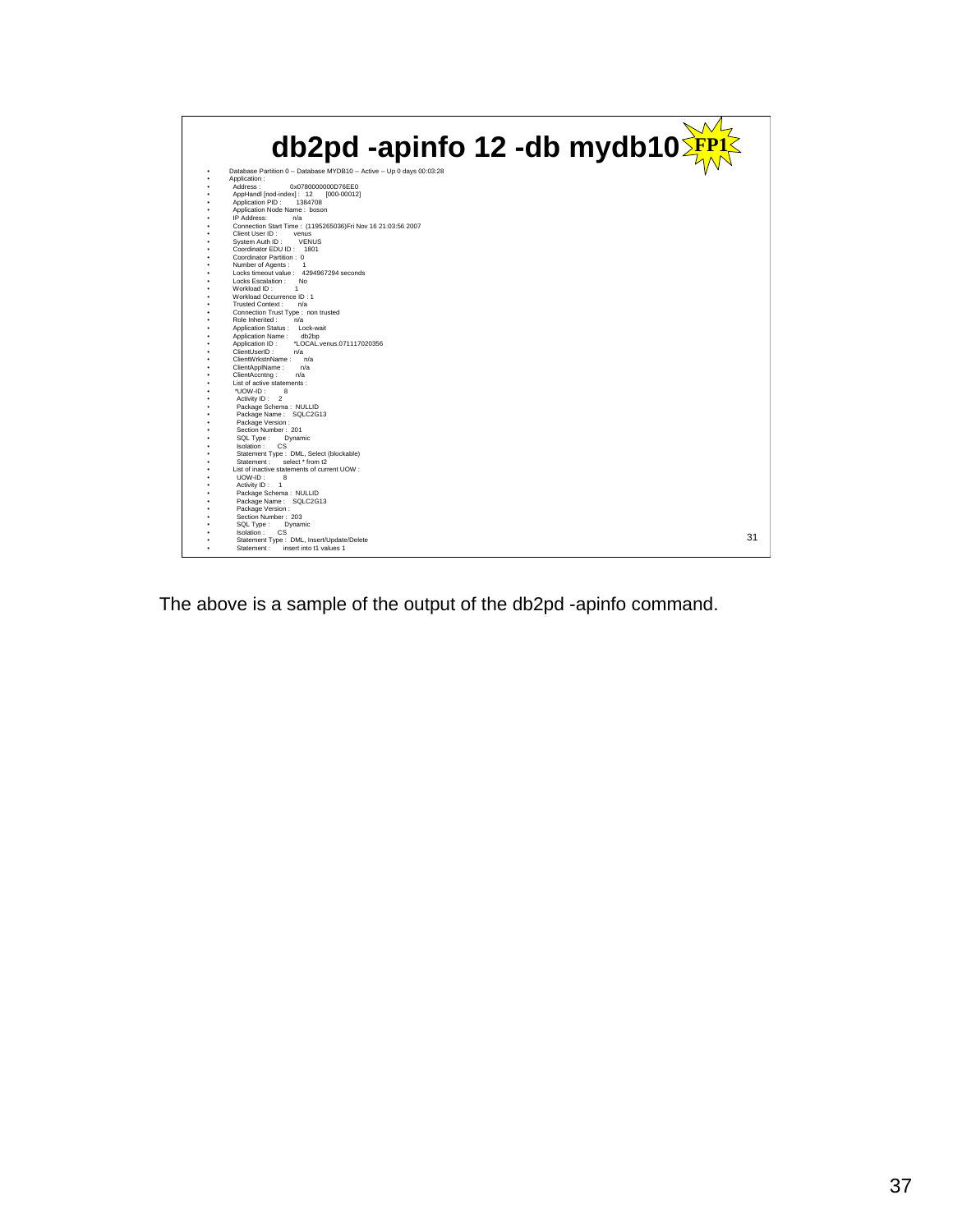# db2pd -apinfo 12 -db mydb10 FP1

- Database Partition 0 -- Database MYDB10 -- Active -- Up 0 days 00:03:28
- Application :
- Address : 0x0780000000D76EE0
- AppHandl [nod-index] : 12 [000-00012]
- Application PID : 1384708
- Application Node Name : boson
- IP Address: n/a
- Connection Start Time : (1195265036)Fri Nov 16 21:03:56 2007
- Client User ID : venus
- System Auth ID : VENUS
- Coordinator EDU ID : 1801
- Coordinator Partition : 0
- Number of Agents : 1
- Locks timeout value : 4294967294 seconds
- Locks Escalation : No
- Workload ID : 1
- Workload Occurrence ID : 1
- Trusted Context : n/a
- Connection Trust Type : non trusted
- Role Inherited : n/a
- Application Status : Lock-wait
- Application Name : db2bp
- Application ID : *LOCAL.venus.071117020356
- ClientUserID : n/a
- ClientWrkstnName : n/a
- ClientApplName : n/a
- ClientAccntng : n/a
- List of active statements :
- *UOW-ID : 8
- Activity ID : 2
- Package Schema : NULLID
- Package Name : SQLC2G13
- Package Version :
- Section Number : 201
- SQL Type : Dynamic
- Isolation : CS
- Statement Type : DML, Select (blockable)
- Statement : select * from t2
- List of inactive statements of current UOW :
- UOW-ID : 8
- Activity ID : 1
- Package Schema : NULLID
- Package Name : SQLC2G13
- Package Version :
- Section Number : 203
- SQL Type : Dynamic
- Isolation : CS
- Statement Type : DML, Insert/Update/Delete
- Statement : insert into t1 values 1

The above is a sample of the output of the db2pd -apinfo command.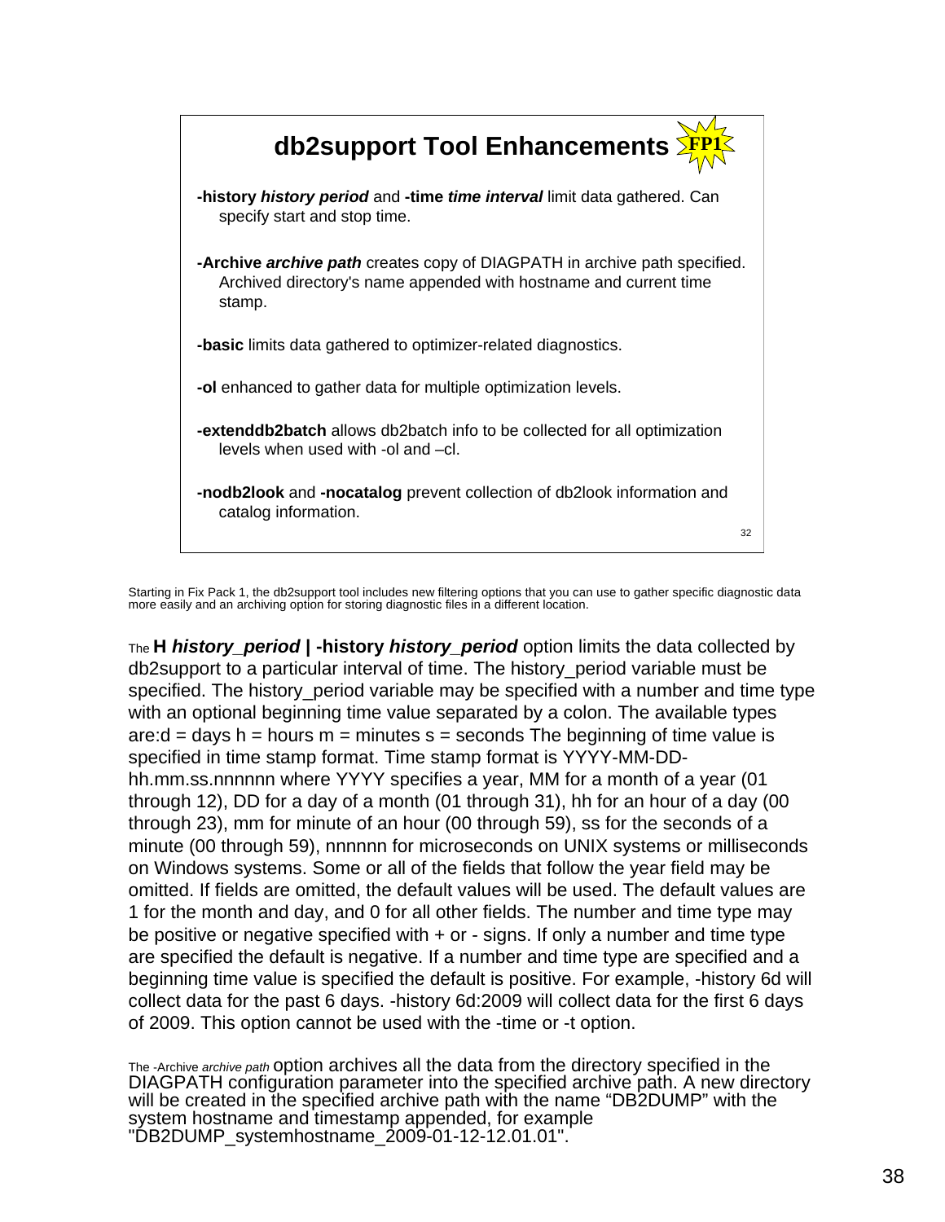## db2support Tool Enhancements FP1

**-history** ***history period*** and **-time** ***time interval*** limit data gathered. Can specify start and stop time.

**-Archive** ***archive path*** creates copy of DIAGPATH in archive path specified. Archived directory's name appended with hostname and current time stamp.

**-basic** limits data gathered to optimizer-related diagnostics.

**-ol** enhanced to gather data for multiple optimization levels.

**-extenddb2batch** allows db2batch info to be collected for all optimization levels when used with -ol and –cl.

**-nodb2look** and **-nocatalog** prevent collection of db2look information and catalog information.

Starting in Fix Pack 1, the db2support tool includes new filtering options that you can use to gather specific diagnostic data more easily and an archiving option for storing diagnostic files in a different location.

The **H** ***history_period*** **| -history** ***history_period*** option limits the data collected by db2support to a particular interval of time. The history_period variable must be specified. The history_period variable may be specified with a number and time type with an optional beginning time value separated by a colon. The available types are:d = days h = hours m = minutes s = seconds The beginning of time value is specified in time stamp format. Time stamp format is YYYY-MM-DD-hh.mm.ss.nnnnnn where YYYY specifies a year, MM for a month of a year (01 through 12), DD for a day of a month (01 through 31), hh for an hour of a day (00 through 23), mm for minute of an hour (00 through 59), ss for the seconds of a minute (00 through 59), nnnnnn for microseconds on UNIX systems or milliseconds on Windows systems. Some or all of the fields that follow the year field may be omitted. If fields are omitted, the default values will be used. The default values are 1 for the month and day, and 0 for all other fields. The number and time type may be positive or negative specified with + or - signs. If only a number and time type are specified the default is negative. If a number and time type are specified and a beginning time value is specified the default is positive. For example, -history 6d will collect data for the past 6 days. -history 6d:2009 will collect data for the first 6 days of 2009. This option cannot be used with the -time or -t option.

The -Archive *archive path* option archives all the data from the directory specified in the DIAGPATH configuration parameter into the specified archive path. A new directory will be created in the specified archive path with the name “DB2DUMP” with the system hostname and timestamp appended, for example "DB2DUMP_systemhostname_2009-01-12-12.01.01".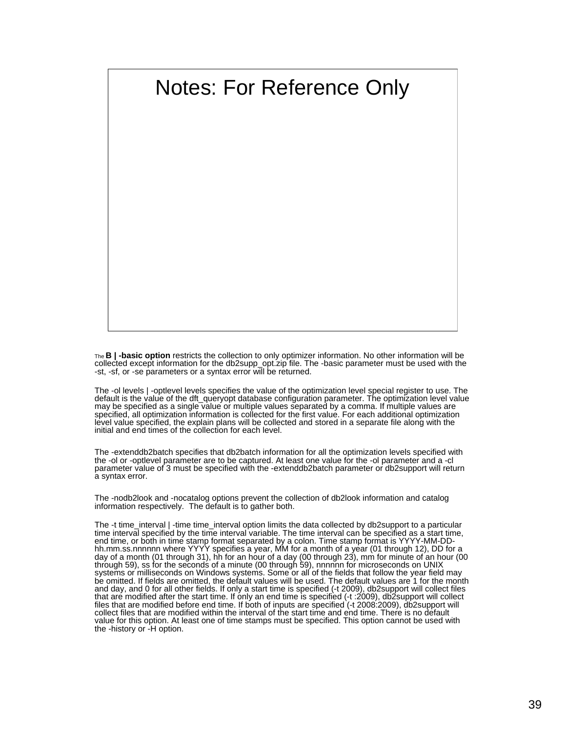# Notes: For Reference Only

The **B | -basic option** restricts the collection to only optimizer information. No other information will be collected except information for the db2supp_opt.zip file. The -basic parameter must be used with the -st, -sf, or -se parameters or a syntax error will be returned.

The -ol levels | -optlevel levels specifies the value of the optimization level special register to use. The default is the value of the dft_queryopt database configuration parameter. The optimization level value may be specified as a single value or multiple values separated by a comma. If multiple values are specified, all optimization information is collected for the first value. For each additional optimization level value specified, the explain plans will be collected and stored in a separate file along with the initial and end times of the collection for each level.

The -extenddb2batch specifies that db2batch information for all the optimization levels specified with the -ol or -optlevel parameter are to be captured. At least one value for the -ol parameter and a -cl parameter value of 3 must be specified with the -extenddb2batch parameter or db2support will return a syntax error.

The -nodb2look and -nocatalog options prevent the collection of db2look information and catalog information respectively. The default is to gather both.

The -t time_interval | -time time_interval option limits the data collected by db2support to a particular time interval specified by the time interval variable. The time interval can be specified as a start time, end time, or both in time stamp format separated by a colon. Time stamp format is YYYY-MM-DD-hh.mm.ss.nnnnnn where YYYY specifies a year, MM for a month of a year (01 through 12), DD for a day of a month (01 through 31), hh for an hour of a day (00 through 23), mm for minute of an hour (00 through 59), ss for the seconds of a minute (00 through 59), nnnnnn for microseconds on UNIX systems or milliseconds on Windows systems. Some or all of the fields that follow the year field may be omitted. If fields are omitted, the default values will be used. The default values are 1 for the month and day, and 0 for all other fields. If only a start time is specified (-t 2009), db2support will collect files that are modified after the start time. If only an end time is specified (-t :2009), db2support will collect files that are modified before end time. If both of inputs are specified (-t 2008:2009), db2support will collect files that are modified within the interval of the start time and end time. There is no default value for this option. At least one of time stamps must be specified. This option cannot be used with the -history or -H option.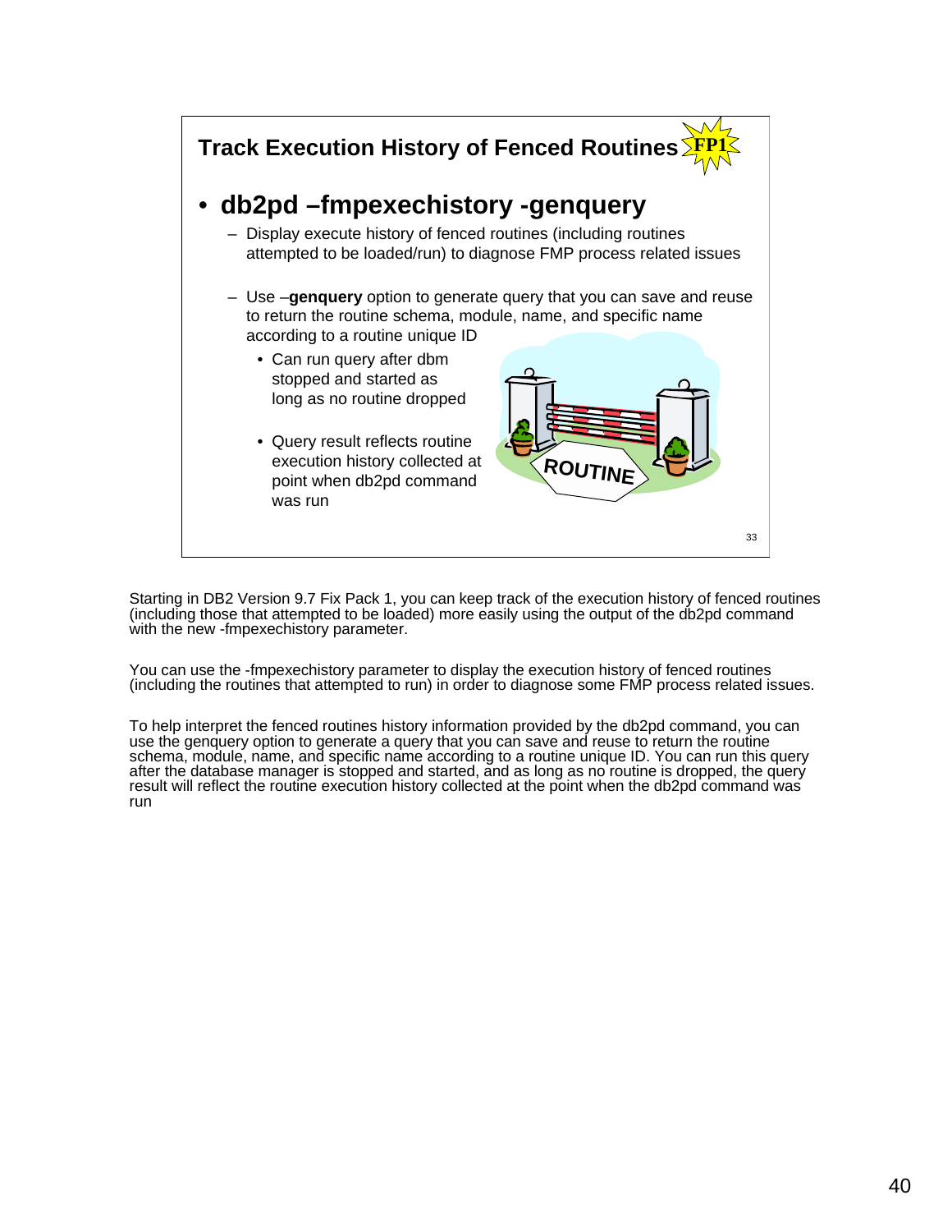## Track Execution History of Fenced Routines FP1

- **db2pd –fmpexechistory -genquery**
  - Display execute history of fenced routines (including routines attempted to be loaded/run) to diagnose FMP process related issues
  - Use –**genquery** option to generate query that you can save and reuse to return the routine schema, module, name, and specific name according to a routine unique ID
    - Can run query after dbm stopped and started as long as no routine dropped
    - Query result reflects routine execution history collected at point when db2pd command was run

Starting in DB2 Version 9.7 Fix Pack 1, you can keep track of the execution history of fenced routines (including those that attempted to be loaded) more easily using the output of the db2pd command with the new -fmpexechistory parameter.

You can use the -fmpexechistory parameter to display the execution history of fenced routines (including the routines that attempted to run) in order to diagnose some FMP process related issues.

To help interpret the fenced routines history information provided by the db2pd command, you can use the genquery option to generate a query that you can save and reuse to return the routine schema, module, name, and specific name according to a routine unique ID. You can run this query after the database manager is stopped and started, and as long as no routine is dropped, the query result will reflect the routine execution history collected at the point when the db2pd command was run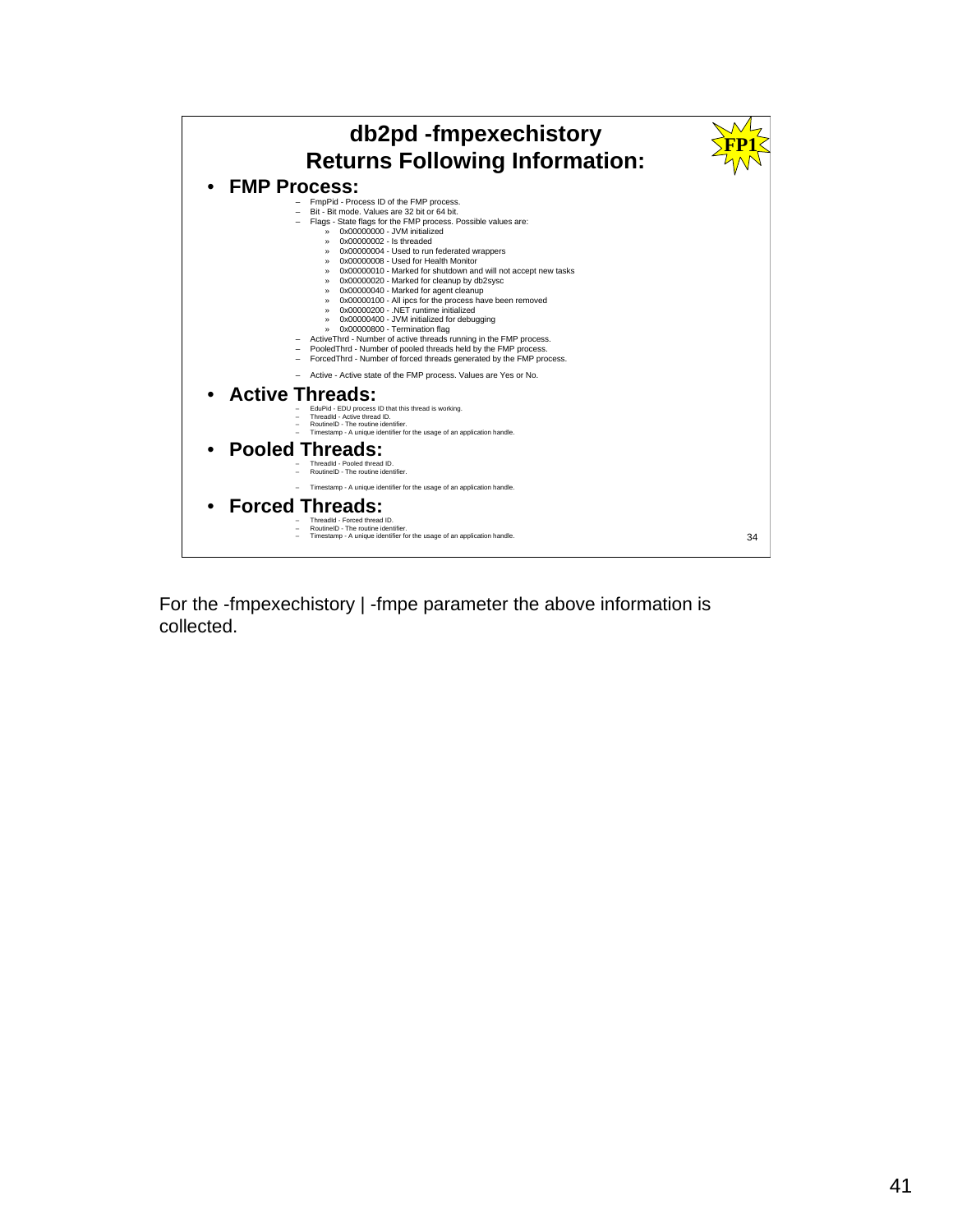## db2pd -fmpexechistory Returns Following Information:

FP1

- **FMP Process:**
  - FmpPid - Process ID of the FMP process.
  - Bit - Bit mode. Values are 32 bit or 64 bit.
  - Flags - State flags for the FMP process. Possible values are:
    - 0x00000000 - JVM initialized
    - 0x00000002 - Is threaded
    - 0x00000004 - Used to run federated wrappers
    - 0x00000008 - Used for Health Monitor
    - 0x00000010 - Marked for shutdown and will not accept new tasks
    - 0x00000020 - Marked for cleanup by db2sysc
    - 0x00000040 - Marked for agent cleanup
    - 0x00000100 - All ipcs for the process have been removed
    - 0x00000200 - .NET runtime initialized
    - 0x00000400 - JVM initialized for debugging
    - 0x00000800 - Termination flag
  - ActiveThrd - Number of active threads running in the FMP process.
  - PooledThrd - Number of pooled threads held by the FMP process.
  - ForcedThrd - Number of forced threads generated by the FMP process.
  - Active - Active state of the FMP process. Values are Yes or No.
- **Active Threads:**
  - EduPid - EDU process ID that this thread is working.
  - ThreadId - Active thread ID.
  - RoutineID - The routine identifier.
  - Timestamp - A unique identifier for the usage of an application handle.
- **Pooled Threads:**
  - ThreadId - Pooled thread ID.
  - RoutineID - The routine identifier.
  - Timestamp - A unique identifier for the usage of an application handle.
- **Forced Threads:**
  - ThreadId - Forced thread ID.
  - RoutineID - The routine identifier.
  - Timestamp - A unique identifier for the usage of an application handle.

For the -fmpexechistory | -fmpe parameter the above information is collected.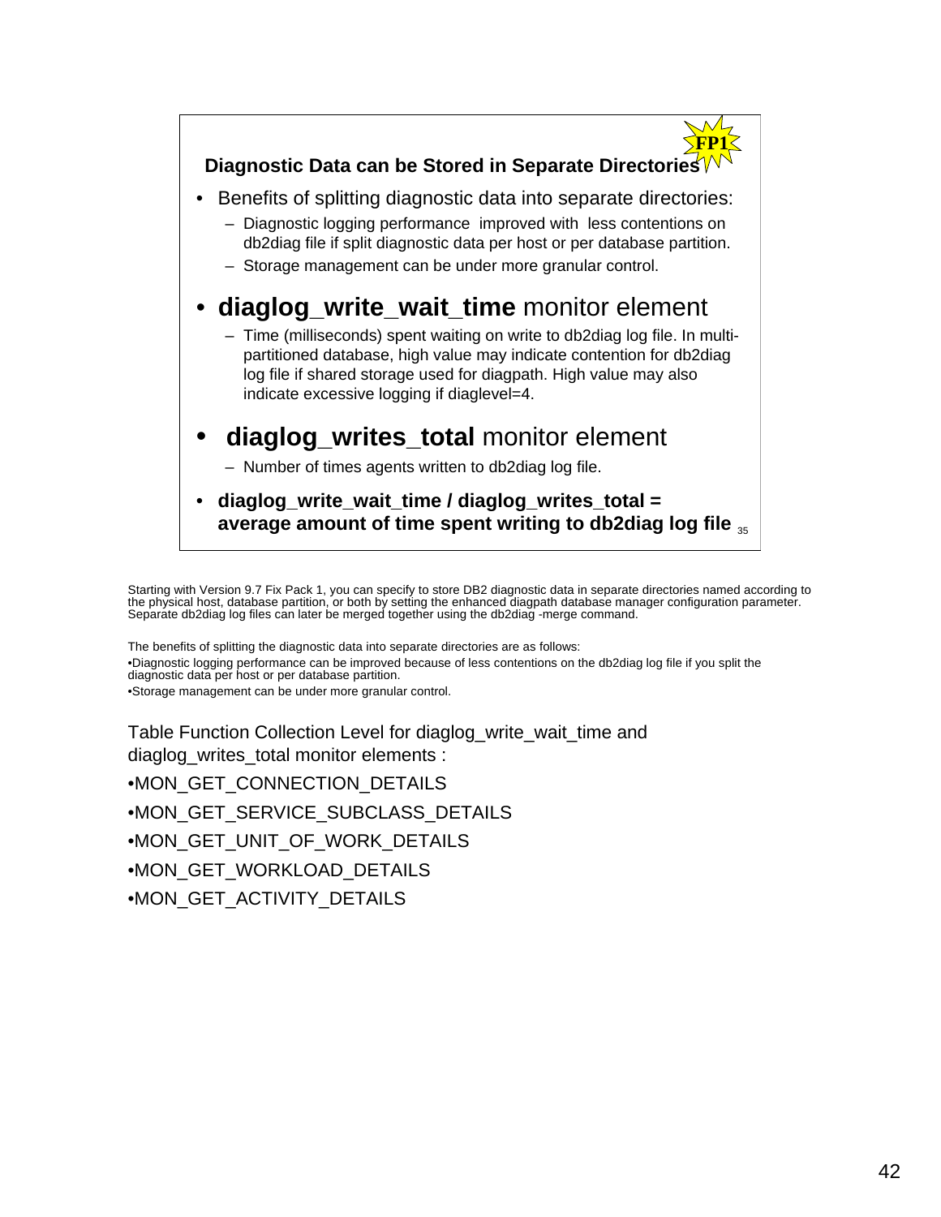## Diagnostic Data can be Stored in Separate Directories

FP1

- Benefits of splitting diagnostic data into separate directories:
  - Diagnostic logging performance improved with less contentions on db2diag file if split diagnostic data per host or per database partition.
  - Storage management can be under more granular control.
- **diaglog_write_wait_time** monitor element
  - Time (milliseconds) spent waiting on write to db2diag log file. In multi-partitioned database, high value may indicate contention for db2diag log file if shared storage used for diagpath. High value may also indicate excessive logging if diaglevel=4.
- **diaglog_writes_total** monitor element
  - Number of times agents written to db2diag log file.
- **diaglog_write_wait_time / diaglog_writes_total = average amount of time spent writing to db2diag log file**

35

Starting with Version 9.7 Fix Pack 1, you can specify to store DB2 diagnostic data in separate directories named according to the physical host, database partition, or both by setting the enhanced diagpath database manager configuration parameter. Separate db2diag log files can later be merged together using the db2diag -merge command.

The benefits of splitting the diagnostic data into separate directories are as follows:

•Diagnostic logging performance can be improved because of less contentions on the db2diag log file if you split the diagnostic data per host or per database partition.

•Storage management can be under more granular control.

Table Function Collection Level for diaglog_write_wait_time and diaglog_writes_total monitor elements :

•MON_GET_CONNECTION_DETAILS

•MON_GET_SERVICE_SUBCLASS_DETAILS

•MON_GET_UNIT_OF_WORK_DETAILS

•MON_GET_WORKLOAD_DETAILS

•MON_GET_ACTIVITY_DETAILS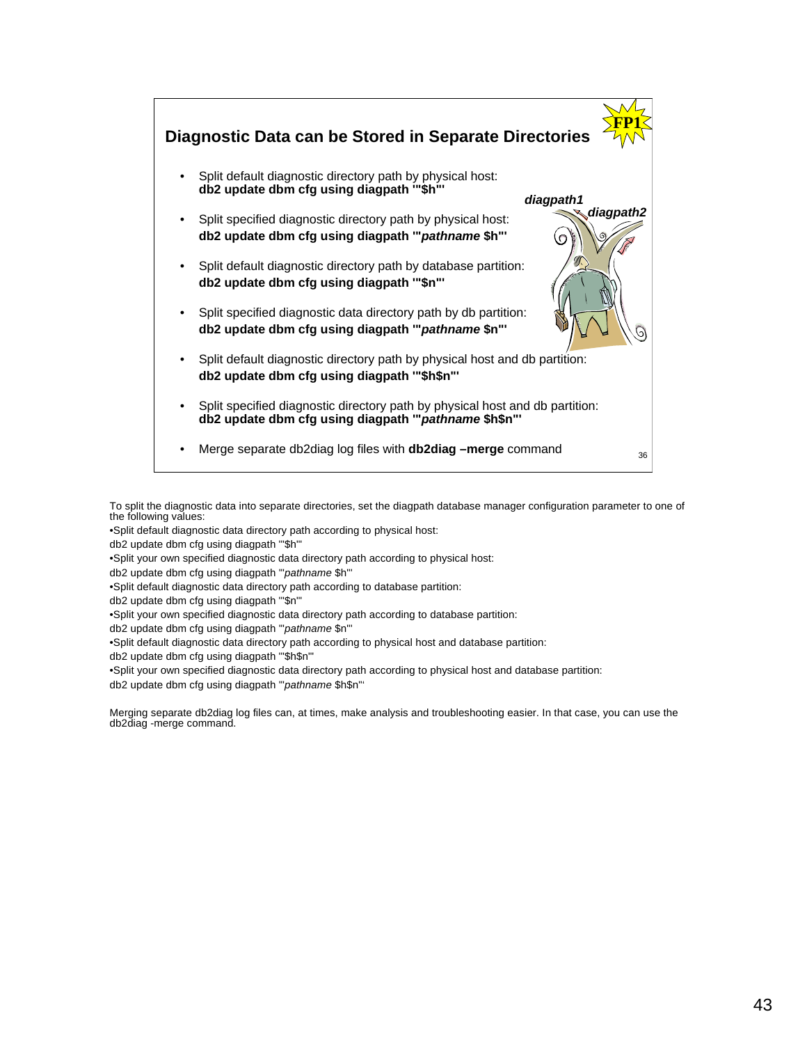## Diagnostic Data can be Stored in Separate Directories

FP1

- Split default diagnostic directory path by physical host:
  **db2 update dbm cfg using diagpath '"$h"'**
- Split specified diagnostic directory path by physical host:
  **db2 update dbm cfg using diagpath '"*pathname* $h"'**
- Split default diagnostic directory path by database partition:
  **db2 update dbm cfg using diagpath '"$n"'**
- Split specified diagnostic data directory path by db partition:
  **db2 update dbm cfg using diagpath '"*pathname* $n"'**
- Split default diagnostic directory path by physical host and db partition:
  **db2 update dbm cfg using diagpath '"$h$n"'**
- Split specified diagnostic directory path by physical host and db partition:
  **db2 update dbm cfg using diagpath '"*pathname* $h$n"'**
- Merge separate db2diag log files with **db2diag –merge** command

*diagpath1*

*diagpath2*

36

To split the diagnostic data into separate directories, set the diagpath database manager configuration parameter to one of the following values:

•Split default diagnostic data directory path according to physical host:

db2 update dbm cfg using diagpath '"$h"'

•Split your own specified diagnostic data directory path according to physical host:

db2 update dbm cfg using diagpath '"*pathname* $h"'

•Split default diagnostic data directory path according to database partition:

db2 update dbm cfg using diagpath '"$n"'

•Split your own specified diagnostic data directory path according to database partition:

db2 update dbm cfg using diagpath '"*pathname* $n"'

•Split default diagnostic data directory path according to physical host and database partition:

db2 update dbm cfg using diagpath '"$h$n"'

•Split your own specified diagnostic data directory path according to physical host and database partition:

db2 update dbm cfg using diagpath '"*pathname* $h$n"'

Merging separate db2diag log files can, at times, make analysis and troubleshooting easier. In that case, you can use the db2diag -merge command.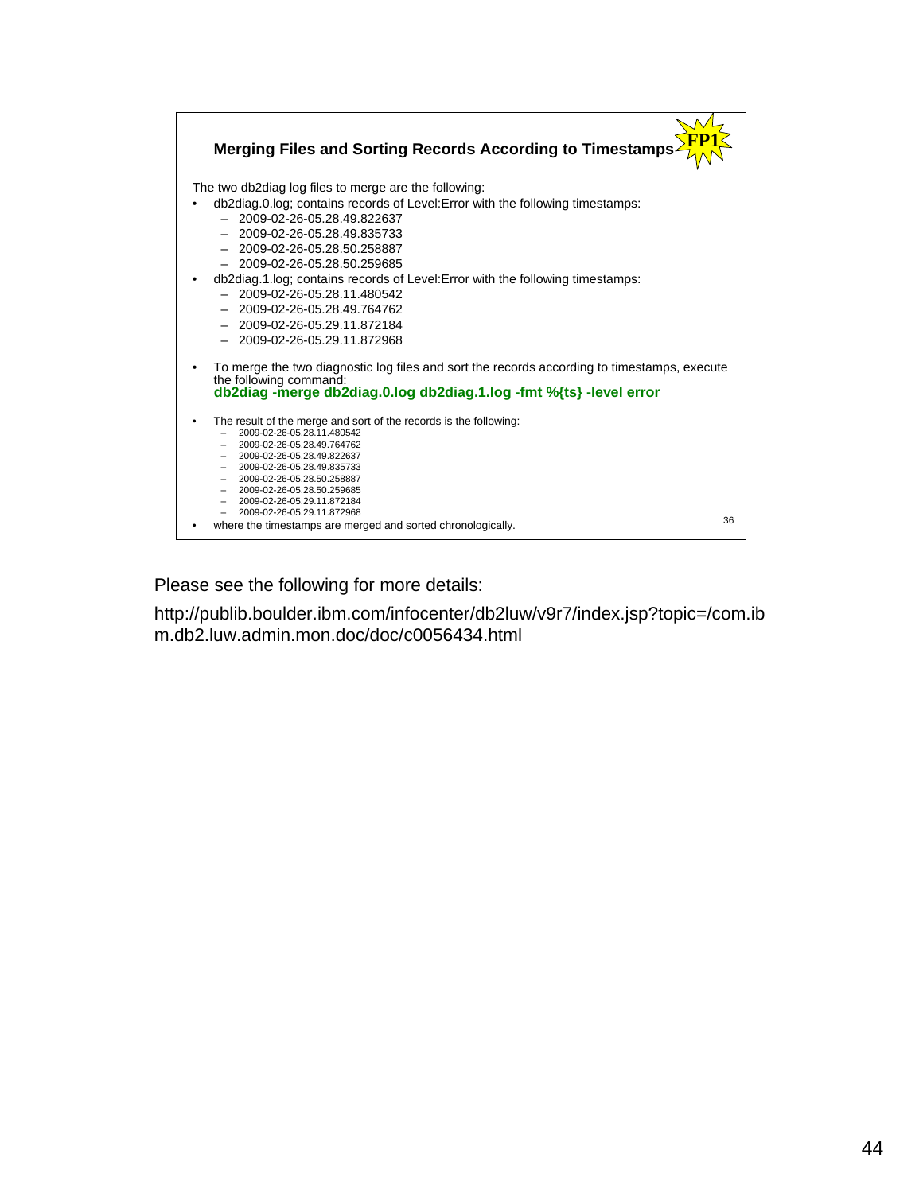## Merging Files and Sorting Records According to Timestamps

FP1

The two db2diag log files to merge are the following:

- db2diag.0.log; contains records of Level:Error with the following timestamps:
  - 2009-02-26-05.28.49.822637
  - 2009-02-26-05.28.49.835733
  - 2009-02-26-05.28.50.258887
  - 2009-02-26-05.28.50.259685
- db2diag.1.log; contains records of Level:Error with the following timestamps:
  - 2009-02-26-05.28.11.480542
  - 2009-02-26-05.28.49.764762
  - 2009-02-26-05.29.11.872184
  - 2009-02-26-05.29.11.872968
- To merge the two diagnostic log files and sort the records according to timestamps, execute the following command:
  **db2diag -merge db2diag.0.log db2diag.1.log -fmt %{ts} -level error**
- The result of the merge and sort of the records is the following:
  - 2009-02-26-05.28.11.480542
  - 2009-02-26-05.28.49.764762
  - 2009-02-26-05.28.49.822637
  - 2009-02-26-05.28.49.835733
  - 2009-02-26-05.28.50.258887
  - 2009-02-26-05.28.50.259685
  - 2009-02-26-05.29.11.872184
  - 2009-02-26-05.29.11.872968
- where the timestamps are merged and sorted chronologically.

Please see the following for more details:

http://publib.boulder.ibm.com/infocenter/db2luw/v9r7/index.jsp?topic=/com.ibm.db2.luw.admin.mon.doc/doc/c0056434.html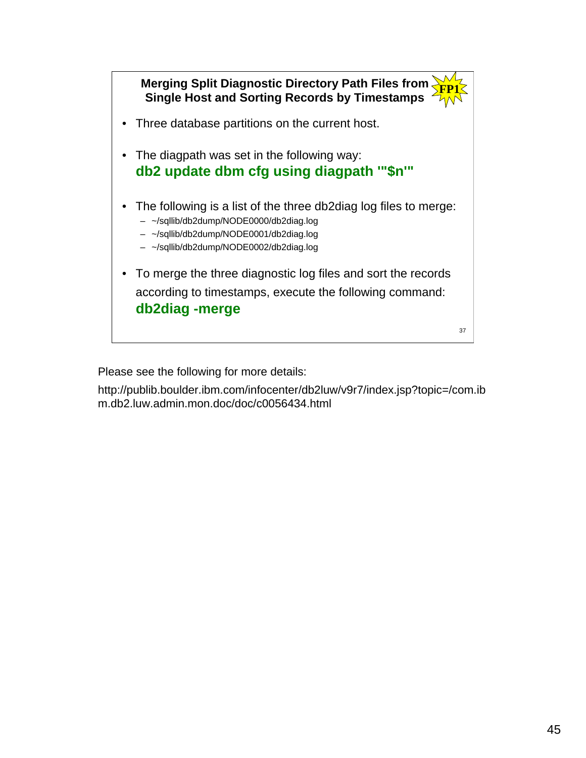### Merging Split Diagnostic Directory Path Files from Single Host and Sorting Records by Timestamps

FP1

- Three database partitions on the current host.
- The diagpath was set in the following way:
  **db2 update dbm cfg using diagpath '"$n"'**
- The following is a list of the three db2diag log files to merge:
  - ~/sqllib/db2dump/NODE0000/db2diag.log
  - ~/sqllib/db2dump/NODE0001/db2diag.log
  - ~/sqllib/db2dump/NODE0002/db2diag.log
- To merge the three diagnostic log files and sort the records according to timestamps, execute the following command:
  **db2diag -merge**

37

Please see the following for more details:

http://publib.boulder.ibm.com/infocenter/db2luw/v9r7/index.jsp?topic=/com.ibm.db2.luw.admin.mon.doc/doc/c0056434.html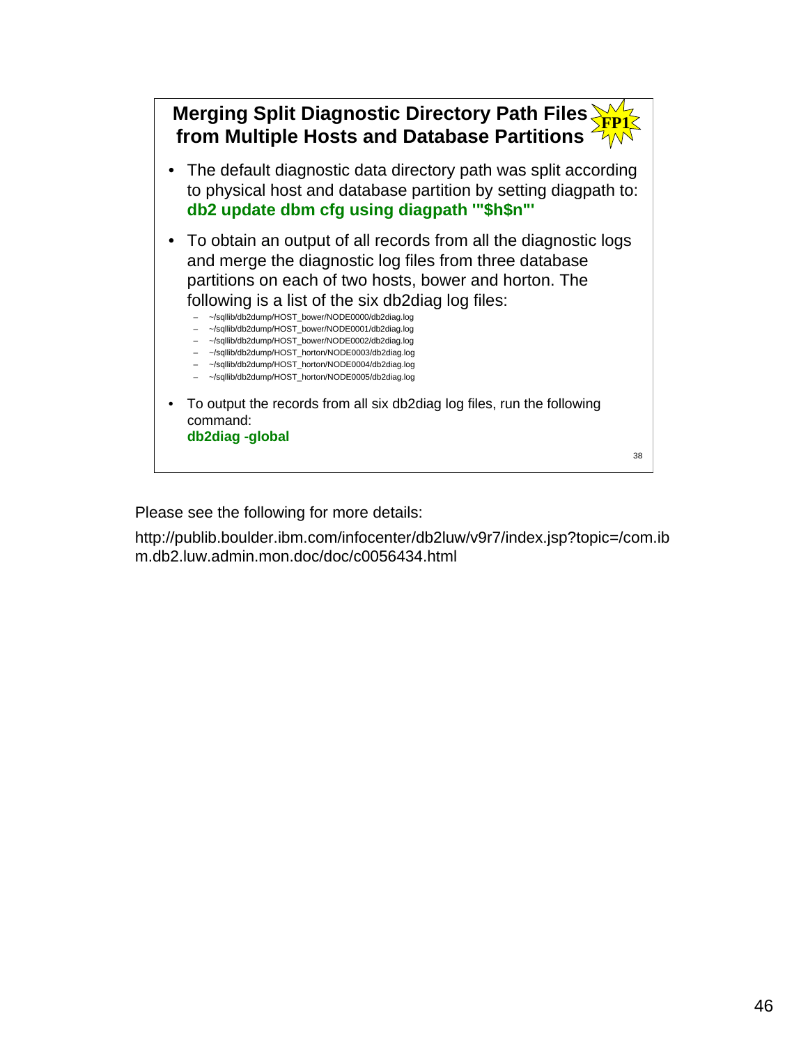## Merging Split Diagnostic Directory Path Files from Multiple Hosts and Database Partitions

FP1

- The default diagnostic data directory path was split according to physical host and database partition by setting diagpath to: **db2 update dbm cfg using diagpath '"$h$n"'**
- To obtain an output of all records from all the diagnostic logs and merge the diagnostic log files from three database partitions on each of two hosts, bower and horton. The following is a list of the six db2diag log files:
  - ~/sqllib/db2dump/HOST_bower/NODE0000/db2diag.log
  - ~/sqllib/db2dump/HOST_bower/NODE0001/db2diag.log
  - ~/sqllib/db2dump/HOST_bower/NODE0002/db2diag.log
  - ~/sqllib/db2dump/HOST_horton/NODE0003/db2diag.log
  - ~/sqllib/db2dump/HOST_horton/NODE0004/db2diag.log
  - ~/sqllib/db2dump/HOST_horton/NODE0005/db2diag.log
- To output the records from all six db2diag log files, run the following command: **db2diag -global**

Please see the following for more details:

http://publib.boulder.ibm.com/infocenter/db2luw/v9r7/index.jsp?topic=/com.ibm.db2.luw.admin.mon.doc/doc/c0056434.html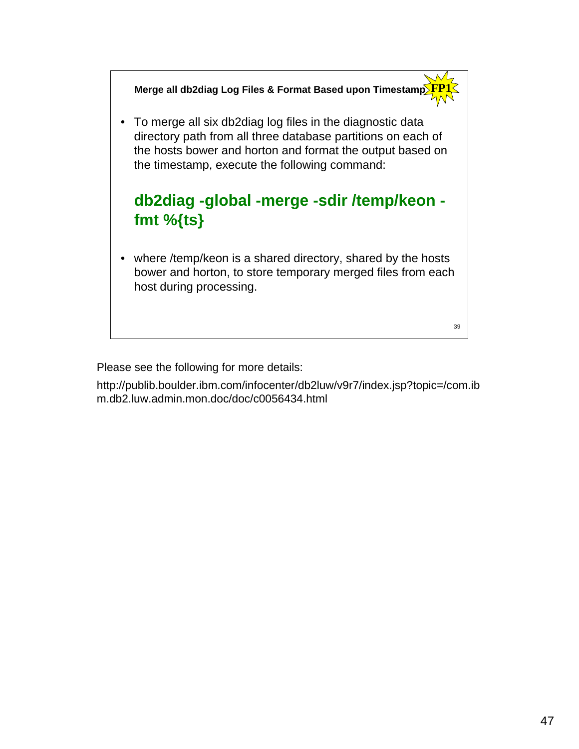### Merge all db2diag Log Files & Format Based upon Timestamp FP1

- To merge all six db2diag log files in the diagnostic data directory path from all three database partitions on each of the hosts bower and horton and format the output based on the timestamp, execute the following command:

```
db2diag -global -merge -sdir /temp/keon -fmt %{ts}
```

- where /temp/keon is a shared directory, shared by the hosts bower and horton, to store temporary merged files from each host during processing.

39

Please see the following for more details:

http://publib.boulder.ibm.com/infocenter/db2luw/v9r7/index.jsp?topic=/com.ibm.db2.luw.admin.mon.doc/doc/c0056434.html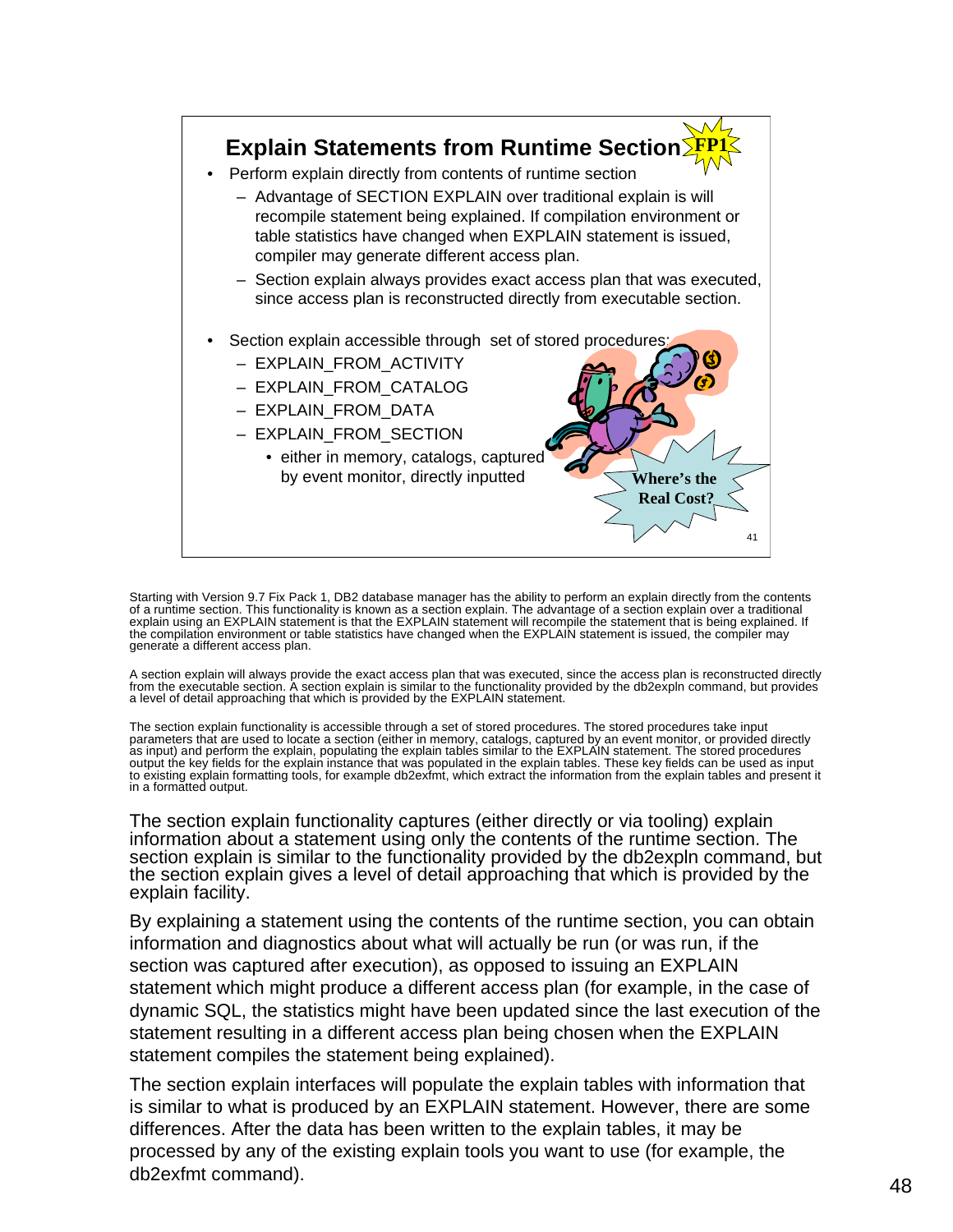## Explain Statements from Runtime Section FP1

- Perform explain directly from contents of runtime section
  - Advantage of SECTION EXPLAIN over traditional explain is will recompile statement being explained. If compilation environment or table statistics have changed when EXPLAIN statement is issued, compiler may generate different access plan.
  - Section explain always provides exact access plan that was executed, since access plan is reconstructed directly from executable section.
- Section explain accessible through set of stored procedures:
  - EXPLAIN_FROM_ACTIVITY
  - EXPLAIN_FROM_CATALOG
  - EXPLAIN_FROM_DATA
  - EXPLAIN_FROM_SECTION
    - either in memory, catalogs, captured by event monitor, directly inputted

Where's the Real Cost?

Starting with Version 9.7 Fix Pack 1, DB2 database manager has the ability to perform an explain directly from the contents of a runtime section. This functionality is known as a section explain. The advantage of a section explain over a traditional explain using an EXPLAIN statement is that the EXPLAIN statement will recompile the statement that is being explained. If the compilation environment or table statistics have changed when the EXPLAIN statement is issued, the compiler may generate a different access plan.

A section explain will always provide the exact access plan that was executed, since the access plan is reconstructed directly from the executable section. A section explain is similar to the functionality provided by the db2expln command, but provides a level of detail approaching that which is provided by the EXPLAIN statement.

The section explain functionality is accessible through a set of stored procedures. The stored procedures take input parameters that are used to locate a section (either in memory, catalogs, captured by an event monitor, or provided directly as input) and perform the explain, populating the explain tables similar to the EXPLAIN statement. The stored procedures output the key fields for the explain instance that was populated in the explain tables. These key fields can be used as input to existing explain formatting tools, for example db2exfmt, which extract the information from the explain tables and present it in a formatted output.

The section explain functionality captures (either directly or via tooling) explain information about a statement using only the contents of the runtime section. The section explain is similar to the functionality provided by the db2expln command, but the section explain gives a level of detail approaching that which is provided by the explain facility.

By explaining a statement using the contents of the runtime section, you can obtain information and diagnostics about what will actually be run (or was run, if the section was captured after execution), as opposed to issuing an EXPLAIN statement which might produce a different access plan (for example, in the case of dynamic SQL, the statistics might have been updated since the last execution of the statement resulting in a different access plan being chosen when the EXPLAIN statement compiles the statement being explained).

The section explain interfaces will populate the explain tables with information that is similar to what is produced by an EXPLAIN statement. However, there are some differences. After the data has been written to the explain tables, it may be processed by any of the existing explain tools you want to use (for example, the db2exfmt command).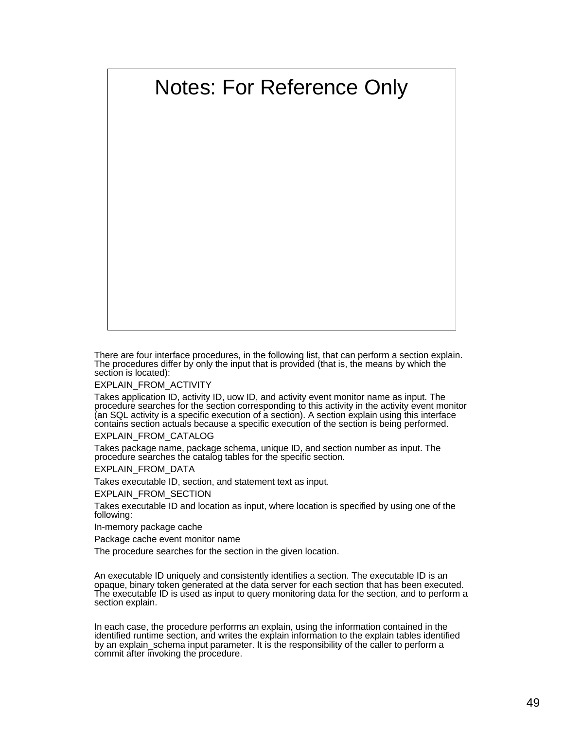# Notes: For Reference Only

There are four interface procedures, in the following list, that can perform a section explain. The procedures differ by only the input that is provided (that is, the means by which the section is located):

EXPLAIN_FROM_ACTIVITY

Takes application ID, activity ID, uow ID, and activity event monitor name as input. The procedure searches for the section corresponding to this activity in the activity event monitor (an SQL activity is a specific execution of a section). A section explain using this interface contains section actuals because a specific execution of the section is being performed.

EXPLAIN_FROM_CATALOG

Takes package name, package schema, unique ID, and section number as input. The procedure searches the catalog tables for the specific section.

EXPLAIN_FROM_DATA

Takes executable ID, section, and statement text as input.

EXPLAIN_FROM_SECTION

Takes executable ID and location as input, where location is specified by using one of the following:

In-memory package cache

Package cache event monitor name

The procedure searches for the section in the given location.

An executable ID uniquely and consistently identifies a section. The executable ID is an opaque, binary token generated at the data server for each section that has been executed. The executable ID is used as input to query monitoring data for the section, and to perform a section explain.

In each case, the procedure performs an explain, using the information contained in the identified runtime section, and writes the explain information to the explain tables identified by an explain_schema input parameter. It is the responsibility of the caller to perform a commit after invoking the procedure.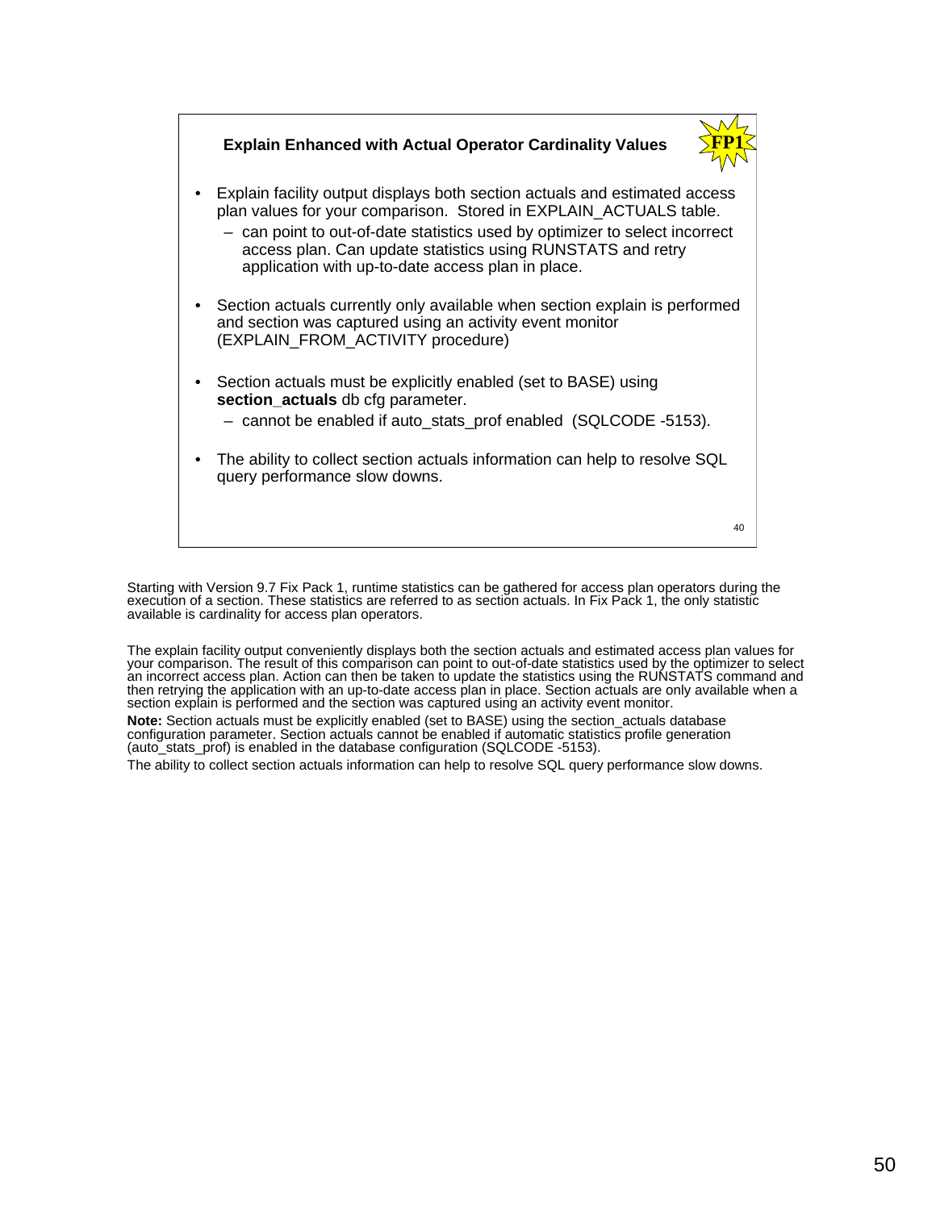## Explain Enhanced with Actual Operator Cardinality Values

FP1

- Explain facility output displays both section actuals and estimated access plan values for your comparison. Stored in EXPLAIN_ACTUALS table.
  – can point to out-of-date statistics used by optimizer to select incorrect access plan. Can update statistics using RUNSTATS and retry application with up-to-date access plan in place.
- Section actuals currently only available when section explain is performed and section was captured using an activity event monitor (EXPLAIN_FROM_ACTIVITY procedure)
- Section actuals must be explicitly enabled (set to BASE) using **section_actuals** db cfg parameter.
  – cannot be enabled if auto_stats_prof enabled (SQLCODE -5153).
- The ability to collect section actuals information can help to resolve SQL query performance slow downs.

40

Starting with Version 9.7 Fix Pack 1, runtime statistics can be gathered for access plan operators during the execution of a section. These statistics are referred to as section actuals. In Fix Pack 1, the only statistic available is cardinality for access plan operators.

The explain facility output conveniently displays both the section actuals and estimated access plan values for your comparison. The result of this comparison can point to out-of-date statistics used by the optimizer to select an incorrect access plan. Action can then be taken to update the statistics using the RUNSTATS command and then retrying the application with an up-to-date access plan in place. Section actuals are only available when a section explain is performed and the section was captured using an activity event monitor.

**Note:** Section actuals must be explicitly enabled (set to BASE) using the section_actuals database configuration parameter. Section actuals cannot be enabled if automatic statistics profile generation (auto_stats_prof) is enabled in the database configuration (SQLCODE -5153).

The ability to collect section actuals information can help to resolve SQL query performance slow downs.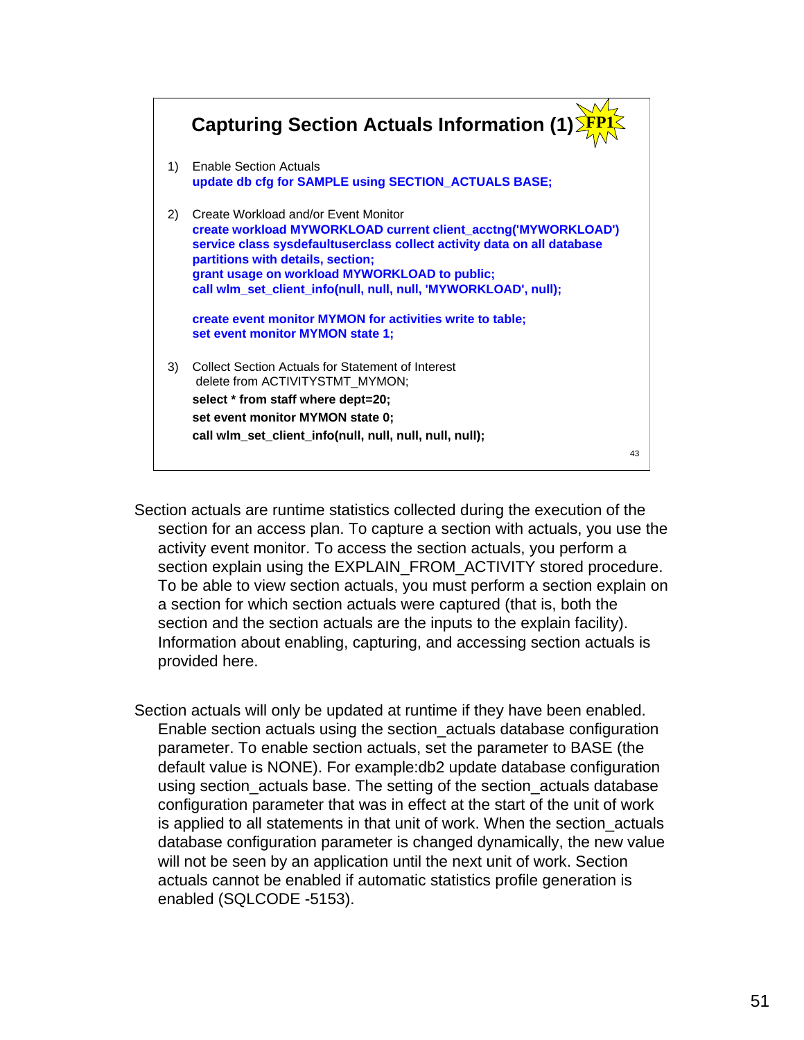## Capturing Section Actuals Information (1) FP1

1) Enable Section Actuals

```
update db cfg for SAMPLE using SECTION_ACTUALS BASE;
```

2) Create Workload and/or Event Monitor

```
create workload MYWORKLOAD current client_acctng('MYWORKLOAD')
service class sysdefaultuserclass collect activity data on all database
partitions with details, section;
grant usage on workload MYWORKLOAD to public;
call wlm_set_client_info(null, null, null, 'MYWORKLOAD', null);

create event monitor MYMON for activities write to table;
set event monitor MYMON state 1;
```

3) Collect Section Actuals for Statement of Interest

```
delete from ACTIVITYSTMT_MYMON;
select * from staff where dept=20;
set event monitor MYMON state 0;
call wlm_set_client_info(null, null, null, null, null);
```

43

Section actuals are runtime statistics collected during the execution of the section for an access plan. To capture a section with actuals, you use the activity event monitor. To access the section actuals, you perform a section explain using the EXPLAIN_FROM_ACTIVITY stored procedure. To be able to view section actuals, you must perform a section explain on a section for which section actuals were captured (that is, both the section and the section actuals are the inputs to the explain facility). Information about enabling, capturing, and accessing section actuals is provided here.

Section actuals will only be updated at runtime if they have been enabled. Enable section actuals using the section_actuals database configuration parameter. To enable section actuals, set the parameter to BASE (the default value is NONE). For example:db2 update database configuration using section_actuals base. The setting of the section_actuals database configuration parameter that was in effect at the start of the unit of work is applied to all statements in that unit of work. When the section_actuals database configuration parameter is changed dynamically, the new value will not be seen by an application until the next unit of work. Section actuals cannot be enabled if automatic statistics profile generation is enabled (SQLCODE -5153).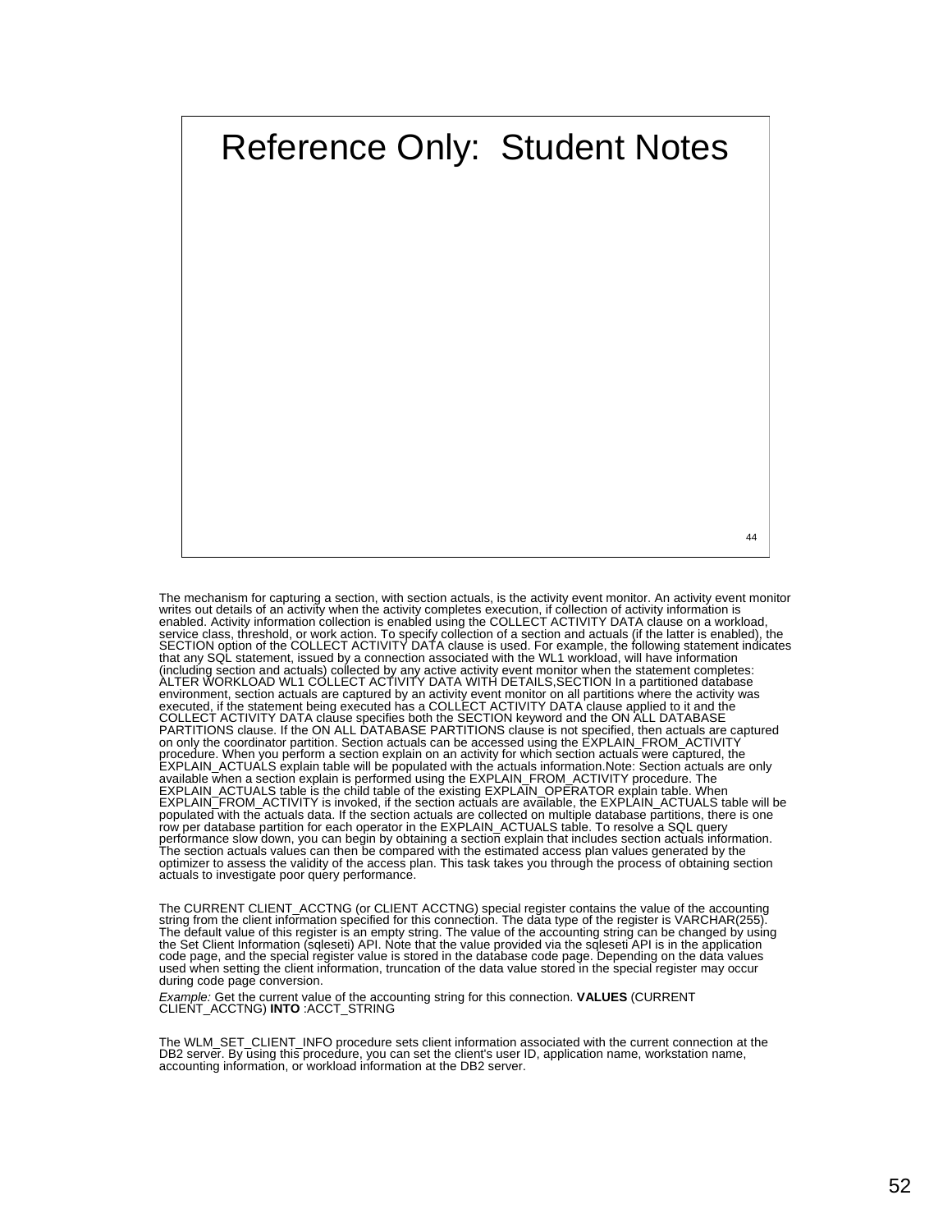# Reference Only: Student Notes

The mechanism for capturing a section, with section actuals, is the activity event monitor. An activity event monitor writes out details of an activity when the activity completes execution, if collection of activity information is enabled. Activity information collection is enabled using the COLLECT ACTIVITY DATA clause on a workload, service class, threshold, or work action. To specify collection of a section and actuals (if the latter is enabled), the SECTION option of the COLLECT ACTIVITY DATA clause is used. For example, the following statement indicates that any SQL statement, issued by a connection associated with the WL1 workload, will have information (including section and actuals) collected by any active activity event monitor when the statement completes: ALTER WORKLOAD WL1 COLLECT ACTIVITY DATA WITH DETAILS,SECTION In a partitioned database environment, section actuals are captured by an activity event monitor on all partitions where the activity was executed, if the statement being executed has a COLLECT ACTIVITY DATA clause applied to it and the COLLECT ACTIVITY DATA clause specifies both the SECTION keyword and the ON ALL DATABASE PARTITIONS clause. If the ON ALL DATABASE PARTITIONS clause is not specified, then actuals are captured on only the coordinator partition. Section actuals can be accessed using the EXPLAIN_FROM_ACTIVITY procedure. When you perform a section explain on an activity for which section actuals were captured, the EXPLAIN_ACTUALS explain table will be populated with the actuals information.Note: Section actuals are only available when a section explain is performed using the EXPLAIN_FROM_ACTIVITY procedure. The EXPLAIN_ACTUALS table is the child table of the existing EXPLAIN_OPERATOR explain table. When EXPLAIN_FROM_ACTIVITY is invoked, if the section actuals are available, the EXPLAIN_ACTUALS table will be populated with the actuals data. If the section actuals are collected on multiple database partitions, there is one row per database partition for each operator in the EXPLAIN_ACTUALS table. To resolve a SQL query performance slow down, you can begin by obtaining a section explain that includes section actuals information. The section actuals values can then be compared with the estimated access plan values generated by the optimizer to assess the validity of the access plan. This task takes you through the process of obtaining section actuals to investigate poor query performance.

The CURRENT CLIENT_ACCTNG (or CLIENT ACCTNG) special register contains the value of the accounting string from the client information specified for this connection. The data type of the register is VARCHAR(255). The default value of this register is an empty string. The value of the accounting string can be changed by using the Set Client Information (sqleseti) API. Note that the value provided via the sqleseti API is in the application code page, and the special register value is stored in the database code page. Depending on the data values used when setting the client information, truncation of the data value stored in the special register may occur during code page conversion.

*Example:* Get the current value of the accounting string for this connection. **VALUES** (CURRENT CLIENT_ACCTNG) **INTO** :ACCT_STRING

The WLM_SET_CLIENT_INFO procedure sets client information associated with the current connection at the DB2 server. By using this procedure, you can set the client's user ID, application name, workstation name, accounting information, or workload information at the DB2 server.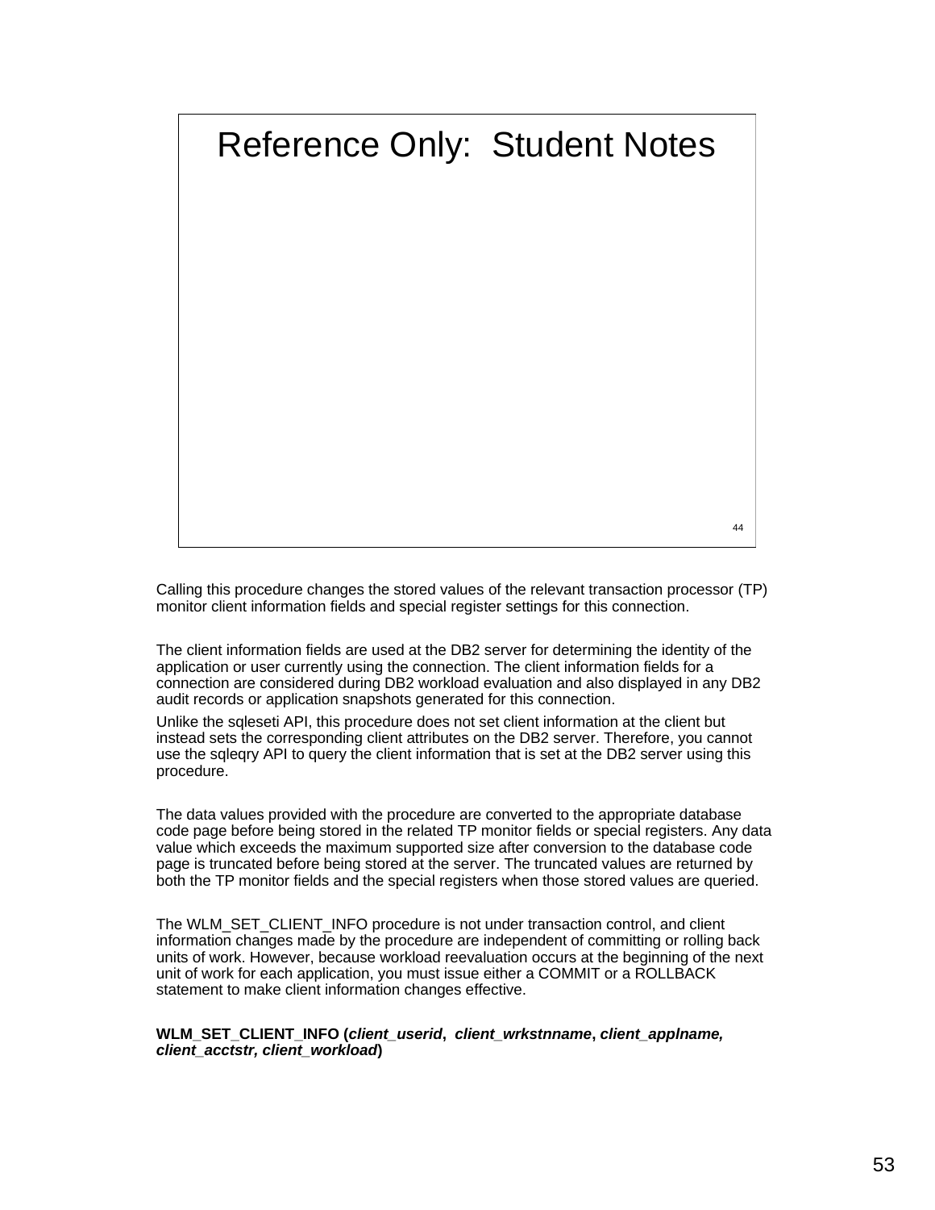# Reference Only: Student Notes

Calling this procedure changes the stored values of the relevant transaction processor (TP) monitor client information fields and special register settings for this connection.

The client information fields are used at the DB2 server for determining the identity of the application or user currently using the connection. The client information fields for a connection are considered during DB2 workload evaluation and also displayed in any DB2 audit records or application snapshots generated for this connection.

Unlike the sqleseti API, this procedure does not set client information at the client but instead sets the corresponding client attributes on the DB2 server. Therefore, you cannot use the sqleqry API to query the client information that is set at the DB2 server using this procedure.

The data values provided with the procedure are converted to the appropriate database code page before being stored in the related TP monitor fields or special registers. Any data value which exceeds the maximum supported size after conversion to the database code page is truncated before being stored at the server. The truncated values are returned by both the TP monitor fields and the special registers when those stored values are queried.

The WLM_SET_CLIENT_INFO procedure is not under transaction control, and client information changes made by the procedure are independent of committing or rolling back units of work. However, because workload reevaluation occurs at the beginning of the next unit of work for each application, you must issue either a COMMIT or a ROLLBACK statement to make client information changes effective.

**WLM_SET_CLIENT_INFO (*client_userid*, *client_wrkstnname*, *client_applname, client_acctstr, client_workload*)**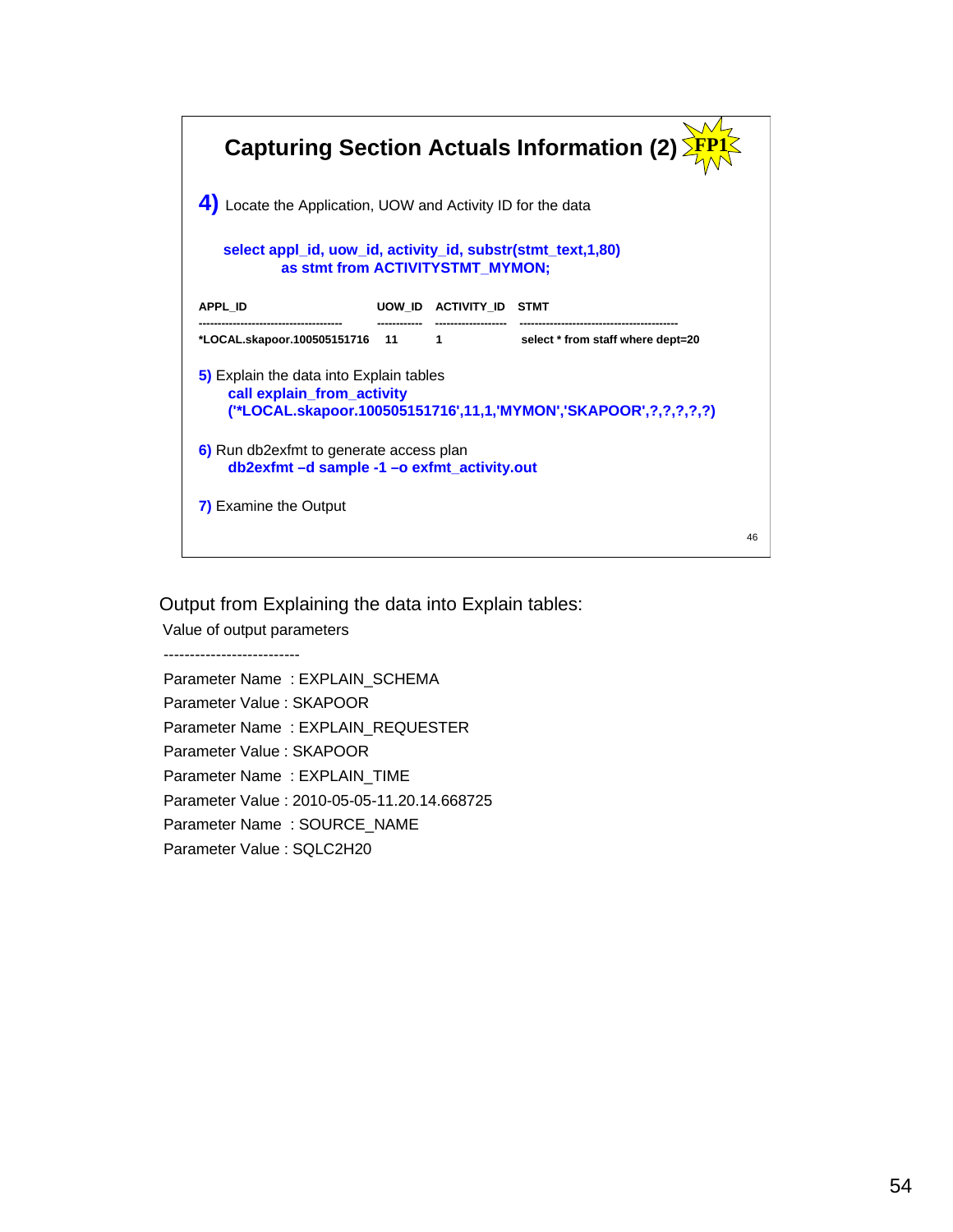## Capturing Section Actuals Information (2) FP1

**4)** Locate the Application, UOW and Activity ID for the data

```
select appl_id, uow_id, activity_id, substr(stmt_text,1,80)
       as stmt from ACTIVITYSTMT_MYMON;
```

```
APPL_ID                              UOW_ID   ACTIVITY_ID  STMT
------------------------------------ -------- ------------ -----------------------------------------
*LOCAL.skapoor.100505151716          11       1            select * from staff where dept=20
```

**5)** Explain the data into Explain tables

```
call explain_from_activity
('*LOCAL.skapoor.100505151716',11,1,'MYMON','SKAPOOR',?,?,?,?,?)
```

**6)** Run db2exfmt to generate access plan

```
db2exfmt –d sample -1 –o exfmt_activity.out
```

**7)** Examine the Output

Output from Explaining the data into Explain tables:

```
Value of output parameters
--------------------------
Parameter Name  : EXPLAIN_SCHEMA
Parameter Value : SKAPOOR
Parameter Name  : EXPLAIN_REQUESTER
Parameter Value : SKAPOOR
Parameter Name  : EXPLAIN_TIME
Parameter Value : 2010-05-05-11.20.14.668725
Parameter Name  : SOURCE_NAME
Parameter Value : SQLC2H20
```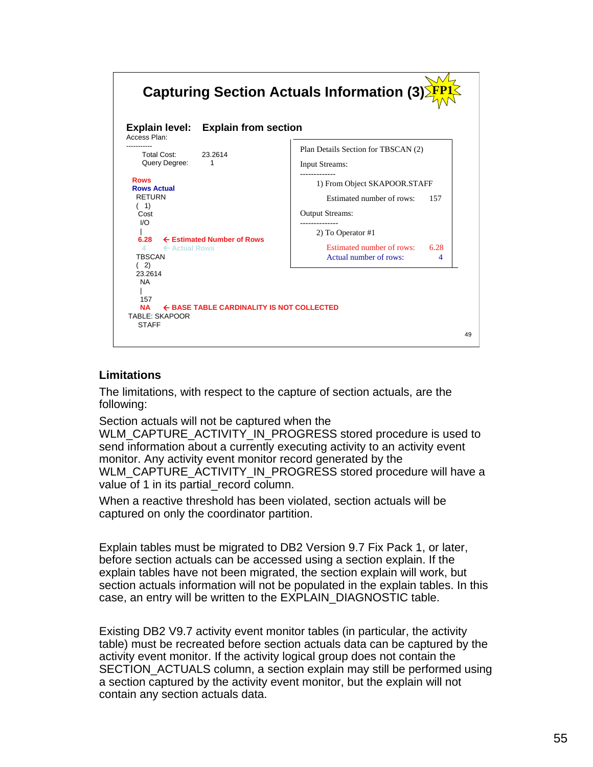## Capturing Section Actuals Information (3) FP1

**Explain level: Explain from section**

```
Access Plan:
-----------
        Total Cost:        23.2614
        Query Degree:         1

     Rows
     Rows Actual
       RETURN
       (  1)
        Cost
         I/O
          |
        6.28   <- Estimated Number of Rows
          4    <- Actual Rows
       TBSCAN
       (  2)
       23.2614
         NA
          |
         157
         NA    <- BASE TABLE CARDINALITY IS NOT COLLECTED
 TABLE: SKAPOOR
        STAFF
```

```
Plan Details Section for TBSCAN (2)

Input Streams:
-------------
     1) From Object SKAPOOR.STAFF

          Estimated number of rows:     157

Output Streams:
--------------
     2) To Operator #1

          Estimated number of rows:     6.28
          Actual number of rows:           4
```

### Limitations

The limitations, with respect to the capture of section actuals, are the following:

Section actuals will not be captured when the WLM_CAPTURE_ACTIVITY_IN_PROGRESS stored procedure is used to send information about a currently executing activity to an activity event monitor. Any activity event monitor record generated by the WLM_CAPTURE_ACTIVITY_IN_PROGRESS stored procedure will have a value of 1 in its partial_record column.

When a reactive threshold has been violated, section actuals will be captured on only the coordinator partition.

Explain tables must be migrated to DB2 Version 9.7 Fix Pack 1, or later, before section actuals can be accessed using a section explain. If the explain tables have not been migrated, the section explain will work, but section actuals information will not be populated in the explain tables. In this case, an entry will be written to the EXPLAIN_DIAGNOSTIC table.

Existing DB2 V9.7 activity event monitor tables (in particular, the activity table) must be recreated before section actuals data can be captured by the activity event monitor. If the activity logical group does not contain the SECTION_ACTUALS column, a section explain may still be performed using a section captured by the activity event monitor, but the explain will not contain any section actuals data.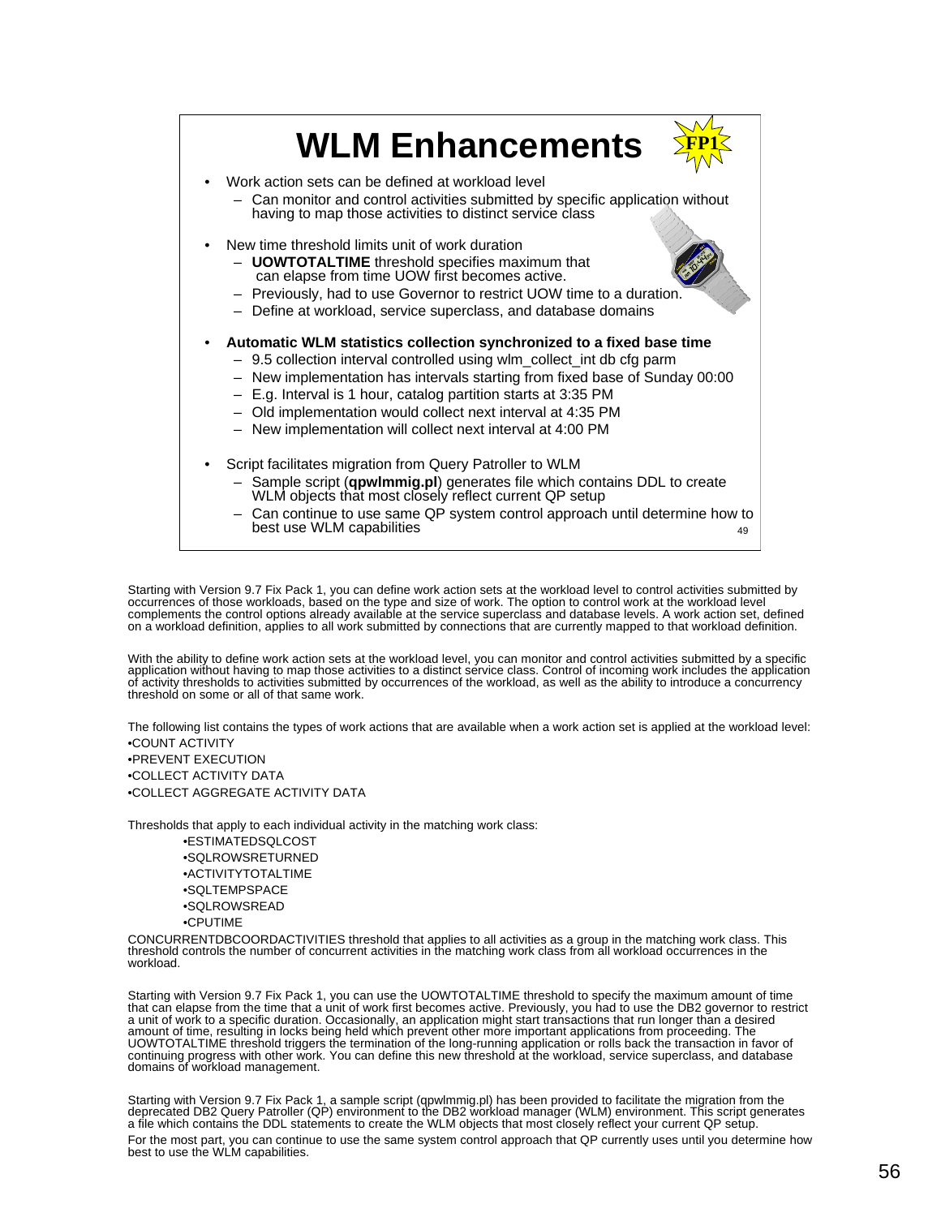# WLM Enhancements

FP1

- Work action sets can be defined at workload level
  - Can monitor and control activities submitted by specific application without having to map those activities to distinct service class
- New time threshold limits unit of work duration
  - **UOWTOTALTIME** threshold specifies maximum that can elapse from time UOW first becomes active.
  - Previously, had to use Governor to restrict UOW time to a duration.
  - Define at workload, service superclass, and database domains
- **Automatic WLM statistics collection synchronized to a fixed base time**
  - 9.5 collection interval controlled using wlm_collect_int db cfg parm
  - New implementation has intervals starting from fixed base of Sunday 00:00
  - E.g. Interval is 1 hour, catalog partition starts at 3:35 PM
  - Old implementation would collect next interval at 4:35 PM
  - New implementation will collect next interval at 4:00 PM
- Script facilitates migration from Query Patroller to WLM
  - Sample script (**qpwlmmig.pl**) generates file which contains DDL to create WLM objects that most closely reflect current QP setup
  - Can continue to use same QP system control approach until determine how to best use WLM capabilities

Starting with Version 9.7 Fix Pack 1, you can define work action sets at the workload level to control activities submitted by occurrences of those workloads, based on the type and size of work. The option to control work at the workload level complements the control options already available at the service superclass and database levels. A work action set, defined on a workload definition, applies to all work submitted by connections that are currently mapped to that workload definition.

With the ability to define work action sets at the workload level, you can monitor and control activities submitted by a specific application without having to map those activities to a distinct service class. Control of incoming work includes the application of activity thresholds to activities submitted by occurrences of the workload, as well as the ability to introduce a concurrency threshold on some or all of that same work.

The following list contains the types of work actions that are available when a work action set is applied at the workload level:

- COUNT ACTIVITY
- PREVENT EXECUTION
- COLLECT ACTIVITY DATA
- COLLECT AGGREGATE ACTIVITY DATA

Thresholds that apply to each individual activity in the matching work class:

- ESTIMATEDSQLCOST
- SQLROWSRETURNED
- ACTIVITYTOTALTIME
- SQLTEMPSPACE
- SQLROWSREAD
- CPUTIME

CONCURRENTDBCOORDACTIVITIES threshold that applies to all activities as a group in the matching work class. This threshold controls the number of concurrent activities in the matching work class from all workload occurrences in the workload.

Starting with Version 9.7 Fix Pack 1, you can use the UOWTOTALTIME threshold to specify the maximum amount of time that can elapse from the time that a unit of work first becomes active. Previously, you had to use the DB2 governor to restrict a unit of work to a specific duration. Occasionally, an application might start transactions that run longer than a desired amount of time, resulting in locks being held which prevent other more important applications from proceeding. The UOWTOTALTIME threshold triggers the termination of the long-running application or rolls back the transaction in favor of continuing progress with other work. You can define this new threshold at the workload, service superclass, and database domains of workload management.

Starting with Version 9.7 Fix Pack 1, a sample script (qpwlmmig.pl) has been provided to facilitate the migration from the deprecated DB2 Query Patroller (QP) environment to the DB2 workload manager (WLM) environment. This script generates a file which contains the DDL statements to create the WLM objects that most closely reflect your current QP setup.

For the most part, you can continue to use the same system control approach that QP currently uses until you determine how best to use the WLM capabilities.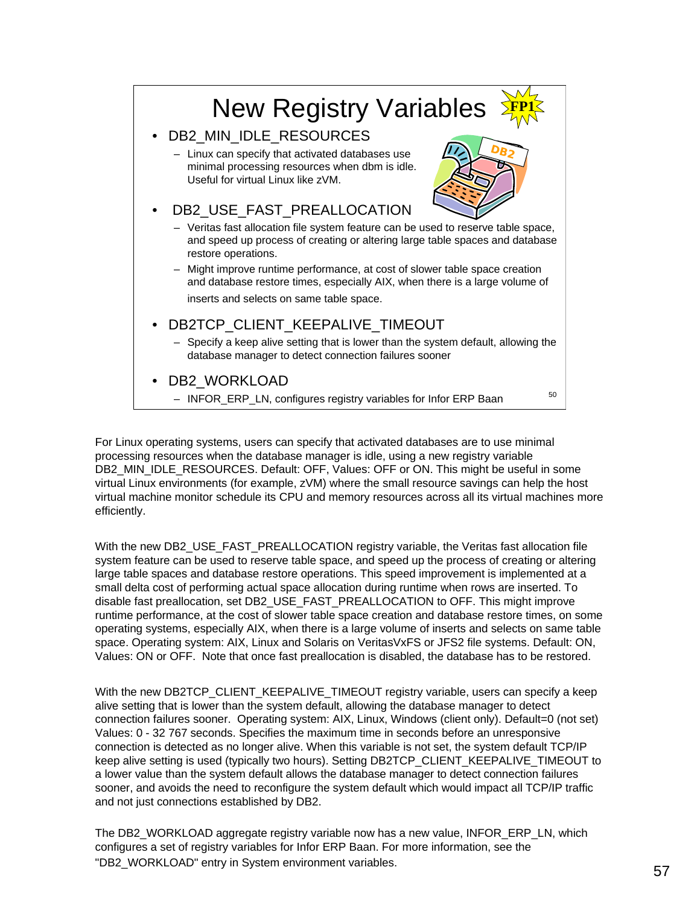# New Registry Variables

FP1

- DB2_MIN_IDLE_RESOURCES
  - Linux can specify that activated databases use minimal processing resources when dbm is idle. Useful for virtual Linux like zVM.
- DB2_USE_FAST_PREALLOCATION
  - Veritas fast allocation file system feature can be used to reserve table space, and speed up process of creating or altering large table spaces and database restore operations.
  - Might improve runtime performance, at cost of slower table space creation and database restore times, especially AIX, when there is a large volume of inserts and selects on same table space.
- DB2TCP_CLIENT_KEEPALIVE_TIMEOUT
  - Specify a keep alive setting that is lower than the system default, allowing the database manager to detect connection failures sooner
- DB2_WORKLOAD
  - INFOR_ERP_LN, configures registry variables for Infor ERP Baan

For Linux operating systems, users can specify that activated databases are to use minimal processing resources when the database manager is idle, using a new registry variable DB2_MIN_IDLE_RESOURCES. Default: OFF, Values: OFF or ON. This might be useful in some virtual Linux environments (for example, zVM) where the small resource savings can help the host virtual machine monitor schedule its CPU and memory resources across all its virtual machines more efficiently.

With the new DB2_USE_FAST_PREALLOCATION registry variable, the Veritas fast allocation file system feature can be used to reserve table space, and speed up the process of creating or altering large table spaces and database restore operations. This speed improvement is implemented at a small delta cost of performing actual space allocation during runtime when rows are inserted. To disable fast preallocation, set DB2_USE_FAST_PREALLOCATION to OFF. This might improve runtime performance, at the cost of slower table space creation and database restore times, on some operating systems, especially AIX, when there is a large volume of inserts and selects on same table space. Operating system: AIX, Linux and Solaris on VeritasVxFS or JFS2 file systems. Default: ON, Values: ON or OFF. Note that once fast preallocation is disabled, the database has to be restored.

With the new DB2TCP_CLIENT_KEEPALIVE_TIMEOUT registry variable, users can specify a keep alive setting that is lower than the system default, allowing the database manager to detect connection failures sooner. Operating system: AIX, Linux, Windows (client only). Default=0 (not set) Values: 0 - 32 767 seconds. Specifies the maximum time in seconds before an unresponsive connection is detected as no longer alive. When this variable is not set, the system default TCP/IP keep alive setting is used (typically two hours). Setting DB2TCP_CLIENT_KEEPALIVE_TIMEOUT to a lower value than the system default allows the database manager to detect connection failures sooner, and avoids the need to reconfigure the system default which would impact all TCP/IP traffic and not just connections established by DB2.

The DB2_WORKLOAD aggregate registry variable now has a new value, INFOR_ERP_LN, which configures a set of registry variables for Infor ERP Baan. For more information, see the "DB2_WORKLOAD" entry in System environment variables.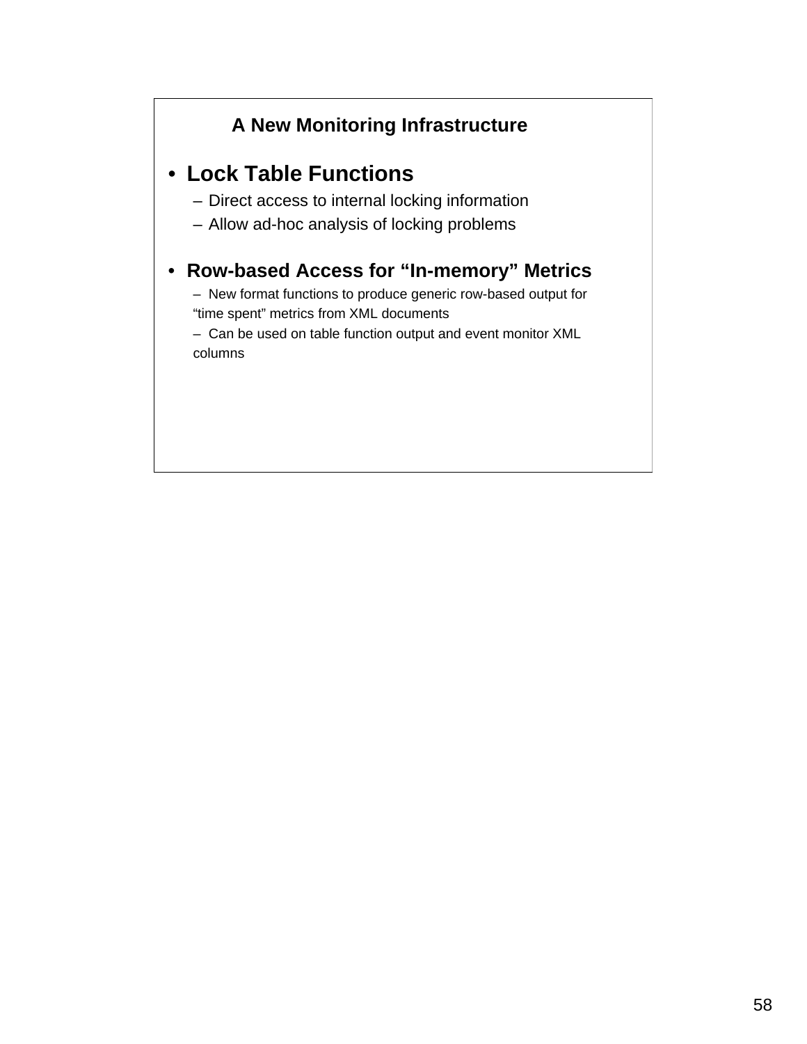## A New Monitoring Infrastructure

- **Lock Table Functions**
  - Direct access to internal locking information
  - Allow ad-hoc analysis of locking problems

- **Row-based Access for "In-memory" Metrics**
  - New format functions to produce generic row-based output for "time spent" metrics from XML documents
  - Can be used on table function output and event monitor XML columns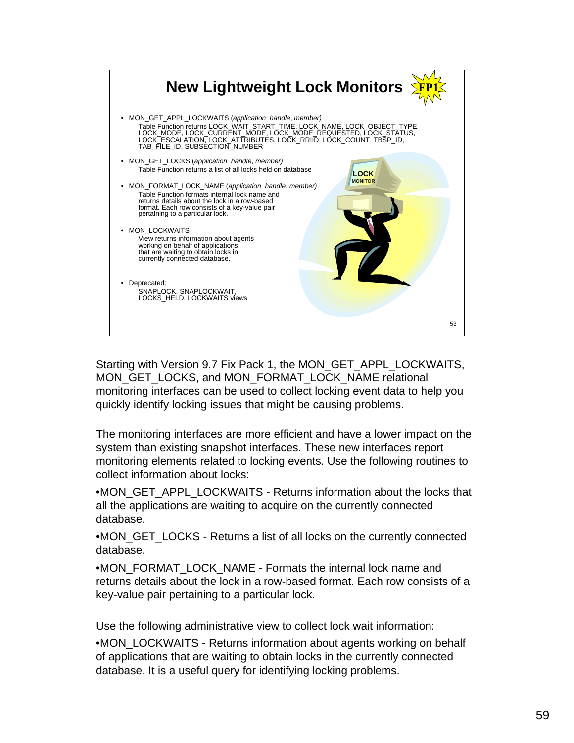## New Lightweight Lock Monitors

FP1

- MON_GET_APPL_LOCKWAITS (*application_handle*, *member)*
  - Table Function returns LOCK_WAIT_START_TIME, LOCK_NAME, LOCK_OBJECT_TYPE, LOCK_MODE, LOCK_CURRENT_MODE, LOCK_MODE_REQUESTED, LOCK_STATUS, LOCK_ESCALATION, LOCK_ATTRIBUTES, LOCK_RRIID, LOCK_COUNT, TBSP_ID, TAB_FILE_ID, SUBSECTION_NUMBER
- MON_GET_LOCKS (*application_handle*, *member)*
  - Table Function returns a list of all locks held on database
- MON_FORMAT_LOCK_NAME (*application_handle*, *member)*
  - Table Function formats internal lock name and returns details about the lock in a row-based format. Each row consists of a key-value pair pertaining to a particular lock.
- MON_LOCKWAITS
  - View returns information about agents working on behalf of applications that are waiting to obtain locks in currently connected database.
- Deprecated:
  - SNAPLOCK, SNAPLOCKWAIT, LOCKS_HELD, LOCKWAITS views

LOCK MONITOR

Starting with Version 9.7 Fix Pack 1, the MON_GET_APPL_LOCKWAITS, MON_GET_LOCKS, and MON_FORMAT_LOCK_NAME relational monitoring interfaces can be used to collect locking event data to help you quickly identify locking issues that might be causing problems.

The monitoring interfaces are more efficient and have a lower impact on the system than existing snapshot interfaces. These new interfaces report monitoring elements related to locking events. Use the following routines to collect information about locks:

•MON_GET_APPL_LOCKWAITS - Returns information about the locks that all the applications are waiting to acquire on the currently connected database.

•MON_GET_LOCKS - Returns a list of all locks on the currently connected database.

•MON_FORMAT_LOCK_NAME - Formats the internal lock name and returns details about the lock in a row-based format. Each row consists of a key-value pair pertaining to a particular lock.

Use the following administrative view to collect lock wait information:

•MON_LOCKWAITS - Returns information about agents working on behalf of applications that are waiting to obtain locks in the currently connected database. It is a useful query for identifying locking problems.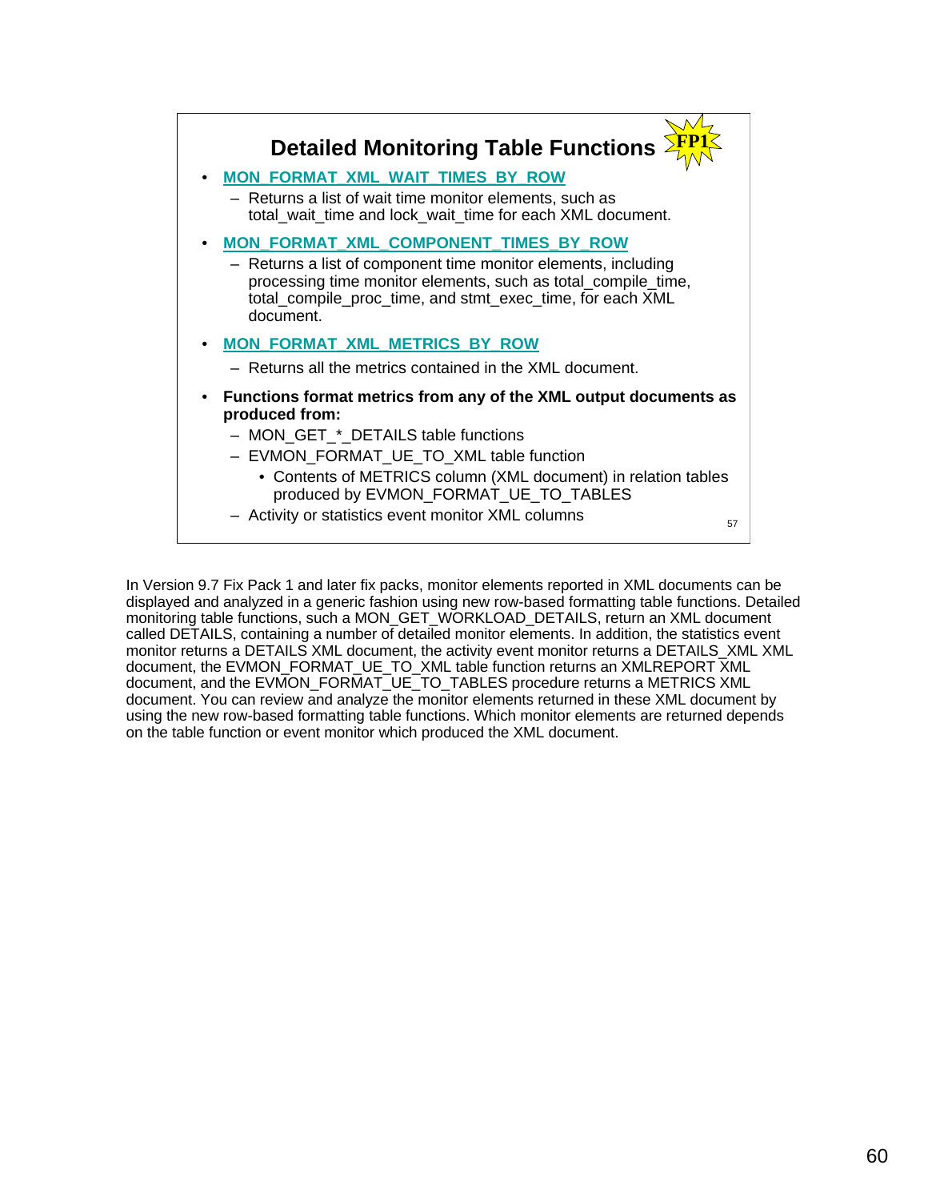## Detailed Monitoring Table Functions FP1

- **MON_FORMAT_XML_WAIT_TIMES_BY_ROW**
  - Returns a list of wait time monitor elements, such as total_wait_time and lock_wait_time for each XML document.
- **MON_FORMAT_XML_COMPONENT_TIMES_BY_ROW**
  - Returns a list of component time monitor elements, including processing time monitor elements, such as total_compile_time, total_compile_proc_time, and stmt_exec_time, for each XML document.
- **MON_FORMAT_XML_METRICS_BY_ROW**
  - Returns all the metrics contained in the XML document.
- **Functions format metrics from any of the XML output documents as produced from:**
  - MON_GET_*_DETAILS table functions
  - EVMON_FORMAT_UE_TO_XML table function
    - Contents of METRICS column (XML document) in relation tables produced by EVMON_FORMAT_UE_TO_TABLES
  - Activity or statistics event monitor XML columns

57

In Version 9.7 Fix Pack 1 and later fix packs, monitor elements reported in XML documents can be displayed and analyzed in a generic fashion using new row-based formatting table functions. Detailed monitoring table functions, such a MON_GET_WORKLOAD_DETAILS, return an XML document called DETAILS, containing a number of detailed monitor elements. In addition, the statistics event monitor returns a DETAILS XML document, the activity event monitor returns a DETAILS_XML XML document, the EVMON_FORMAT_UE_TO_XML table function returns an XMLREPORT XML document, and the EVMON_FORMAT_UE_TO_TABLES procedure returns a METRICS XML document. You can review and analyze the monitor elements returned in these XML document by using the new row-based formatting table functions. Which monitor elements are returned depends on the table function or event monitor which produced the XML document.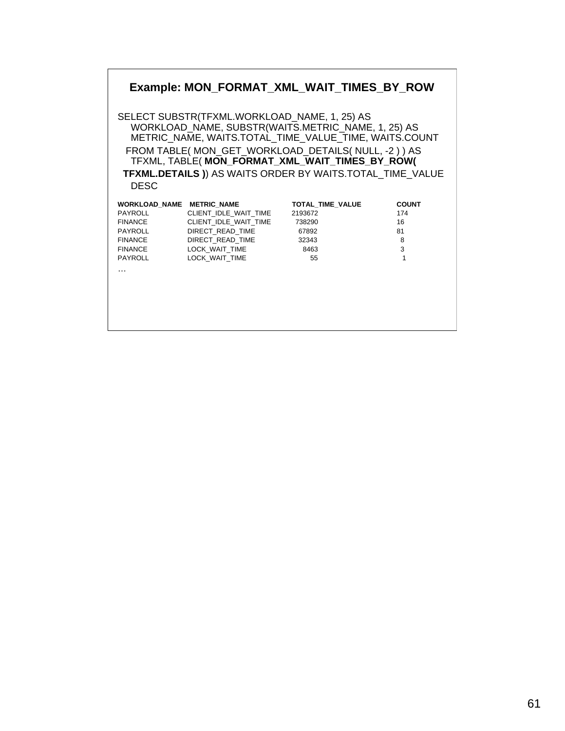## Example: MON_FORMAT_XML_WAIT_TIMES_BY_ROW

```
SELECT SUBSTR(TFXML.WORKLOAD_NAME, 1, 25) AS
   WORKLOAD_NAME, SUBSTR(WAITS.METRIC_NAME, 1, 25) AS
   METRIC_NAME, WAITS.TOTAL_TIME_VALUE_TIME, WAITS.COUNT
  FROM TABLE( MON_GET_WORKLOAD_DETAILS( NULL, -2 ) ) AS
   TFXML, TABLE( MON_FORMAT_XML_WAIT_TIMES_BY_ROW(
  TFXML.DETAILS )) AS WAITS ORDER BY WAITS.TOTAL_TIME_VALUE
   DESC
```

| WORKLOAD_NAME | METRIC_NAME | TOTAL_TIME_VALUE | COUNT |
|---|---|---|---|
| PAYROLL | CLIENT_IDLE_WAIT_TIME | 2193672 | 174 |
| FINANCE | CLIENT_IDLE_WAIT_TIME | 738290 | 16 |
| PAYROLL | DIRECT_READ_TIME | 67892 | 81 |
| FINANCE | DIRECT_READ_TIME | 32343 | 8 |
| FINANCE | LOCK_WAIT_TIME | 8463 | 3 |
| PAYROLL | LOCK_WAIT_TIME | 55 | 1 |

…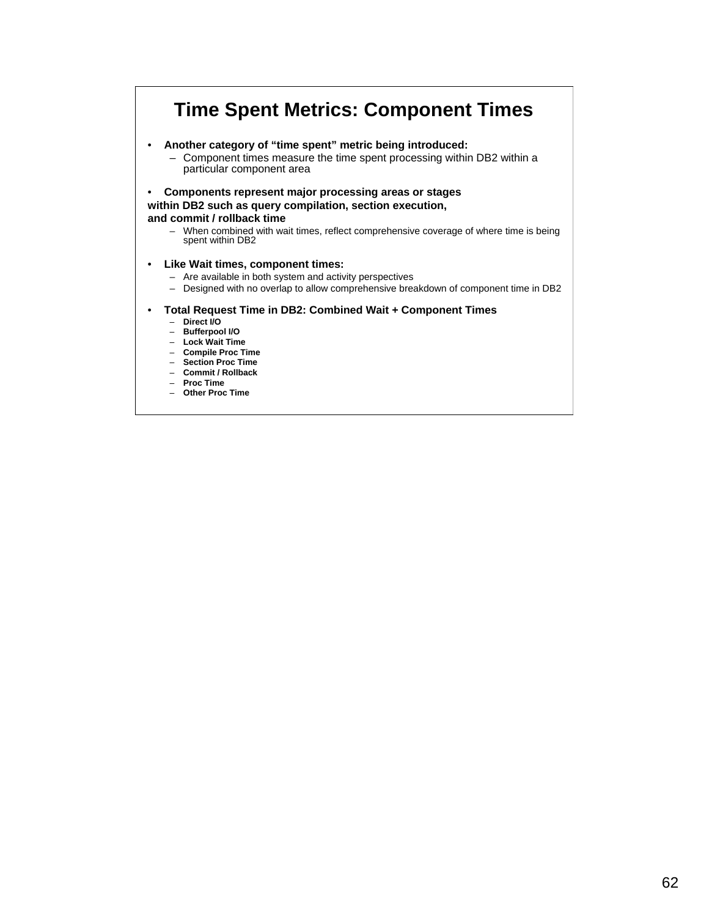# Time Spent Metrics: Component Times

- **Another category of "time spent" metric being introduced:**
  - Component times measure the time spent processing within DB2 within a particular component area

- **Components represent major processing areas or stages within DB2 such as query compilation, section execution, and commit / rollback time**
  - When combined with wait times, reflect comprehensive coverage of where time is being spent within DB2

- **Like Wait times, component times:**
  - Are available in both system and activity perspectives
  - Designed with no overlap to allow comprehensive breakdown of component time in DB2

- **Total Request Time in DB2: Combined Wait + Component Times**
  - **Direct I/O**
  - **Bufferpool I/O**
  - **Lock Wait Time**
  - **Compile Proc Time**
  - **Section Proc Time**
  - **Commit / Rollback**
  - **Proc Time**
  - **Other Proc Time**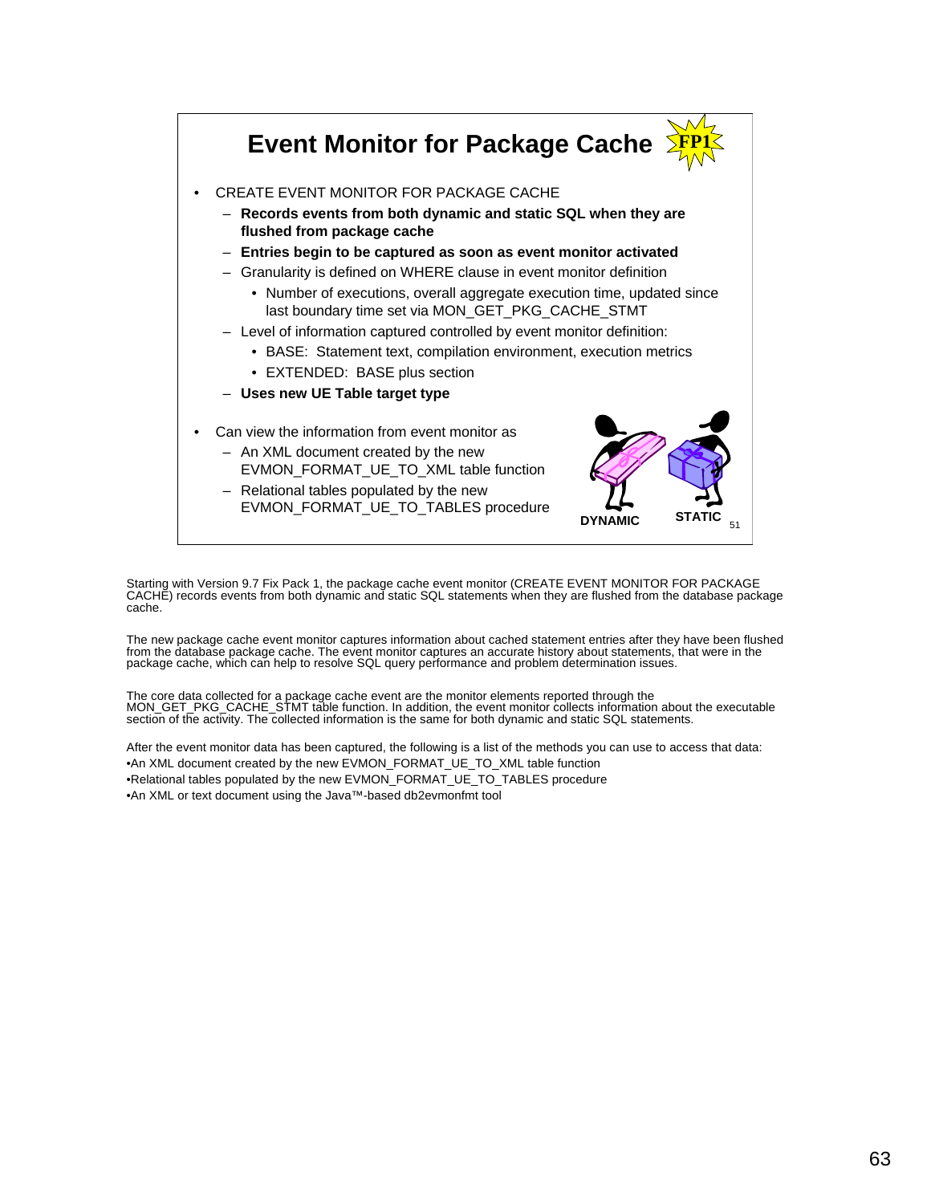# Event Monitor for Package Cache

FP1

- CREATE EVENT MONITOR FOR PACKAGE CACHE
  - **Records events from both dynamic and static SQL when they are flushed from package cache**
  - **Entries begin to be captured as soon as event monitor activated**
  - Granularity is defined on WHERE clause in event monitor definition
    - Number of executions, overall aggregate execution time, updated since last boundary time set via MON_GET_PKG_CACHE_STMT
  - Level of information captured controlled by event monitor definition:
    - BASE: Statement text, compilation environment, execution metrics
    - EXTENDED: BASE plus section
  - **Uses new UE Table target type**
- Can view the information from event monitor as
  - An XML document created by the new EVMON_FORMAT_UE_TO_XML table function
  - Relational tables populated by the new EVMON_FORMAT_UE_TO_TABLES procedure

DYNAMIC STATIC

51

Starting with Version 9.7 Fix Pack 1, the package cache event monitor (CREATE EVENT MONITOR FOR PACKAGE CACHE) records events from both dynamic and static SQL statements when they are flushed from the database package cache.

The new package cache event monitor captures information about cached statement entries after they have been flushed from the database package cache. The event monitor captures an accurate history about statements, that were in the package cache, which can help to resolve SQL query performance and problem determination issues.

The core data collected for a package cache event are the monitor elements reported through the MON_GET_PKG_CACHE_STMT table function. In addition, the event monitor collects information about the executable section of the activity. The collected information is the same for both dynamic and static SQL statements.

After the event monitor data has been captured, the following is a list of the methods you can use to access that data:

•An XML document created by the new EVMON_FORMAT_UE_TO_XML table function

•Relational tables populated by the new EVMON_FORMAT_UE_TO_TABLES procedure

•An XML or text document using the Java™-based db2evmonfmt tool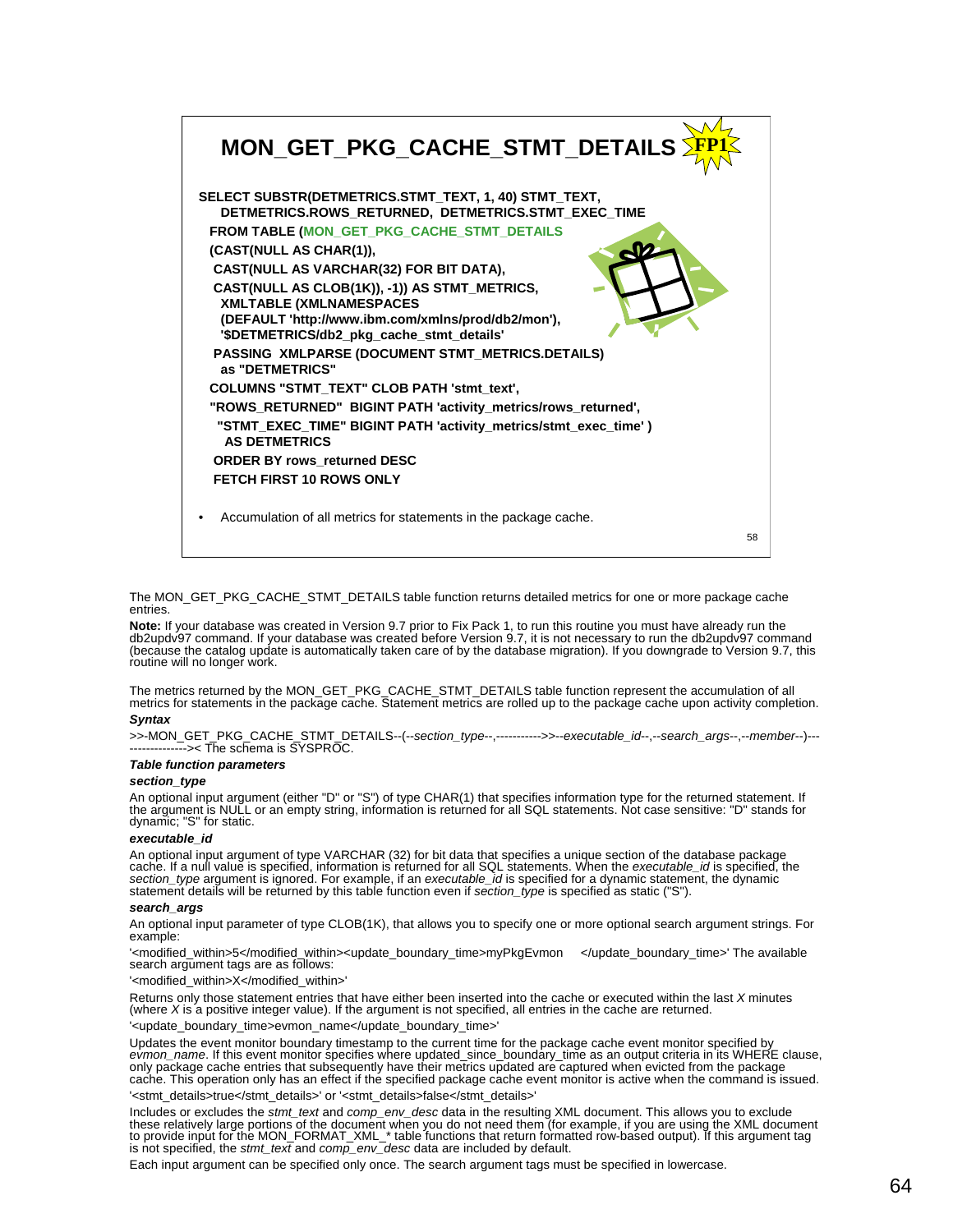## MON_GET_PKG_CACHE_STMT_DETAILS FP1

```
SELECT SUBSTR(DETMETRICS.STMT_TEXT, 1, 40) STMT_TEXT,
   DETMETRICS.ROWS_RETURNED,  DETMETRICS.STMT_EXEC_TIME
 FROM TABLE (MON_GET_PKG_CACHE_STMT_DETAILS
 (CAST(NULL AS CHAR(1)),
  CAST(NULL AS VARCHAR(32) FOR BIT DATA),
  CAST(NULL AS CLOB(1K)), -1)) AS STMT_METRICS,
   XMLTABLE (XMLNAMESPACES
   (DEFAULT 'http://www.ibm.com/xmlns/prod/db2/mon'),
   '$DETMETRICS/db2_pkg_cache_stmt_details'
  PASSING  XMLPARSE (DOCUMENT STMT_METRICS.DETAILS)
   as "DETMETRICS"
 COLUMNS "STMT_TEXT" CLOB PATH 'stmt_text',
 "ROWS_RETURNED"  BIGINT PATH 'activity_metrics/rows_returned',
  "STMT_EXEC_TIME" BIGINT PATH 'activity_metrics/stmt_exec_time' )
   AS DETMETRICS
  ORDER BY rows_returned DESC
  FETCH FIRST 10 ROWS ONLY
```

- Accumulation of all metrics for statements in the package cache.

The MON_GET_PKG_CACHE_STMT_DETAILS table function returns detailed metrics for one or more package cache entries.

**Note:** If your database was created in Version 9.7 prior to Fix Pack 1, to run this routine you must have already run the db2updv97 command. If your database was created before Version 9.7, it is not necessary to run the db2updv97 command (because the catalog update is automatically taken care of by the database migration). If you downgrade to Version 9.7, this routine will no longer work.

The metrics returned by the MON_GET_PKG_CACHE_STMT_DETAILS table function represent the accumulation of all metrics for statements in the package cache. Statement metrics are rolled up to the package cache upon activity completion.

***Syntax***

>>-MON_GET_PKG_CACHE_STMT_DETAILS--(--*section_type*--,----------->>--*executable_id*--,--*search_args*--,--*member*--)----------------->< The schema is SYSPROC.

***Table function parameters***

***section_type***

An optional input argument (either "D" or "S") of type CHAR(1) that specifies information type for the returned statement. If the argument is NULL or an empty string, information is returned for all SQL statements. Not case sensitive: "D" stands for dynamic; "S" for static.

***executable_id***

An optional input argument of type VARCHAR (32) for bit data that specifies a unique section of the database package cache. If a null value is specified, information is returned for all SQL statements. When the *executable_id* is specified, the *section_type* argument is ignored. For example, if an *executable_id* is specified for a dynamic statement, the dynamic statement details will be returned by this table function even if *section_type* is specified as static ("S").

***search_args***

An optional input parameter of type CLOB(1K), that allows you to specify one or more optional search argument strings. For example:

'<modified_within>5</modified_within><update_boundary_time>myPkgEvmon </update_boundary_time>' The available search argument tags are as follows:

'<modified_within>X</modified_within>'

Returns only those statement entries that have either been inserted into the cache or executed within the last *X* minutes (where *X* is a positive integer value). If the argument is not specified, all entries in the cache are returned.

'<update_boundary_time>evmon_name</update_boundary_time>'

Updates the event monitor boundary timestamp to the current time for the package cache event monitor specified by *evmon_name*. If this event monitor specifies where updated_since_boundary_time as an output criteria in its WHERE clause, only package cache entries that subsequently have their metrics updated are captured when evicted from the package cache. This operation only has an effect if the specified package cache event monitor is active when the command is issued.

'<stmt_details>true</stmt_details>' or '<stmt_details>false</stmt_details>'

Includes or excludes the *stmt_text* and *comp_env_desc* data in the resulting XML document. This allows you to exclude these relatively large portions of the document when you do not need them (for example, if you are using the XML document to provide input for the MON_FORMAT_XML_* table functions that return formatted row-based output). If this argument tag is not specified, the *stmt_text* and *comp_env_desc* data are included by default.

Each input argument can be specified only once. The search argument tags must be specified in lowercase.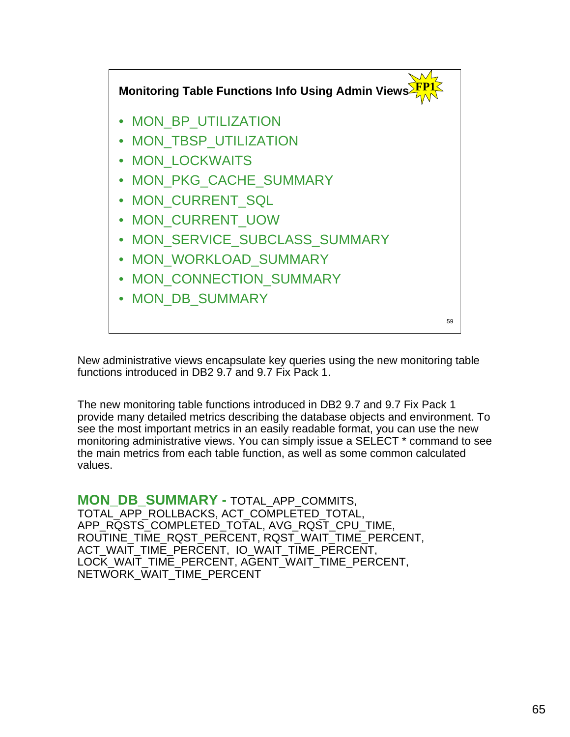## Monitoring Table Functions Info Using Admin Views FP1

- MON_BP_UTILIZATION
- MON_TBSP_UTILIZATION
- MON_LOCKWAITS
- MON_PKG_CACHE_SUMMARY
- MON_CURRENT_SQL
- MON_CURRENT_UOW
- MON_SERVICE_SUBCLASS_SUMMARY
- MON_WORKLOAD_SUMMARY
- MON_CONNECTION_SUMMARY
- MON_DB_SUMMARY

New administrative views encapsulate key queries using the new monitoring table functions introduced in DB2 9.7 and 9.7 Fix Pack 1.

The new monitoring table functions introduced in DB2 9.7 and 9.7 Fix Pack 1 provide many detailed metrics describing the database objects and environment. To see the most important metrics in an easily readable format, you can use the new monitoring administrative views. You can simply issue a SELECT * command to see the main metrics from each table function, as well as some common calculated values.

**MON_DB_SUMMARY -** TOTAL_APP_COMMITS, TOTAL_APP_ROLLBACKS, ACT_COMPLETED_TOTAL, APP_RQSTS_COMPLETED_TOTAL, AVG_RQST_CPU_TIME, ROUTINE_TIME_RQST_PERCENT, RQST_WAIT_TIME_PERCENT, ACT_WAIT_TIME_PERCENT, IO_WAIT_TIME_PERCENT, LOCK_WAIT_TIME_PERCENT, AGENT_WAIT_TIME_PERCENT, NETWORK_WAIT_TIME_PERCENT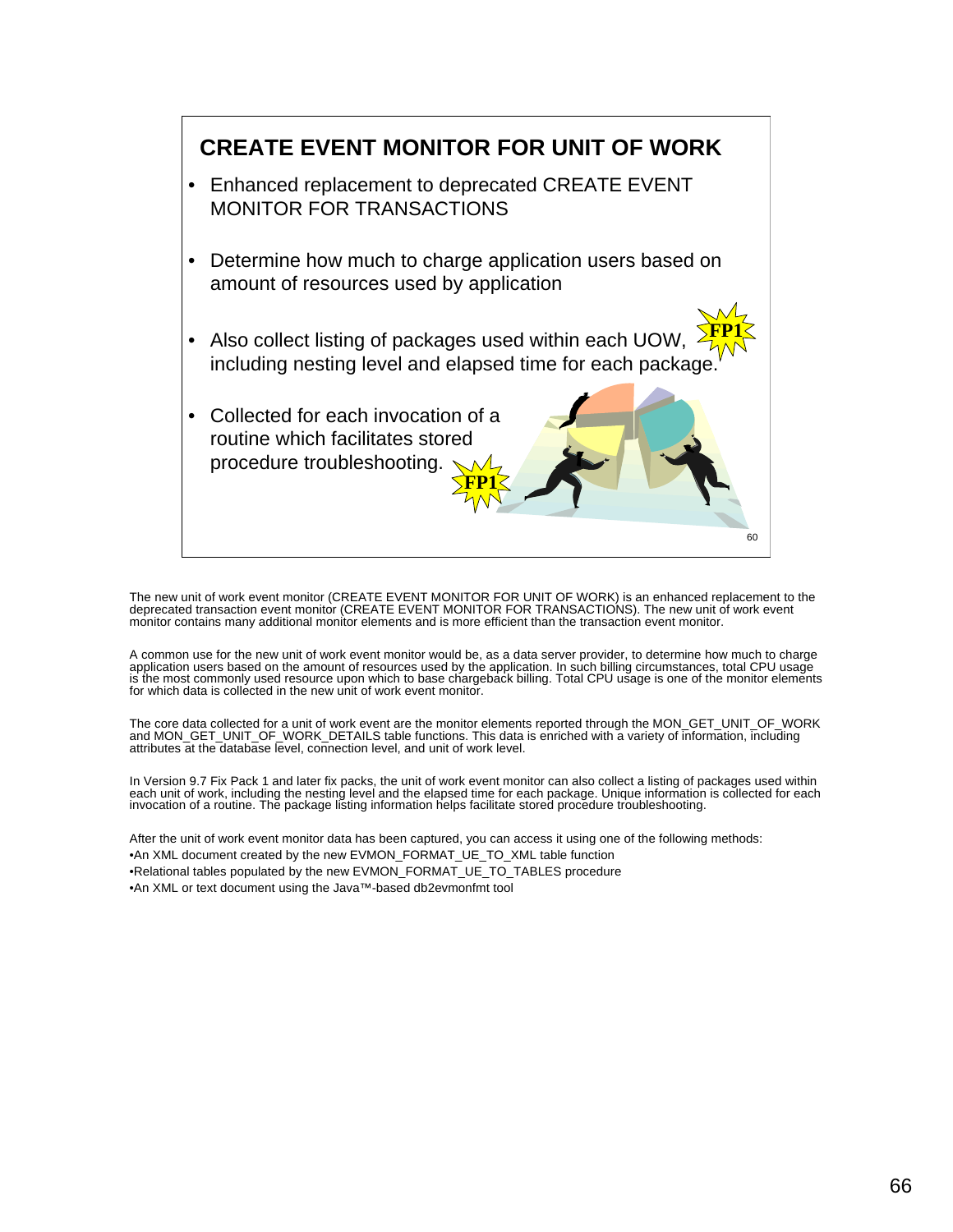## CREATE EVENT MONITOR FOR UNIT OF WORK

- Enhanced replacement to deprecated CREATE EVENT MONITOR FOR TRANSACTIONS
- Determine how much to charge application users based on amount of resources used by application
- Also collect listing of packages used within each UOW, including nesting level and elapsed time for each package. FP1
- Collected for each invocation of a routine which facilitates stored procedure troubleshooting. FP1

The new unit of work event monitor (CREATE EVENT MONITOR FOR UNIT OF WORK) is an enhanced replacement to the deprecated transaction event monitor (CREATE EVENT MONITOR FOR TRANSACTIONS). The new unit of work event monitor contains many additional monitor elements and is more efficient than the transaction event monitor.

A common use for the new unit of work event monitor would be, as a data server provider, to determine how much to charge application users based on the amount of resources used by the application. In such billing circumstances, total CPU usage is the most commonly used resource upon which to base chargeback billing. Total CPU usage is one of the monitor elements for which data is collected in the new unit of work event monitor.

The core data collected for a unit of work event are the monitor elements reported through the MON_GET_UNIT_OF_WORK and MON_GET_UNIT_OF_WORK_DETAILS table functions. This data is enriched with a variety of information, including attributes at the database level, connection level, and unit of work level.

In Version 9.7 Fix Pack 1 and later fix packs, the unit of work event monitor can also collect a listing of packages used within each unit of work, including the nesting level and the elapsed time for each package. Unique information is collected for each invocation of a routine. The package listing information helps facilitate stored procedure troubleshooting.

After the unit of work event monitor data has been captured, you can access it using one of the following methods:

- An XML document created by the new EVMON_FORMAT_UE_TO_XML table function
- Relational tables populated by the new EVMON_FORMAT_UE_TO_TABLES procedure
- An XML or text document using the Java™-based db2evmonfmt tool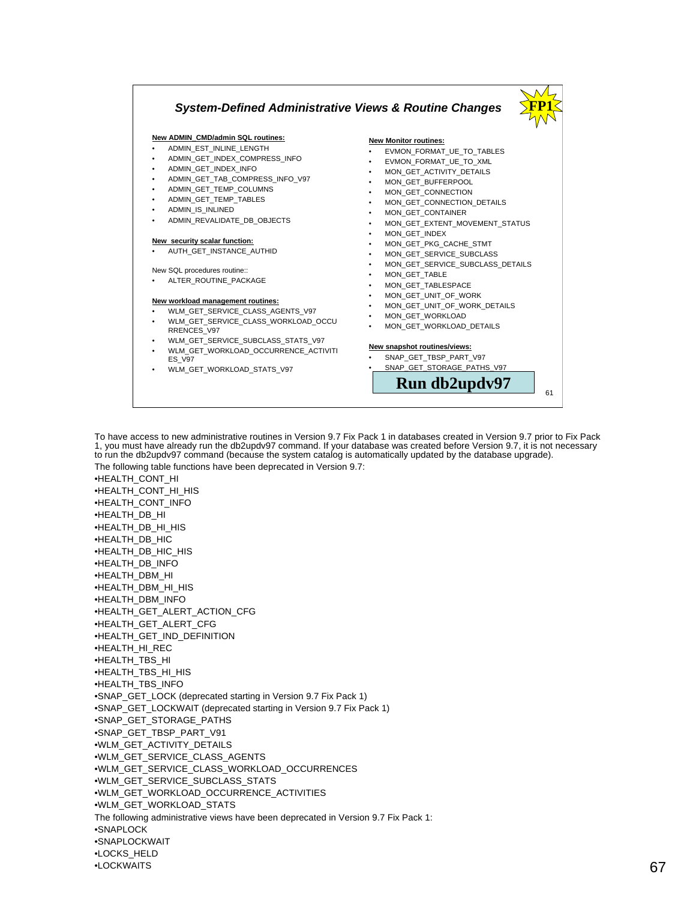## System-Defined Administrative Views & Routine Changes

**FP1**

**New ADMIN_CMD/admin SQL routines:**

- ADMIN_EST_INLINE_LENGTH
- ADMIN_GET_INDEX_COMPRESS_INFO
- ADMIN_GET_INDEX_INFO
- ADMIN_GET_TAB_COMPRESS_INFO_V97
- ADMIN_GET_TEMP_COLUMNS
- ADMIN_GET_TEMP_TABLES
- ADMIN_IS_INLINED
- ADMIN_REVALIDATE_DB_OBJECTS

**New security scalar function:**

- AUTH_GET_INSTANCE_AUTHID

New SQL procedures routine::

- ALTER_ROUTINE_PACKAGE

**New workload management routines:**

- WLM_GET_SERVICE_CLASS_AGENTS_V97
- WLM_GET_SERVICE_CLASS_WORKLOAD_OCCURRENCES_V97
- WLM_GET_SERVICE_SUBCLASS_STATS_V97
- WLM_GET_WORKLOAD_OCCURRENCE_ACTIVITIES_V97
- WLM_GET_WORKLOAD_STATS_V97

**New Monitor routines:**

- EVMON_FORMAT_UE_TO_TABLES
- EVMON_FORMAT_UE_TO_XML
- MON_GET_ACTIVITY_DETAILS
- MON_GET_BUFFERPOOL
- MON_GET_CONNECTION
- MON_GET_CONNECTION_DETAILS
- MON_GET_CONTAINER
- MON_GET_EXTENT_MOVEMENT_STATUS
- MON_GET_INDEX
- MON_GET_PKG_CACHE_STMT
- MON_GET_SERVICE_SUBCLASS
- MON_GET_SERVICE_SUBCLASS_DETAILS
- MON_GET_TABLE
- MON_GET_TABLESPACE
- MON_GET_UNIT_OF_WORK
- MON_GET_UNIT_OF_WORK_DETAILS
- MON_GET_WORKLOAD
- MON_GET_WORKLOAD_DETAILS

**New snapshot routines/views:**

- SNAP_GET_TBSP_PART_V97
- SNAP_GET_STORAGE_PATHS_V97

**Run db2updv97**

To have access to new administrative routines in Version 9.7 Fix Pack 1 in databases created in Version 9.7 prior to Fix Pack 1, you must have already run the db2updv97 command. If your database was created before Version 9.7, it is not necessary to run the db2updv97 command (because the system catalog is automatically updated by the database upgrade).

The following table functions have been deprecated in Version 9.7:

- HEALTH_CONT_HI
- HEALTH_CONT_HI_HIS
- HEALTH_CONT_INFO
- HEALTH_DB_HI
- HEALTH_DB_HI_HIS
- HEALTH_DB_HIC
- HEALTH_DB_HIC_HIS
- HEALTH_DB_INFO
- HEALTH_DBM_HI
- HEALTH_DBM_HI_HIS
- HEALTH_DBM_INFO
- HEALTH_GET_ALERT_ACTION_CFG
- HEALTH_GET_ALERT_CFG
- HEALTH_GET_IND_DEFINITION
- HEALTH_HI_REC
- HEALTH_TBS_HI
- HEALTH_TBS_HI_HIS
- HEALTH_TBS_INFO
- SNAP_GET_LOCK (deprecated starting in Version 9.7 Fix Pack 1)
- SNAP_GET_LOCKWAIT (deprecated starting in Version 9.7 Fix Pack 1)
- SNAP_GET_STORAGE_PATHS
- SNAP_GET_TBSP_PART_V91
- WLM_GET_ACTIVITY_DETAILS
- WLM_GET_SERVICE_CLASS_AGENTS
- WLM_GET_SERVICE_CLASS_WORKLOAD_OCCURRENCES
- WLM_GET_SERVICE_SUBCLASS_STATS
- WLM_GET_WORKLOAD_OCCURRENCE_ACTIVITIES
- WLM_GET_WORKLOAD_STATS

The following administrative views have been deprecated in Version 9.7 Fix Pack 1:

- SNAPLOCK
- SNAPLOCKWAIT
- LOCKS_HELD
- LOCKWAITS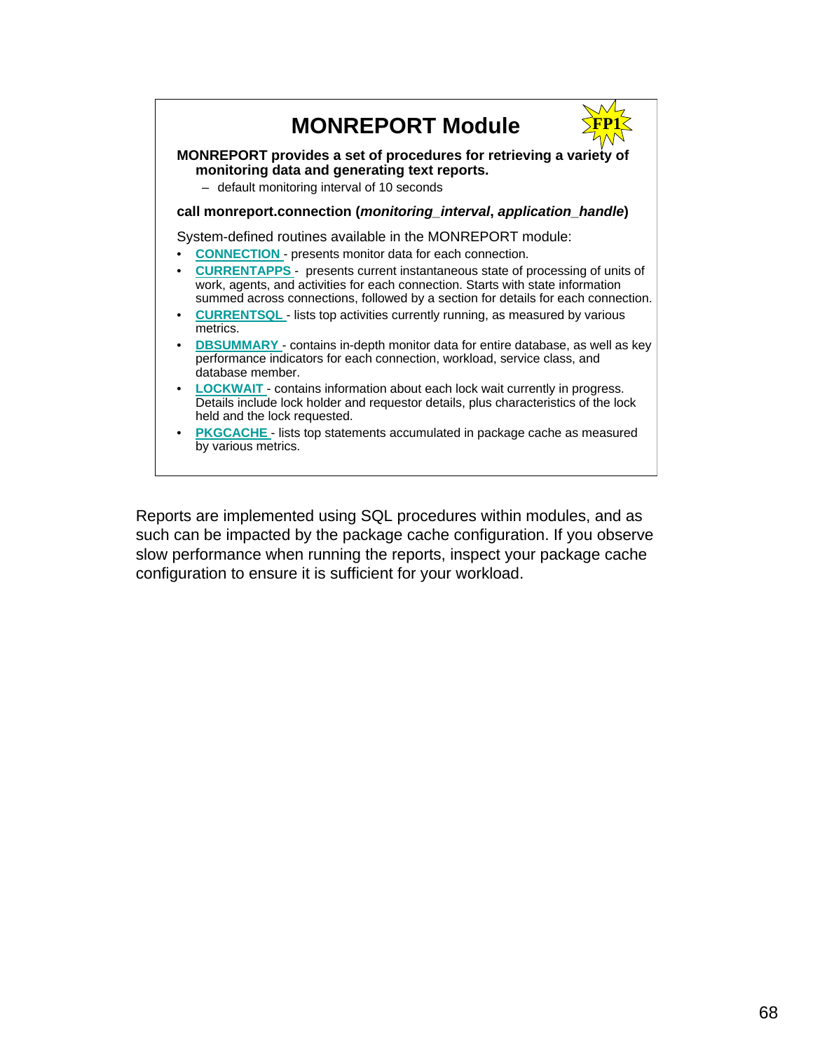# MONREPORT Module

FP1

**MONREPORT provides a set of procedures for retrieving a variety of monitoring data and generating text reports.**

- default monitoring interval of 10 seconds

**call monreport.connection (*monitoring_interval*, *application_handle*)**

System-defined routines available in the MONREPORT module:

- **CONNECTION** - presents monitor data for each connection.
- **CURRENTAPPS** - presents current instantaneous state of processing of units of work, agents, and activities for each connection. Starts with state information summed across connections, followed by a section for details for each connection.
- **CURRENTSQL** - lists top activities currently running, as measured by various metrics.
- **DBSUMMARY** - contains in-depth monitor data for entire database, as well as key performance indicators for each connection, workload, service class, and database member.
- **LOCKWAIT** - contains information about each lock wait currently in progress. Details include lock holder and requestor details, plus characteristics of the lock held and the lock requested.
- **PKGCACHE** - lists top statements accumulated in package cache as measured by various metrics.

Reports are implemented using SQL procedures within modules, and as such can be impacted by the package cache configuration. If you observe slow performance when running the reports, inspect your package cache configuration to ensure it is sufficient for your workload.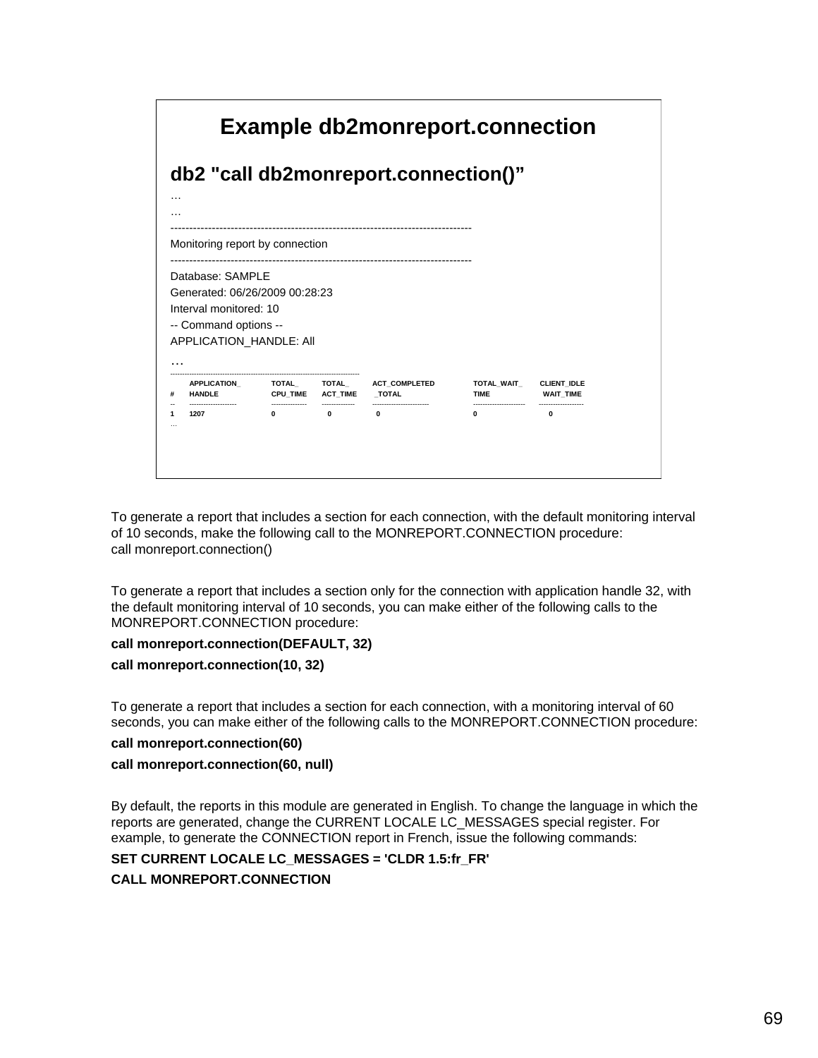## Example db2monreport.connection

### db2 "call db2monreport.connection()"

```
…
…
--------------------------------------------------------------------------------
Monitoring report by connection
--------------------------------------------------------------------------------
Database: SAMPLE
Generated: 06/26/2009 00:28:23
Interval monitored: 10
-- Command options --
APPLICATION_HANDLE: All
…
--------------------------------------------------------------------------------
   APPLICATION_   TOTAL_     TOTAL_     ACT_COMPLETED   TOTAL_WAIT_   CLIENT_IDLE
#  HANDLE         CPU_TIME   ACT_TIME   _TOTAL          TIME          WAIT_TIME
-- -------------  ---------  ---------  --------------  ------------  -----------
1  1207           0          0          0               0             0
…
```

To generate a report that includes a section for each connection, with the default monitoring interval of 10 seconds, make the following call to the MONREPORT.CONNECTION procedure:
call monreport.connection()

To generate a report that includes a section only for the connection with application handle 32, with the default monitoring interval of 10 seconds, you can make either of the following calls to the MONREPORT.CONNECTION procedure:

**call monreport.connection(DEFAULT, 32)**

**call monreport.connection(10, 32)**

To generate a report that includes a section for each connection, with a monitoring interval of 60 seconds, you can make either of the following calls to the MONREPORT.CONNECTION procedure:

**call monreport.connection(60)**

**call monreport.connection(60, null)**

By default, the reports in this module are generated in English. To change the language in which the reports are generated, change the CURRENT LOCALE LC_MESSAGES special register. For example, to generate the CONNECTION report in French, issue the following commands:

**SET CURRENT LOCALE LC_MESSAGES = 'CLDR 1.5:fr_FR'**

**CALL MONREPORT.CONNECTION**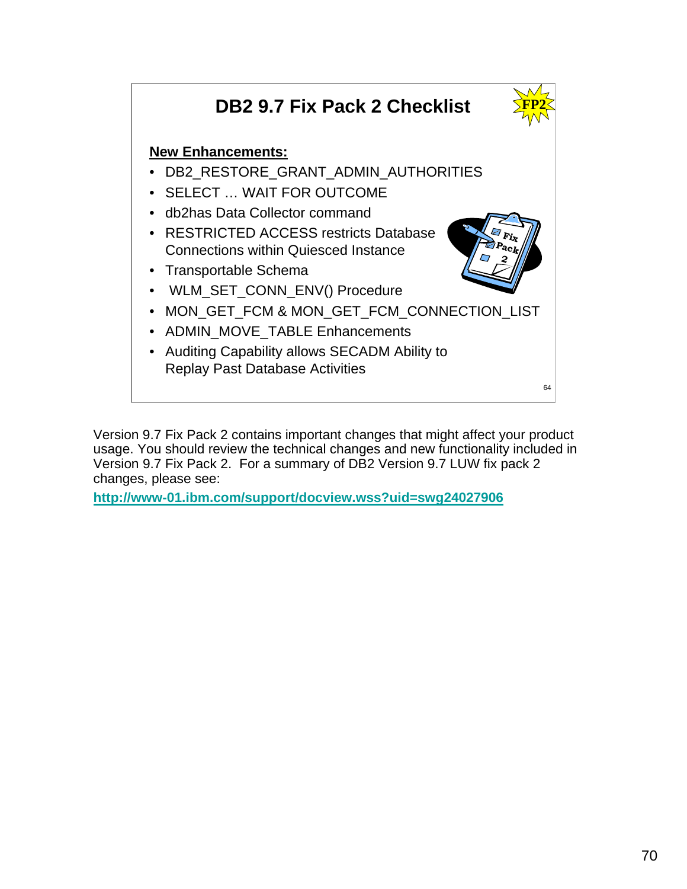## DB2 9.7 Fix Pack 2 Checklist

FP2

**New Enhancements:**

- DB2_RESTORE_GRANT_ADMIN_AUTHORITIES
- SELECT … WAIT FOR OUTCOME
- db2has Data Collector command
- RESTRICTED ACCESS restricts Database Connections within Quiesced Instance
- Transportable Schema
- WLM_SET_CONN_ENV() Procedure
- MON_GET_FCM & MON_GET_FCM_CONNECTION_LIST
- ADMIN_MOVE_TABLE Enhancements
- Auditing Capability allows SECADM Ability to Replay Past Database Activities

Version 9.7 Fix Pack 2 contains important changes that might affect your product usage. You should review the technical changes and new functionality included in Version 9.7 Fix Pack 2. For a summary of DB2 Version 9.7 LUW fix pack 2 changes, please see:

**http://www-01.ibm.com/support/docview.wss?uid=swg24027906**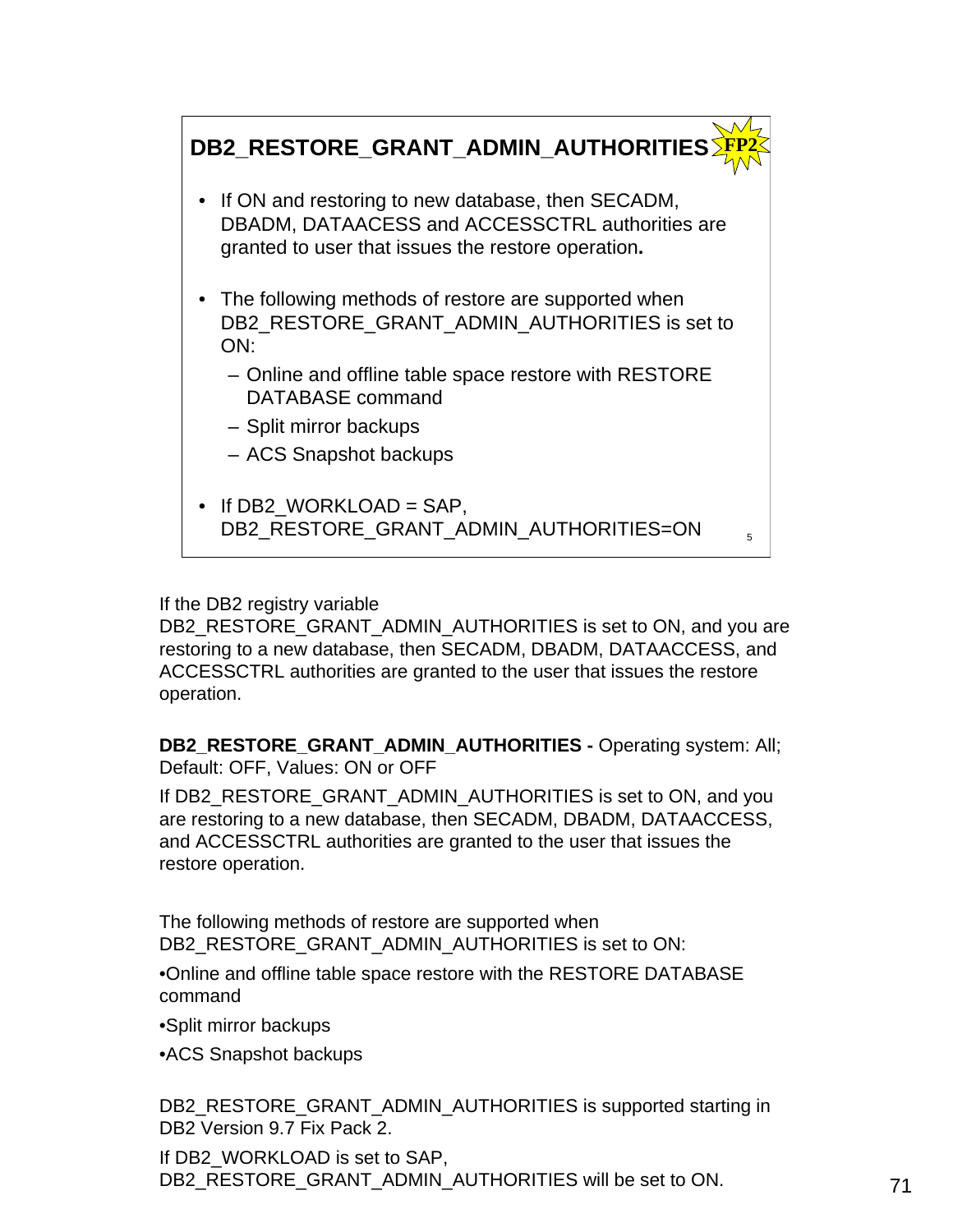## DB2_RESTORE_GRANT_ADMIN_AUTHORITIES FP2

- If ON and restoring to new database, then SECADM, DBADM, DATAACESS and ACCESSCTRL authorities are granted to user that issues the restore operation**.**
- The following methods of restore are supported when DB2_RESTORE_GRANT_ADMIN_AUTHORITIES is set to ON:
  - Online and offline table space restore with RESTORE DATABASE command
  - Split mirror backups
  - ACS Snapshot backups
- If DB2_WORKLOAD = SAP, DB2_RESTORE_GRANT_ADMIN_AUTHORITIES=ON

If the DB2 registry variable DB2_RESTORE_GRANT_ADMIN_AUTHORITIES is set to ON, and you are restoring to a new database, then SECADM, DBADM, DATAACCESS, and ACCESSCTRL authorities are granted to the user that issues the restore operation.

**DB2_RESTORE_GRANT_ADMIN_AUTHORITIES -** Operating system: All; Default: OFF, Values: ON or OFF

If DB2_RESTORE_GRANT_ADMIN_AUTHORITIES is set to ON, and you are restoring to a new database, then SECADM, DBADM, DATAACCESS, and ACCESSCTRL authorities are granted to the user that issues the restore operation.

The following methods of restore are supported when DB2_RESTORE_GRANT_ADMIN_AUTHORITIES is set to ON:

•Online and offline table space restore with the RESTORE DATABASE command

•Split mirror backups

•ACS Snapshot backups

DB2_RESTORE_GRANT_ADMIN_AUTHORITIES is supported starting in DB2 Version 9.7 Fix Pack 2.

If DB2_WORKLOAD is set to SAP, DB2_RESTORE_GRANT_ADMIN_AUTHORITIES will be set to ON.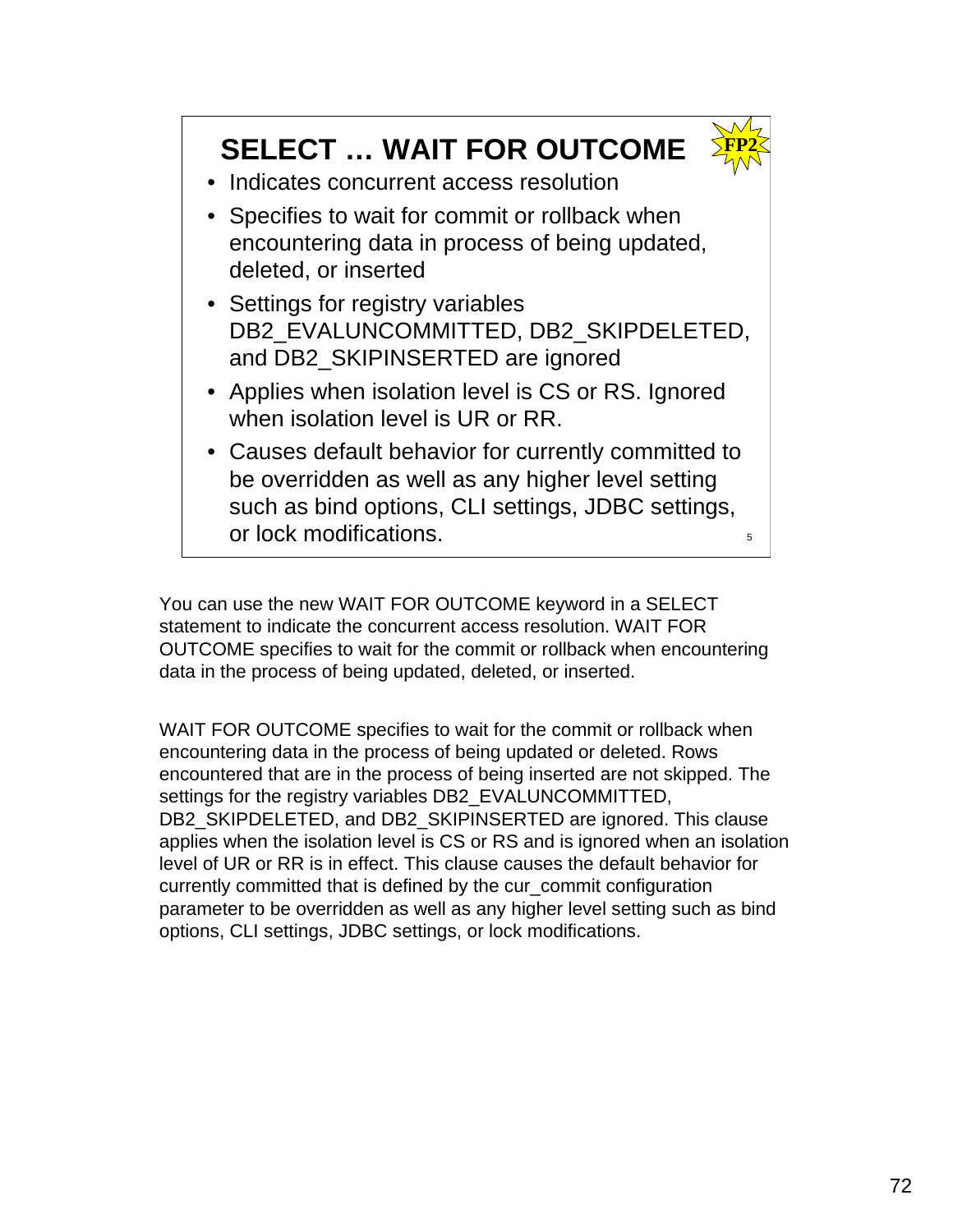## SELECT … WAIT FOR OUTCOME

FP2

- Indicates concurrent access resolution
- Specifies to wait for commit or rollback when encountering data in process of being updated, deleted, or inserted
- Settings for registry variables DB2_EVALUNCOMMITTED, DB2_SKIPDELETED, and DB2_SKIPINSERTED are ignored
- Applies when isolation level is CS or RS. Ignored when isolation level is UR or RR.
- Causes default behavior for currently committed to be overridden as well as any higher level setting such as bind options, CLI settings, JDBC settings, or lock modifications.

5

You can use the new WAIT FOR OUTCOME keyword in a SELECT statement to indicate the concurrent access resolution. WAIT FOR OUTCOME specifies to wait for the commit or rollback when encountering data in the process of being updated, deleted, or inserted.

WAIT FOR OUTCOME specifies to wait for the commit or rollback when encountering data in the process of being updated or deleted. Rows encountered that are in the process of being inserted are not skipped. The settings for the registry variables DB2_EVALUNCOMMITTED, DB2_SKIPDELETED, and DB2_SKIPINSERTED are ignored. This clause applies when the isolation level is CS or RS and is ignored when an isolation level of UR or RR is in effect. This clause causes the default behavior for currently committed that is defined by the cur_commit configuration parameter to be overridden as well as any higher level setting such as bind options, CLI settings, JDBC settings, or lock modifications.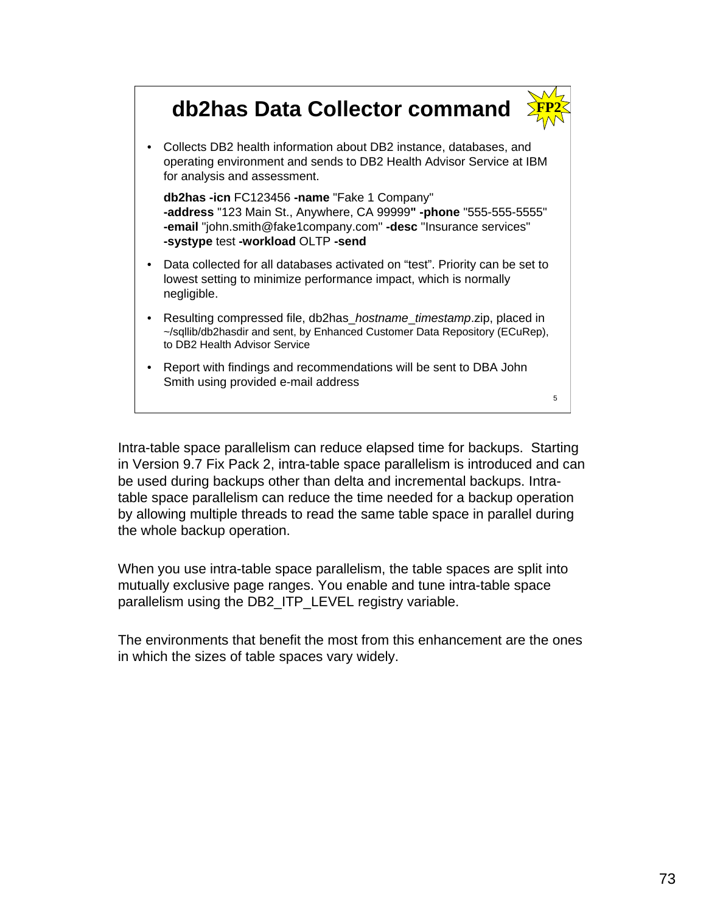## db2has Data Collector command

FP2

- Collects DB2 health information about DB2 instance, databases, and operating environment and sends to DB2 Health Advisor Service at IBM for analysis and assessment.

  **db2has -icn** FC123456 **-name** "Fake 1 Company" **-address** "123 Main St., Anywhere, CA 99999**" -phone** "555-555-5555" **-email** "john.smith@fake1company.com" **-desc** "Insurance services" **-systype** test **-workload** OLTP **-send**

- Data collected for all databases activated on "test". Priority can be set to lowest setting to minimize performance impact, which is normally negligible.
- Resulting compressed file, db2has_*hostname_timestamp*.zip, placed in ~/sqllib/db2hasdir and sent, by Enhanced Customer Data Repository (ECuRep), to DB2 Health Advisor Service
- Report with findings and recommendations will be sent to DBA John Smith using provided e-mail address

5

Intra-table space parallelism can reduce elapsed time for backups. Starting in Version 9.7 Fix Pack 2, intra-table space parallelism is introduced and can be used during backups other than delta and incremental backups. Intra-table space parallelism can reduce the time needed for a backup operation by allowing multiple threads to read the same table space in parallel during the whole backup operation.

When you use intra-table space parallelism, the table spaces are split into mutually exclusive page ranges. You enable and tune intra-table space parallelism using the DB2_ITP_LEVEL registry variable.

The environments that benefit the most from this enhancement are the ones in which the sizes of table spaces vary widely.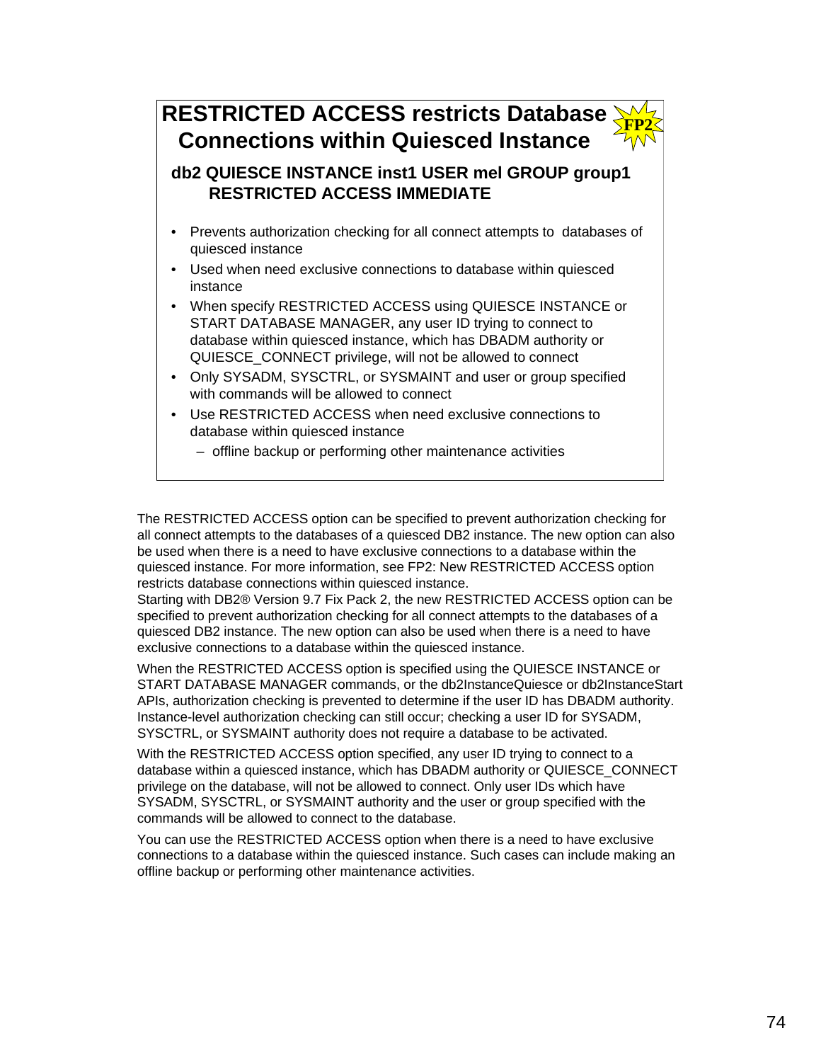## RESTRICTED ACCESS restricts Database Connections within Quiesced Instance

FP2

**db2 QUIESCE INSTANCE inst1 USER mel GROUP group1 RESTRICTED ACCESS IMMEDIATE**

- Prevents authorization checking for all connect attempts to databases of quiesced instance
- Used when need exclusive connections to database within quiesced instance
- When specify RESTRICTED ACCESS using QUIESCE INSTANCE or START DATABASE MANAGER, any user ID trying to connect to database within quiesced instance, which has DBADM authority or QUIESCE_CONNECT privilege, will not be allowed to connect
- Only SYSADM, SYSCTRL, or SYSMAINT and user or group specified with commands will be allowed to connect
- Use RESTRICTED ACCESS when need exclusive connections to database within quiesced instance
  - offline backup or performing other maintenance activities

The RESTRICTED ACCESS option can be specified to prevent authorization checking for all connect attempts to the databases of a quiesced DB2 instance. The new option can also be used when there is a need to have exclusive connections to a database within the quiesced instance. For more information, see FP2: New RESTRICTED ACCESS option restricts database connections within quiesced instance.

Starting with DB2® Version 9.7 Fix Pack 2, the new RESTRICTED ACCESS option can be specified to prevent authorization checking for all connect attempts to the databases of a quiesced DB2 instance. The new option can also be used when there is a need to have exclusive connections to a database within the quiesced instance.

When the RESTRICTED ACCESS option is specified using the QUIESCE INSTANCE or START DATABASE MANAGER commands, or the db2InstanceQuiesce or db2InstanceStart APIs, authorization checking is prevented to determine if the user ID has DBADM authority. Instance-level authorization checking can still occur; checking a user ID for SYSADM, SYSCTRL, or SYSMAINT authority does not require a database to be activated.

With the RESTRICTED ACCESS option specified, any user ID trying to connect to a database within a quiesced instance, which has DBADM authority or QUIESCE_CONNECT privilege on the database, will not be allowed to connect. Only user IDs which have SYSADM, SYSCTRL, or SYSMAINT authority and the user or group specified with the commands will be allowed to connect to the database.

You can use the RESTRICTED ACCESS option when there is a need to have exclusive connections to a database within the quiesced instance. Such cases can include making an offline backup or performing other maintenance activities.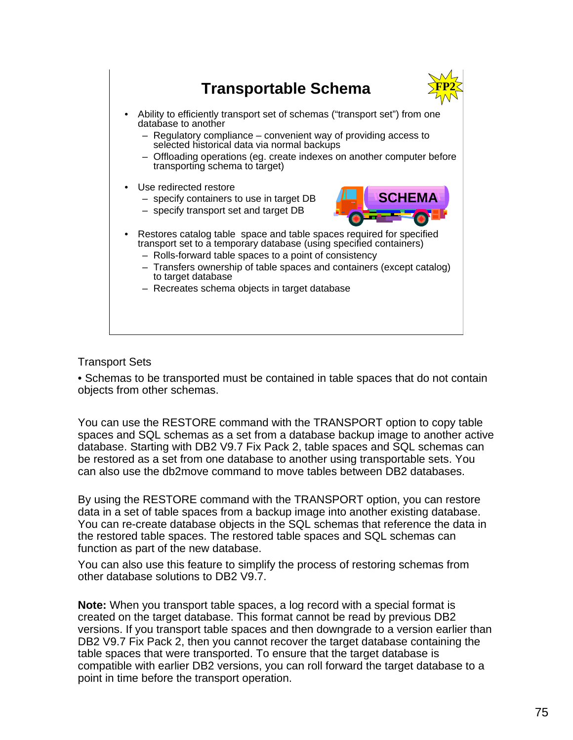## Transportable Schema

FP2

- Ability to efficiently transport set of schemas ("transport set") from one database to another
  - Regulatory compliance – convenient way of providing access to selected historical data via normal backups
  - Offloading operations (eg. create indexes on another computer before transporting schema to target)
- Use redirected restore
  - specify containers to use in target DB
  - specify transport set and target DB
- Restores catalog table space and table spaces required for specified transport set to a temporary database (using specified containers)
  - Rolls-forward table spaces to a point of consistency
  - Transfers ownership of table spaces and containers (except catalog) to target database
  - Recreates schema objects in target database

Transport Sets

• Schemas to be transported must be contained in table spaces that do not contain objects from other schemas.

You can use the RESTORE command with the TRANSPORT option to copy table spaces and SQL schemas as a set from a database backup image to another active database. Starting with DB2 V9.7 Fix Pack 2, table spaces and SQL schemas can be restored as a set from one database to another using transportable sets. You can also use the db2move command to move tables between DB2 databases.

By using the RESTORE command with the TRANSPORT option, you can restore data in a set of table spaces from a backup image into another existing database. You can re-create database objects in the SQL schemas that reference the data in the restored table spaces. The restored table spaces and SQL schemas can function as part of the new database.

You can also use this feature to simplify the process of restoring schemas from other database solutions to DB2 V9.7.

**Note:** When you transport table spaces, a log record with a special format is created on the target database. This format cannot be read by previous DB2 versions. If you transport table spaces and then downgrade to a version earlier than DB2 V9.7 Fix Pack 2, then you cannot recover the target database containing the table spaces that were transported. To ensure that the target database is compatible with earlier DB2 versions, you can roll forward the target database to a point in time before the transport operation.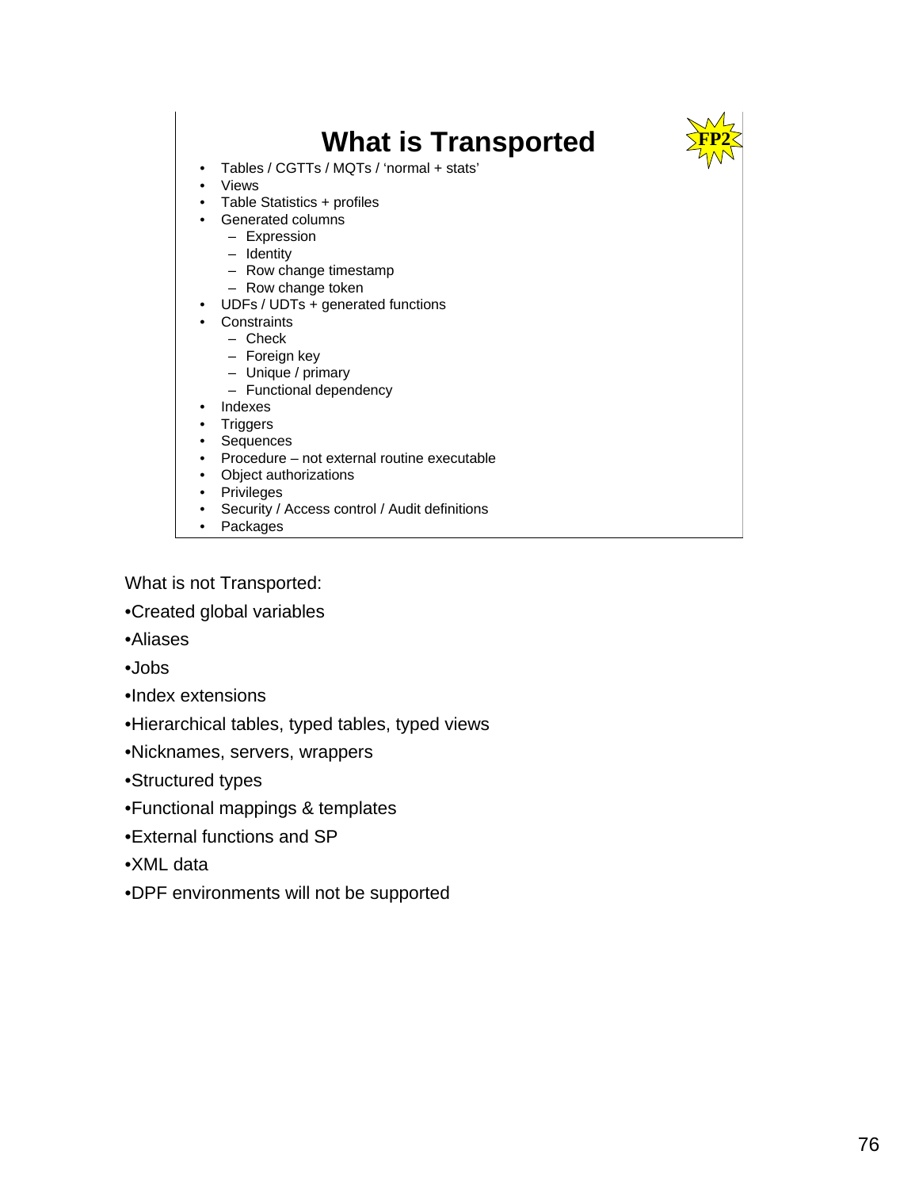# What is Transported

FP2

- Tables / CGTTs / MQTs / 'normal + stats'
- Views
- Table Statistics + profiles
- Generated columns
  - Expression
  - Identity
  - Row change timestamp
  - Row change token
- UDFs / UDTs + generated functions
- Constraints
  - Check
  - Foreign key
  - Unique / primary
  - Functional dependency
- Indexes
- Triggers
- Sequences
- Procedure – not external routine executable
- Object authorizations
- Privileges
- Security / Access control / Audit definitions
- Packages

What is not Transported:

- Created global variables
- Aliases
- Jobs
- Index extensions
- Hierarchical tables, typed tables, typed views
- Nicknames, servers, wrappers
- Structured types
- Functional mappings & templates
- External functions and SP
- XML data
- DPF environments will not be supported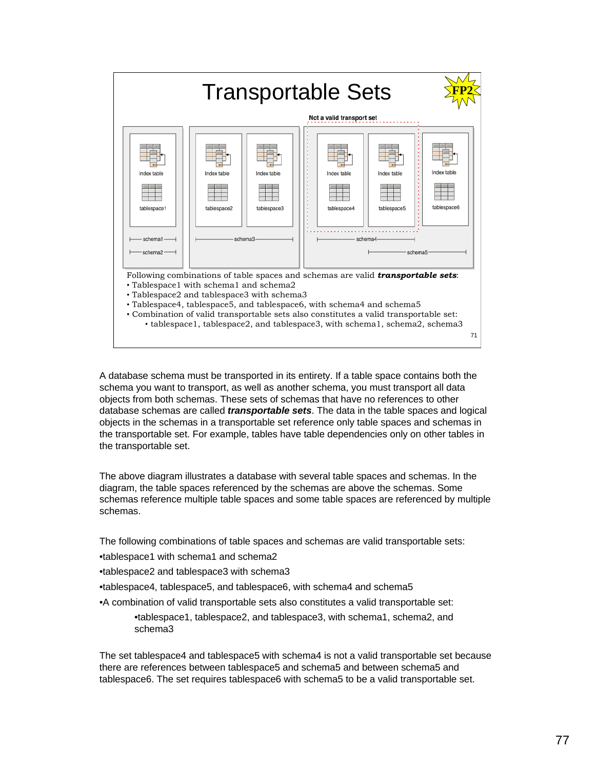# Transportable Sets

FP2

Not a valid transport set

Index table | Index table | Index table | Index table | Index table | Index table

tablespace1 | tablespace2 | tablespace3 | tablespace4 | tablespace5 | tablespace6

schema1, schema2, schema3, schema4, schema5

Following combinations of table spaces and schemas are valid ***transportable sets***:

- Tablespace1 with schema1 and schema2
- Tablespace2 and tablespace3 with schema3
- Tablespace4, tablespace5, and tablespace6, with schema4 and schema5
- Combination of valid transportable sets also constitutes a valid transportable set:
  - tablespace1, tablespace2, and tablespace3, with schema1, schema2, schema3

71

A database schema must be transported in its entirety. If a table space contains both the schema you want to transport, as well as another schema, you must transport all data objects from both schemas. These sets of schemas that have no references to other database schemas are called ***transportable sets***. The data in the table spaces and logical objects in the schemas in a transportable set reference only table spaces and schemas in the transportable set. For example, tables have table dependencies only on other tables in the transportable set.

The above diagram illustrates a database with several table spaces and schemas. In the diagram, the table spaces referenced by the schemas are above the schemas. Some schemas reference multiple table spaces and some table spaces are referenced by multiple schemas.

The following combinations of table spaces and schemas are valid transportable sets:

- tablespace1 with schema1 and schema2
- tablespace2 and tablespace3 with schema3
- tablespace4, tablespace5, and tablespace6, with schema4 and schema5
- A combination of valid transportable sets also constitutes a valid transportable set:
  - tablespace1, tablespace2, and tablespace3, with schema1, schema2, and schema3

The set tablespace4 and tablespace5 with schema4 is not a valid transportable set because there are references between tablespace5 and schema5 and between schema5 and tablespace6. The set requires tablespace6 with schema5 to be a valid transportable set.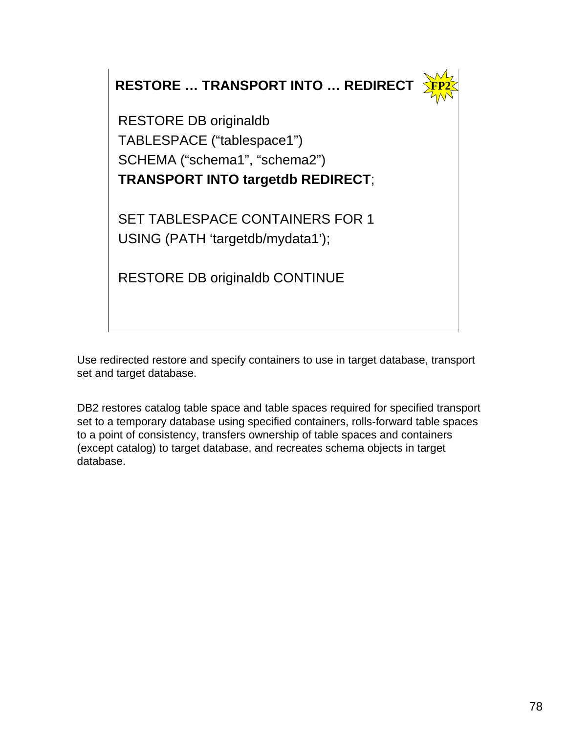## RESTORE … TRANSPORT INTO … REDIRECT FP2

```
RESTORE DB originaldb
TABLESPACE (“tablespace1”)
SCHEMA (“schema1”, “schema2”)
TRANSPORT INTO targetdb REDIRECT;

SET TABLESPACE CONTAINERS FOR 1
USING (PATH ‘targetdb/mydata1’);

RESTORE DB originaldb CONTINUE
```

Use redirected restore and specify containers to use in target database, transport set and target database.

DB2 restores catalog table space and table spaces required for specified transport set to a temporary database using specified containers, rolls-forward table spaces to a point of consistency, transfers ownership of table spaces and containers (except catalog) to target database, and recreates schema objects in target database.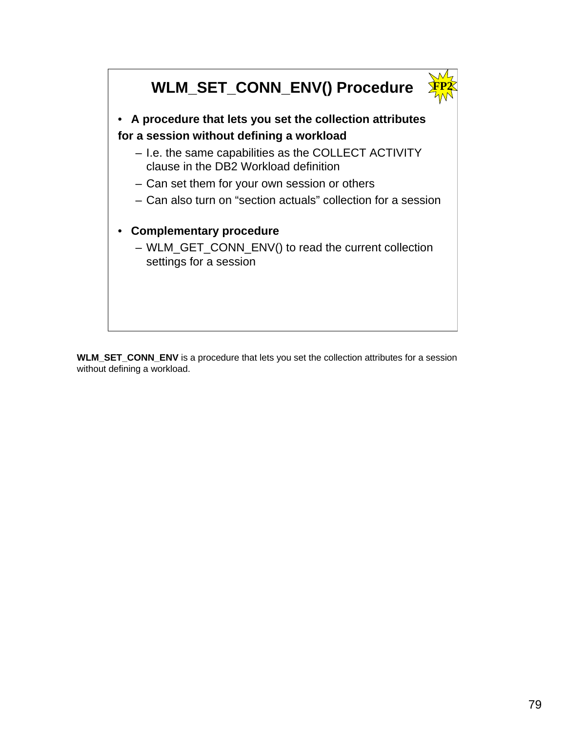## WLM_SET_CONN_ENV() Procedure

FP2

- **A procedure that lets you set the collection attributes for a session without defining a workload**
  - I.e. the same capabilities as the COLLECT ACTIVITY clause in the DB2 Workload definition
  - Can set them for your own session or others
  - Can also turn on “section actuals” collection for a session
- **Complementary procedure**
  - WLM_GET_CONN_ENV() to read the current collection settings for a session

**WLM_SET_CONN_ENV** is a procedure that lets you set the collection attributes for a session without defining a workload.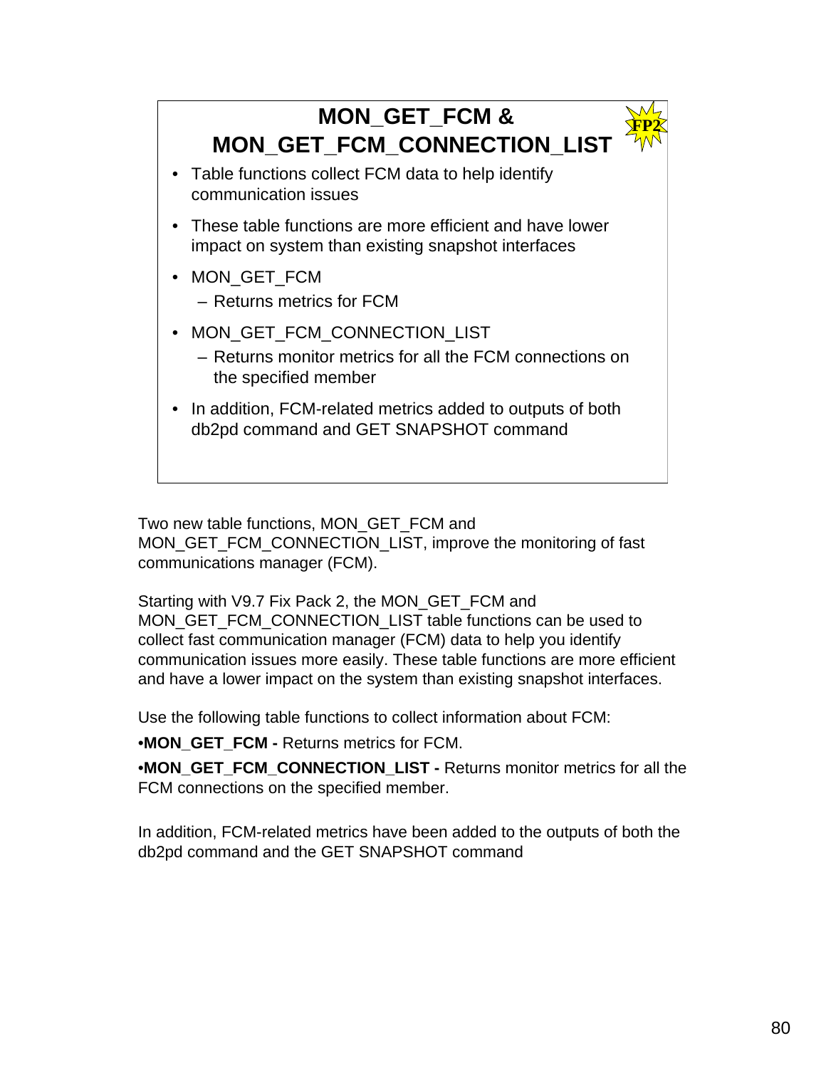## MON_GET_FCM & MON_GET_FCM_CONNECTION_LIST

FP2

- Table functions collect FCM data to help identify communication issues
- These table functions are more efficient and have lower impact on system than existing snapshot interfaces
- MON_GET_FCM
  - Returns metrics for FCM
- MON_GET_FCM_CONNECTION_LIST
  - Returns monitor metrics for all the FCM connections on the specified member
- In addition, FCM-related metrics added to outputs of both db2pd command and GET SNAPSHOT command

Two new table functions, MON_GET_FCM and MON_GET_FCM_CONNECTION_LIST, improve the monitoring of fast communications manager (FCM).

Starting with V9.7 Fix Pack 2, the MON_GET_FCM and MON_GET_FCM_CONNECTION_LIST table functions can be used to collect fast communication manager (FCM) data to help you identify communication issues more easily. These table functions are more efficient and have a lower impact on the system than existing snapshot interfaces.

Use the following table functions to collect information about FCM:

•**MON_GET_FCM -** Returns metrics for FCM.

•**MON_GET_FCM_CONNECTION_LIST -** Returns monitor metrics for all the FCM connections on the specified member.

In addition, FCM-related metrics have been added to the outputs of both the db2pd command and the GET SNAPSHOT command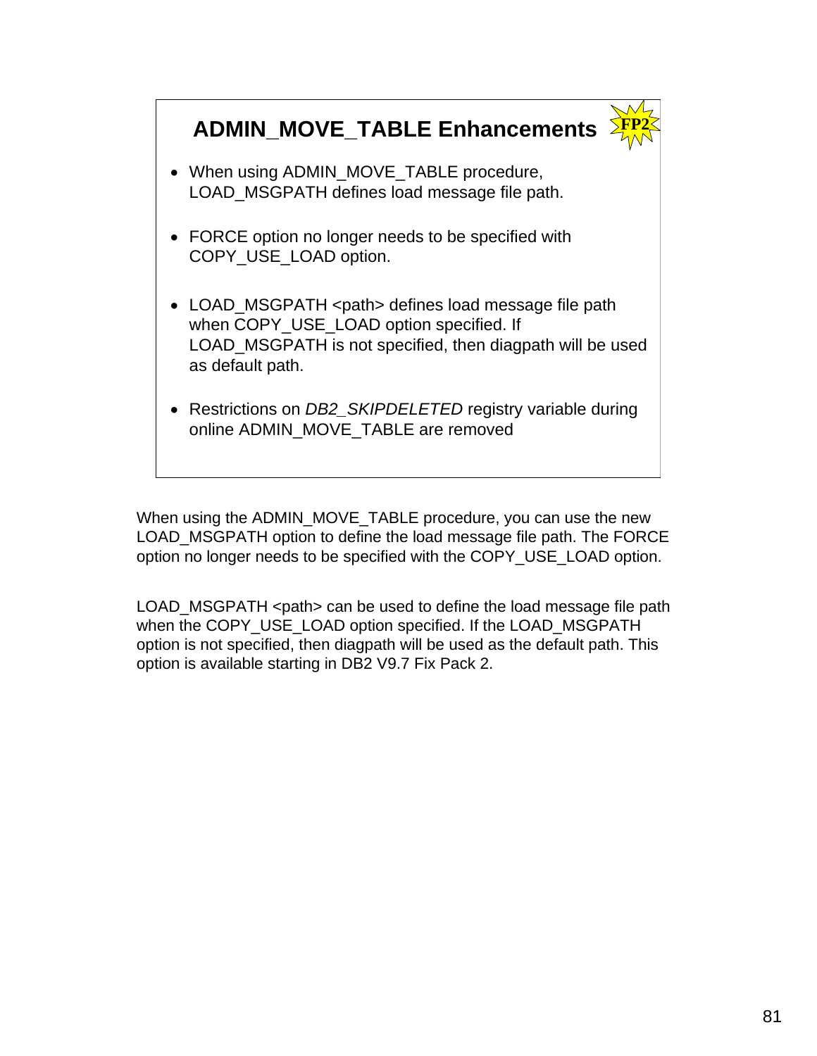## ADMIN_MOVE_TABLE Enhancements

FP2

- When using ADMIN_MOVE_TABLE procedure, LOAD_MSGPATH defines load message file path.
- FORCE option no longer needs to be specified with COPY_USE_LOAD option.
- LOAD_MSGPATH <path> defines load message file path when COPY_USE_LOAD option specified. If LOAD_MSGPATH is not specified, then diagpath will be used as default path.
- Restrictions on *DB2_SKIPDELETED* registry variable during online ADMIN_MOVE_TABLE are removed

When using the ADMIN_MOVE_TABLE procedure, you can use the new LOAD_MSGPATH option to define the load message file path. The FORCE option no longer needs to be specified with the COPY_USE_LOAD option.

LOAD_MSGPATH <path> can be used to define the load message file path when the COPY_USE_LOAD option specified. If the LOAD_MSGPATH option is not specified, then diagpath will be used as the default path. This option is available starting in DB2 V9.7 Fix Pack 2.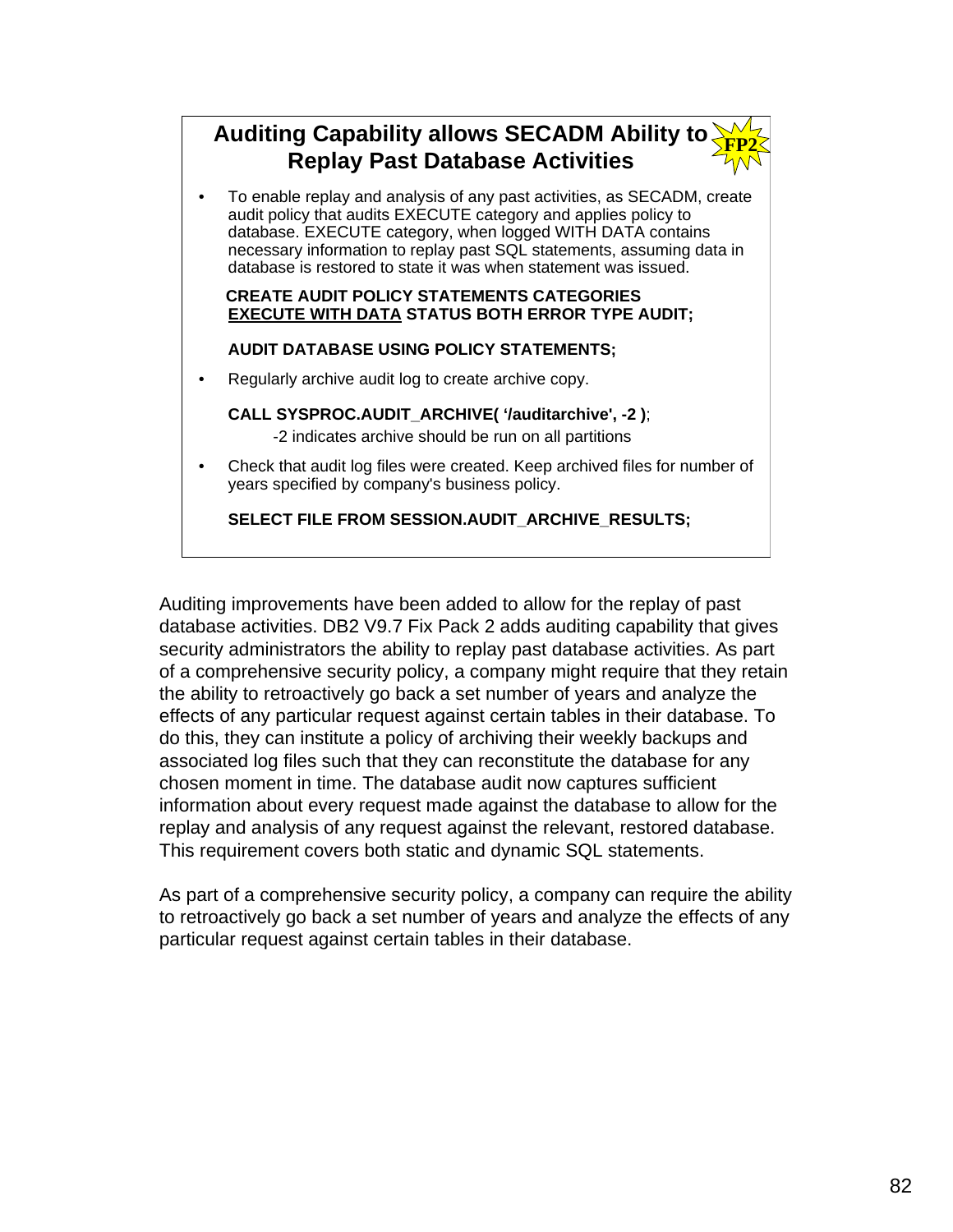## Auditing Capability allows SECADM Ability to Replay Past Database Activities

FP2

- To enable replay and analysis of any past activities, as SECADM, create audit policy that audits EXECUTE category and applies policy to database. EXECUTE category, when logged WITH DATA contains necessary information to replay past SQL statements, assuming data in database is restored to state it was when statement was issued.

```
CREATE AUDIT POLICY STATEMENTS CATEGORIES
EXECUTE WITH DATA STATUS BOTH ERROR TYPE AUDIT;

AUDIT DATABASE USING POLICY STATEMENTS;
```

- Regularly archive audit log to create archive copy.

```
CALL SYSPROC.AUDIT_ARCHIVE( '/auditarchive', -2 );
```

  -2 indicates archive should be run on all partitions

- Check that audit log files were created. Keep archived files for number of years specified by company's business policy.

```
SELECT FILE FROM SESSION.AUDIT_ARCHIVE_RESULTS;
```

Auditing improvements have been added to allow for the replay of past database activities. DB2 V9.7 Fix Pack 2 adds auditing capability that gives security administrators the ability to replay past database activities. As part of a comprehensive security policy, a company might require that they retain the ability to retroactively go back a set number of years and analyze the effects of any particular request against certain tables in their database. To do this, they can institute a policy of archiving their weekly backups and associated log files such that they can reconstitute the database for any chosen moment in time. The database audit now captures sufficient information about every request made against the database to allow for the replay and analysis of any request against the relevant, restored database. This requirement covers both static and dynamic SQL statements.

As part of a comprehensive security policy, a company can require the ability to retroactively go back a set number of years and analyze the effects of any particular request against certain tables in their database.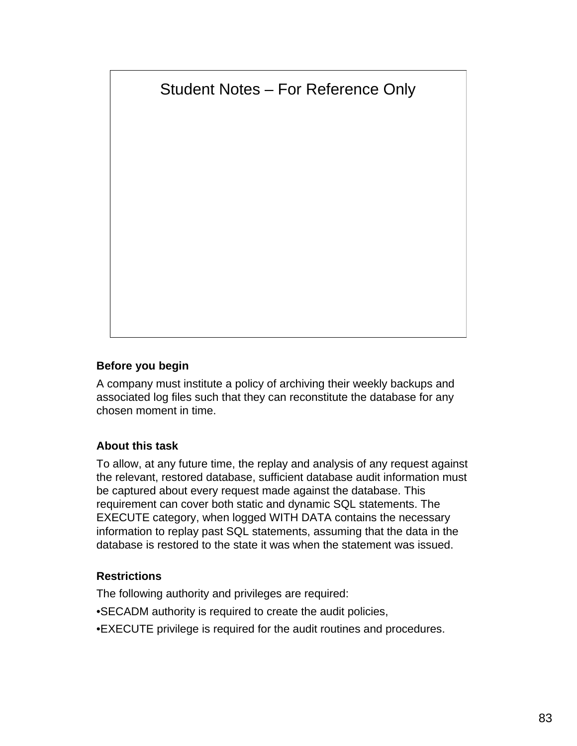Student Notes – For Reference Only

**Before you begin**

A company must institute a policy of archiving their weekly backups and associated log files such that they can reconstitute the database for any chosen moment in time.

**About this task**

To allow, at any future time, the replay and analysis of any request against the relevant, restored database, sufficient database audit information must be captured about every request made against the database. This requirement can cover both static and dynamic SQL statements. The EXECUTE category, when logged WITH DATA contains the necessary information to replay past SQL statements, assuming that the data in the database is restored to the state it was when the statement was issued.

**Restrictions**

The following authority and privileges are required:

•SECADM authority is required to create the audit policies,

•EXECUTE privilege is required for the audit routines and procedures.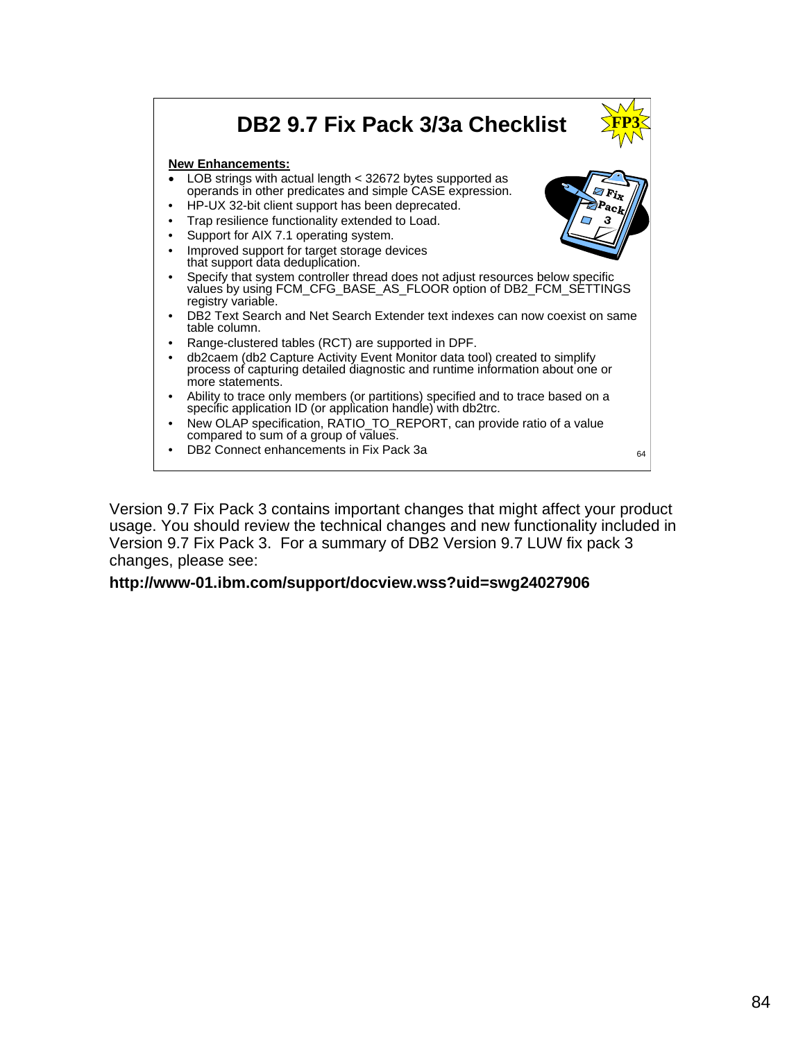# DB2 9.7 Fix Pack 3/3a Checklist

**New Enhancements:**

- LOB strings with actual length < 32672 bytes supported as operands in other predicates and simple CASE expression.
- HP-UX 32-bit client support has been deprecated.
- Trap resilience functionality extended to Load.
- Support for AIX 7.1 operating system.
- Improved support for target storage devices that support data deduplication.
- Specify that system controller thread does not adjust resources below specific values by using FCM_CFG_BASE_AS_FLOOR option of DB2_FCM_SETTINGS registry variable.
- DB2 Text Search and Net Search Extender text indexes can now coexist on same table column.
- Range-clustered tables (RCT) are supported in DPF.
- db2caem (db2 Capture Activity Event Monitor data tool) created to simplify process of capturing detailed diagnostic and runtime information about one or more statements.
- Ability to trace only members (or partitions) specified and to trace based on a specific application ID (or application handle) with db2trc.
- New OLAP specification, RATIO_TO_REPORT, can provide ratio of a value compared to sum of a group of values.
- DB2 Connect enhancements in Fix Pack 3a

Version 9.7 Fix Pack 3 contains important changes that might affect your product usage. You should review the technical changes and new functionality included in Version 9.7 Fix Pack 3. For a summary of DB2 Version 9.7 LUW fix pack 3 changes, please see:

**http://www-01.ibm.com/support/docview.wss?uid=swg24027906**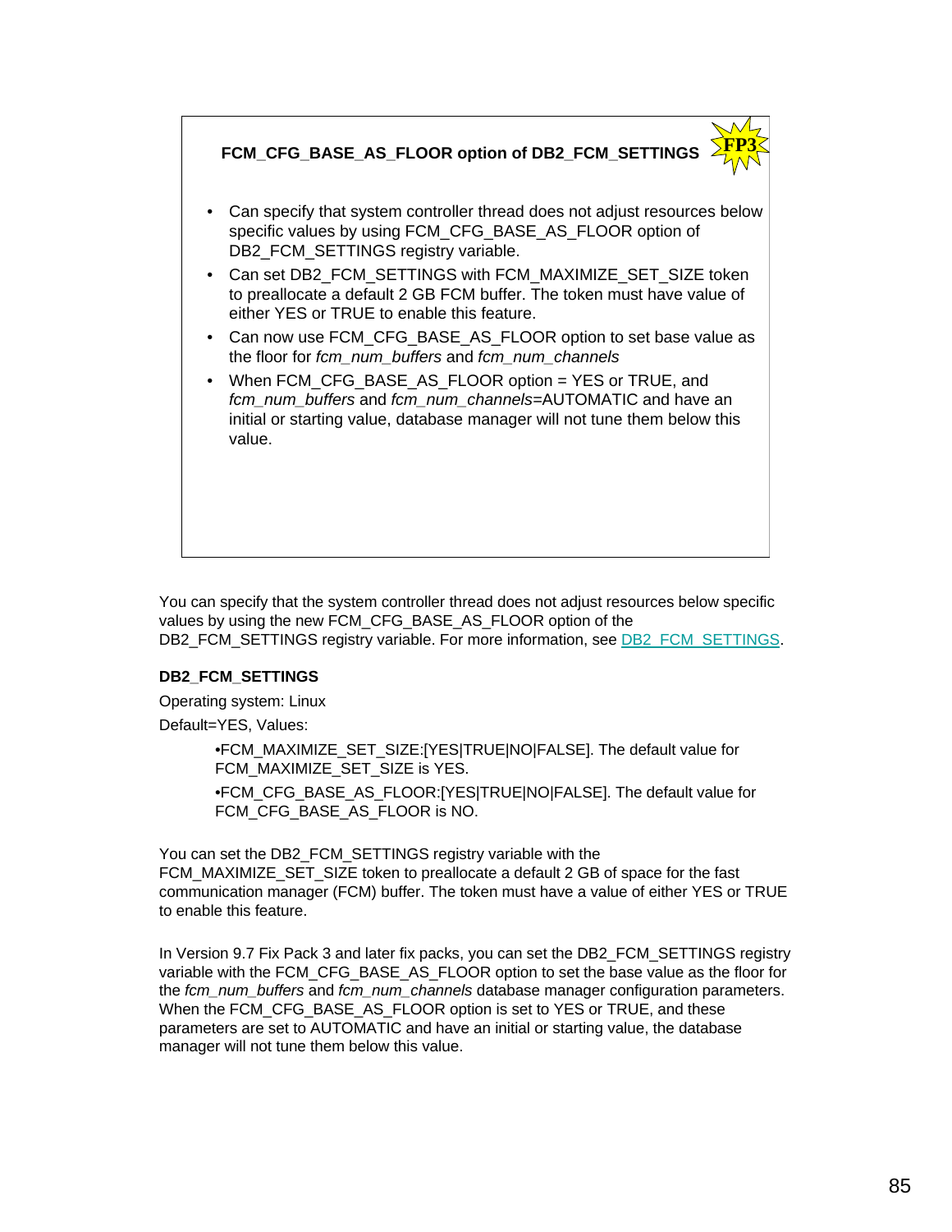## FCM_CFG_BASE_AS_FLOOR option of DB2_FCM_SETTINGS

FP3

- Can specify that system controller thread does not adjust resources below specific values by using FCM_CFG_BASE_AS_FLOOR option of DB2_FCM_SETTINGS registry variable.
- Can set DB2_FCM_SETTINGS with FCM_MAXIMIZE_SET_SIZE token to preallocate a default 2 GB FCM buffer. The token must have value of either YES or TRUE to enable this feature.
- Can now use FCM_CFG_BASE_AS_FLOOR option to set base value as the floor for *fcm_num_buffers* and *fcm_num_channels*
- When FCM_CFG_BASE_AS_FLOOR option = YES or TRUE, and *fcm_num_buffers* and *fcm_num_channels*=AUTOMATIC and have an initial or starting value, database manager will not tune them below this value.

You can specify that the system controller thread does not adjust resources below specific values by using the new FCM_CFG_BASE_AS_FLOOR option of the DB2_FCM_SETTINGS registry variable. For more information, see DB2_FCM_SETTINGS.

**DB2_FCM_SETTINGS**

Operating system: Linux

Default=YES, Values:

> •FCM_MAXIMIZE_SET_SIZE:[YES|TRUE|NO|FALSE]. The default value for FCM_MAXIMIZE_SET_SIZE is YES.
>
> •FCM_CFG_BASE_AS_FLOOR:[YES|TRUE|NO|FALSE]. The default value for FCM_CFG_BASE_AS_FLOOR is NO.

You can set the DB2_FCM_SETTINGS registry variable with the FCM_MAXIMIZE_SET_SIZE token to preallocate a default 2 GB of space for the fast communication manager (FCM) buffer. The token must have a value of either YES or TRUE to enable this feature.

In Version 9.7 Fix Pack 3 and later fix packs, you can set the DB2_FCM_SETTINGS registry variable with the FCM_CFG_BASE_AS_FLOOR option to set the base value as the floor for the *fcm_num_buffers* and *fcm_num_channels* database manager configuration parameters. When the FCM_CFG_BASE_AS_FLOOR option is set to YES or TRUE, and these parameters are set to AUTOMATIC and have an initial or starting value, the database manager will not tune them below this value.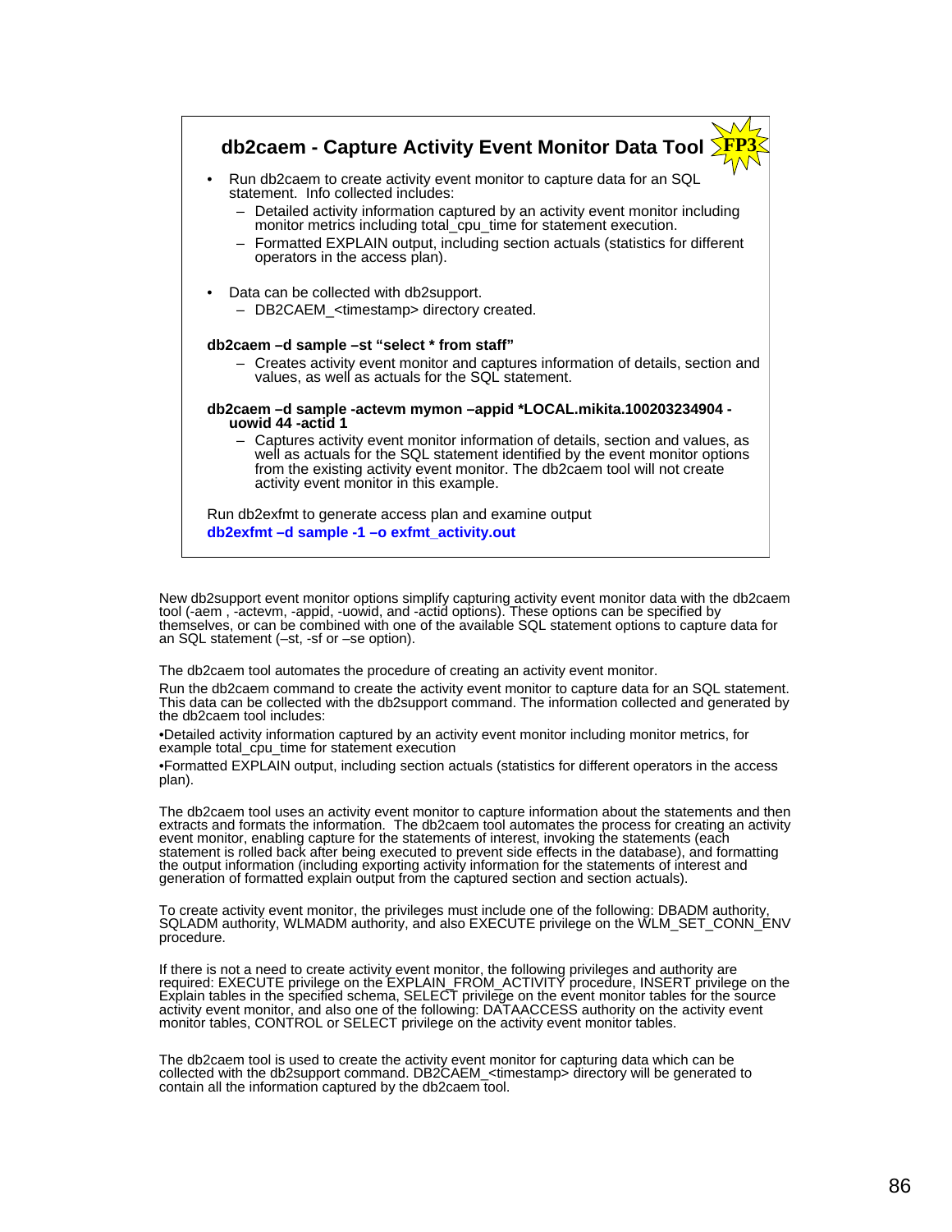## db2caem - Capture Activity Event Monitor Data Tool FP3

- Run db2caem to create activity event monitor to capture data for an SQL statement. Info collected includes:
  - Detailed activity information captured by an activity event monitor including monitor metrics including total_cpu_time for statement execution.
  - Formatted EXPLAIN output, including section actuals (statistics for different operators in the access plan).
- Data can be collected with db2support.
  - DB2CAEM_<timestamp> directory created.

**db2caem –d sample –st "select * from staff"**

- Creates activity event monitor and captures information of details, section and values, as well as actuals for the SQL statement.

**db2caem –d sample -actevm mymon –appid *LOCAL.mikita.100203234904 -uowid 44 -actid 1**

- Captures activity event monitor information of details, section and values, as well as actuals for the SQL statement identified by the event monitor options from the existing activity event monitor. The db2caem tool will not create activity event monitor in this example.

Run db2exfmt to generate access plan and examine output

**db2exfmt –d sample -1 –o exfmt_activity.out**

New db2support event monitor options simplify capturing activity event monitor data with the db2caem tool (-aem , -actevm, -appid, -uowid, and -actid options). These options can be specified by themselves, or can be combined with one of the available SQL statement options to capture data for an SQL statement (–st, -sf or –se option).

The db2caem tool automates the procedure of creating an activity event monitor.

Run the db2caem command to create the activity event monitor to capture data for an SQL statement. This data can be collected with the db2support command. The information collected and generated by the db2caem tool includes:

•Detailed activity information captured by an activity event monitor including monitor metrics, for example total_cpu_time for statement execution

•Formatted EXPLAIN output, including section actuals (statistics for different operators in the access plan).

The db2caem tool uses an activity event monitor to capture information about the statements and then extracts and formats the information. The db2caem tool automates the process for creating an activity event monitor, enabling capture for the statements of interest, invoking the statements (each statement is rolled back after being executed to prevent side effects in the database), and formatting the output information (including exporting activity information for the statements of interest and generation of formatted explain output from the captured section and section actuals).

To create activity event monitor, the privileges must include one of the following: DBADM authority, SQLADM authority, WLMADM authority, and also EXECUTE privilege on the WLM_SET_CONN_ENV procedure.

If there is not a need to create activity event monitor, the following privileges and authority are required: EXECUTE privilege on the EXPLAIN_FROM_ACTIVITY procedure, INSERT privilege on the Explain tables in the specified schema, SELECT privilege on the event monitor tables for the source activity event monitor, and also one of the following: DATAACCESS authority on the activity event monitor tables, CONTROL or SELECT privilege on the activity event monitor tables.

The db2caem tool is used to create the activity event monitor for capturing data which can be collected with the db2support command. DB2CAEM_<timestamp> directory will be generated to contain all the information captured by the db2caem tool.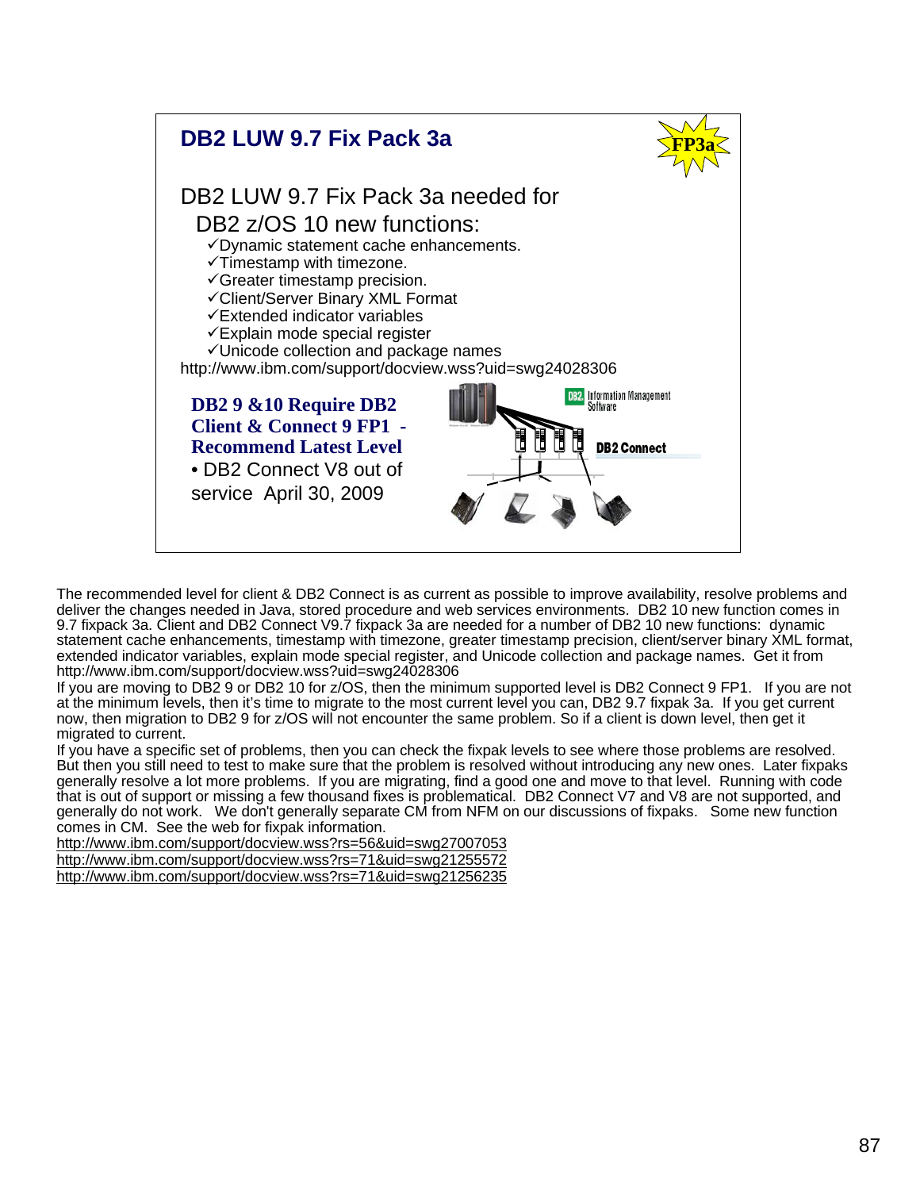## DB2 LUW 9.7 Fix Pack 3a

FP3a

DB2 LUW 9.7 Fix Pack 3a needed for DB2 z/OS 10 new functions:

- ✓Dynamic statement cache enhancements.
- ✓Timestamp with timezone.
- ✓Greater timestamp precision.
- ✓Client/Server Binary XML Format
- ✓Extended indicator variables
- ✓Explain mode special register
- ✓Unicode collection and package names

http://www.ibm.com/support/docview.wss?uid=swg24028306

**DB2 9 &10 Require DB2 Client & Connect 9 FP1 - Recommend Latest Level**

- DB2 Connect V8 out of service April 30, 2009

DB2 Information Management Software

DB2 Connect

The recommended level for client & DB2 Connect is as current as possible to improve availability, resolve problems and deliver the changes needed in Java, stored procedure and web services environments. DB2 10 new function comes in 9.7 fixpack 3a. Client and DB2 Connect V9.7 fixpack 3a are needed for a number of DB2 10 new functions: dynamic statement cache enhancements, timestamp with timezone, greater timestamp precision, client/server binary XML format, extended indicator variables, explain mode special register, and Unicode collection and package names. Get it from http://www.ibm.com/support/docview.wss?uid=swg24028306

If you are moving to DB2 9 or DB2 10 for z/OS, then the minimum supported level is DB2 Connect 9 FP1. If you are not at the minimum levels, then it's time to migrate to the most current level you can, DB2 9.7 fixpak 3a. If you get current now, then migration to DB2 9 for z/OS will not encounter the same problem. So if a client is down level, then get it migrated to current.

If you have a specific set of problems, then you can check the fixpak levels to see where those problems are resolved. But then you still need to test to make sure that the problem is resolved without introducing any new ones. Later fixpaks generally resolve a lot more problems. If you are migrating, find a good one and move to that level. Running with code that is out of support or missing a few thousand fixes is problematical. DB2 Connect V7 and V8 are not supported, and generally do not work. We don't generally separate CM from NFM on our discussions of fixpaks. Some new function comes in CM. See the web for fixpak information.

http://www.ibm.com/support/docview.wss?rs=56&uid=swg27007053
http://www.ibm.com/support/docview.wss?rs=71&uid=swg21255572
http://www.ibm.com/support/docview.wss?rs=71&uid=swg21256235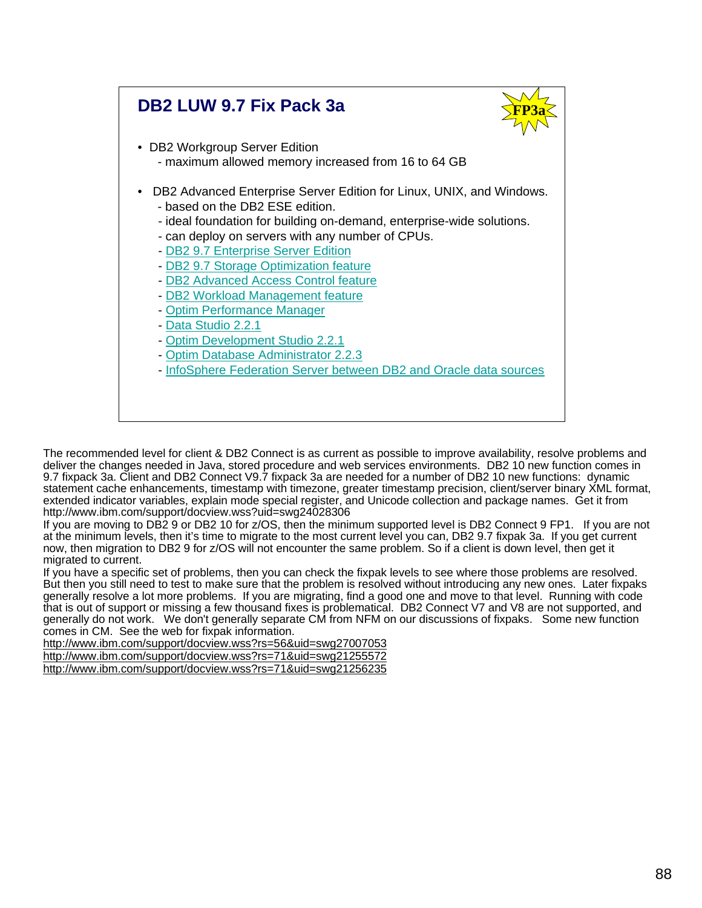## DB2 LUW 9.7 Fix Pack 3a

FP3a

- DB2 Workgroup Server Edition
  - maximum allowed memory increased from 16 to 64 GB

- DB2 Advanced Enterprise Server Edition for Linux, UNIX, and Windows.
  - based on the DB2 ESE edition.
  - ideal foundation for building on-demand, enterprise-wide solutions.
  - can deploy on servers with any number of CPUs.
  - DB2 9.7 Enterprise Server Edition
  - DB2 9.7 Storage Optimization feature
  - DB2 Advanced Access Control feature
  - DB2 Workload Management feature
  - Optim Performance Manager
  - Data Studio 2.2.1
  - Optim Development Studio 2.2.1
  - Optim Database Administrator 2.2.3
  - InfoSphere Federation Server between DB2 and Oracle data sources

The recommended level for client & DB2 Connect is as current as possible to improve availability, resolve problems and deliver the changes needed in Java, stored procedure and web services environments. DB2 10 new function comes in 9.7 fixpack 3a. Client and DB2 Connect V9.7 fixpack 3a are needed for a number of DB2 10 new functions: dynamic statement cache enhancements, timestamp with timezone, greater timestamp precision, client/server binary XML format, extended indicator variables, explain mode special register, and Unicode collection and package names. Get it from http://www.ibm.com/support/docview.wss?uid=swg24028306

If you are moving to DB2 9 or DB2 10 for z/OS, then the minimum supported level is DB2 Connect 9 FP1. If you are not at the minimum levels, then it's time to migrate to the most current level you can, DB2 9.7 fixpak 3a. If you get current now, then migration to DB2 9 for z/OS will not encounter the same problem. So if a client is down level, then get it migrated to current.

If you have a specific set of problems, then you can check the fixpak levels to see where those problems are resolved. But then you still need to test to make sure that the problem is resolved without introducing any new ones. Later fixpaks generally resolve a lot more problems. If you are migrating, find a good one and move to that level. Running with code that is out of support or missing a few thousand fixes is problematical. DB2 Connect V7 and V8 are not supported, and generally do not work. We don't generally separate CM from NFM on our discussions of fixpaks. Some new function comes in CM. See the web for fixpak information.

http://www.ibm.com/support/docview.wss?rs=56&uid=swg27007053
http://www.ibm.com/support/docview.wss?rs=71&uid=swg21255572
http://www.ibm.com/support/docview.wss?rs=71&uid=swg21256235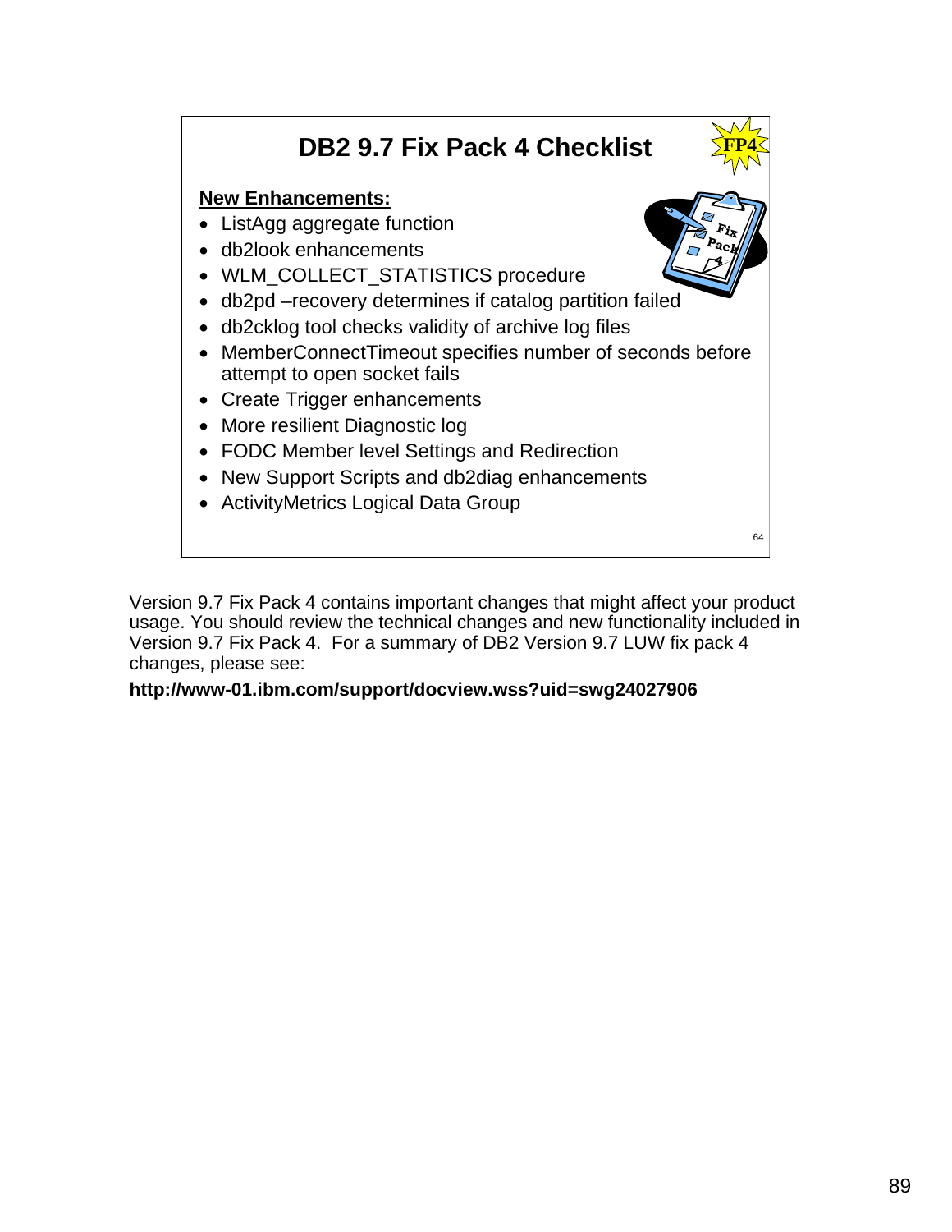# DB2 9.7 Fix Pack 4 Checklist

FP4

**New Enhancements:**

- ListAgg aggregate function
- db2look enhancements
- WLM_COLLECT_STATISTICS procedure
- db2pd –recovery determines if catalog partition failed
- db2cklog tool checks validity of archive log files
- MemberConnectTimeout specifies number of seconds before attempt to open socket fails
- Create Trigger enhancements
- More resilient Diagnostic log
- FODC Member level Settings and Redirection
- New Support Scripts and db2diag enhancements
- ActivityMetrics Logical Data Group

Version 9.7 Fix Pack 4 contains important changes that might affect your product usage. You should review the technical changes and new functionality included in Version 9.7 Fix Pack 4. For a summary of DB2 Version 9.7 LUW fix pack 4 changes, please see:

**http://www-01.ibm.com/support/docview.wss?uid=swg24027906**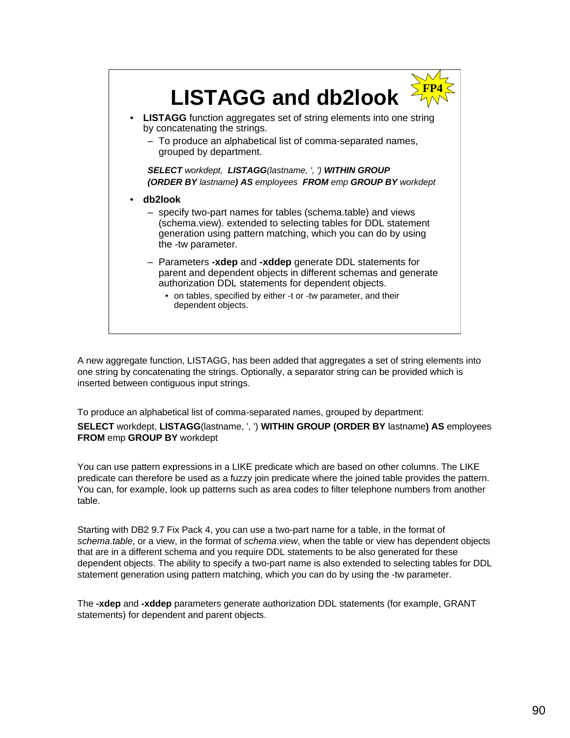# LISTAGG and db2look

**FP4**

- **LISTAGG** function aggregates set of string elements into one string by concatenating the strings.
  - To produce an alphabetical list of comma-separated names, grouped by department.

  ***SELECT** workdept, **LISTAGG**(lastname, ', ') **WITHIN GROUP (ORDER BY** lastname**) AS** employees **FROM** emp **GROUP BY** workdept*

- **db2look**
  - specify two-part names for tables (schema.table) and views (schema.view). extended to selecting tables for DDL statement generation using pattern matching, which you can do by using the -tw parameter.
  - Parameters **-xdep** and **-xddep** generate DDL statements for parent and dependent objects in different schemas and generate authorization DDL statements for dependent objects.
    - on tables, specified by either -t or -tw parameter, and their dependent objects.

A new aggregate function, LISTAGG, has been added that aggregates a set of string elements into one string by concatenating the strings. Optionally, a separator string can be provided which is inserted between contiguous input strings.

To produce an alphabetical list of comma-separated names, grouped by department:

**SELECT** workdept, **LISTAGG**(lastname, ', ') **WITHIN GROUP (ORDER BY** lastname**) AS** employees **FROM** emp **GROUP BY** workdept

You can use pattern expressions in a LIKE predicate which are based on other columns. The LIKE predicate can therefore be used as a fuzzy join predicate where the joined table provides the pattern. You can, for example, look up patterns such as area codes to filter telephone numbers from another table.

Starting with DB2 9.7 Fix Pack 4, you can use a two-part name for a table, in the format of *schema.table*, or a view, in the format of *schema.view*, when the table or view has dependent objects that are in a different schema and you require DDL statements to be also generated for these dependent objects. The ability to specify a two-part name is also extended to selecting tables for DDL statement generation using pattern matching, which you can do by using the -tw parameter.

The **-xdep** and **-xddep** parameters generate authorization DDL statements (for example, GRANT statements) for dependent and parent objects.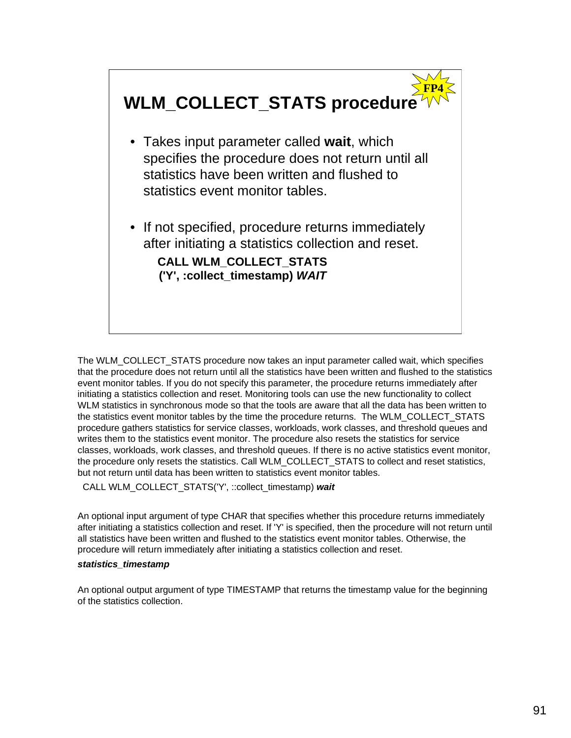# WLM_COLLECT_STATS procedure

**FP4**

- Takes input parameter called **wait**, which specifies the procedure does not return until all statistics have been written and flushed to statistics event monitor tables.
- If not specified, procedure returns immediately after initiating a statistics collection and reset.

**CALL WLM_COLLECT_STATS ('Y', :collect_timestamp) *WAIT***

The WLM_COLLECT_STATS procedure now takes an input parameter called wait, which specifies that the procedure does not return until all the statistics have been written and flushed to the statistics event monitor tables. If you do not specify this parameter, the procedure returns immediately after initiating a statistics collection and reset. Monitoring tools can use the new functionality to collect WLM statistics in synchronous mode so that the tools are aware that all the data has been written to the statistics event monitor tables by the time the procedure returns. The WLM_COLLECT_STATS procedure gathers statistics for service classes, workloads, work classes, and threshold queues and writes them to the statistics event monitor. The procedure also resets the statistics for service classes, workloads, work classes, and threshold queues. If there is no active statistics event monitor, the procedure only resets the statistics. Call WLM_COLLECT_STATS to collect and reset statistics, but not return until data has been written to statistics event monitor tables.

CALL WLM_COLLECT_STATS('Y', ::collect_timestamp) ***wait***

An optional input argument of type CHAR that specifies whether this procedure returns immediately after initiating a statistics collection and reset. If 'Y' is specified, then the procedure will not return until all statistics have been written and flushed to the statistics event monitor tables. Otherwise, the procedure will return immediately after initiating a statistics collection and reset.

***statistics_timestamp***

An optional output argument of type TIMESTAMP that returns the timestamp value for the beginning of the statistics collection.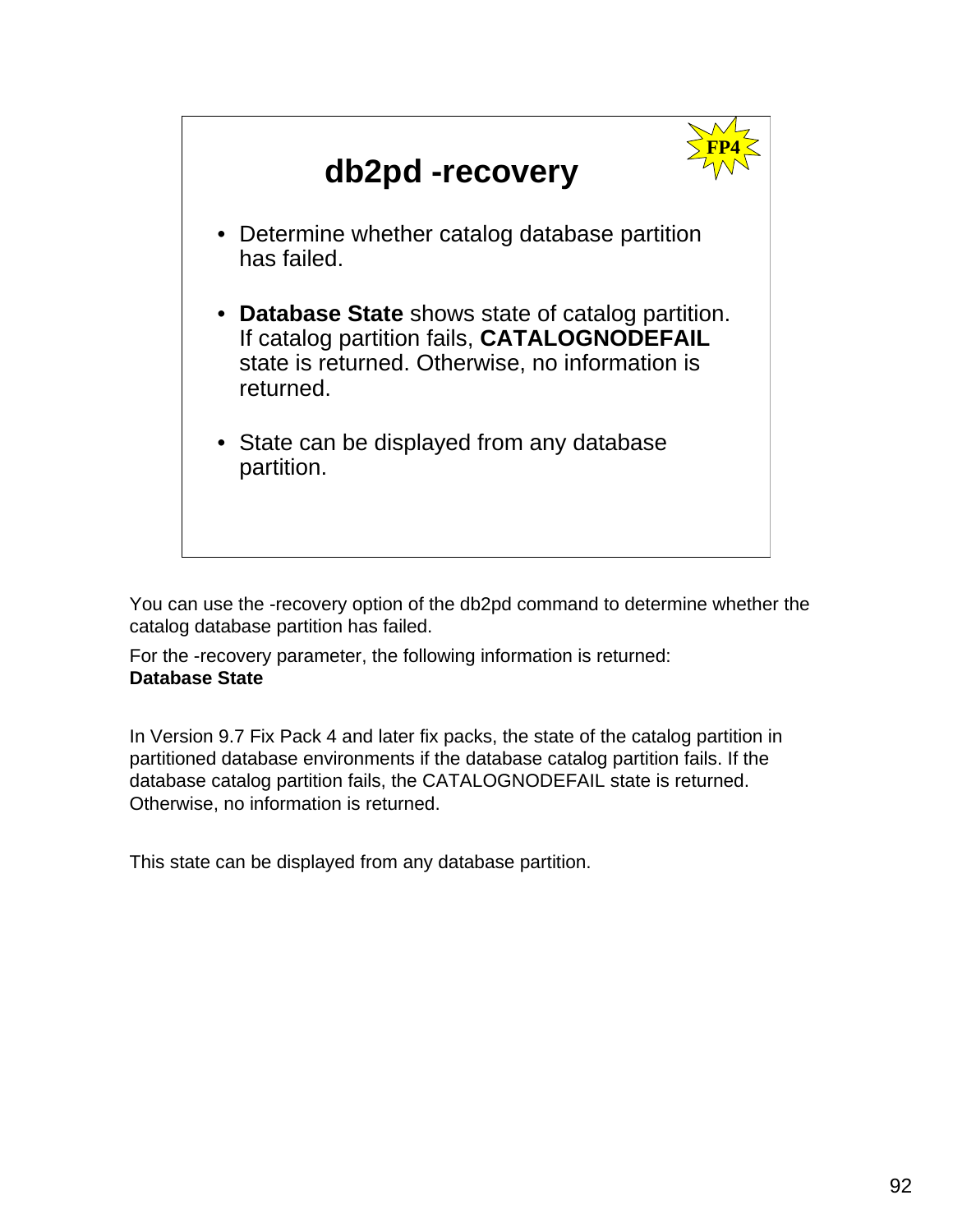# db2pd -recovery

**FP4**

- Determine whether catalog database partition has failed.
- **Database State** shows state of catalog partition. If catalog partition fails, **CATALOGNODEFAIL** state is returned. Otherwise, no information is returned.
- State can be displayed from any database partition.

You can use the -recovery option of the db2pd command to determine whether the catalog database partition has failed.

For the -recovery parameter, the following information is returned:
**Database State**

In Version 9.7 Fix Pack 4 and later fix packs, the state of the catalog partition in partitioned database environments if the database catalog partition fails. If the database catalog partition fails, the CATALOGNODEFAIL state is returned. Otherwise, no information is returned.

This state can be displayed from any database partition.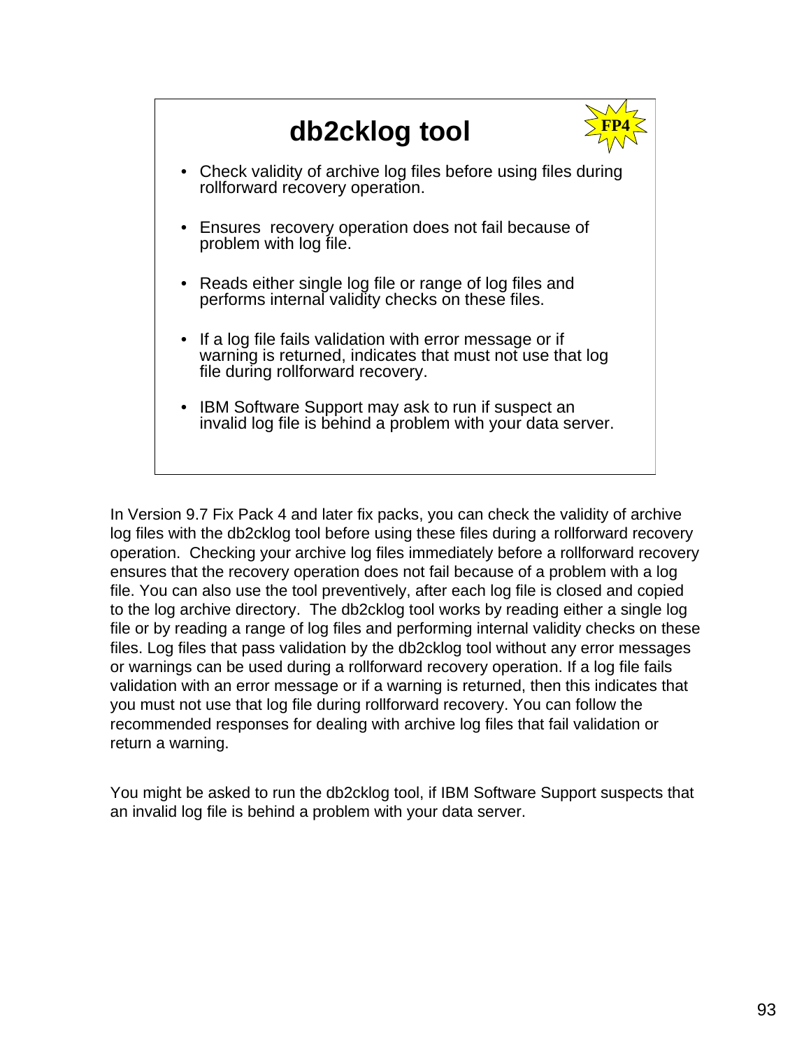# db2cklog tool

FP4

- Check validity of archive log files before using files during rollforward recovery operation.
- Ensures recovery operation does not fail because of problem with log file.
- Reads either single log file or range of log files and performs internal validity checks on these files.
- If a log file fails validation with error message or if warning is returned, indicates that must not use that log file during rollforward recovery.
- IBM Software Support may ask to run if suspect an invalid log file is behind a problem with your data server.

In Version 9.7 Fix Pack 4 and later fix packs, you can check the validity of archive log files with the db2cklog tool before using these files during a rollforward recovery operation. Checking your archive log files immediately before a rollforward recovery ensures that the recovery operation does not fail because of a problem with a log file. You can also use the tool preventively, after each log file is closed and copied to the log archive directory. The db2cklog tool works by reading either a single log file or by reading a range of log files and performing internal validity checks on these files. Log files that pass validation by the db2cklog tool without any error messages or warnings can be used during a rollforward recovery operation. If a log file fails validation with an error message or if a warning is returned, then this indicates that you must not use that log file during rollforward recovery. You can follow the recommended responses for dealing with archive log files that fail validation or return a warning.

You might be asked to run the db2cklog tool, if IBM Software Support suspects that an invalid log file is behind a problem with your data server.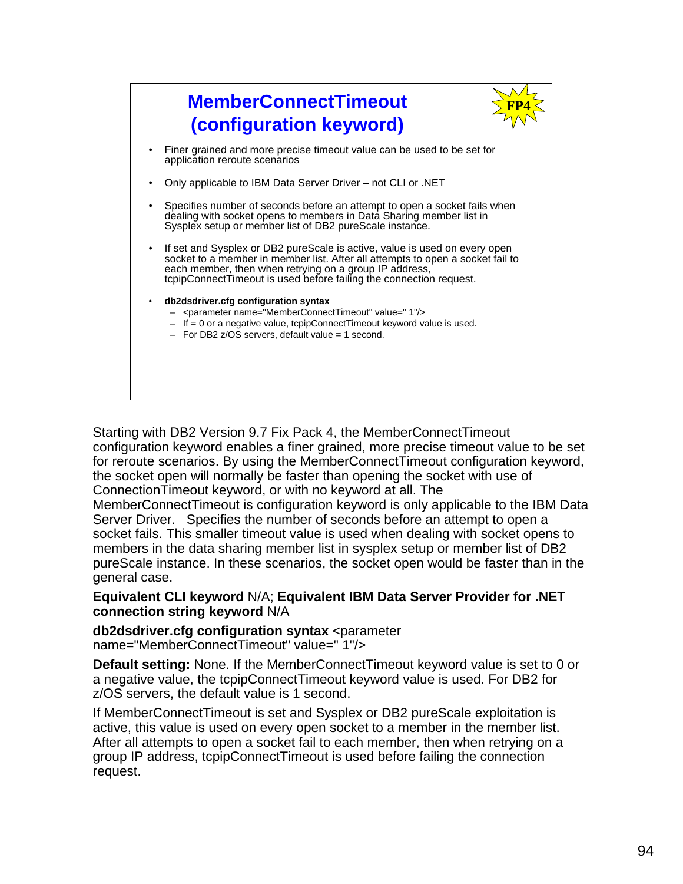## MemberConnectTimeout (configuration keyword)

FP4

- Finer grained and more precise timeout value can be used to be set for application reroute scenarios
- Only applicable to IBM Data Server Driver – not CLI or .NET
- Specifies number of seconds before an attempt to open a socket fails when dealing with socket opens to members in Data Sharing member list in Sysplex setup or member list of DB2 pureScale instance.
- If set and Sysplex or DB2 pureScale is active, value is used on every open socket to a member in member list. After all attempts to open a socket fail to each member, then when retrying on a group IP address, tcpipConnectTimeout is used before failing the connection request.
- **db2dsdriver.cfg configuration syntax**
  - <parameter name="MemberConnectTimeout" value=" 1"/>
  - If = 0 or a negative value, tcpipConnectTimeout keyword value is used.
  - For DB2 z/OS servers, default value = 1 second.

Starting with DB2 Version 9.7 Fix Pack 4, the MemberConnectTimeout configuration keyword enables a finer grained, more precise timeout value to be set for reroute scenarios. By using the MemberConnectTimeout configuration keyword, the socket open will normally be faster than opening the socket with use of ConnectionTimeout keyword, or with no keyword at all. The MemberConnectTimeout is configuration keyword is only applicable to the IBM Data Server Driver. Specifies the number of seconds before an attempt to open a socket fails. This smaller timeout value is used when dealing with socket opens to members in the data sharing member list in sysplex setup or member list of DB2 pureScale instance. In these scenarios, the socket open would be faster than in the general case.

**Equivalent CLI keyword** N/A; **Equivalent IBM Data Server Provider for .NET connection string keyword** N/A

**db2dsdriver.cfg configuration syntax** <parameter name="MemberConnectTimeout" value=" 1"/>

**Default setting:** None. If the MemberConnectTimeout keyword value is set to 0 or a negative value, the tcpipConnectTimeout keyword value is used. For DB2 for z/OS servers, the default value is 1 second.

If MemberConnectTimeout is set and Sysplex or DB2 pureScale exploitation is active, this value is used on every open socket to a member in the member list. After all attempts to open a socket fail to each member, then when retrying on a group IP address, tcpipConnectTimeout is used before failing the connection request.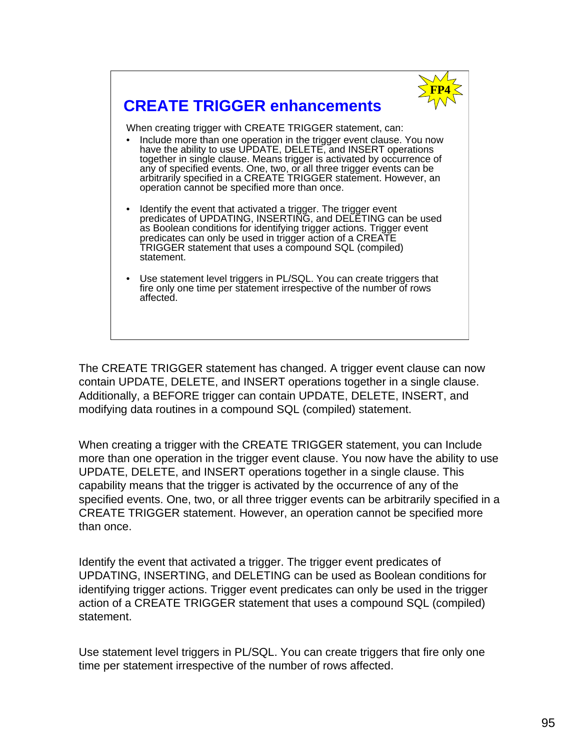## CREATE TRIGGER enhancements

FP4

When creating trigger with CREATE TRIGGER statement, can:

- Include more than one operation in the trigger event clause. You now have the ability to use UPDATE, DELETE, and INSERT operations together in single clause. Means trigger is activated by occurrence of any of specified events. One, two, or all three trigger events can be arbitrarily specified in a CREATE TRIGGER statement. However, an operation cannot be specified more than once.
- Identify the event that activated a trigger. The trigger event predicates of UPDATING, INSERTING, and DELETING can be used as Boolean conditions for identifying trigger actions. Trigger event predicates can only be used in trigger action of a CREATE TRIGGER statement that uses a compound SQL (compiled) statement.
- Use statement level triggers in PL/SQL. You can create triggers that fire only one time per statement irrespective of the number of rows affected.

The CREATE TRIGGER statement has changed. A trigger event clause can now contain UPDATE, DELETE, and INSERT operations together in a single clause. Additionally, a BEFORE trigger can contain UPDATE, DELETE, INSERT, and modifying data routines in a compound SQL (compiled) statement.

When creating a trigger with the CREATE TRIGGER statement, you can Include more than one operation in the trigger event clause. You now have the ability to use UPDATE, DELETE, and INSERT operations together in a single clause. This capability means that the trigger is activated by the occurrence of any of the specified events. One, two, or all three trigger events can be arbitrarily specified in a CREATE TRIGGER statement. However, an operation cannot be specified more than once.

Identify the event that activated a trigger. The trigger event predicates of UPDATING, INSERTING, and DELETING can be used as Boolean conditions for identifying trigger actions. Trigger event predicates can only be used in the trigger action of a CREATE TRIGGER statement that uses a compound SQL (compiled) statement.

Use statement level triggers in PL/SQL. You can create triggers that fire only one time per statement irrespective of the number of rows affected.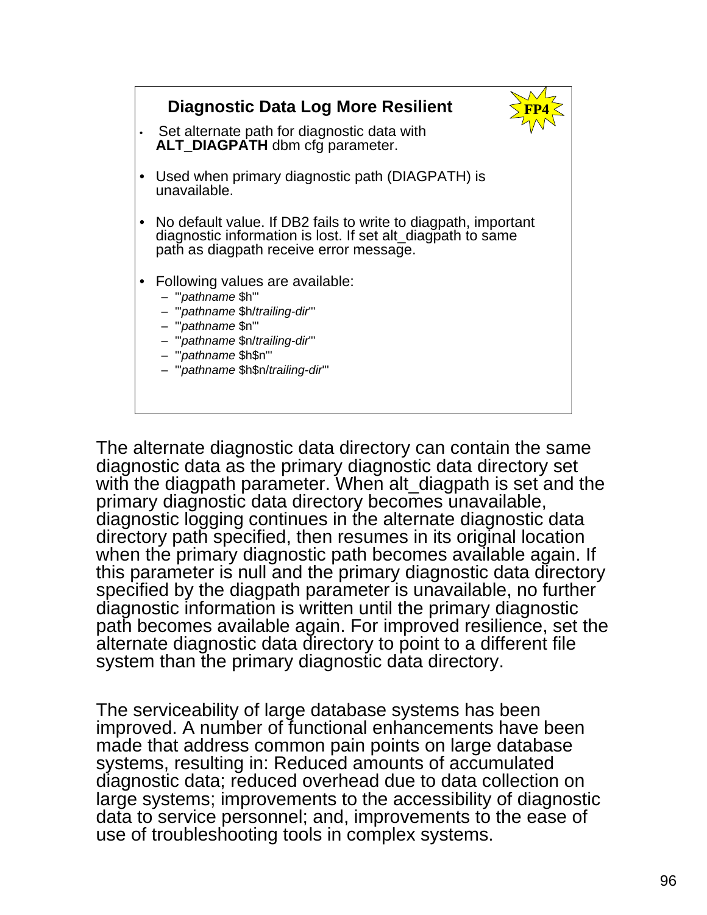## Diagnostic Data Log More Resilient

FP4

- Set alternate path for diagnostic data with **ALT_DIAGPATH** dbm cfg parameter.
- Used when primary diagnostic path (DIAGPATH) is unavailable.
- No default value. If DB2 fails to write to diagpath, important diagnostic information is lost. If set alt_diagpath to same path as diagpath receive error message.
- Following values are available:
  - '"*pathname* $h"'
  - '"*pathname* $h/*trailing-dir*"'
  - '"*pathname* $n"'
  - '"*pathname* $n/*trailing-dir*"'
  - '"*pathname* $h$n"'
  - '"*pathname* $h$n/*trailing-dir*"'

The alternate diagnostic data directory can contain the same diagnostic data as the primary diagnostic data directory set with the diagpath parameter. When alt_diagpath is set and the primary diagnostic data directory becomes unavailable, diagnostic logging continues in the alternate diagnostic data directory path specified, then resumes in its original location when the primary diagnostic path becomes available again. If this parameter is null and the primary diagnostic data directory specified by the diagpath parameter is unavailable, no further diagnostic information is written until the primary diagnostic path becomes available again. For improved resilience, set the alternate diagnostic data directory to point to a different file system than the primary diagnostic data directory.

The serviceability of large database systems has been improved. A number of functional enhancements have been made that address common pain points on large database systems, resulting in: Reduced amounts of accumulated diagnostic data; reduced overhead due to data collection on large systems; improvements to the accessibility of diagnostic data to service personnel; and, improvements to the ease of use of troubleshooting tools in complex systems.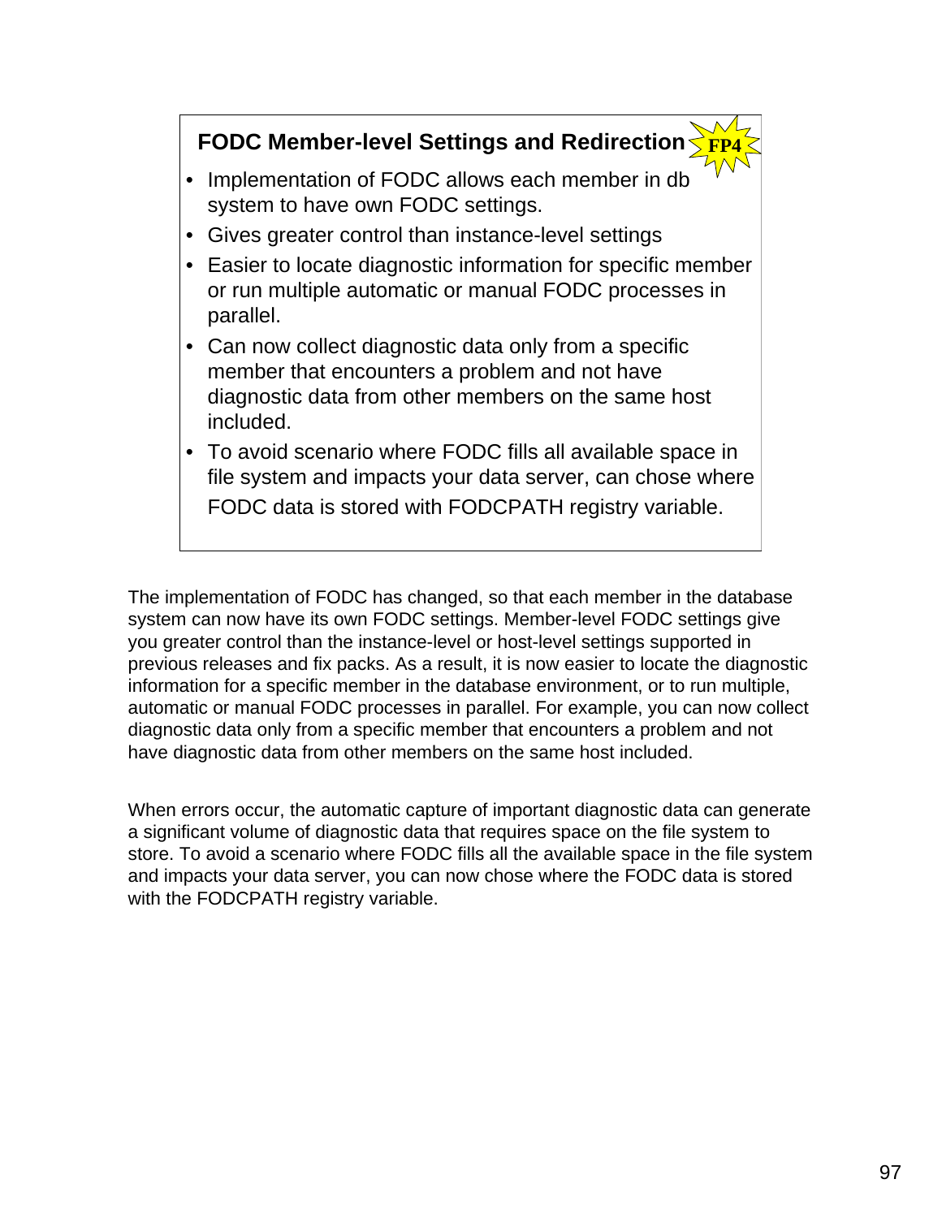## FODC Member-level Settings and Redirection FP4

- Implementation of FODC allows each member in db system to have own FODC settings.
- Gives greater control than instance-level settings
- Easier to locate diagnostic information for specific member or run multiple automatic or manual FODC processes in parallel.
- Can now collect diagnostic data only from a specific member that encounters a problem and not have diagnostic data from other members on the same host included.
- To avoid scenario where FODC fills all available space in file system and impacts your data server, can chose where FODC data is stored with FODCPATH registry variable.

The implementation of FODC has changed, so that each member in the database system can now have its own FODC settings. Member-level FODC settings give you greater control than the instance-level or host-level settings supported in previous releases and fix packs. As a result, it is now easier to locate the diagnostic information for a specific member in the database environment, or to run multiple, automatic or manual FODC processes in parallel. For example, you can now collect diagnostic data only from a specific member that encounters a problem and not have diagnostic data from other members on the same host included.

When errors occur, the automatic capture of important diagnostic data can generate a significant volume of diagnostic data that requires space on the file system to store. To avoid a scenario where FODC fills all the available space in the file system and impacts your data server, you can now chose where the FODC data is stored with the FODCPATH registry variable.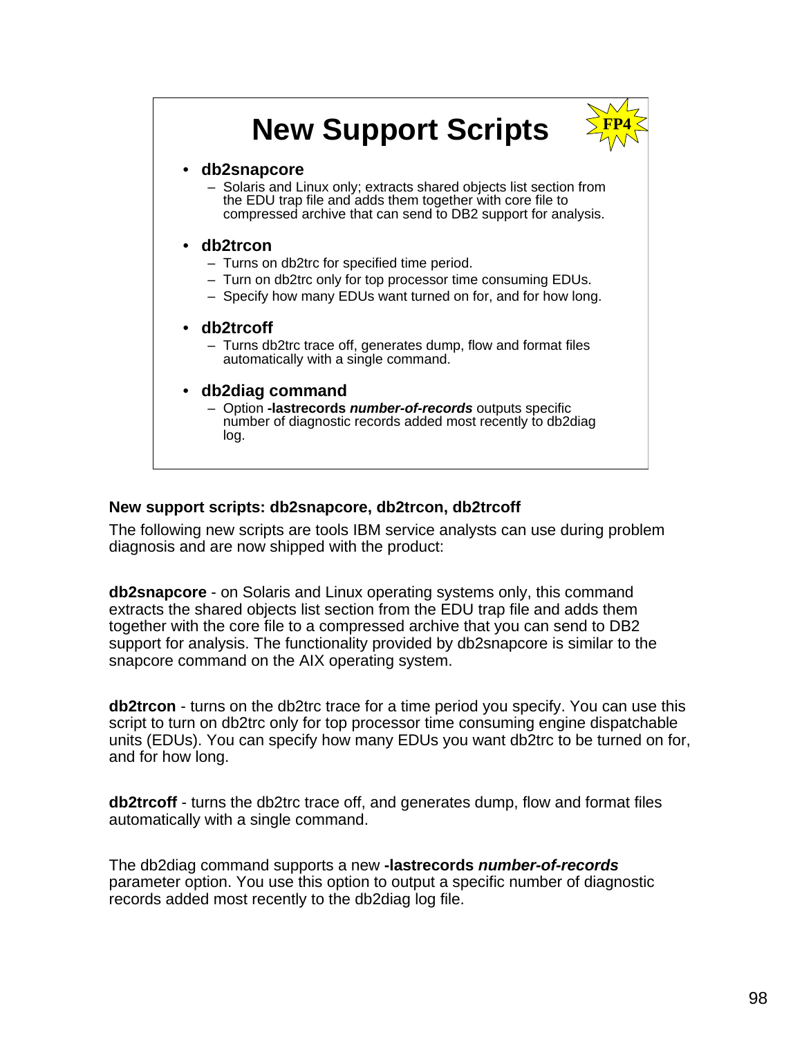# New Support Scripts

FP4

- **db2snapcore**
  - Solaris and Linux only; extracts shared objects list section from the EDU trap file and adds them together with core file to compressed archive that can send to DB2 support for analysis.
- **db2trcon**
  - Turns on db2trc for specified time period.
  - Turn on db2trc only for top processor time consuming EDUs.
  - Specify how many EDUs want turned on for, and for how long.
- **db2trcoff**
  - Turns db2trc trace off, generates dump, flow and format files automatically with a single command.
- **db2diag command**
  - Option **-lastrecords *number-of-records*** outputs specific number of diagnostic records added most recently to db2diag log.

**New support scripts: db2snapcore, db2trcon, db2trcoff**

The following new scripts are tools IBM service analysts can use during problem diagnosis and are now shipped with the product:

**db2snapcore** - on Solaris and Linux operating systems only, this command extracts the shared objects list section from the EDU trap file and adds them together with the core file to a compressed archive that you can send to DB2 support for analysis. The functionality provided by db2snapcore is similar to the snapcore command on the AIX operating system.

**db2trcon** - turns on the db2trc trace for a time period you specify. You can use this script to turn on db2trc only for top processor time consuming engine dispatchable units (EDUs). You can specify how many EDUs you want db2trc to be turned on for, and for how long.

**db2trcoff** - turns the db2trc trace off, and generates dump, flow and format files automatically with a single command.

The db2diag command supports a new **-lastrecords *number-of-records*** parameter option. You use this option to output a specific number of diagnostic records added most recently to the db2diag log file.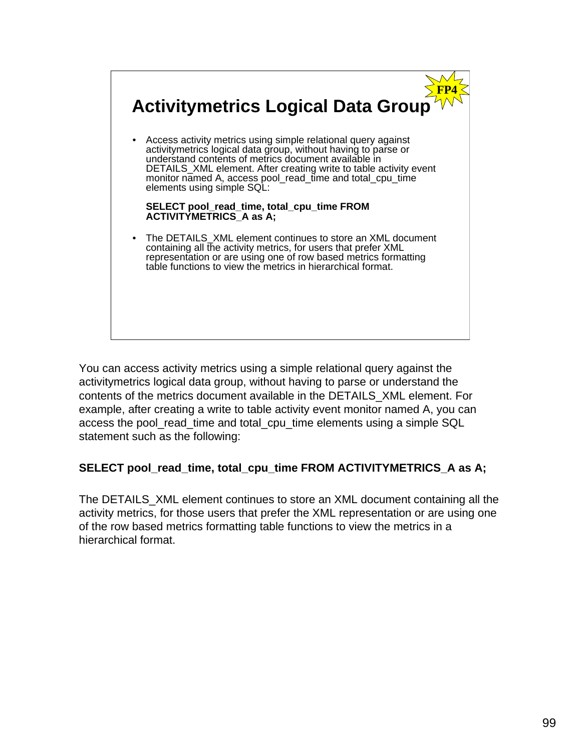## Activitymetrics Logical Data Group

FP4

- Access activity metrics using simple relational query against activitymetrics logical data group, without having to parse or understand contents of metrics document available in DETAILS_XML element. After creating write to table activity event monitor named A, access pool_read_time and total_cpu_time elements using simple SQL:

  **SELECT pool_read_time, total_cpu_time FROM ACTIVITYMETRICS_A as A;**

- The DETAILS_XML element continues to store an XML document containing all the activity metrics, for users that prefer XML representation or are using one of row based metrics formatting table functions to view the metrics in hierarchical format.

You can access activity metrics using a simple relational query against the activitymetrics logical data group, without having to parse or understand the contents of the metrics document available in the DETAILS_XML element. For example, after creating a write to table activity event monitor named A, you can access the pool_read_time and total_cpu_time elements using a simple SQL statement such as the following:

**SELECT pool_read_time, total_cpu_time FROM ACTIVITYMETRICS_A as A;**

The DETAILS_XML element continues to store an XML document containing all the activity metrics, for those users that prefer the XML representation or are using one of the row based metrics formatting table functions to view the metrics in a hierarchical format.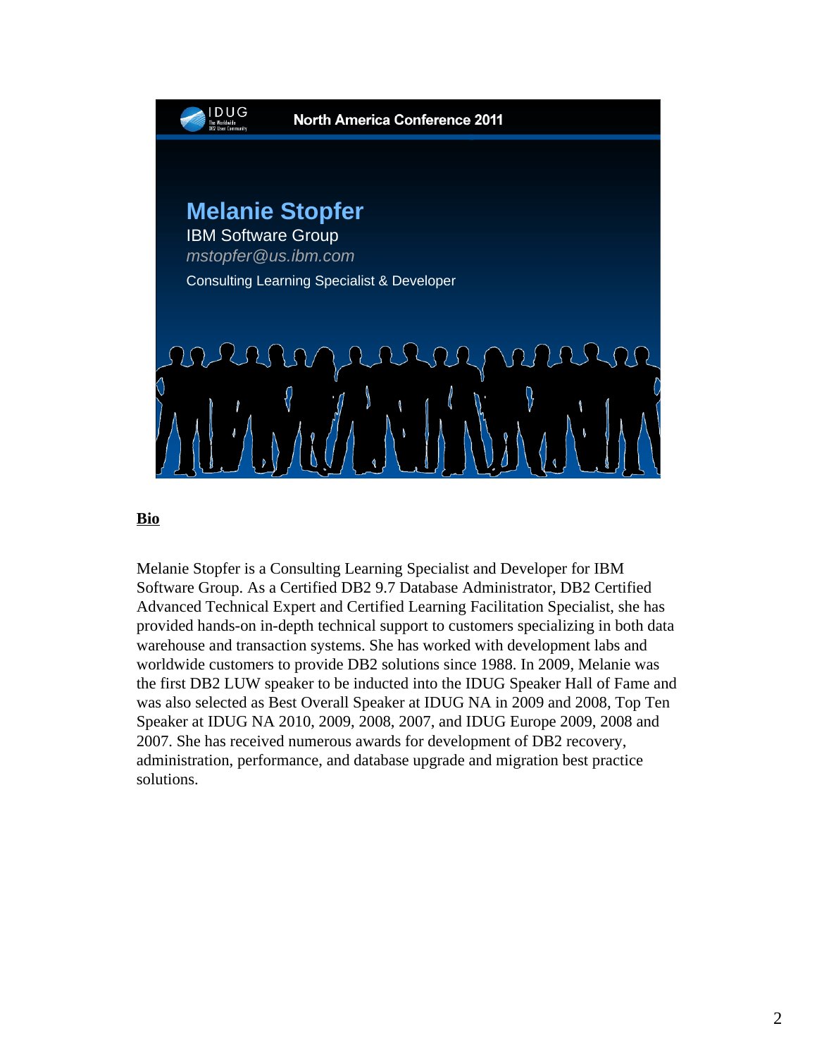IDUG
The Worldwide DB2 User Community

North America Conference 2011

**Melanie Stopfer**
IBM Software Group
*mstopfer@us.ibm.com*
Consulting Learning Specialist & Developer

**Bio**

Melanie Stopfer is a Consulting Learning Specialist and Developer for IBM Software Group. As a Certified DB2 9.7 Database Administrator, DB2 Certified Advanced Technical Expert and Certified Learning Facilitation Specialist, she has provided hands-on in-depth technical support to customers specializing in both data warehouse and transaction systems. She has worked with development labs and worldwide customers to provide DB2 solutions since 1988. In 2009, Melanie was the first DB2 LUW speaker to be inducted into the IDUG Speaker Hall of Fame and was also selected as Best Overall Speaker at IDUG NA in 2009 and 2008, Top Ten Speaker at IDUG NA 2010, 2009, 2008, 2007, and IDUG Europe 2009, 2008 and 2007. She has received numerous awards for development of DB2 recovery, administration, performance, and database upgrade and migration best practice solutions.